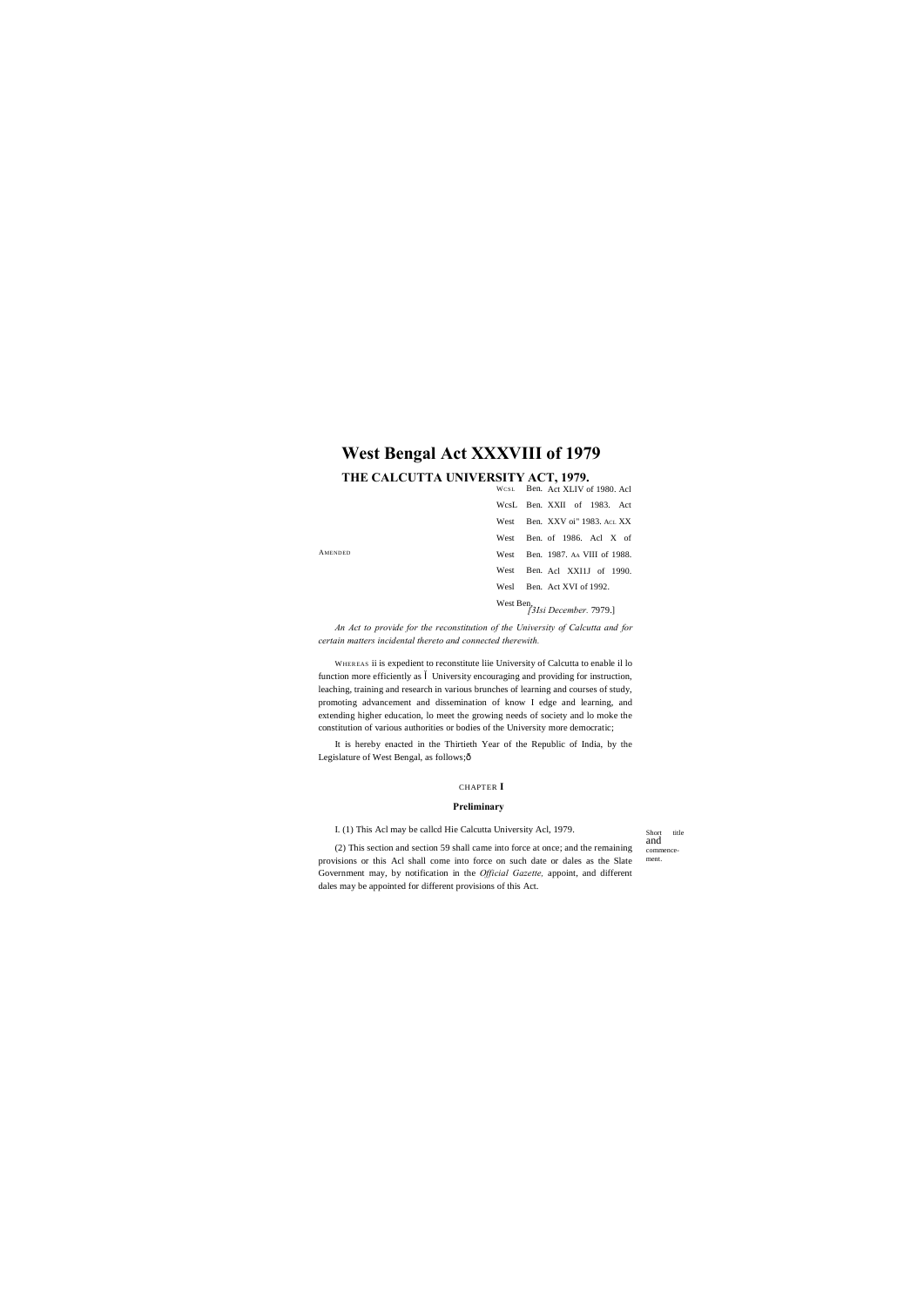# West Bengal Act XXXVIII of 1979

## THE CALCUTTA UNIVERSITY ACT, 1979.

AMENDED

WCSL Ben. Act XLIV of 1980. Acl
WcsL Ben. XXII of 1983. Act
West Ben. XXV oi" 1983. ACL XX
West Ben. of 1986. Acl X of
West Ben. 1987. AA VIII of 1988.
West Ben. Acl XX1IJ of 1990.
Wesl Ben. Act XVI of 1992.
West Ben.

*[31si December.* 7979.]

*An Act to provide for the reconstitution of the University of Calcutta and for certain matters incidental thereto and connected therewith.*

WHEREAS ii is expedient to reconstitute liie University of Calcutta to enable il lo function more efficiently as Ì University encouraging and providing for instruction, leaching, training and research in various brunches of learning and courses of study, promoting advancement and dissemination of know I edge and learning, and extending higher education, lo meet the growing needs of society and lo moke the constitution of various authorities or bodies of the University more democratic;

It is hereby enacted in the Thirtieth Year of the Republic of India, by the Legislature of West Bengal, as follows;ð

CHAPTER I

**Preliminary**

Short title and commencement.

I. (1) This Acl may be callcd Hie Calcutta University Acl, 1979.

(2) This section and section 59 shall came into force at once; and the remaining provisions or this Acl shall come into force on such date or dales as the Slate Government may, by notification in the *Official Gazette,* appoint, and different dales may be appointed for different provisions of this Act.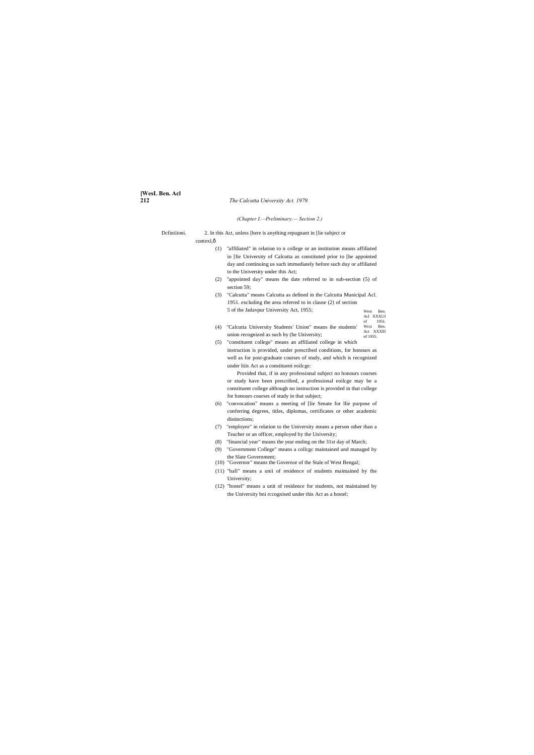*(Chapter I.—Preliminary.— Section 2.)*

Dcfiniiioni. 2. In this Act, unless [here is anything repugnant in [lie subject or contexl,ð

(1) "affiliated" in relation to n college or an institution means affiliated io [lie University of Calcutta as constituted prior to [he appointed day and continuing us such immediately before such duy or affiliated to the University under this Act;

(2) "appointed day" means the date referred to in sub-section (5) of section 59;

(3) "Calcutta" means Calcutta as defined in the Calcutta Municipal Acl. 1951. excluding the area referred to in clause (2) of section 5 of the Jadavpur University Act, 1955;

West Ben. Acl XXXUI of 1951. Wcsi Ben. Act XXXlll of 1955.

(4) "Calcutta University Students' Union" means ihe students' union recognized as such by (he University;

(5) "constituent college" means an affiliated college in which instruction is provided, under prescribed conditions, for honours as well as for post-graduate courses of study, and which is recognized under liiis Act as a constituent eoilcge:

Provided that, if in any professional subject no honours courses or study have been prescribed, a professional eoilcge may be a constituent college although no instruction is provided in that college for honours courses of study in that subject;

(6) "convocation" means a meeting of [lie Senate for llie purpose of conferring degrees, titles, diplomas, certificates or other academic distinctions;

(7) "employee" in relation to the University means a person other than a Teacher or an officer, employed by the University;

(8) "financial year" means the year ending on the 31st day of March;

(9) "Government College" means a collcgc maintained and managed by the Slate Government;

(10) "Governor" means the Governor of the Stale of West Bengal;

(11) "hall" means a unii of residence of students maintained by the University;

(12) "hostel" means a unit of residence for students, not maintained by the University bni rccognised under this Act as a hostel;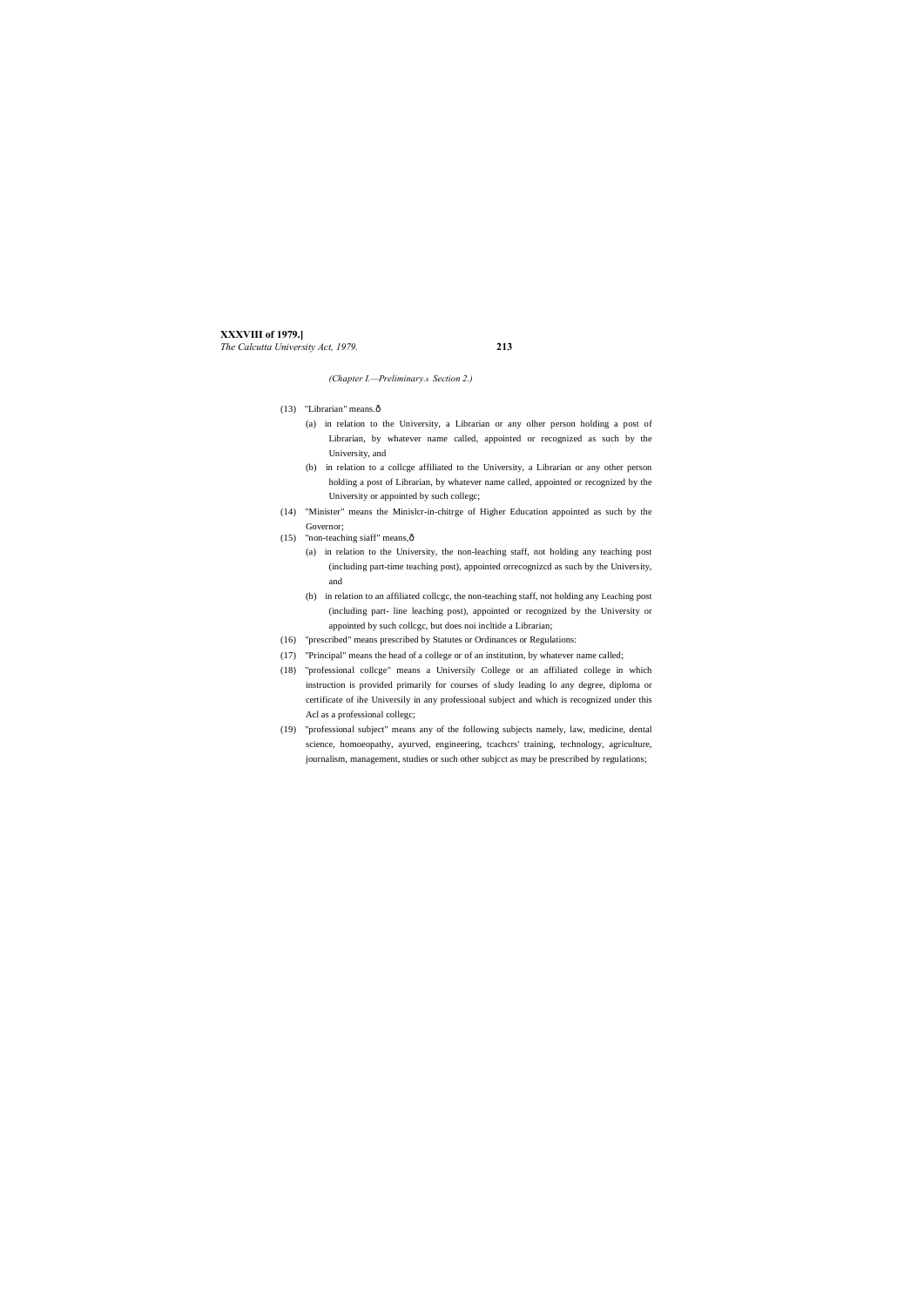(Chapter I.—Preliminary.—Section 2.)

(13) "Librarian" means.ð

(a) in relation to the University, a Librarian or any olher person holding a post of Librarian, by whatever name called, appointed or recognized as such by the University, and

(b) in relation to a collcge affiliated to the University, a Librarian or any other person holding a post of Librarian, by whatever name called, appointed or recognized by the University or appointed by such collegc;

(14) "Minister" means the Minislcr-in-chitrge of Higher Education appointed as such by the Governor;

(15) "non-teaching siaff" means,ð

(a) in relation to the University, the non-leaching staff, not holding any teaching post (including part-time teaching post), appointed orrecognizcd as such by the University, and

(b) in relation to an affiliated collcgc, the non-teaching staff, not holding any Leaching post (including part- line leaching post), appointed or recognized by the University or appointed by such collcgc, but does noi incltide a Librarian;

(16) "prescribed" means prescribed by Statutes or Ordinances or Regulations:

(17) "Principal" means the head of a college or of an institution, by whatever name called;

(18) "professional collcge" means a Universily College or an affiliated college in which instruction is provided primarily for courses of sludy leading lo any degree, diploma or certificate of ihe Universily in any professional subject and which is recognized under this Acl as a professional collegc;

(19) "professional subject" means any of the following subjects namely, law, medicine, dental science, homoeopathy, ayurved, engineering, tcachcrs' training, technology, agriculture, journalism, management, studies or such other subjcct as may be prescribed by regulations;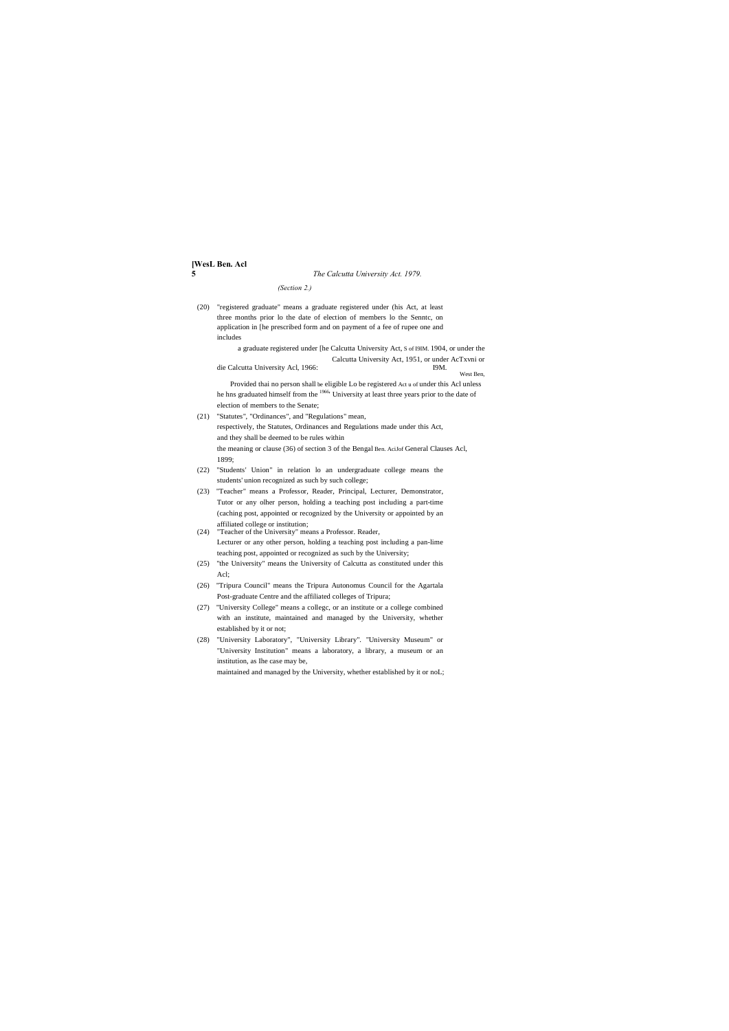*(Section 2.)*

(20) "registered graduate" means a graduate registered under (his Act, at least three months prior lo the date of election of members lo the Senntc, on application in [he prescribed form and on payment of a fee of rupee one and includes

a graduate registered under [he Calcutta University Act, S of I9IM. 1904, or under the Calcutta University Act, 1951, or under AcTxvni or die Calcutta University Acl, 1966: I9M. West Ben,

Provided thai no person shall be eligible Lo be registered Act u of under this Acl unless he hns graduated himself from the 1966 University at least three years prior to the date of election of members to the Senate;

(21) "Statutes", "Ordinances", and "Regulations" mean, respectively, the Statutes, Ordinances and Regulations made under this Act, and they shall be deemed to be rules within the meaning or clause (36) of section 3 of the Bengal Ben. AciJof General Clauses Acl, 1899;

(22) "Students' Union" in relation lo an undergraduate college means the students' union recognized as such by such college;

(23) "Teacher" means a Professor, Reader, Principal, Lecturer, Demonstrator, Tutor or any olher person, holding a teaching post including a part-time (caching post, appointed or recognized by the University or appointed by an affiliated college or institution;

(24) "Teacher of the University" means a Professor. Reader, Lecturer or any other person, holding a teaching post including a pan-lime teaching post, appointed or recognized as such by the University;

(25) "the University" means the University of Calcutta as constituted under this Acl;

(26) "Tripura Council" means the Tripura Autonomus Council for the Agartala Post-graduate Centre and the affiliated colleges of Tripura;

(27) "University College" means a collegc, or an institute or a college combined with an institute, maintained and managed by the University, whether established by it or not;

(28) "University Laboratory", "University Library". "University Museum" or "University Institution" means a laboratory, a library, a museum or an institution, as Ihe case may be, maintained and managed by the University, whether established by it or noL;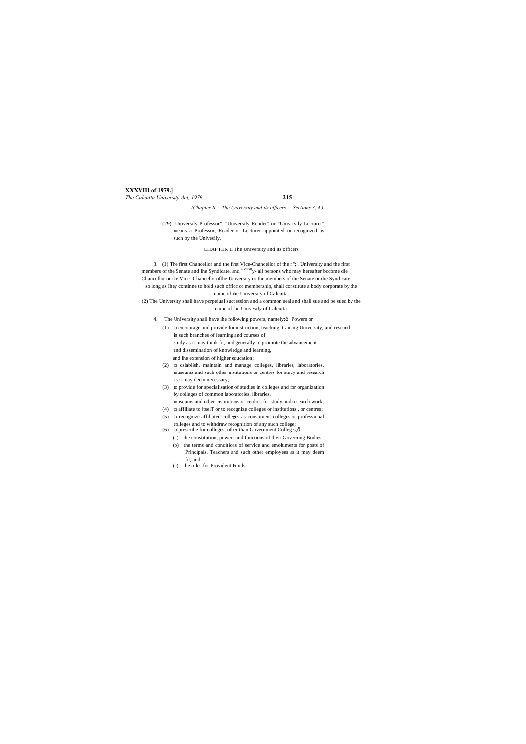(Chapter II.—The University and its officers.— Sections 3, 4.)

(29) "Universily Professor". "Universily Render" or "Universily Lcciurcr" means a Professor, Reader or Lecturer appointed or recognized as such by the Univesily.

## CHAPTER II The University and its officers

3. (1) The first Chancellor and the first Vice-Chancellor of the n"; . University and the first members of the Senate and Ihe Syndicate, and n|Vcrsll y- all persons who may hereafter bccome die Chancellor or ihe Vicc- Chancellorofthe University or the members of ihe Senate or die Syndicate, so long as Ihey continne to hold such officc or membership, shall constitute a body corporate by the name of ihe University of Calcutta.

(2) The University shall have pcrpeiual succession and a common seal and shall sue and be sued by the name of the Univesily of Calcutta.

4. The University shall have ihe following powers, namely:ô Powers or

(1) to encourage and provide for instruction, teaching, training University, and research in such branches of learning and courses of study as it may think fit, and generally to promote the advancement and dissemination of knowledge and learning, and ihe extension of higher education;

(2) to csiablish. maintain and manage colleges, libraries, laboratories, museums and such other institutions or centres for study and research as it may deem necessary;

(3) to provide for specialisation of studies in colleges and for organization by colleges of common laboratories, libraries, museums and other institutions or cenlrcs for study and research work;

(4) to affiliate to itselT or to recognize colleges or institutions , or centres;

(5) to recognize affiliated colleges as constituent colleges or professional colleges and to withdraw recognition of any such college;

(6) to prescribe for colleges, other than Government Colleges,ô

(a) ihe constitution, powers and functions of their Governing Bodies,

(b) the terms and conditions of service and emoluments for posts of Principals, Teachers and such other employees as it may deem fil, and

(c) the rules for Provident Funds: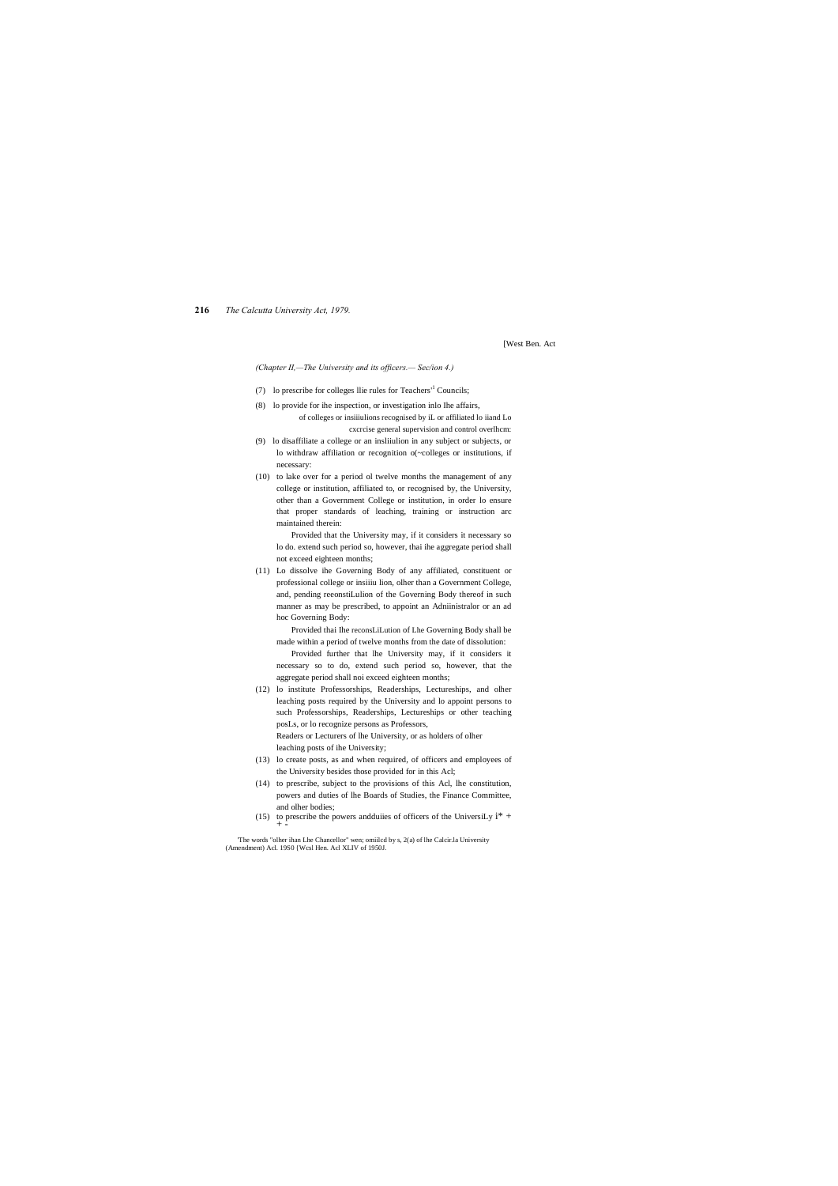[West Ben. Act

*(Chapter II,—The University and its officers.— Sec/ion 4.)*

(7) lo prescribe for colleges llie rules for Teachers'[1] Councils;

(8) lo provide for ihe inspection, or investigation inlo Ihe affairs, of colleges or insiiiulions recognised by iL or affiliated lo iiand Lo cxcrcise general supervision and control overlhcm:

(9) lo disaffiliate a college or an insliiulion in any subject or subjects, or lo withdraw affiliation or recognition o(~colleges or institutions, if necessary:

(10) to lake over for a period ol twelve months the management of any college or institution, affiliated to, or recognised by, the University, other than a Government College or institution, in order lo ensure that proper standards of leaching, training or instruction arc maintained therein:

Provided that the University may, if it considers it necessary so lo do. extend such period so, however, thai ihe aggregate period shall not exceed eighteen months;

(11) Lo dissolve ihe Governing Body of any affiliated, constituent or professional college or insiiiu lion, olher than a Government College, and, pending reeonstiLulion of the Governing Body thereof in such manner as may be prescribed, to appoint an Adniinistralor or an ad hoc Governing Body:

Provided thai Ihe reconsLiLution of Lhe Governing Body shall be made within a period of twelve months from the date of dissolution:

Provided further that lhe University may, if it considers it necessary so to do, extend such period so, however, that the aggregate period shall noi exceed eighteen months;

(12) lo institute Professorships, Readerships, Lectureships, and olher leaching posts required by the University and lo appoint persons to such Professorships, Readerships, Lectureships or other teaching posLs, or lo recognize persons as Professors, Readers or Lecturers of lhe University, or as holders of olher leaching posts of ihe University;

(13) lo create posts, as and when required, of officers and employees of the University besides those provided for in this Acl;

(14) to prescribe, subject to the provisions of this Acl, lhe constitution, powers and duties of lhe Boards of Studies, the Finance Committee, and olher bodies;

(15) to prescribe the powers andduiies of officers of the UniversiLy i* + + -

'The words "olher ihan Lhe Chancellor" wen; omiilcd by s, 2(a) of lhe Calcir.la University (Amendment) Acl. 19S0 {Wcsl Hen. Acl XLIV of 1950J.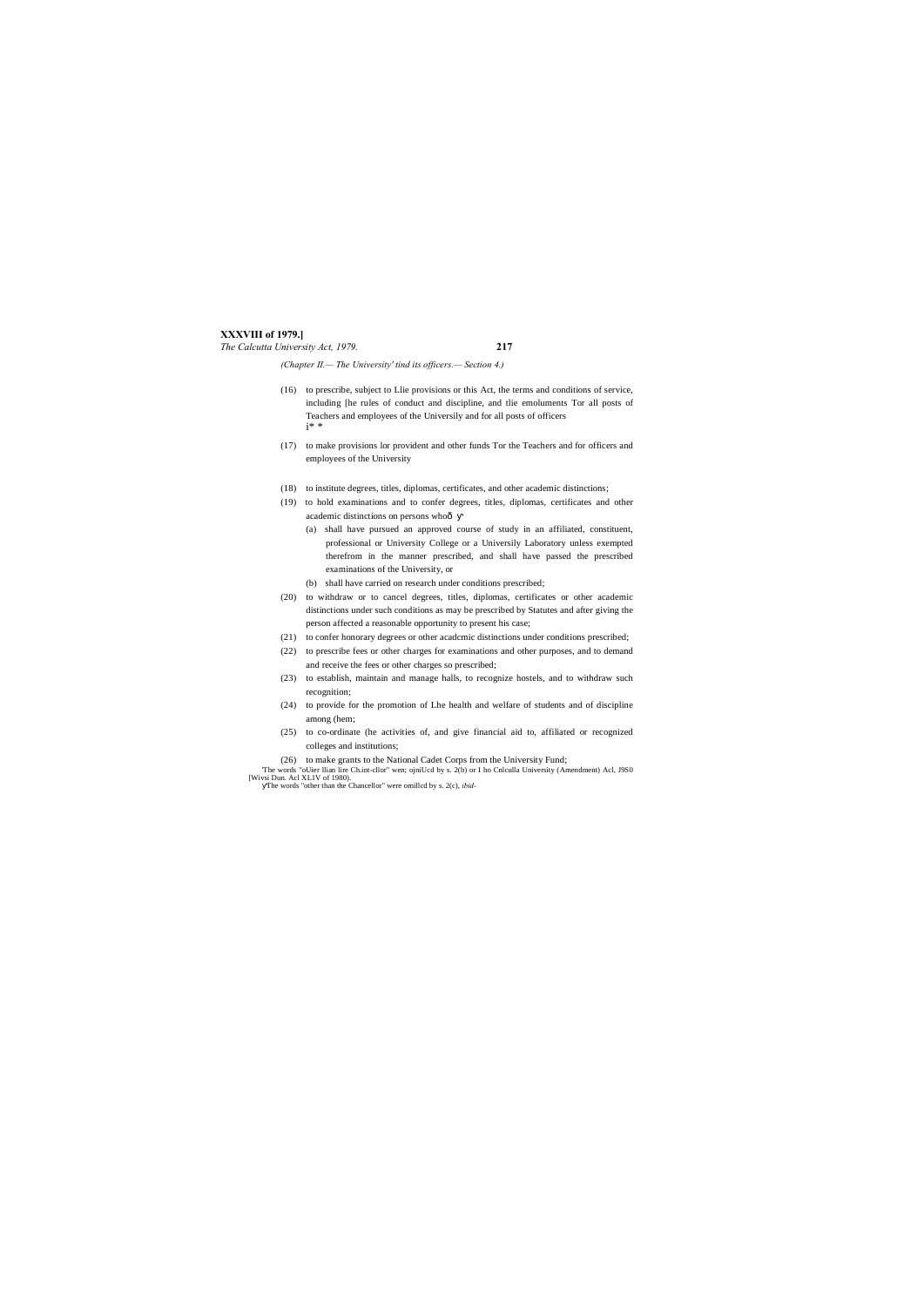*(Chapter II.— The University' tind its officers.— Section 4.)*

(16) to prescribe, subject to Llie provisions or this Act, the terms and conditions of service, including [he rules of conduct and discipline, and tlie emoluments Tor all posts of Teachers and employees of the Universily and for all posts of officers i* *

(17) to make provisions lor provident and other funds Tor the Teachers and for officers and employees of the University

(18) to institute degrees, titles, diplomas, certificates, and other academic distinctions;

(19) to hold examinations and to confer degrees, titles, diplomas, certificates and other academic distinctions on persons whoð Ƴ

(a) shall have pursued an approved course of study in an affiliated, constituent, professional or University College or a Universily Laboratory unless exempted therefrom in the manner prescribed, and shall have passed the prescribed examinations of the University, or

(b) shall have carried on research under conditions prescribed;

(20) to withdraw or to cancel degrees, titles, diplomas, certificates or other academic distinctions under such conditions as may be prescribed by Statutes and after giving the person affected a reasonable opportunity to present his case;

(21) to confer honorary degrees or other acadcmic distinctions under conditions prescribed;

(22) to prescribe fees or other charges for examinations and other purposes, and to demand and receive the fees or other charges so prescribed;

(23) to establish, maintain and manage halls, to recognize hostels, and to withdraw such recognition;

(24) to provide for the promotion of Lhe health and welfare of students and of discipline among (hem;

(25) to co-ordinate (he activities of, and give financial aid to, affiliated or recognized colleges and institutions;

(26) to make grants to the National Cadet Corps from the University Fund;

'The words "oUier llian lire Ch.int-cllor" wen; ojniUcd by s. 2(b) or I ho Cnlculla University (Amendment) Acl, J9S0 [Wivsi Dun. Acl XL1V of 1980).

ƳThe words "other than the Chancellor" were omillcd by s. 2(c), *ibid-*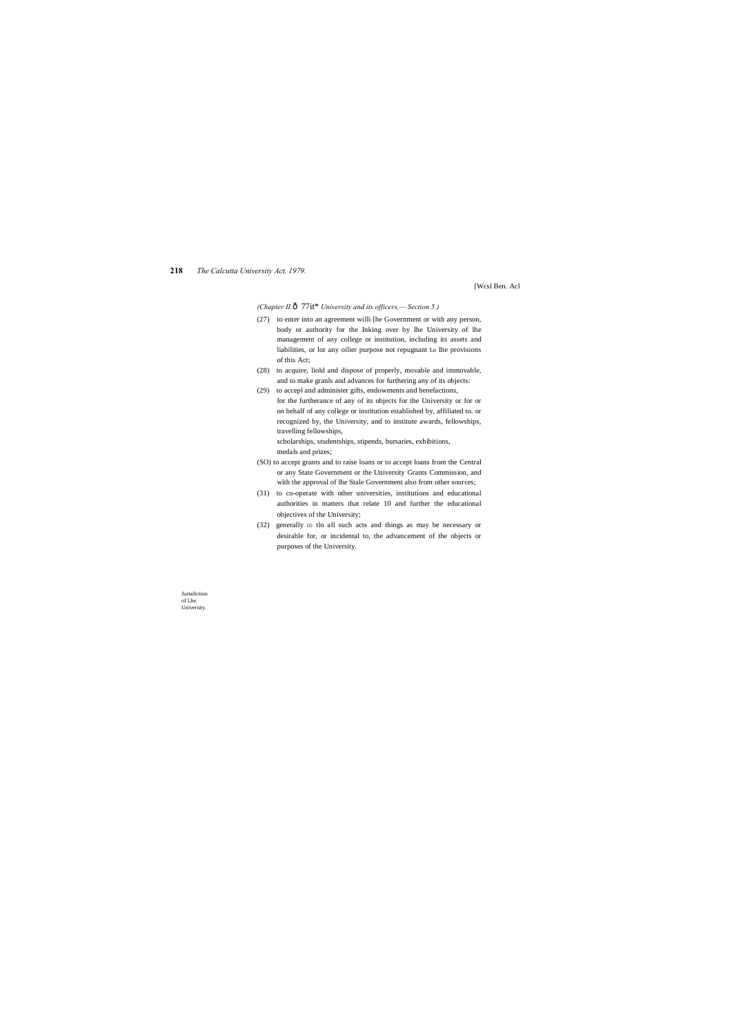(Chapter II.ð 77it* University and its officers,— Section 5.)

(27) to enter into an agreement willi [he Government or with any person, body or authority for the Inking over by lhe University of lhe management of any college or institution, including its assets and liabilities, or lor any oilier purpose not repugnant Lo lhe provisions of this Act;

(28) to acquire, liold and dispose of properly, movable and immovable, and to make granls and advances for furthering any of its objects:

(29) to accepl and administer gifts, endowments and benefactions, for the furtherance of any of its objects for the University or for or on behalf of any college or institution established by, affiliated to. or recognized by, the University, and to institute awards, fellowships, travelling fellowships, scholarships, studentships, stipends, bursaries, exhibitions, medals and prizes;

(SO) to accept grants and to raise loans or to accept loans from the Central or any State Government or the University Grants Commission, and with the approval of lhe Stale Government also from other sources;

(31) to co-operate with other universities, institutions and educational authorities in matters that relate 10 and further the educational objectives of the University;

(32) generally ID tlo all such acts and things as may be necessary or desirable for, or incidental to, the advancement of the objects or purposes of the University.

Jurisdiction of Lhe University.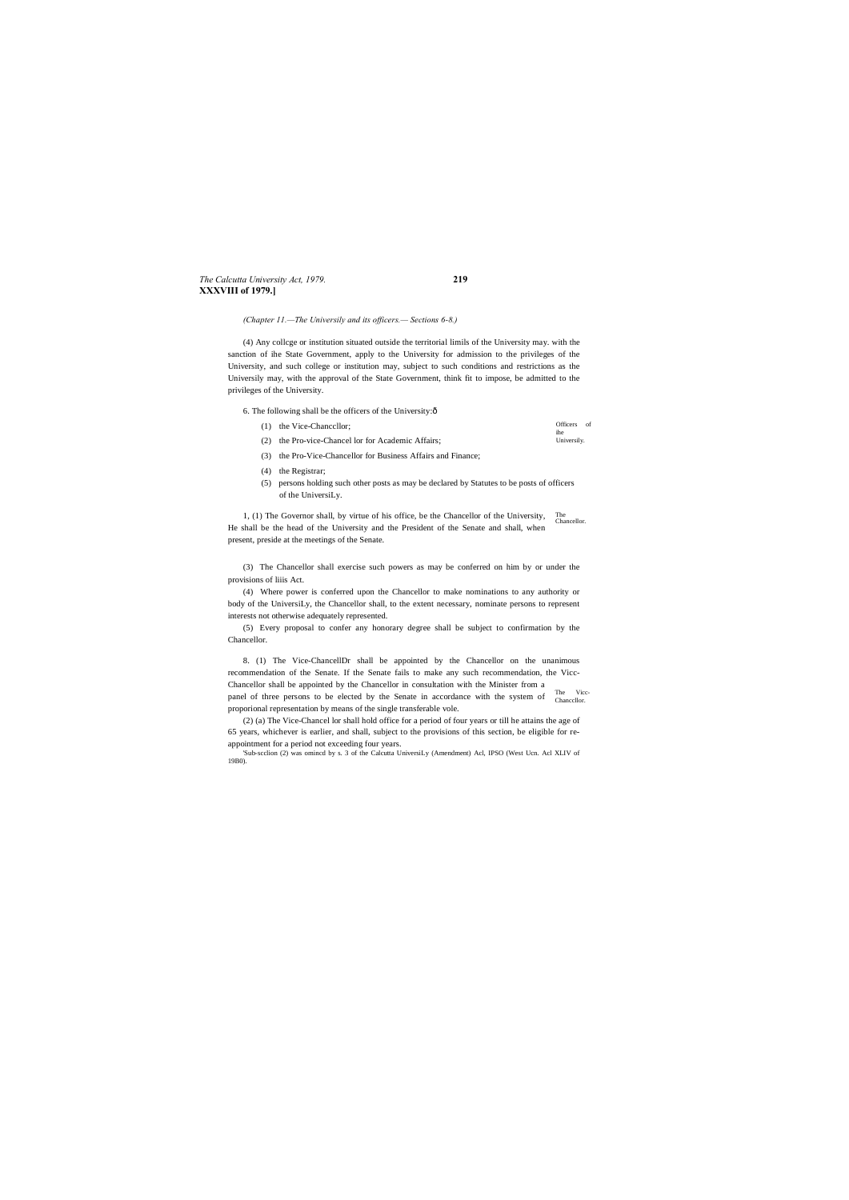*(Chapter 11.—The Universily and its officers.— Sections 6-8.)*

(4) Any collcge or institution situated outside the territorial limils of the University may. with the sanction of ihe State Government, apply to the University for admission to the privileges of the University, and such college or institution may, subject to such conditions and restrictions as the Universily may, with the approval of the State Government, think fit to impose, be admitted to the privileges of the University.

Officers of ihe Universily.

6. The following shall be the officers of the University:ô

(1) the Vice-Chanccllor;

(2) the Pro-vice-Chancel lor for Academic Affairs;

(3) the Pro-Vice-Chancellor for Business Affairs and Finance;

(4) the Registrar;

(5) persons holding such other posts as may be declared by Statutes to be posts of officers of the UniversiLy.

The Chancellor.

1, (1) The Governor shall, by virtue of his office, be the Chancellor of the University, He shall be the head of the University and the President of the Senate and shall, when present, preside at the meetings of the Senate.

(3) The Chancellor shall exercise such powers as may be conferred on him by or under the provisions of liiis Act.

(4) Where power is conferred upon the Chancellor to make nominations to any authority or body of the UniversiLy, the Chancellor shall, to the extent necessary, nominate persons to represent interests not otherwise adequately represented.

(5) Every proposal to confer any honorary degree shall be subject to confirmation by the Chancellor.

The Vicc-Chanccllor.

8. (1) The Vice-ChancellDr shall be appointed by the Chancellor on the unanimous recommendation of the Senate. If the Senate fails to make any such recommendation, the Vicc-Chancellor shall be appointed by the Chancellor in consultation with the Minister from a panel of three persons to be elected by the Senate in accordance with the system of proporional representation by means of the single transferable vole.

(2) (a) The Vice-Chancel lor shall hold office for a period of four years or till he attains the age of 65 years, whichever is earlier, and shall, subject to the provisions of this section, be eligible for re-appointment for a period not exceeding four years.

'Sub-scclion (2) was omincd by s. 3 of the Calcutta UniversiLy (Amendment) Acl, IPSO (West Ucn. Acl XLIV of 19B0).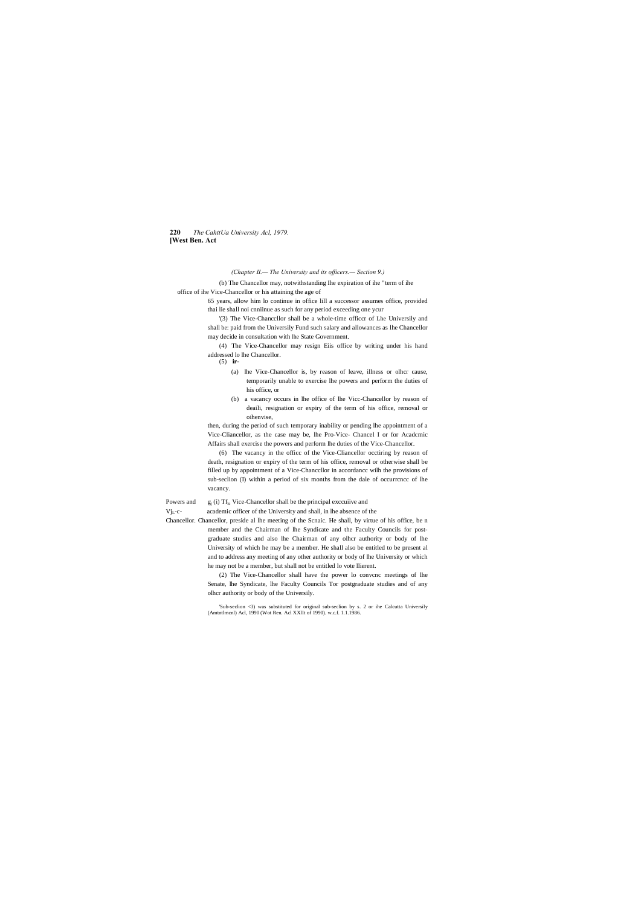(Chapter II.— The University and its officers.— Section 9.)

(b) The Chancellor may, notwithstanding lhe expiration of ihe "term of ihe office of ihe Vice-Chancellor or his attaining the age of 65 years, allow him lo continue in office lill a successor assumes office, provided thai lie shall noi cnniinue as such for any period exceeding one ycur

'(3) The Vice-Chanccllor shall be a whole-time officcr of Lhe Universily and shall be: paid from the Universily Fund such salary and allowances as lhe Chancellor may decide in consultation with lhe State Government.

(4) The Vice-Chancellor may resign Eiis office by writing under his hand addressed lo lhe Chancellor.

(5) **ir-**

(a) lhe Vice-Chancellor is, by reason of leave, illness or olhcr cause, temporarily unable to exercise lhe powers and perform the duties of his office, or

(b) a vacancy occurs in lhe office of lhe Vicc-Chancellor by reason of deaili, resignation or expiry of the term of his office, removal or oihenvise,

then, during the period of such temporary inability or pending lhe appointment of a Vice-Cliancellor, as the case may be, lhe Pro-Vice- Chancel I or for Acadcmic Affairs shall exercise the powers and perform lhe duties of the Vice-Chancellor.

(6) The vacancy in the officc of the Vice-Cliancellor occtiring by reason of death, resignation or expiry of the term of his office, removal or otherwise shall be filled up by appointment of a Vice-Chanccllor in accordancc wilh the provisions of sub-seclion (I) within a period of six months from the dale of occurrcncc of lhe vacancy.

Powers and Vj L-c- Chancellor.

$g_j$ (i) $Tf_{ic}$ Vice-Chancellor shall be the principal exccuiive and academic officer of the University and shall, in lhe absence of the Chancellor, preside al lhe meeting of the Scnaic. He shall, by virtue of his office, be n member and the Chairman of lhe Syndicate and the Faculty Councils for post-graduate studies and also lhe Chairman of any olhcr authority or body of lhe University of which he may be a member. He shall also be entitled to be present al and to address any meeting of any other authority or body of lhe University or which he may not be a member, but shall not be entitled lo vote llierent.

(2) The Vice-Chancellor shall have the power lo convcnc meetings of lhe Senate, lhe Syndicate, lhe Faculty Councils Tor postgraduate studies and of any olhcr authority or body of the Universily.

'Sub-seclion <3) was substituted for original sub-seclion by s. 2 or ihe Calcutta Universily (Amtntlmcnl) Acl, 1990 (Wot Ren. Acl XXllt of 1990). w.c.f. 1.1.1986.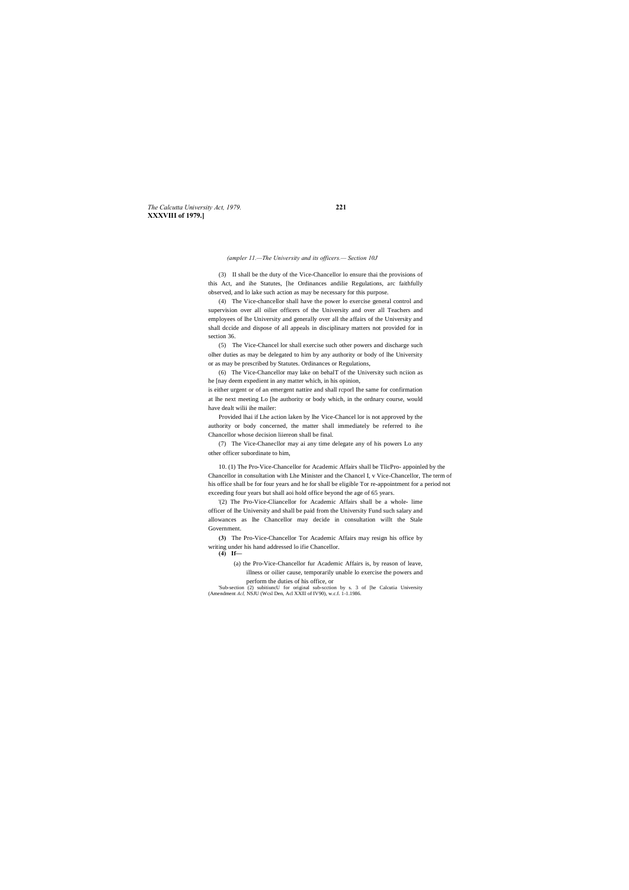*(ampler 11.—The University and its officers.— Section 10J*

(3) II shall be the duty of the Vice-Chancellor lo ensure thai the provisions of this Act, and ihe Statutes, [he Ordinances andilie Regulations, arc faithfully observed, and lo lake such action as may be necessary for this purpose.

(4) The Vice-chancellor shall have the power lo exercise general control and supervision over all oilier officers of the University and over all Teachers and employees of lhe University and generally over all the affairs of the University and shall dccide and dispose of all appeals in disciplinary matters not provided for in section 36.

(5) The Vice-Chancel lor shall exercise such other powers and discharge such olher duties as may be delegated to him by any authority or body of lhe University or as may be prescribed by Statutes. Ordinances or Regulations,

(6) The Vice-Chancellor may lake on behalT of the University such nciion as he [nay deem expedient in any matter which, in his opinion,
is either urgent or of an emergent nattire and shall rcporl Ihe same for confirmation at lhe next meeting Lo [he authority or body which, in the ordnary course, would have dealt wilii ihe mailer:

Provided lhai if Lhe action laken by lhe Vice-Chancel lor is not approved by the authority or body concerned, the matter shall immediately be referred to ihe Chancellor whose decision liiereon shall be final.

(7) The Vice-Chanecllor may ai any time delegate any of his powers Lo any other officer subordinate to him,

10. (1) The Pro-Vice-Chancellor for Academic Affairs shall be TlicPro- appoinled by the Chancellor in consultation with Lhe Minister and the Chancel I, v Vice-Chancellor, The term of his office shall be for four years and he for shall be eligible Tor re-appointment for a period not exceeding four years but shall aoi hold office beyond the age of 65 years.

'(2) The Pro-Vice-Cliancellor for Academic Affairs shall be a whole- lime officer of lhe University and shall be paid from the University Fund such salary and allowances as lhe Chancellor may decide in consultation willt the Stale Government.

**(3)** The Pro-Vice-Chancellor Tor Academic Affairs may resign his office by writing under his hand addressed lo ifie Chancellor.

**(4) If—**

(a) the Pro-Vice-Chancellor fur Academic Affairs is, by reason of leave, illness or oilier cause, temporarily unable lo exercise the powers and perform the duties of his office, or

'Sub-section (2) subitiuncU for original sub-scction by s. 3 of [he Calcutia University (Amendment *Acl,* NSJU (Wcsl Den, Acl XXlll of IV90), w.c.f. 1-1.1986.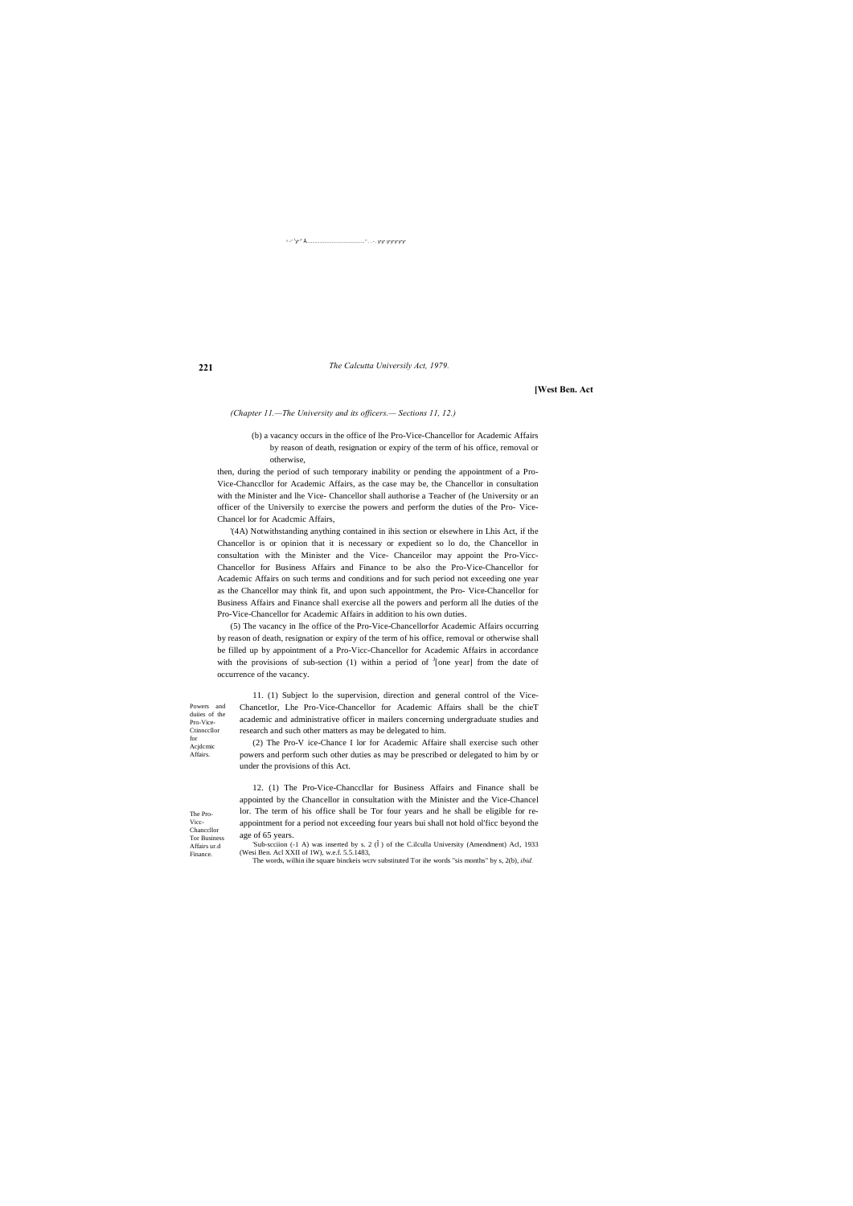*(Chapter 11.—The University and its officers.— Sections 11, 12.)*

(b) a vacancy occurs in the office of lhe Pro-Vice-Chancellor for Academic Affairs by reason of death, resignation or expiry of the term of his office, removal or otherwise,

then, during the period of such temporary inability or pending the appointment of a Pro-Vice-Chancellor for Academic Affairs, as the case may be, the Chancellor in consultation with the Minister and lhe Vice- Chancellor shall authorise a Teacher of (he University or an officer of the Universily to exercise the powers and perform the duties of the Pro- Vice-Chancel lor for Acadcmic Affairs,

[1](4A) Notwithstanding anything contained in ihis section or elsewhere in Lhis Act, if the Chancellor is or opinion that it is necessary or expedient so lo do, the Chancellor in consultation with the Minister and the Vice- Chanceilor may appoint the Pro-Vicc-Chancellor for Business Affairs and Finance to be also the Pro-Vice-Chancellor for Academic Affairs on such terms and conditions and for such period not exceeding one year as the Chancellor may think fit, and upon such appointment, the Pro- Vice-Chancellor for Business Affairs and Finance shall exercise all the powers and perform all lhe duties of the Pro-Vice-Chancellor for Academic Affairs in addition to his own duties.

(5) The vacancy in lhe office of the Pro-Vice-Chancellorfor Academic Affairs occurring by reason of death, resignation or expiry of the term of his office, removal or otherwise shall be filled up by appointment of a Pro-Vicc-Chancellor for Academic Affairs in accordance with the provisions of sub-section (1) within a period of [3][one year] from the date of occurrence of the vacancy.

Powers and duiies of the Pro-Vice-Ctinnccllor for Acjdcmic Affairs.

11. (1) Subject lo the supervision, direction and general control of the Vice-Chancetlor, Lhe Pro-Vice-Chancellor for Academic Affairs shall be the chieT academic and administrative officer in mailers concerning undergraduate studies and research and such other matters as may be delegated to him.

(2) The Pro-V ice-Chance I lor for Academic Affaire shall exercise such other powers and perform such other duties as may be prescribed or delegated to him by or under the provisions of this Act.

The Pro-Vicc-Chanccllor Tor Business Affairs ur.d Finance.

12. (1) The Pro-Vice-Chanccllar for Business Affairs and Finance shall be appointed by the Chancellor in consultation with the Minister and the Vice-Chancel lor. The term of his office shall be Tor four years and he shall be eligible for re-appointment for a period not exceeding four years bui shall not hold ol'ficc beyond the age of 65 years.

[1]Sub-scciion (-1 A) was inserted by s. 2 (Î ) of the C.ilculla University (Amendment) Acl, 1933 (Wesi Ben. Acl XXII of 1W), w.e.f. 5.5.1483,

The words, wilhin ihe square binckeis wcrv substituted Tor ihe words "sis months" by s, 2(b), *ibid.*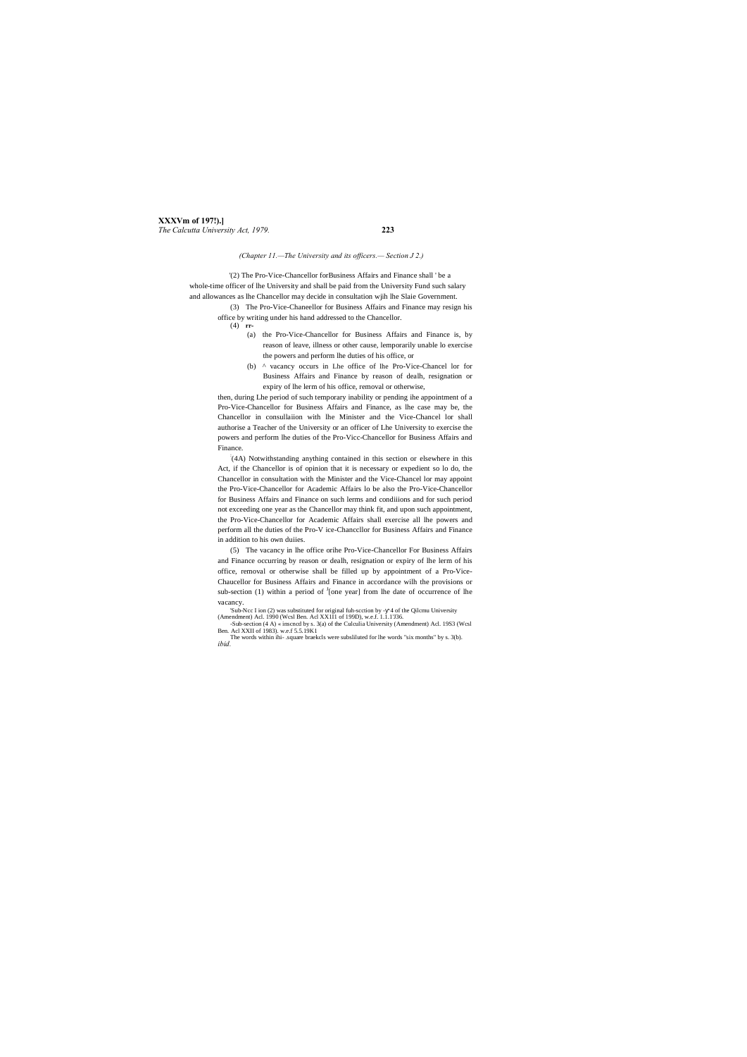*(Chapter 11.—The University and its officers.— Section J 2.)*

'(2) The Pro-Vice-Chancellor forBusiness Affairs and Finance shall ' be a whole-time officer of lhe University and shall be paid from the University Fund such salary and allowances as lhe Chancellor may decide in consultation wjih lhe Slaie Government.

(3) The Pro-Vice-Chaneellor for Business Affairs and Finance may resign his office by writing under his hand addressed to the Chancellor.

(4) **rr-**

(a) the Pro-Vice-Chancellor for Business Affairs and Finance is, by reason of leave, illness or other cause, lemporarily unable lo exercise the powers and perform lhe duties of his office, or

(b) ^ vacancy occurs in Lhe office of lhe Pro-Vice-Chancel lor for Business Affairs and Finance by reason of dealh, resignation or expiry of lhe lerm of his office, removal or otherwise,

then, during Lhe period of such temporary inability or pending ihe appointment of a Pro-Vice-Chancellor for Business Affairs and Finance, as lhe case may be, the Chancellor in consullaiion with lhe Minister and the Vice-Chancel lor shall authorise a Teacher of the University or an officer of Lhe University to exercise the powers and perform lhe duties of the Pro-Vicc-Chancellor for Business Affairs and Finance.

[2](4A) Notwithstanding anything contained in this section or elsewhere in this Act, if the Chancellor is of opinion that it is necessary or expedient so lo do, the Chancellor in consultation with the Minister and the Vice-Chancel lor may appoint the Pro-Vice-Chancellor for Academic Affairs lo be also the Pro-Vice-Chancellor for Business Affairs and Finance on such lerms and condiiions and for such period not exceeding one year as the Chancellor may think fit, and upon such appointment, the Pro-Vice-Chancellor for Academic Affairs shall exercise all lhe powers and perform all the duties of the Pro-V ice-Chanccllor for Business Affairs and Finance in addition to his own duiies.

(5) The vacancy in lhe office orihe Pro-Vice-Chancellor For Business Affairs and Finance occurring by reason or dealh, resignation or expiry of lhe lerm of his office, removal or otherwise shall be filled up by appointment of a Pro-Vice-Chaucellor for Business Affairs and Finance in accordance wilh the provisions or sub-section (1) within a period of [3][one year] from lhe date of occurrence of lhe vacancy.

[1]Sub-Ncc I ion (2) was substituted for original fub-scction by -ý' 4 of the Qilcmu University (Amendment) Acl. 1990 (Wcsl Ben. Acl XX111 of 199D), w.e.f. 1.1.1'J36.

[2]Sub-section (4 A) « inscncd by s. 3(a) of the Culculia University (Amendment) Acl. 19S3 (Wcsl Ben. Acl XXII of 1983). w.e.f 5.5.19K1

The words within ihi- .square braekcls were subsliluted for lhe words "six months" by s. 3(b). *ibid.*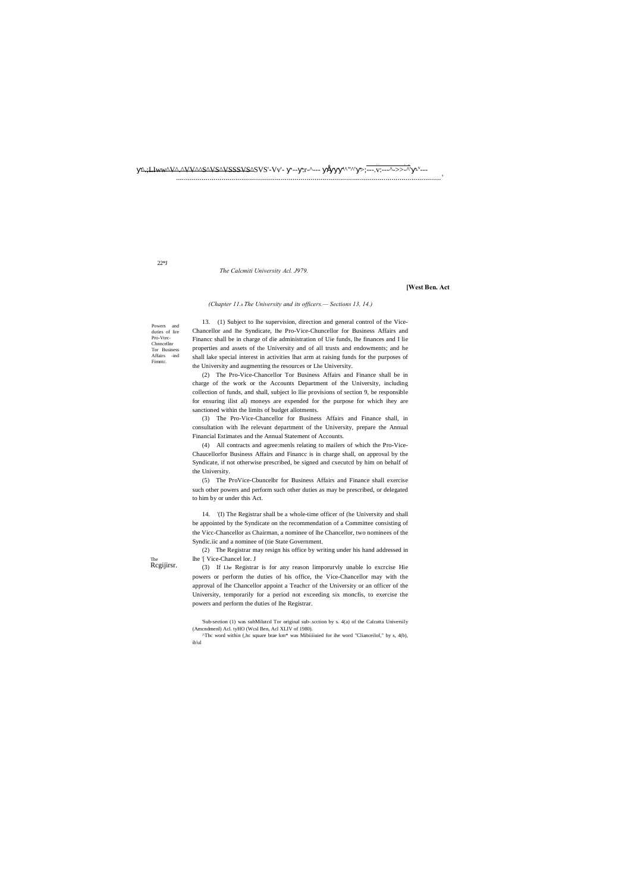*(Chapter 11.s The University and its officers.— Sections 13, 14.)*

Powers and duties of lire Pro-Vtec-Chnncellnr Tor Business Affairs -ind Fimntc.

13. (1) Subject to lhe supervision, direction and general control of the Vice-Chancellor and lhe Syndicate, lhe Pro-Vice-Chuncellor for Business Affairs and Financc shall be in charge of die administration of Uie funds, lhe finances and I lie properties and assets of the University and of all trusts and endowments; and he shall lake special interest in activities lhat arm at raising funds for the purposes of the University and augmenting the resources or Lhe University.

(2) The Pro-Vice-Chancellor Tor Business Affairs and Finance shall be in charge of the work or the Accounts Department of the University, including collection of funds, and shall, subject lo llie provisions of section 9, be responsible for ensuring ilist al) moneys are expended for the purpose for which ihey are sanctioned within the limits of budget allotments.

(3) The Pro-Vice-Chancellor for Business Affairs and Finance shall, in consultation with lhe relevant department of the University, prepare the Annual Financial Estimates and the Annual Statement of Accounts.

(4) All contracts and agree:menls relating to mailers of which the Pro-Vice-Chaucellorfor Business Affairs and Financc is in charge shall, on approval by the Syndicate, if not otherwise prescribed, be signed and cxecutcd by him on behalf of the University.

(5) The ProVice-Cbuncelbr for Business Affairs and Finance shall exercise such other powers and perform such other duties as may be prescribed, or delegated to him by or under this Act.

The Rcgijirsr.

14. '(I) The Registrar shall be a whole-time officer of (he University and shall be appointed by the Syndicate on the recommendation of a Committee consisting of the Vicc-Chancellor as Chairman, a nominee of lhe Chancellor, two nominees of the Syndic.iic and a nominee of (tie State Government.

(2) The Registrar may resign his office by writing under his hand addressed in lhe '[ Vice-Chancel lor. J

(3) If Lhe Registrar is for any reason limporurvly unable lo excrcise Hie powers or perform the duties of his office, the Vice-Chancellor may with the approval of lhe Chancellor appoint a Teachcr of the University or an officer of the University, temporarily for a period not exceeding six moncfis, to exercise the powers and perform the duties of lhe Registrar.

'Sub-section (1) was suhMilutcd Tor original sub-.scction by s. 4(a) of the Calcutta Universily (Amcndmenl) Acl. tyHO (Wcsl Ben, Acl XLIV of 1980).

^Thc word within (,hc square brae km* was Mibiiiiuied for ihe word "Clianceilof," by s, 4(b), ib'ul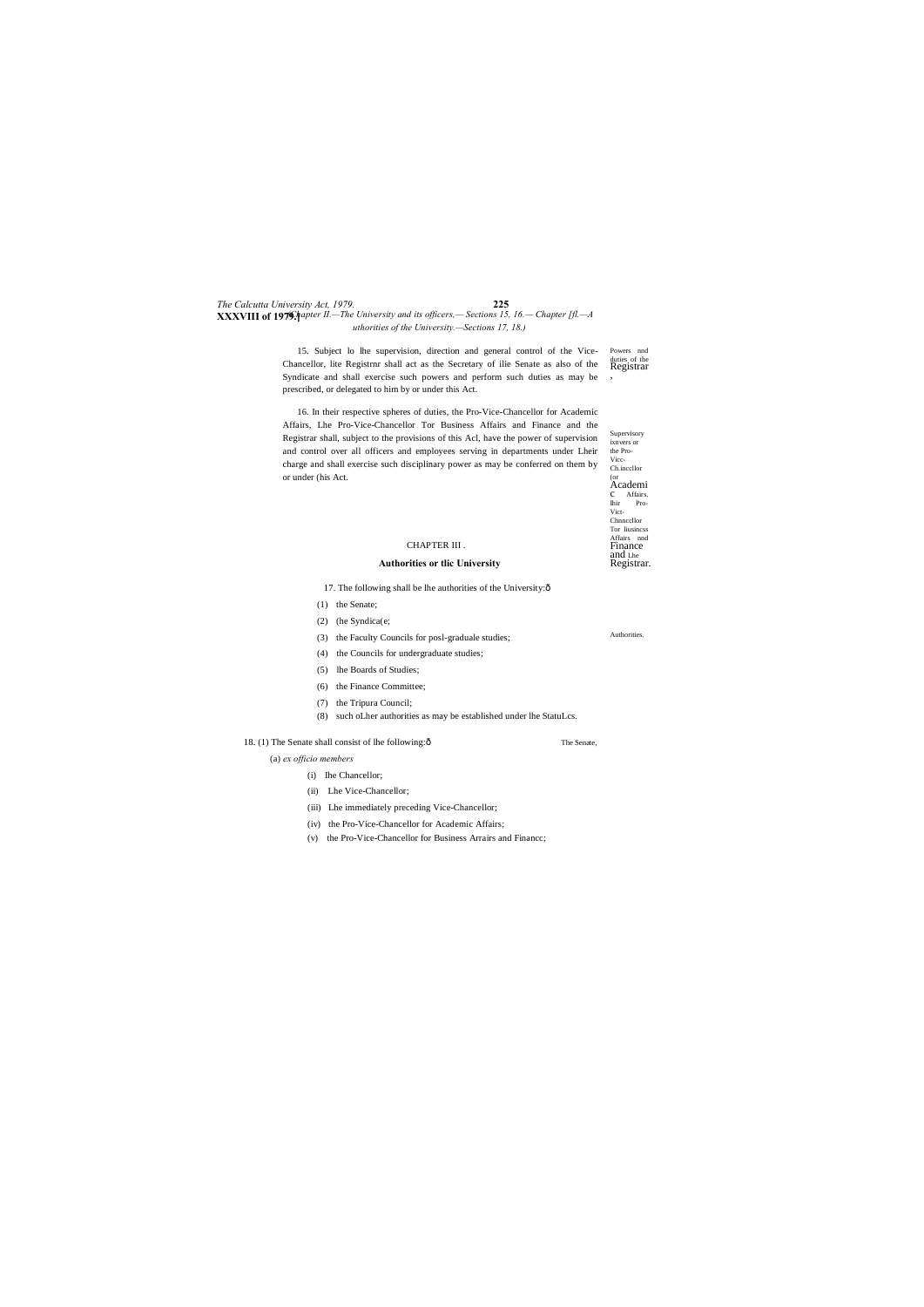15. Subject lo lhe supervision, direction and general control of the Vice-Chancellor, lite Registrnr shall act as the Secretary of ilie Senate as also of the Syndicate and shall exercise such powers and perform such duties as may be prescribed, or delegated to him by or under this Act.

Powers nnd duties of the Registrar,

16. In their respective spheres of duties, the Pro-Vice-Chancellor for Academic Affairs, Lhe Pro-Vice-Chancellor Tor Business Affairs and Finance and the Registrar shall, subject to the provisions of this Acl, have the power of supervision and control over all officers and employees serving in departments under Lheir charge and shall exercise such disciplinary power as may be conferred on them by or under (his Act.

Supervisory ixnvers or the Pro-Vicc-Ch.inccllor (or Academic Affairs. Ihir Pro-Vict-Chnnccllor Tor liusincss Affairs nnd Finance and Lhe Registrar.

## CHAPTER III .

### Authorities or tlic University

17. The following shall be lhe authorities of the University:—

Authorities.

(1) the Senate;

(2) (he Syndica(e;

(3) the Faculty Councils for posl-graduale studies;

(4) the Councils for undergraduate studies;

(5) lhe Boards of Studies;

(6) the Finance Committee;

(7) the Tripura Council;

(8) such oLher authorities as may be established under lhe StatuLcs.

18. (1) The Senate shall consist of lhe following:—

The Senate,

(a) *ex officio members*

(i) Ihe Chancellor;

(ii) Lhe Vice-Chancellor;

(iii) Lhe immediately preceding Vice-Chancellor;

(iv) the Pro-Vice-Chancellor for Academic Affairs;

(v) the Pro-Vice-Chancellor for Business Arrairs and Financc;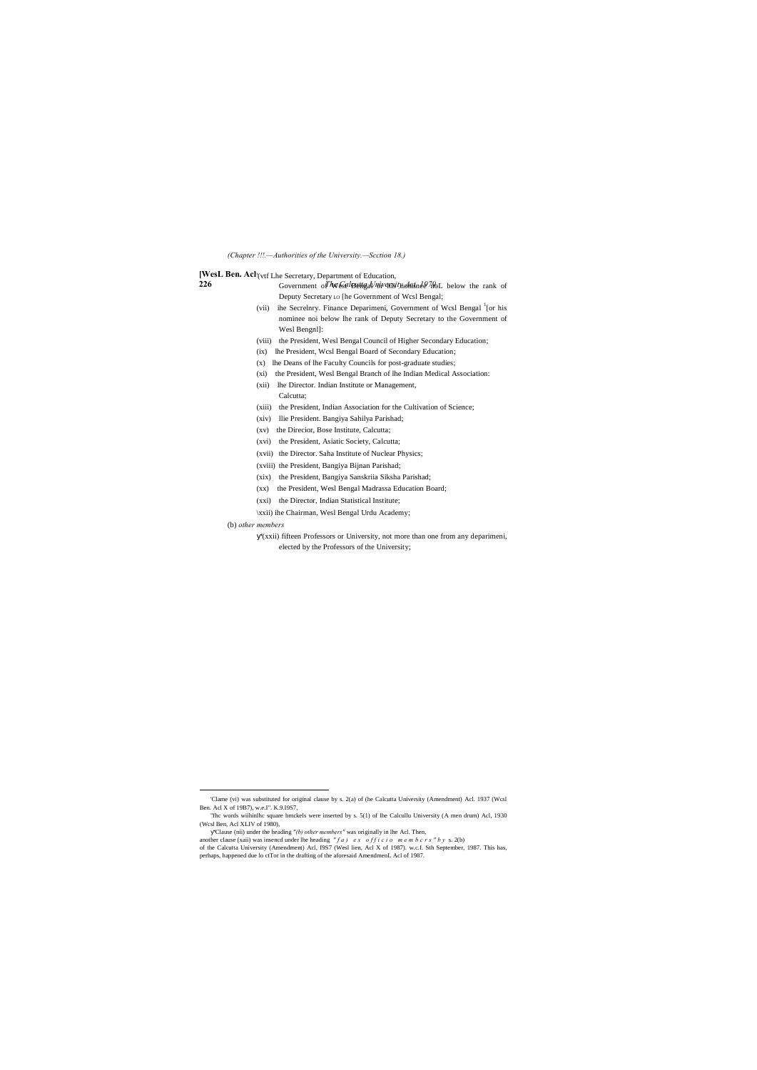(vi) [1](vi) the Secretary, Department of Education, Government of West Bengal or his nominee not below the rank of Deputy Secretary to the Government of West Bengal;

(vii) the Secretary, Finance Department, Government of West Bengal [2][or his nominee not below the rank of Deputy Secretary to the Government of West Bengal]:

(viii) the President, West Bengal Council of Higher Secondary Education;

(ix) the President, West Bengal Board of Secondary Education;

(x) the Deans of the Faculty Councils for post-graduate studies;

(xi) the President, West Bengal Branch of the Indian Medical Association:

(xii) the Director. Indian Institute of Management, Calcutta;

(xiii) the President, Indian Association for the Cultivation of Science;

(xiv) the President. Bangiya Sahitya Parishad;

(xv) the Director, Bose Institute, Calcutta;

(xvi) the President, Asiatic Society, Calcutta;

(xvii) the Director. Saha Institute of Nuclear Physics;

(xviii) the President, Bangiya Bijnan Parishad;

(xix) the President, Bangiya Sanskrita Siksha Parishad;

(xx) the President, West Bengal Madrassa Education Board;

(xxi) the Director, Indian Statistical Institute;

(xxii) the Chairman, West Bengal Urdu Academy;

(b) *other members*

[3](xxii) fifteen Professors of University, not more than one from any department, elected by the Professors of the University;

---

[1] Clause (vi) was substituted for original clause by s. 2(a) of the Calcutta University (Amendment) Act. 1987 (West Ben. Act X of 1987), w.e.f. 8.9.1987.

[2] The words within the square brackets were inserted by s. 5(1) of the Calcutta University (Amendment) Act, 1980 (West Ben. Act XLIV of 1980),

[3] Clause (xxii) under the heading "*(b) other members*" was originally in the Act. Then, another clause (xxii) was inserted under the heading "*(a) ex officio members*" by s. 2(b) of the Calcutta University (Amendment) Act, 1987 (West Ben. Act X of 1987). w.e.f. 8th September, 1987. This has, perhaps, happened due to error in the drafting of the aforesaid Amendment Act of 1987.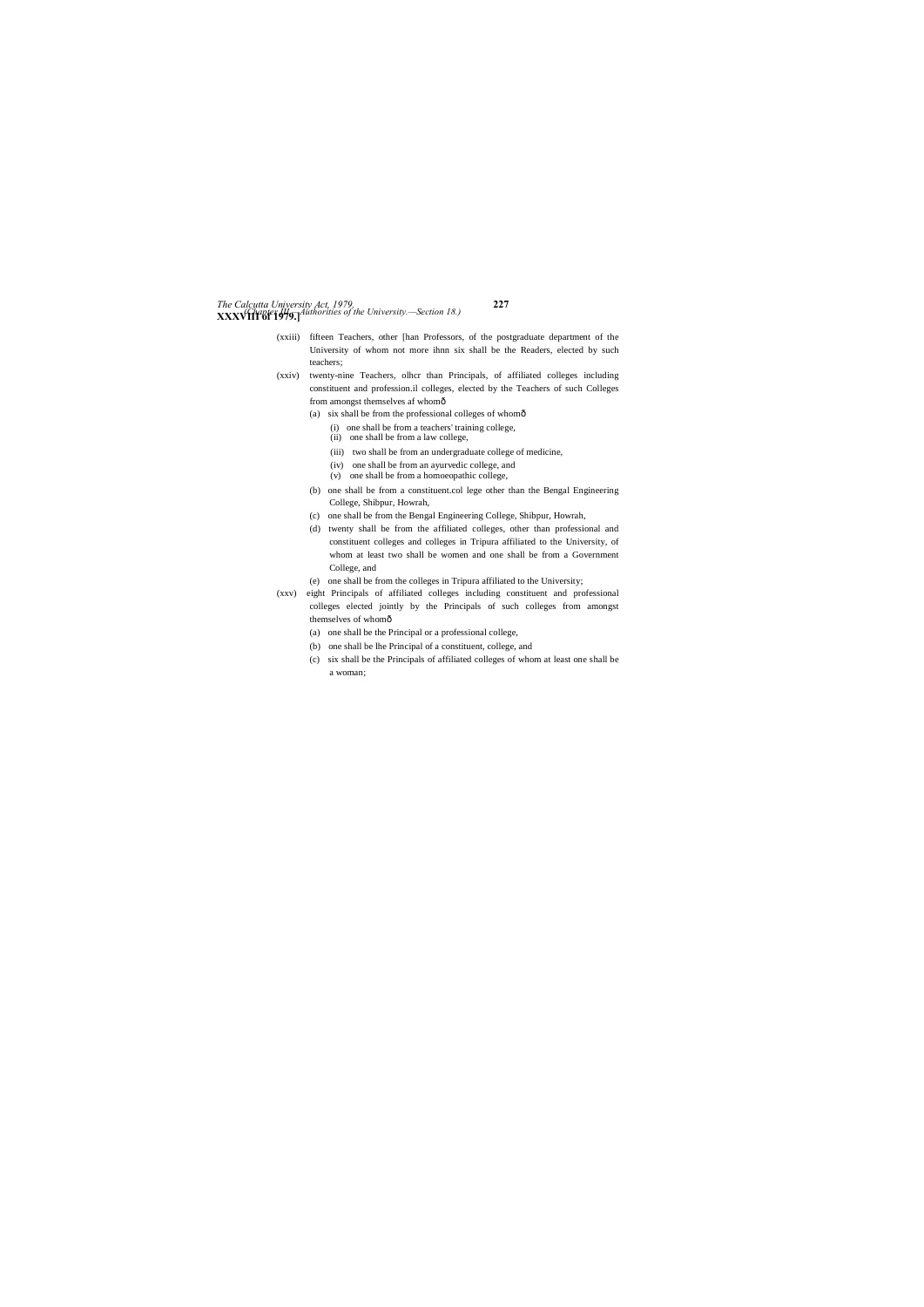(xxiii) fifteen Teachers, other [han Professors, of the postgraduate department of the University of whom not more ihnn six shall be the Readers, elected by such teachers;

(xxiv) twenty-nine Teachers, olhcr than Principals, of affiliated colleges including constituent and profession.il colleges, elected by the Teachers of such Colleges from amongst themselves af whomð

- (a) six shall be from the professional colleges of whomð
  - (i) one shall be from a teachers' training college,
  - (ii) one shall be from a law college,
  - (iii) two shall be from an undergraduate college of medicine,
  - (iv) one shall be from an ayurvedic college, and
  - (v) one shall be from a homoeopathic college,
- (b) one shall be from a constituent.col lege other than the Bengal Engineering College, Shibpur, Howrah,
- (c) one shall be from the Bengal Engineering College, Shibpur, Howrah,
- (d) twenty shall be from the affiliated colleges, other than professional and constituent colleges and colleges in Tripura affiliated to the University, of whom at least two shall be women and one shall be from a Government College, and
- (e) one shall be from the colleges in Tripura affiliated to the University;

(xxv) eight Principals of affiliated colleges including constituent and professional colleges elected jointly by the Principals of such colleges from amongst themselves of whomð

- (a) one shall be the Principal or a professional college,
- (b) one shall be lhe Principal of a constituent, college, and
- (c) six shall be the Principals of affiliated colleges of whom at least one shall be a woman;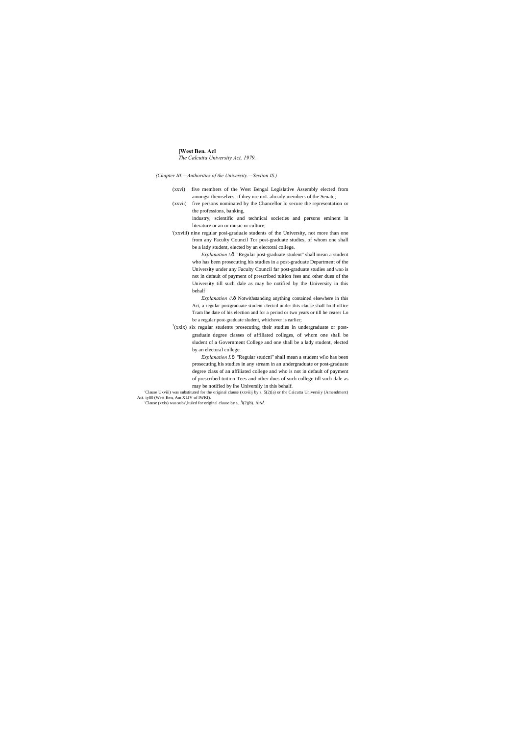(*Chapter III.—Authorities of the University.—Section IS.*)

(xxvi) five members of the West Bengal Legislative Assembly elected from amongst themselves, if ihey nre noL already members of the Senate;

(xxvii) five persons nominated by the Chancellor lo secure the representation or the professions, banking, industry, scientific and technical societies and persons eminent in literature or an or music or culture;

[1](xxviii) nine regular posi-graduaie students of the University, not more than one from any Faculty Council Tor post-graduate studies, of whom one shall be a lady student, elected by an electoral college.

*Explanation I*.—"Regular post-graduate student" shall mean a student who has been prosecuting his studies in a post-graduate Department of the University under any Faculty Council far post-graduate studies and wHD is not in default of payment of prescribed tuition fees and other dues of the University till such dale as may be notified by the University in this behalf

*Explanation II*.—Notwithstanding anything contained elsewhere in this Act, a regular postgraduate student clectcd under this clause shall hold office Tram lhe date of his election and for a period or two years or till he ceases Lo be a regular post-graduate sludent, whichever is earlier;

[3](xxix) six regular students prosecuting their studies in undergraduate or post-graduaie degree classes of affiliated colleges, of whom one shall be sludent of a Government College and one shall be a lady student, elected by an electoral college.

*Explanation I*.—"Regular studcni" shall mean a student wl\o has been prosecuting his studies in any stream in an undergraduate or post-graduate degree class of an affiliated college and who is not in default of payment of prescribed tuition Tees and other dues of such college till such dale as may be notified by lhe Universiiy in this behalf.

[1]Clause Uxviii) was substituted for the original clause (xxviiij by s. 5(2)[a) or the Calcutta Universiiy (Amendment) Act. iy80 (West Ben, Am XLIV of IWKI).

[3]Clause (xxix) was subs',itulcd for original clause by s, [1]i(2)(b). *ibid*.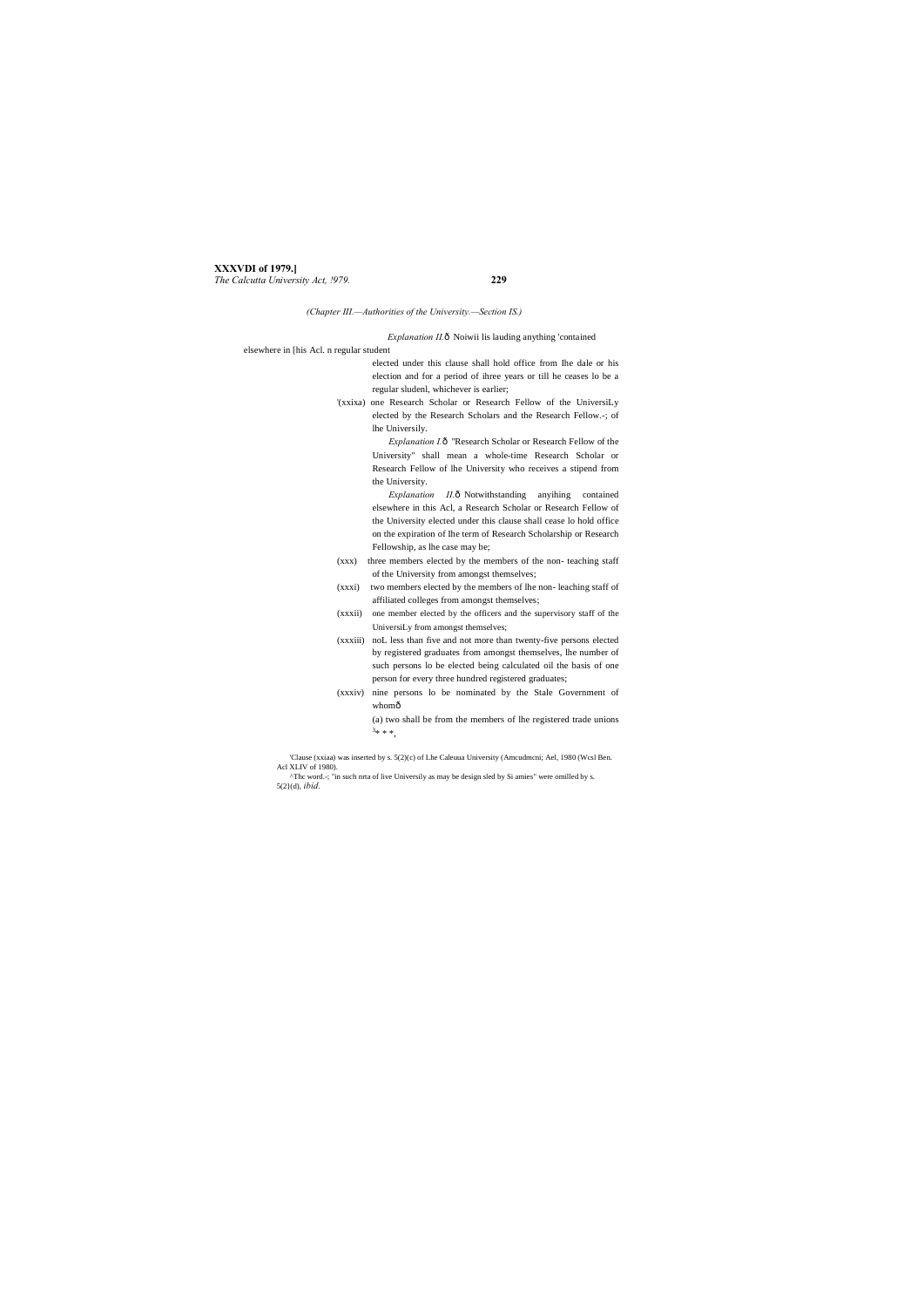*(Chapter III.—Authorities of the University.—Section IS.)*

*Explanation II.*ô Noiwii lis lauding anything 'contained elsewhere in [his Acl. n regular student elected under this clause shall hold office from Ihe dale or his election and for a period of ihree years or till he ceases lo be a regular sludenl, whichever is earlier;

'(xxixa) one Research Scholar or Research Fellow of the UniversiLy elected by the Research Scholars and the Research Fellow.-; of lhe Universily.

*Explanation I.*ô "Research Scholar or Research Fellow of the University" shall mean a whole-time Research Scholar or Research Fellow of lhe University who receives a stipend from the University.

*Explanation II.*ô Notwithstanding anyihing contained elsewhere in this Acl, a Research Scholar or Research Fellow of the University elected under this clause shall cease lo hold office on the expiration of Ihe term of Research Scholarship or Research Fellowship, as lhe case may be;

(xxx) three members elected by the members of the non- teaching staff of the University from amongst themselves;

(xxxi) two members elected by the members of lhe non- leaching staff of affiliated colleges from amongst themselves;

(xxxii) one member elected by the officers and the supervisory staff of the UniversiLy from amongst themselves;

(xxxiii) noL less than five and not more than twenty-five persons elected by registered graduates from amongst themselves, lhe number of such persons lo be elected being calculated oil the basis of one person for every three hundred registered graduates;

(xxxiv) nine persons lo be nominated by the Stale Government of whomô

(a) two shall be from the members of lhe registered trade unions [3]* * *,

---

'Clause (xxiaa) was inserted by s. 5(2)(c) of Lhe Caleuua University (Amcudmcni; Ael, 1980 (Wcsl Ben. Acl XLIV of 1980).

^Thc word.-; "in such nrta of live Universily as may be design sled by Si amies" were omilled by s. 5(2}(d), *ibid.*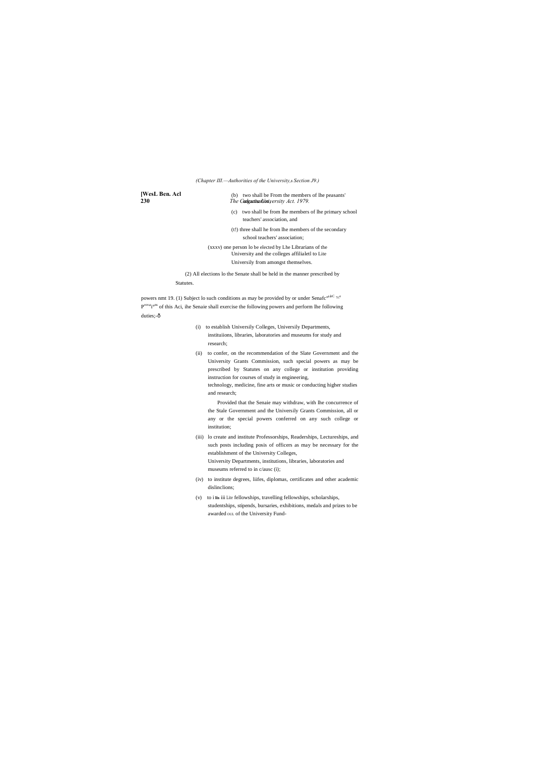(b) two shall be From the members of lhe peasants' organisation;

(c) two shall be from lhe members of lhe primary school teachers' association, and

(t!) three shall he from lhe members of the secondary school teachers' association;

(xxxv) one person lo be elected by Lhe Librarians of the University and the colleges affilialetl to Lite Universily from amongst themselves.

(2) All elections lo the Senate shall be held in the manner prescribed by Statutes.

powers nmt 19. (1) Subject lo such conditions as may be provided by or under Senafc P of this Aci, ihe Senaie shall exercise the following powers and perform lhe following duties;-ð

(i) to establish Universily Colleges, Universily Departments, instituiions, libraries, laboratories and museums for study and research;

(ii) to confer, on the recommendation of the Slate Government and the University Grants Commission, such special powers as may be prescribed by Statutes on any college or institution providing instruction for courses of study in engineering, technology, medicine, fine arts or music or conducting higher studies and research;

Provided that the Senaie may withdraw, with lhe concurrence of the Stale Government and the Universily Grants Commission, all or any or the special powers conferred on any such college or institution;

(iii) lo create and institute Professorships, Readerships, Lectureships, and such posts including posis of officers as may be necessary for the establishment of the University Colleges, University Departments, institutions, libraries, laboratories and museums referred to in c/ausc (i);

(iv) to institute degrees, liifes, diplomas, certificates and other academic dislinclions;

(v) to i **lis** iii Lite fellowships, travelling fellowships, scholarships, studentships, stipends, bursaries, exhibitions, medals and prizes to be awarded OUL of the University Fund-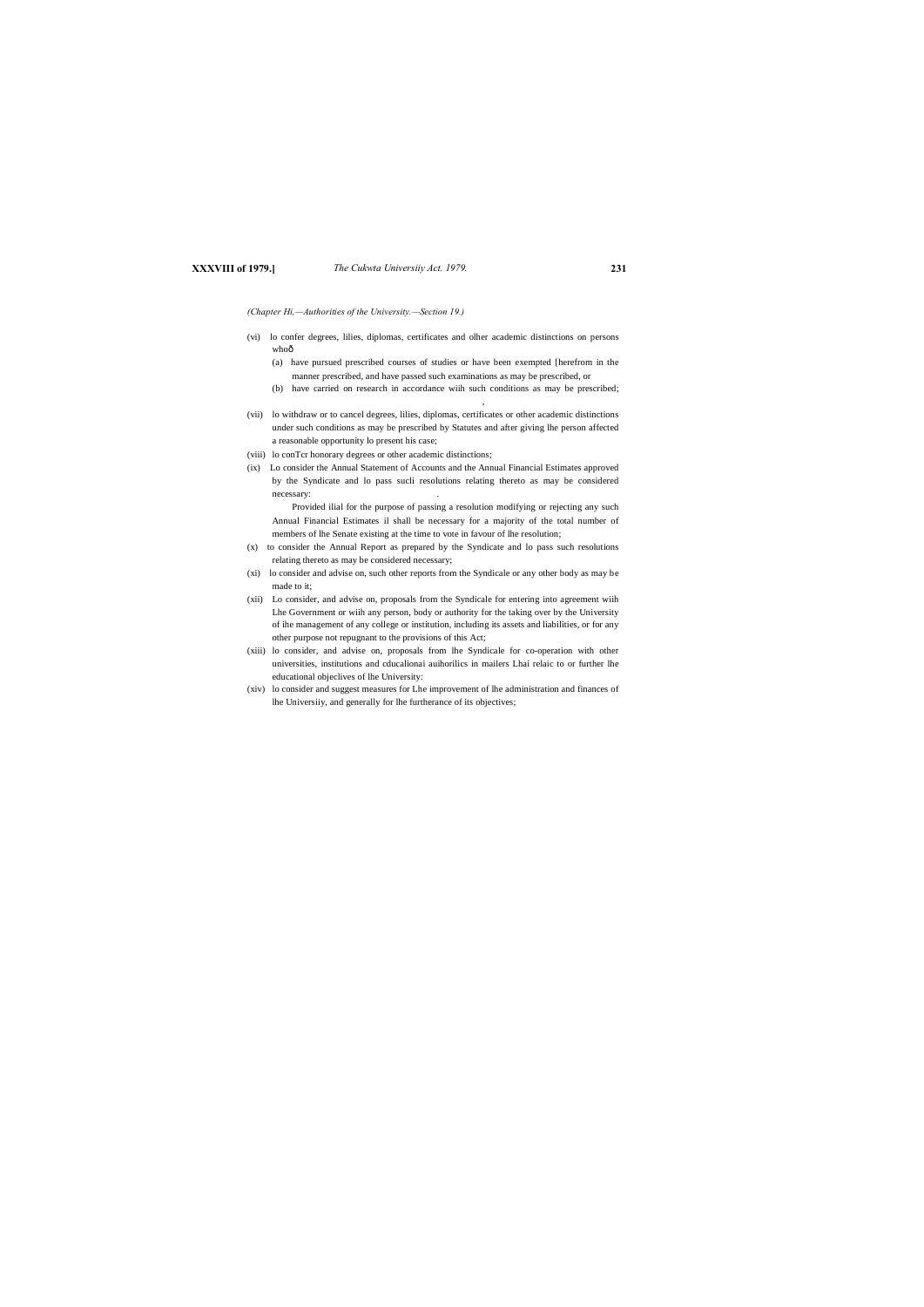*(Chapter Hi,—Authorities of the University.—Section 19.)*

(vi) lo confer degrees, lilies, diplomas, certificates and olher academic distinctions on persons whoð

  (a) have pursued prescribed courses of studies or have been exempted [herefrom in the manner prescribed, and have passed such examinations as may be prescribed, or

  (b) have carried on research in accordance wiih such conditions as may be prescribed;

(vii) lo withdraw or to cancel degrees, lilies, diplomas, certificates or other academic distinctions under such conditions as may be prescribed by Statutes and after giving lhe person affected a reasonable opportunity lo present his case;

(viii) lo conTcr honorary degrees or other academic distinctions;

(ix) Lo consider the Annual Statement of Accounts and the Annual Financial Estimates approved by the Syndicate and lo pass sucli resolutions relating thereto as may be considered necessary:

Provided ilial for the purpose of passing a resolution modifying or rejecting any such Annual Financial Estimates il shall be necessary for a majority of the total number of members of lhe Senate existing at the time to vote in favour of lhe resolution;

(x) to consider the Annual Report as prepared by the Syndicate and lo pass such resolutions relating thereto as may be considered necessary;

(xi) lo consider and advise on, such other reports from the Syndicale or any other body as may be made to it;

(xii) Lo consider, and advise on, proposals from the Syndicale for entering into agreement wiih Lhe Government or wiih any person, body or authority for the taking over by the University of ihe management of any college or institution, including its assets and liabilities, or for any other purpose not repugnant to the provisions of this Act;

(xiii) lo consider, and advise on, proposals from lhe Syndicale for co-operation with other universities, institutions and cducalionai auihorilics in mailers Lhai relaic to or further lhe educational objeclives of lhe University:

(xiv) lo consider and suggest measures for Lhe improvement of lhe administration and finances of lhe Universiiy, and generally for lhe furtherance of its objectives;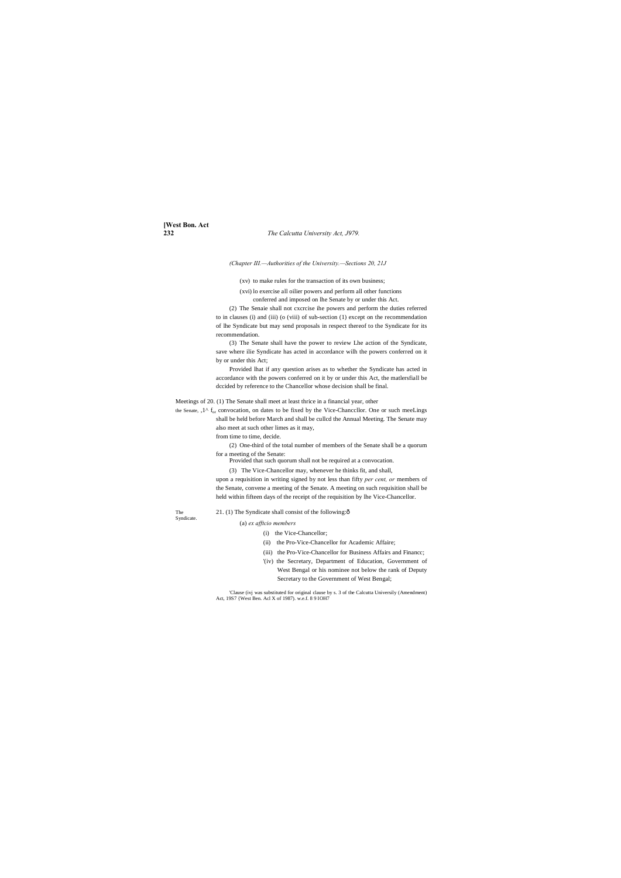*(Chapter III.—Authorities of the University.—Sections 20, 21J*

(xv) to make rules for the transaction of its own business;

(xvi) lo exercise all oilier powers and perform all other functions conferred and imposed on lhe Senate by or under this Act.

(2) The Senaie shall not cxcrcise ihe powers and perform the duties referred to in clauses (i) and (iii) (o (viii) of sub-section (1) except on the recommendation of lhe Syndicate but may send proposals in respect thereof to the Syndicate for its recommendation.

(3) The Senate shall have the power to review Lhe action of the Syndicate, save where ilie Syndicate has acted in accordance wilh the powers conferred on it by or under this Act;

Provided lhat if any question arises as to whether the Syndicate has acted in accordance with the powers conferred on it by or under this Act, the matlersfiall be dccided by reference to the Chancellor whose decision shall be final.

Meetings of the Senate.

20. (1) The Senate shall meet at least thrice in a financial year, other ,1^ $f_{ur}$ convocation, on dates to be fixed by the Vice-Chanccllor. One or such meeLings shall be held before March and shall be cullcd the Annual Meeting. The Senate may also meet at such other limes as it may, from time to time, decide.

(2) One-third of the total number of members of the Senate shall be a quorum for a meeting of the Senate:

Provided that such quorum shall not be required at a convocation.

(3) The Vice-Chancellor may, whenever he thinks fit, and shall, upon a requisition in writing signed by not less than fifty *per cent, or* members of the Senate, convene a meeting of the Senate. A meeting on such requisition shall be held within fifteen days of the receipt of the requisition by lhe Vice-Chancellor.

The Syndicate.

21. (1) The Syndicate shall consist of the following:ð

(a) *ex afftcio members*

(i) the Vice-Chancellor;

(ii) the Pro-Vice-Chancellor for Academic Affaire;

(iii) the Pro-Vice-Chancellor for Business Affairs and Financc;

'(iv) the Secretary, Department of Education, Government of West Bengal or his nominee not below the rank of Deputy Secretary to the Government of West Bengal;

'Clause (ivj was substituted for original clause by s. 3 of the Calcutta Universily (Amendment) Act, 19S7 {West Ben. Acl X of 1987). w.e.f. 8 9 IOH7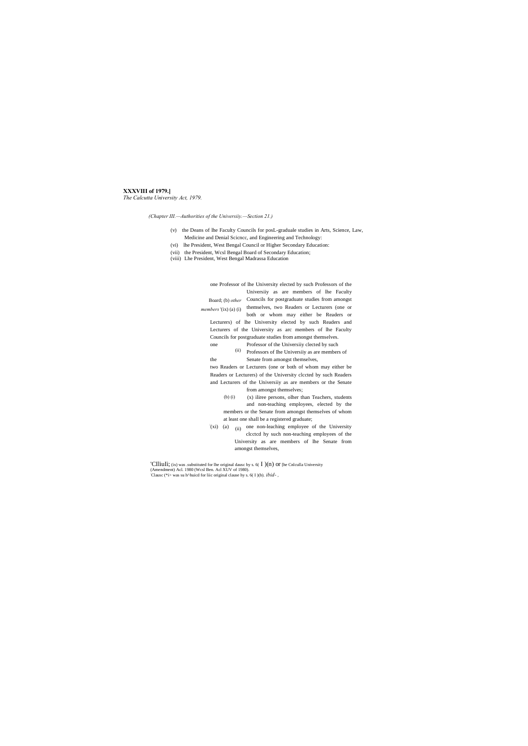**XXXVIII of 1979.]**
*The Calcutta University Act, 1979.*

*(Chapter III.—Authorities of the Universiiy.—Section 21.)*

(v) the Deans of lhe Faculty Councils for posL-graduale studies in Arts, Science, Law, Medicine and Denial Scicncc, and Engineering and Technology:

(vi) lhe President, West Bengal Council or Higher Secondary Education:

(vii) the President, Wcsl Bengal Board of Secondary Education;

(viii) Lhe President, West Bengal Madrassa Education Board;

(b) *other members* '(ix) (a) (i) one Professor of lhe University elected by such Professors of the Universiiy as are members of lhe Faculty Councils for postgraduate studies from amongst themselves, two Readers or Lecturers (one or both or whom may either be Readers or Lecturers) of lhe University elected by such Readers and Lecturers of the University as arc members of lhe Faculty Councils for postgraduate studies from amongst themselves.

(ii) one Professor of the Universiiy clected by such Professors of Ihe Universiiy as are members of the Senate from amongst themselves,

(b) (i) two Readers or Lecturers (one or both of whom may either be Readers or Lecturers) of the University clccted by such Readers and Lecturers of the Universiiy as are members or the Senate from amongst themselves;

(x) iliree persons, olher than Teachers, students and non-teaching employees, elected by the members or the Senate from amongst themselves of whom at least one shall be a registered graduate;

(xi) (a) (ii) one non-leaching employee of the University clcctcd hy such non-teaching employees of the University as are members of lhe Senate from amongst themselves,

'CIliuIi; (ix) was .substituted for lhe original dausc by s. 6( I )(n) or [he Cnlculla University (Amendment) Acl. 1980 (Wcsl Ben. Acl XUV of 1980).
Clausc (*i> was su b^huicd for liic original clause hy s. 6( I )(b). *ibid-* ,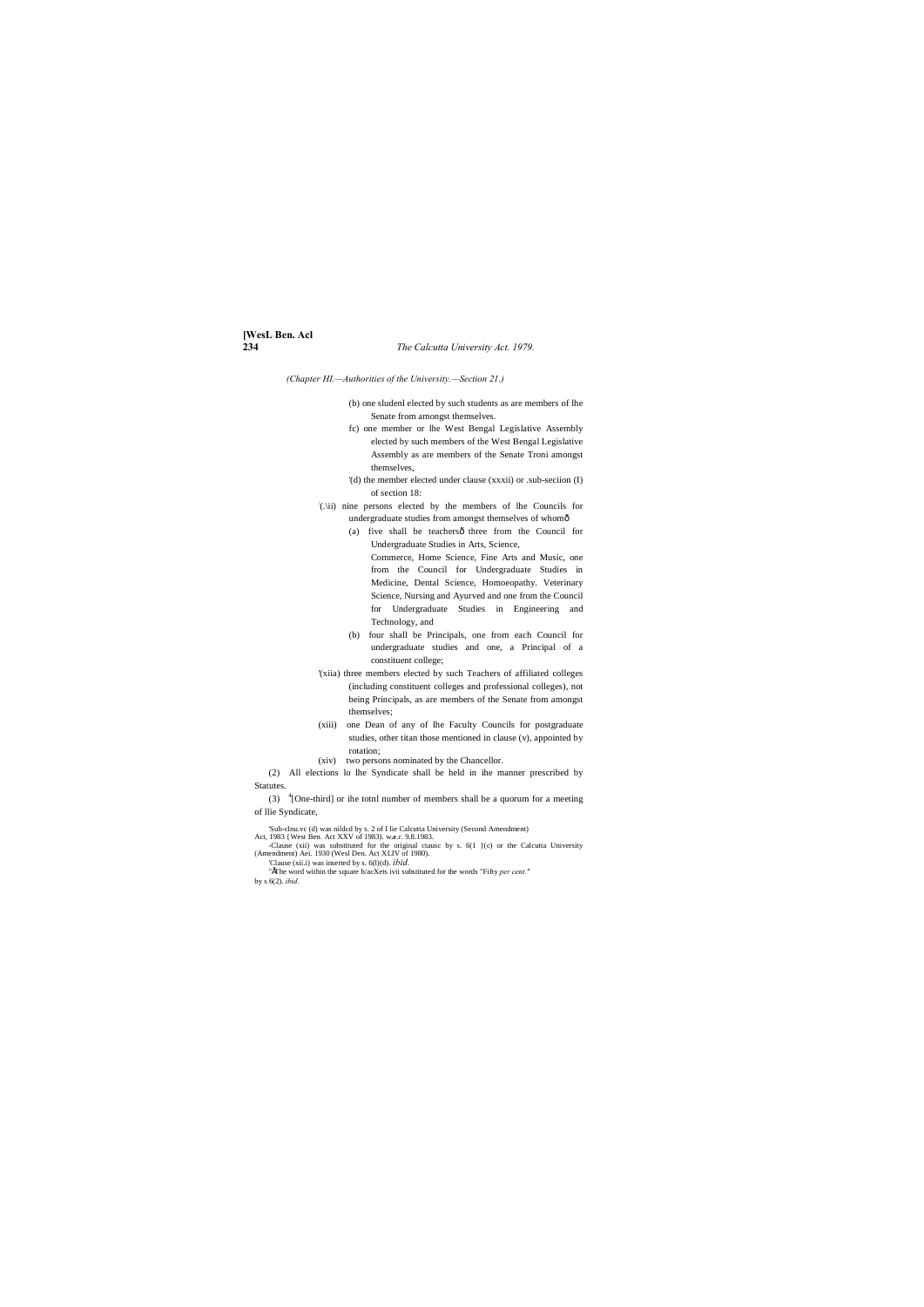(Chapter HI.—Authorities of the University.—Section 21.)

(b) one sludenl elected by such students as are members of lhe Senate from amongst themselves.

fc) one member or lhe West Bengal Legislative Assembly elected by such members of the West Bengal Legislative Assembly as are members of the Senate Troni amongst themselves,

'(d) the member elected under clause (xxxii) or .sub-seciion (I) of section 18:

:(.\ii) nine persons elected by the members of lhe Councils for undergraduate studies from amongst themselves of whomô

(a) five shall be teachersô three from the Council for Undergraduate Studies in Arts, Science, Commerce, Home Science, Fine Arts and Music, one from the Council for Undergraduate Studies in Medicine, Dental Science, Homoeopathy. Veterinary Science, Nursing and Ayurved and one from the Council for Undergraduate Studies in Engineering and Technology, and

(b) four shall be Principals, one from each Council for undergraduate studies and one, a Principal of a constituent college;

'(xiia) three members elected by such Teachers of affiliated colleges (including constituent colleges and professional colleges), not being Principals, as are members of the Senate from amongst themselves;

(xiii) one Dean of any of lhe Faculty Councils for postgraduate studies, other titan those mentioned in clause (v), appointed by rotation;

(xiv) two persons nominated by the Chancellor.

(2) All elections lo lhe Syndicate shall be held in ihe manner prescribed by Statutes.

(3) [4][One-third] or ihe totnl number of members shall be a quorum for a meeting of llie Syndicate,

'Sub-clnu.vc (d) was nildcd by s. 2 of I lie Calcutta University (Second Amendment) Act, 1983 {West Ben. Act XXV of 1983). w.e.r. 9.8.1983.

-Clause (xii) was substituted for the original ctausc by s. 6(1 }(c) or the Calcutta University (Amendment) Aei. 1930 (Wesl Den. Act XLIV of 1980).

'Clause (xii.i) was inserted by s. 6(l)(d). *ibid*.

"Ä'he word within the square h/acXets ivii substituted for the words "Fifty *per cent*." by s 6(2). *ibid.*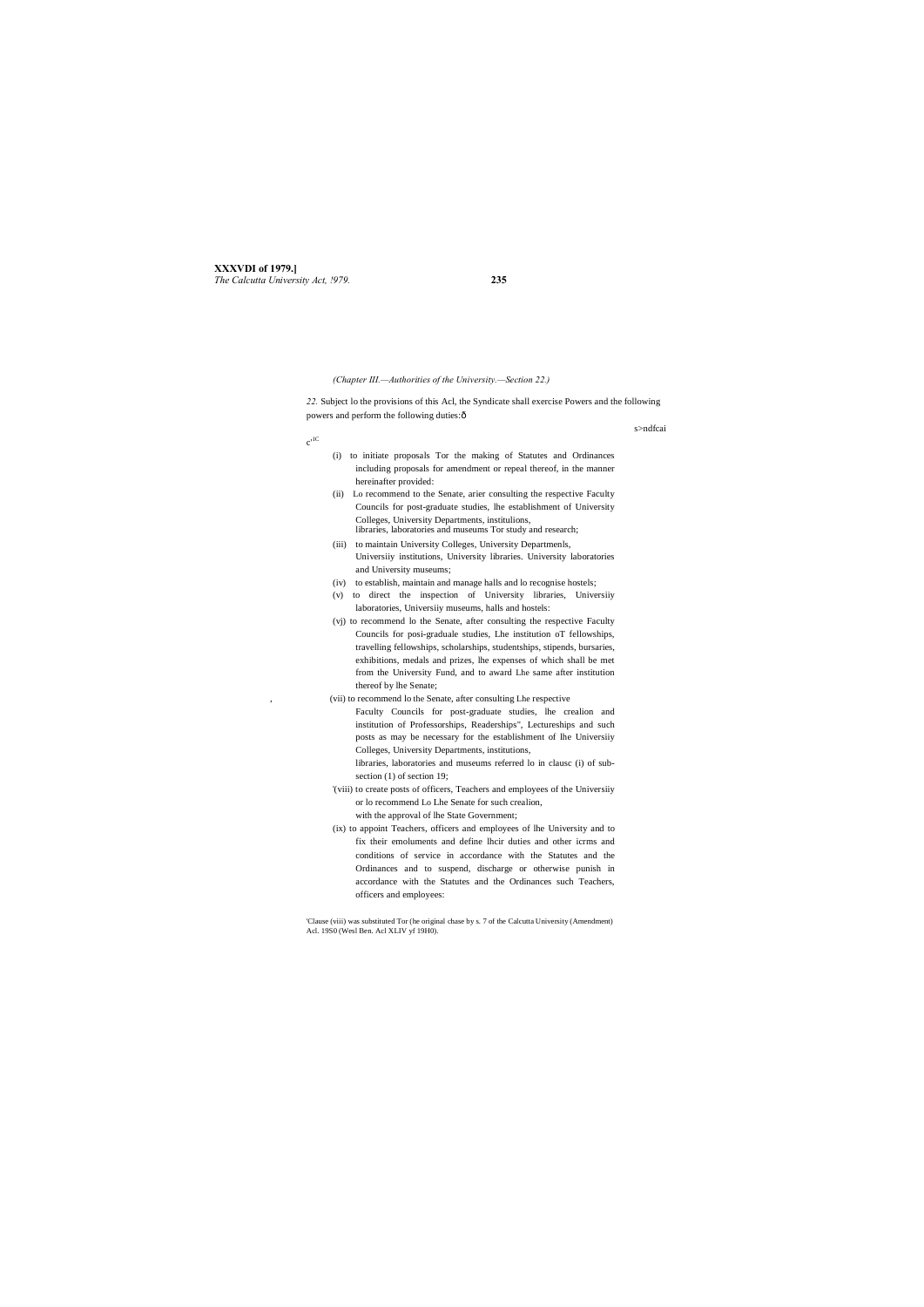(Chapter III.—Authorities of the University.—Section 22.)

22. Subject lo the provisions of this Acl, the Syndicate shall exercise Powers and the following powers and perform the following duties:ô

s>ndfcai

c[1C]

(i) to initiate proposals Tor the making of Statutes and Ordinances including proposals for amendment or repeal thereof, in the manner hereinafter provided:

(ii) Lo recommend to the Senate, arier consulting the respective Faculty Councils for post-graduate studies, lhe establishment of University Colleges, University Departments, institulions, libraries, laboratories and museums Tor study and research;

(iii) to maintain University Colleges, University Departmenls, Universiiy institutions, University libraries. University laboratories and University museums;

(iv) to establish, maintain and manage halls and lo recognise hostels;

(v) to direct the inspection of University libraries, Universiiy laboratories, Universiiy museums, halls and hostels:

(vj) to recommend lo the Senate, after consulting the respective Faculty Councils for posi-graduale studies, Lhe institution oT fellowships, travelling fellowships, scholarships, studentships, stipends, bursaries, exhibitions, medals and prizes, lhe expenses of which shall be met from the University Fund, and to award Lhe same after institution thereof by lhe Senate;

(vii) to recommend lo the Senate, after consulting Lhe respective Faculty Councils for post-graduate studies, lhe crealion and institution of Professorships, Readerships", Lectureships and such posts as may be necessary for the establishment of lhe Universiiy Colleges, University Departments, institutions, libraries, laboratories and museums referred lo in clausc (i) of sub-section (1) of section 19;

'(viii) to create posts of officers, Teachers and employees of the Universiiy or lo recommend Lo Lhe Senate for such crealion, with the approval of lhe State Government;

(ix) to appoint Teachers, officers and employees of lhe University and to fix their emoluments and define lhcir duties and other icrms and conditions of service in accordance with the Statutes and the Ordinances and to suspend, discharge or otherwise punish in accordance with the Statutes and the Ordinances such Teachers, officers and employees:

'Clause (viii) was substituted Tor (he original chase by s. 7 of the Calcutta University (Amendment) Acl. 19S0 (Wesl Ben. Acl XLIV yf 19H0).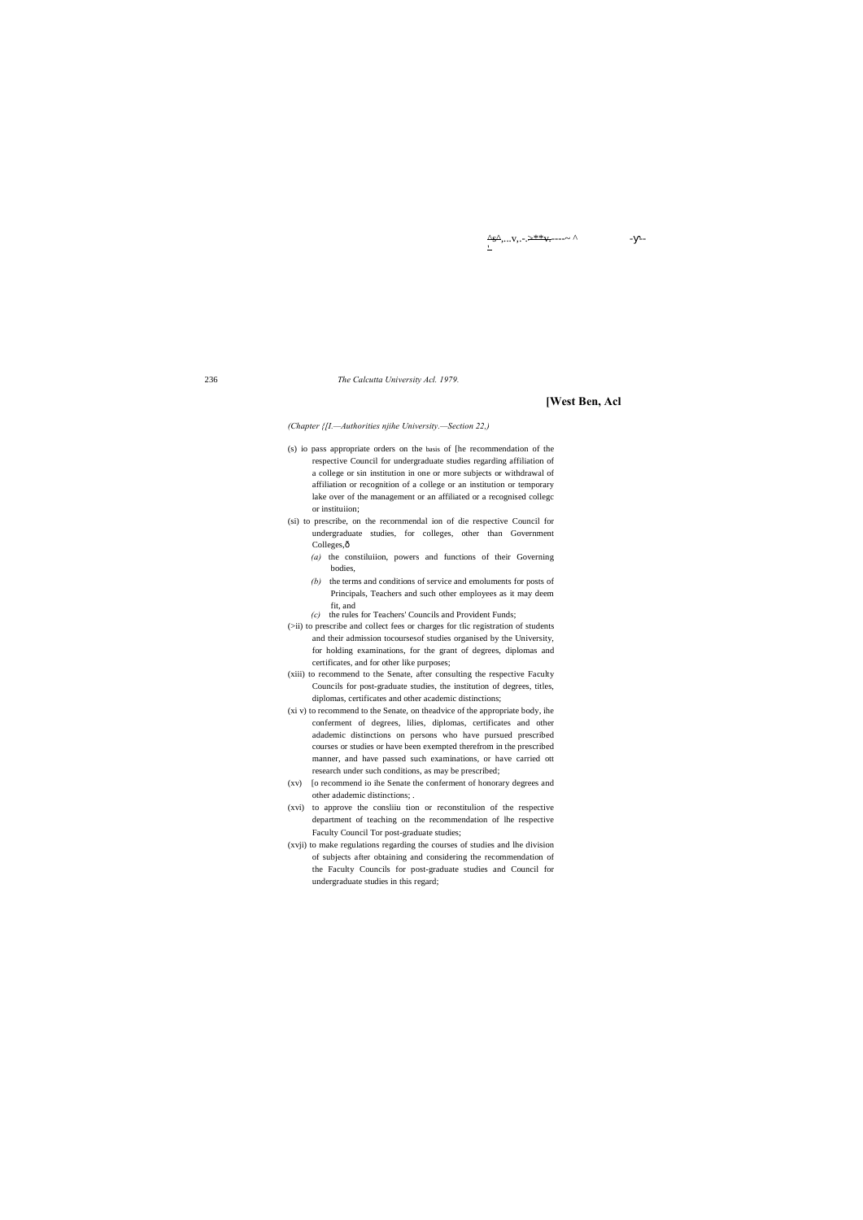(Chapter {{I.—Authorities njihe University.—Section 22,)

(s) io pass appropriate orders on the basis of [he recommendation of the respective Council for undergraduate studies regarding affiliation of a college or sin institution in one or more subjects or withdrawal of affiliation or recognition of a college or an institution or temporary lake over of the management or an affiliated or a recognised collegc or instituiion;

(si) to prescribe, on the recornmendal ion of die respective Council for undergraduate studies, for colleges, other than Government Colleges,ð

*(a)* the constiluiion, powers and functions of their Governing bodies,

*(b)* the terms and conditions of service and emoluments for posts of Principals, Teachers and such other employees as it may deem fit, and

*(c)* the rules for Teachers' Councils and Provident Funds;

(>ii) to prescribe and collect fees or charges for tlic registration of students and their admission tocoursesof studies organised by the University, for holding examinations, for the grant of degrees, diplomas and certificates, and for other like purposes;

(xiii) to recommend to the Senate, after consulting the respective Faculty Councils for post-graduate studies, the institution of degrees, titles, diplomas, certificates and other academic distinctions;

(xi v) to recommend to the Senate, on theadvice of the appropriate body, ihe conferment of degrees, lilies, diplomas, certificates and other adademic distinctions on persons who have pursued prescribed courses or studies or have been exempted therefrom in the prescribed manner, and have passed such examinations, or have carried ott research under such conditions, as may be prescribed;

(xv) [o recommend io ihe Senate the conferment of honorary degrees and other adademic distinctions; .

(xvi) to approve the consliiu tion or reconstituiion of the respective department of teaching on the recommendation of lhe respective Faculty Council Tor post-graduate studies;

(xvji) to make regulations regarding the courses of studies and lhe division of subjects after obtaining and considering the recommendation of the Faculty Councils for post-graduate studies and Council for undergraduate studies in this regard;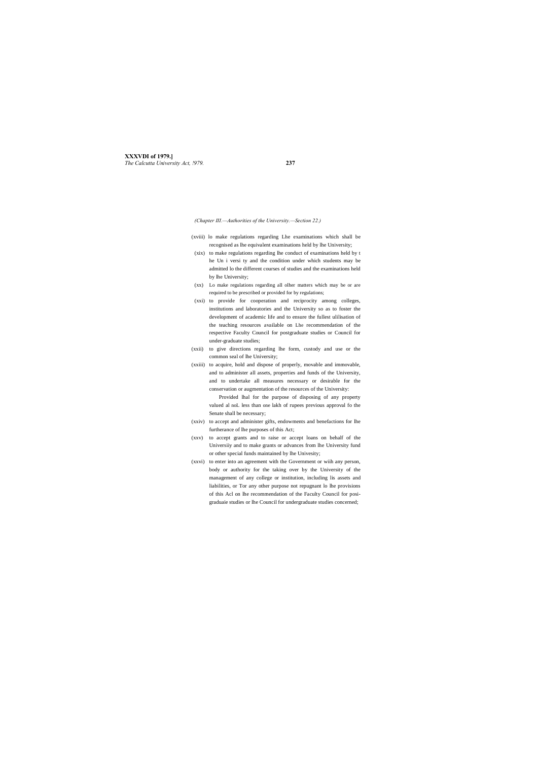*(Chapter III.—Authorities of the University.—Section 22.)*

(xviii) lo make regulations regarding Lhe examinations which shall be recognised as lhe equivalent examinations held by lhe University;

(xix) to make regulations regarding lhe conduct of examinations held by t he Un i versi ty and the condition under which students may be admitted lo the different courses of studies and the examinations held by lhe University;

(xx) Lo make regulations regarding all olher matters which may be or are required to be prescribed or provided for by regulations;

(xxi) to provide for cooperation and reciprocity among colleges, institutions and laboratories and the University so as to foster the development of academic life and to ensure the fullest ulilisation of the teaching resources available on Lhe recommendation of the respective Faculty Council for postgraduate studies or Council for under-graduate studies;

(xxii) to give directions regarding lhe form, custody and use or the common seal of lhe University;

(xxiii) to acquire, hold and dispose of properly, movable and immovable, and to administer all assets, properties and funds of the University, and to undertake all measures necessary or desirable for the conservation or augmentation of the resources of the University:

Provided lhal for the purpose of disposing of any property valued al noL less than one lakh of rupees previous approval fo the Senate shall be necessary;

(xxiv) to accept and administer gifts, endowments and benefactions for lhe furtherance of lhe purposes of this Act;

(xxv) to accept grants and to raise or accept loans on behalf of the Universiiy and to make grants or advances from lhe University fund or other special funds maintained by lhe Univesity;

(xxvi) to enter into an agreement with the Government or wiih any person, body or authority for the taking over by the University of the management of any college or institution, including lis assets and liabilities, or Tor any other purpose not repugnant lo lhe provisions of this Acl on lhe recommendation of the Faculty Council for posi-graduaie studies or lhe Council for undergraduate studies concerned;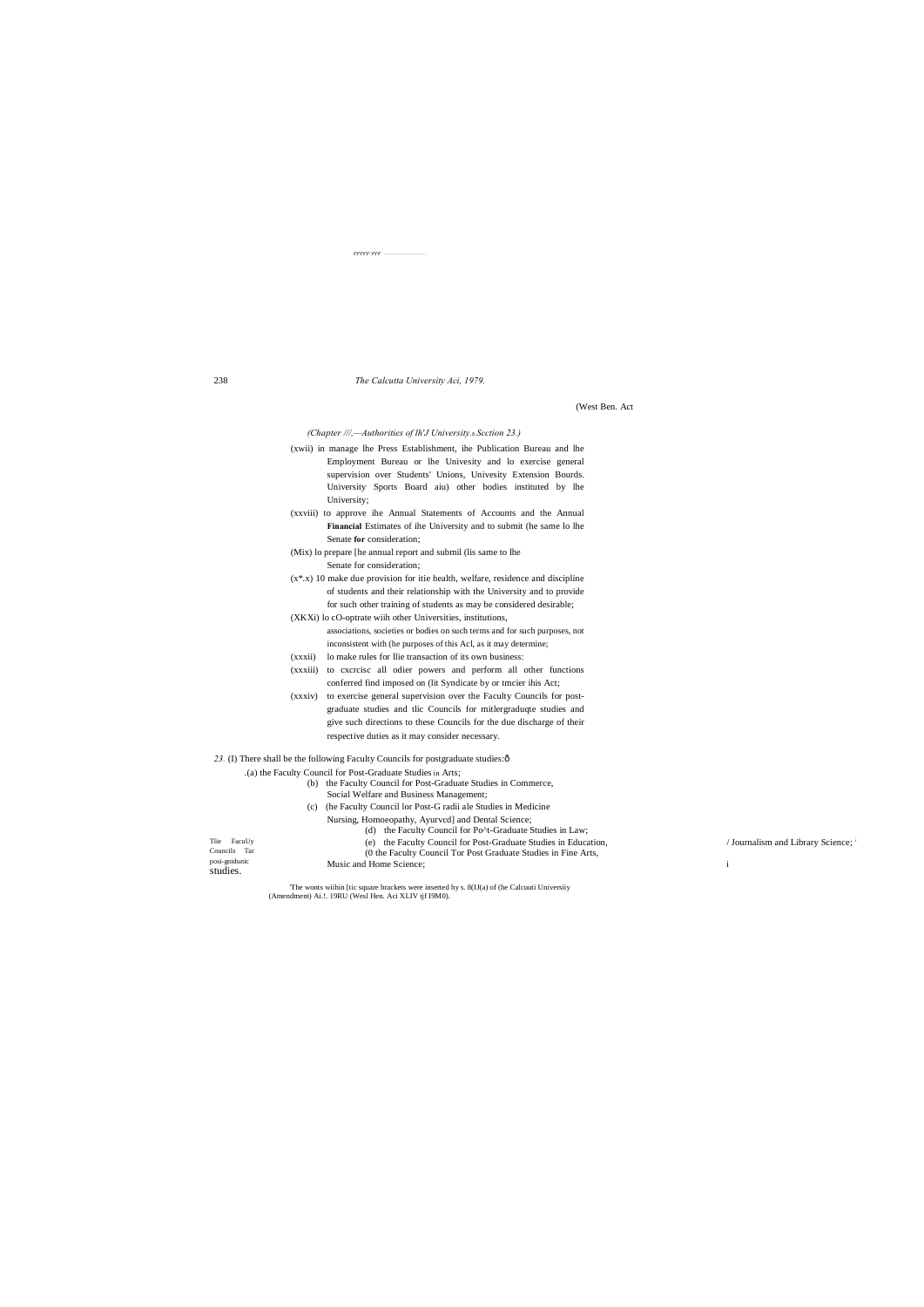(Chapter ///,—Authorities of lh'J University.—Scction 23.)

(xwii) in manage lhe Press Establishment, ihe Publication Bureau and lhe Employment Bureau or lhe Univesity and lo exercise general supervision over Students' Unions, Univesity Extension Bourds. University Sports Board aiu) other bodies instituted by lhe University;

(xxviii) to approve ihe Annual Statements of Accounts and the Annual **Financial** Estimates of ihe University and to submit (he same lo lhe Senate **for** consideration;

(Mix) lo prepare [he annual report and submil (lis same to lhe Senate for consideration;

(x*.x) 10 make due provision for itie health, welfare, residence and discipline of students and their relationship with the University and to provide for such other training of students as may be considered desirable;

(XKXi) lo cO-optrate wiih other Universities, institutions, associations, societies or bodies on such terms and for such purposes, not inconsistent with (he purposes of this Acl, as it may determine;

(xxxii) lo make rules for llie transaction of its own business:

(xxxiii) to cxcrcisc all odier powers and perform all other functions conferred find imposed on (lit Syndicate by or tmcier ihis Act;

(xxxiv) to exercise general supervision over the Faculty Councils for post-graduate studies and tlic Councils for mitlergraduqte studies and give such directions to these Councils for the due discharge of their respective duties as it may consider necessary.

Tlie FacuUy Councils Tar posi-gnidunic studies.

*23.* (I) There shall be the following Faculty Councils for postgraduate studies:ô

.(a) the Faculty Council for Post-Graduate Studies in Arts;

(b) the Faculty Council for Post-Graduate Studies in Commerce, Social Welfare and Business Management;

(c) (he Faculty Council lor Post-G radii ale Studies in Medicine Nursing, Homoeopathy, Ayurvcd] and Dental Science;

(d) the Faculty Council for Po^t-Graduate Studies in Law;

(e) the Faculty Council for Post-Graduate Studies in Education, / Journalism and Library Science; [i]

(0 the Faculty Council Tor Post Graduate Studies in Fine Arts, Music and Home Science;

'The wonts wiihin [tic square brackets were inserted hy s. 8(IJ(a) of (he Calcuuti Universiiy (Amendment) Ai.!. 19RU (Wesl Hen. Aci XLIV tjf I9M0).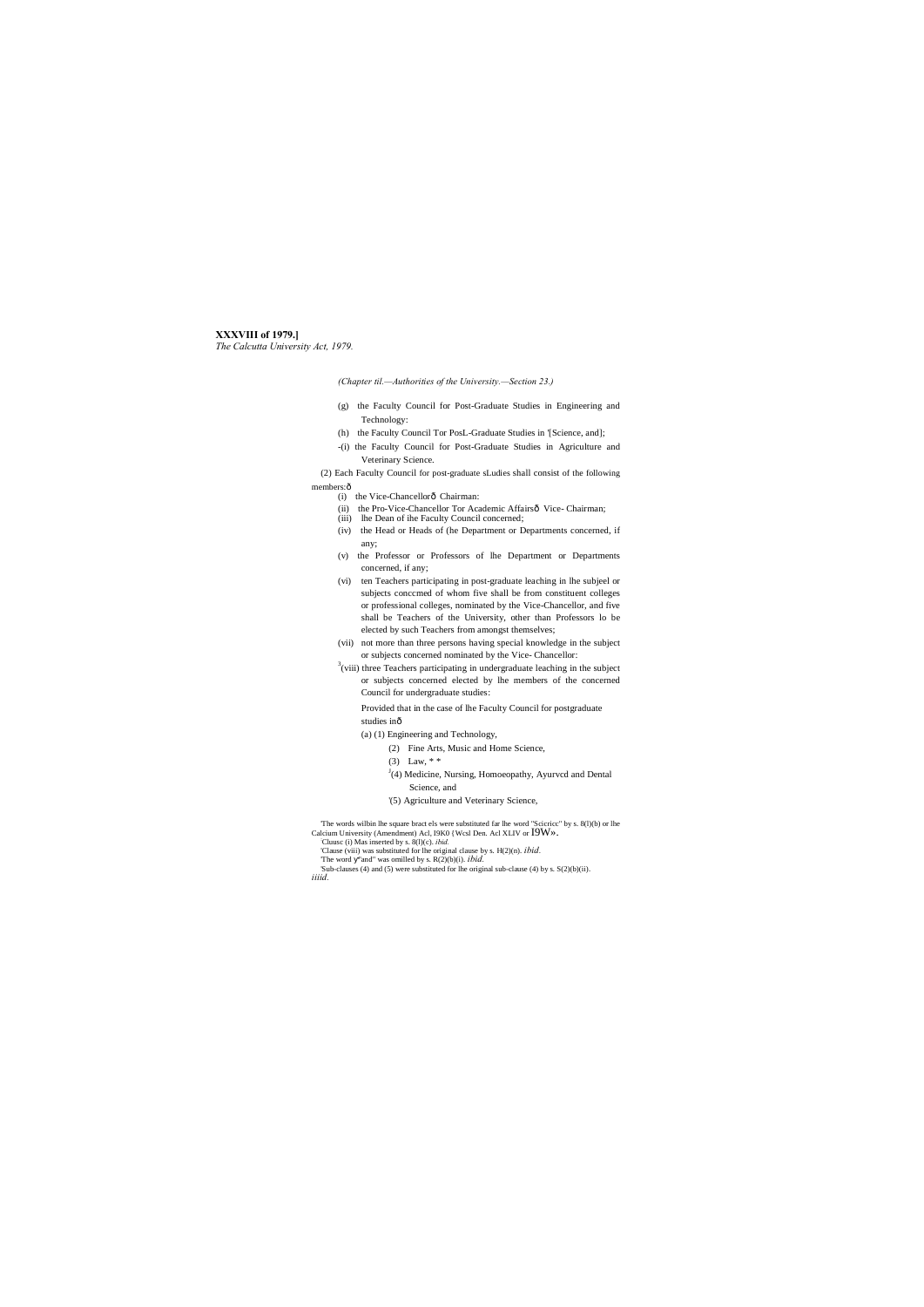**XXXVIII of 1979.]**
*The Calcutta University Act, 1979.*

*(Chapter til.—Authorities of the University.—Section 23.)*

(g) the Faculty Council for Post-Graduate Studies in Engineering and Technology:

(h) the Faculty Council Tor PosL-Graduate Studies in '[Science, and];

-(i) the Faculty Council for Post-Graduate Studies in Agriculture and Veterinary Science.

(2) Each Faculty Council for post-graduate sLudies shall consist of the following members:ô

(i) the Vice-Chancellorô Chairman:

(ii) the Pro-Vice-Chancellor Tor Academic Affairsô Vice- Chairman;

(iii) lhe Dean of ihe Faculty Council concerned;

(iv) the Head or Heads of (he Department or Departments concerned, if any;

(v) the Professor or Professors of lhe Department or Departments concerned, if any;

(vi) ten Teachers participating in post-graduate leaching in lhe subjeel or subjects conccmed of whom five shall be from constituent colleges or professional colleges, nominated by the Vice-Chancellor, and five shall be Teachers of the University, other than Professors lo be elected by such Teachers from amongst themselves;

(vii) not more than three persons having special knowledge in the subject or subjects concerned nominated by the Vice- Chancellor:

[3](viii) three Teachers participating in undergraduate leaching in the subject or subjects concerned elected by lhe members of the concerned Council for undergraduate studies:

Provided that in the case of lhe Faculty Council for postgraduate studies inô

(a) (1) Engineering and Technology,

(2) Fine Arts, Music and Home Science,

(3) Law, * *

[J](4) Medicine, Nursing, Homoeopathy, Ayurvcd and Dental Science, and

'(5) Agriculture and Veterinary Science,

---

'The words wilbin lhe square bract els were substituted far lhe word "Scicricc" by s. 8(l)(b) or lhe Calcium University (Amendment) Acl, I9K0 {Wcsl Den. Acl XLIV or I9W».

'Cluusc (i) Mas inserted by s. 8(l)(c). *ibid.*

'Clause (viii) was substituted for lhe original clause by s. H(2)(n). *ibid.*

'The word ỵ"and" was omilled by s. R(2)(b)(i). *ibid.*

'Sub-clauses (4) and (5) were substituted for lhe original sub-clause (4) by s. S(2)(b)(ii). *iiiid.*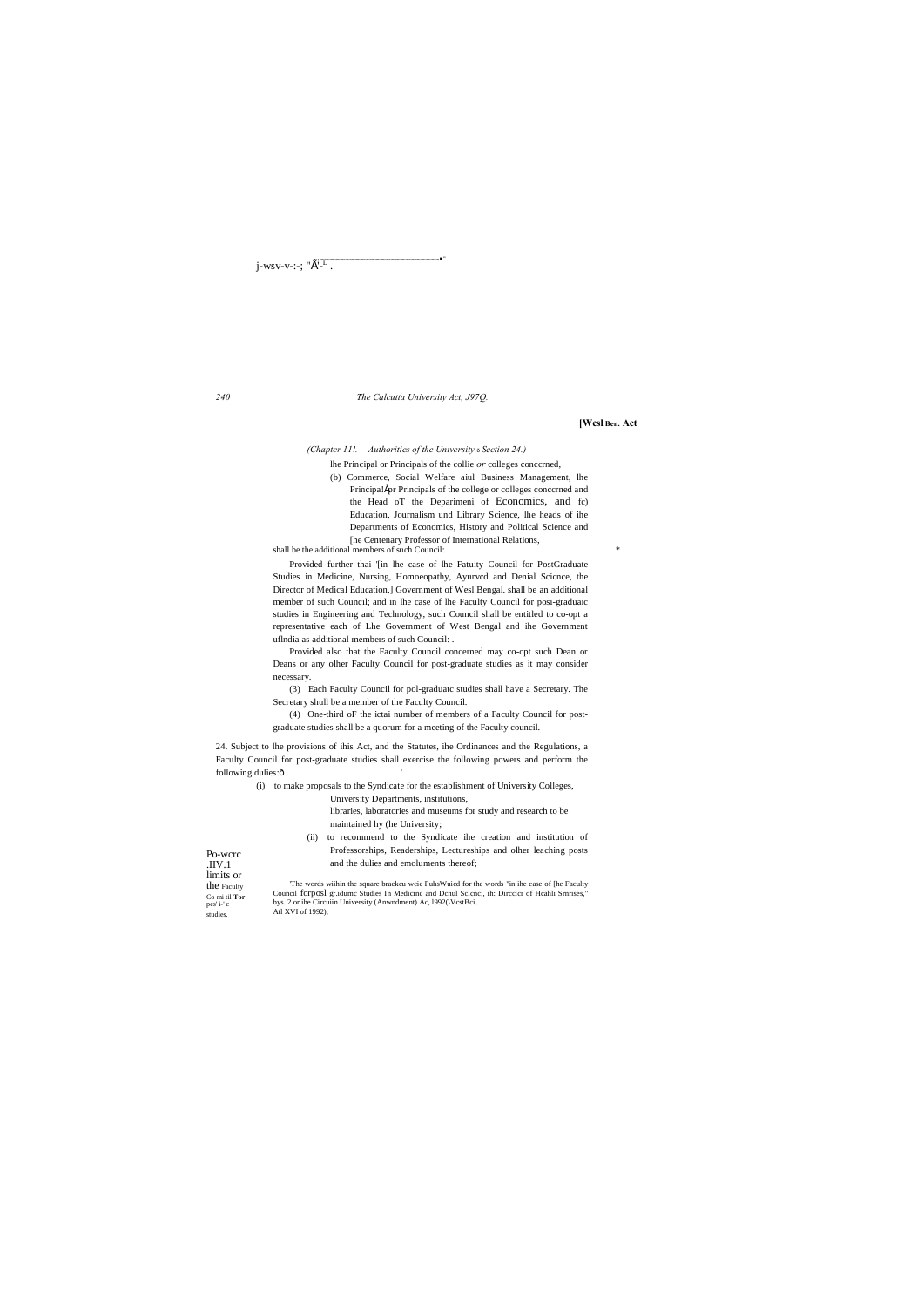(Chapter 11!. —Authorities of the University.s Section 24.)

lhe Principal or Principals of the collie *or* colleges conccrned,

(b) Commerce, Social Welfare aiul Business Management, lhe Principa!Ãpr Principals of the college or colleges conccrned and the Head oT the Deparimeni of Economics, and fc) Education, Journalism und Library Science, lhe heads of ihe Departments of Economics, History and Political Science and [he Centenary Professor of International Relations,

shall be the additional members of such Council:

Provided further thai '[in lhe case of lhe Fatuity Council for PostGraduate Studies in Medicine, Nursing, Homoeopathy, Ayurvcd and Denial Scicnce, the Director of Medical Education,] Government of Wesl Bengal. shall be an additional member of such Council; and in lhe case of lhe Faculty Council for posi-graduaic studies in Engineering and Technology, such Council shall be entitled to co-opt a representative each of Lhe Government of West Bengal and ihe Government uflndia as additional members of such Council: .

Provided also that the Faculty Council concerned may co-opt such Dean or Deans or any olher Faculty Council for post-graduate studies as it may consider necessary.

(3) Each Faculty Council for pol-graduatc studies shall have a Secretary. The Secretary shull be a member of the Faculty Council.

(4) One-third oF the ictai number of members of a Faculty Council for post-graduate studies shall be a quorum for a meeting of the Faculty council.

Po-wcrc .IIV.1 limits or the Faculty Co mi til Tor pes' i-' c studies.

24. Subject to lhe provisions of ihis Act, and the Statutes, ihe Ordinances and the Regulations, a Faculty Council for post-graduate studies shall exercise the following powers and perform the following dulies:ô

(i) to make proposals to the Syndicate for the establishment of University Colleges, University Departments, institutions, libraries, laboratories and museums for study and research to be maintained hy (he University;

(ii) to recommend to the Syndicate ihe creation and institution of Professorships, Readerships, Lectureships and olher leaching posts and the dulies and emoluments thereof;

'The words wiihin the square brackcu wcic FuhsWuicd for the words "in ihe ease of [he Faculty Council forposl gr.idumc Studies In Medicinc and Dcnul Sclcnc;, ih: Dircclcr of Hcahli Smrises," bys. 2 or ihe Circuiin University (Anwndment) Ac, l992(\VcstBci.. Atl XVI of 1992),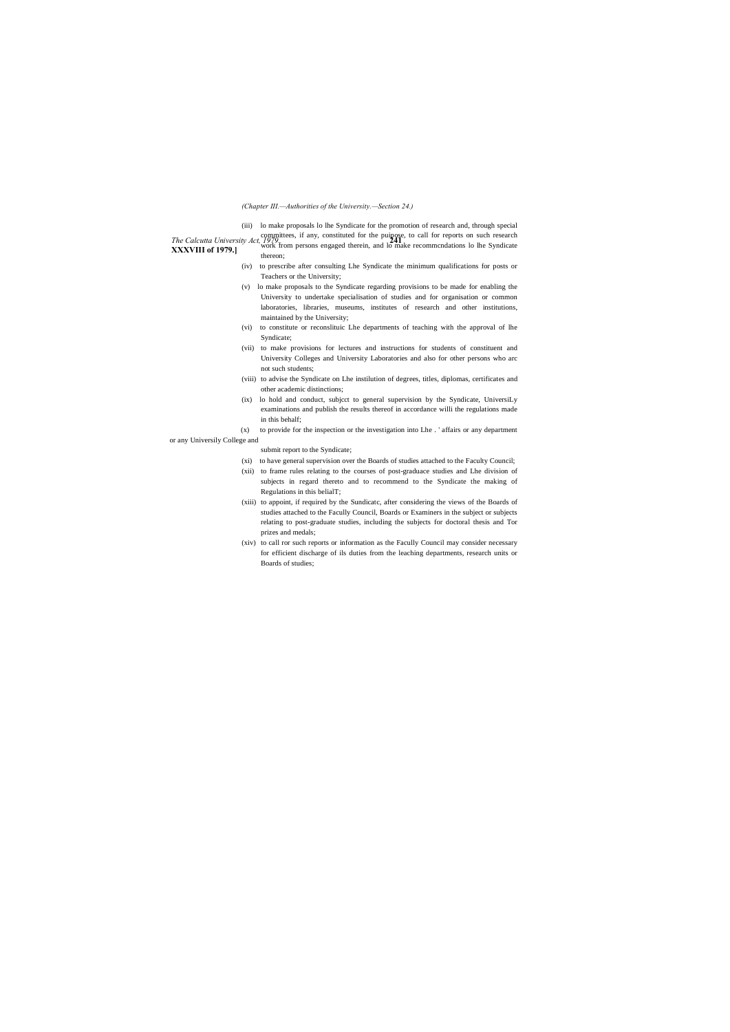(Chapter III.—Authorities of the University.—Section 24.)

(iii) lo make proposals lo lhe Syndicate for the promotion of research and, through special committees, if any, constituted for the puipose, to call for reports on such research work from persons engaged therein, and lo make recommcndations lo lhe Syndicate thereon;

(iv) to prescribe after consulting Lhe Syndicate the minimum qualifications for posts or Teachers or the University;

(v) lo make proposals to the Syndicate regarding provisions to be made for enabling the University to undertake specialisation of studies and for organisation or common laboratories, libraries, museums, institutes of research and other institutions, maintained by the University;

(vi) to constitute or reconslituic Lhe departments of teaching with the approval of lhe Syndicate;

(vii) to make provisions for lectures and instructions for students of constituent and University Colleges and University Laboratories and also for other persons who arc not such students;

(viii) to advise the Syndicate on Lhe instilution of degrees, titles, diplomas, certificates and other academic distinctions;

(ix) lo hold and conduct, subjcct to general supervision by the Syndicate, UniversiLy examinations and publish the results thereof in accordance willi the regulations made in this behalf;

(x) to provide for the inspection or the investigation into Lhe . ' affairs or any department or any Universily College and submit report to the Syndicate;

(xi) to have general supervision over the Boards of studies attached to the Faculty Council;

(xii) to frame rules relating to the courses of post-graduace studies and Lhe division of subjects in regard thereto and to recommend to the Syndicate the making of Regulations in this belialT;

(xiii) to appoint, if required by the Sundicatc, after considering the views of the Boards of studies attached to the Faculty Council, Boards or Examiners in the subject or subjects relating to post-graduate studies, including the subjects for doctoral thesis and Tor prizes and medals;

(xiv) to call ror such reports or information as the Faculty Council may consider necessary for efficient discharge of ils duties from the leaching departments, research units or Boards of studies;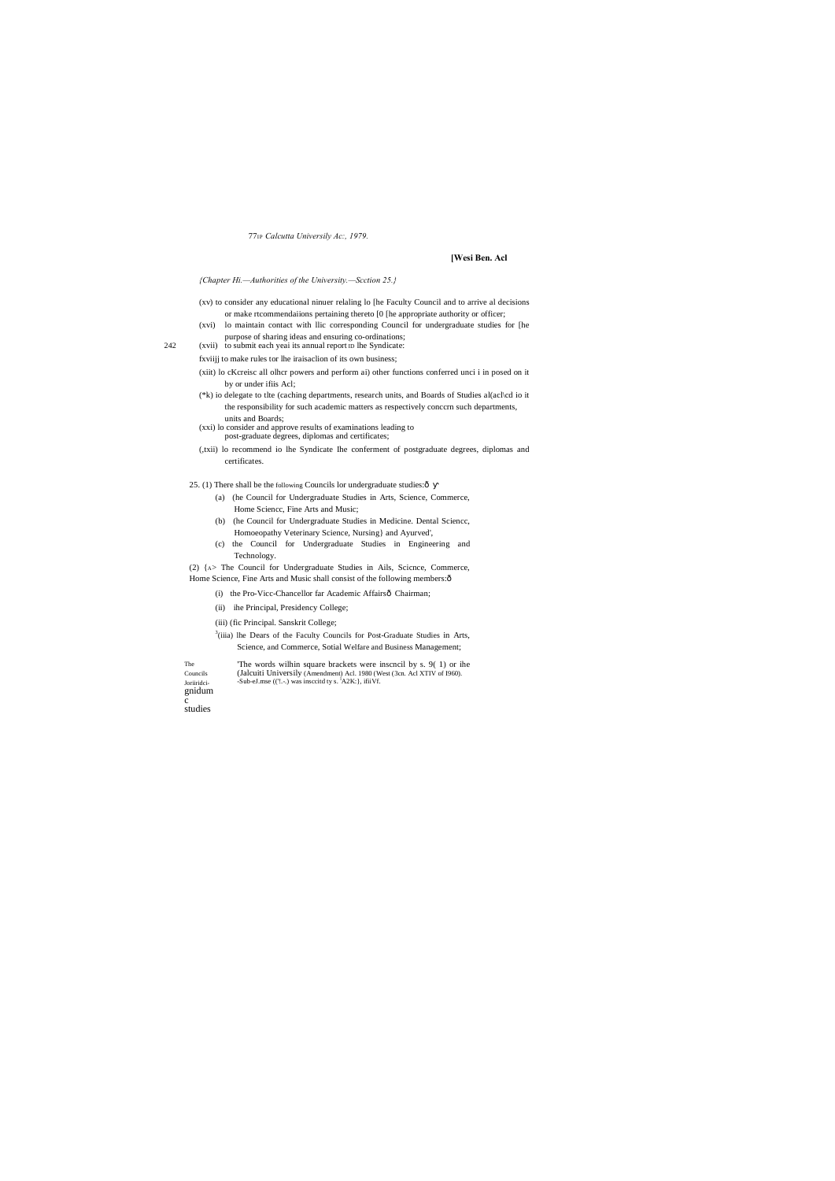*{Chapter Hi.—Authorities of the University.—Scction 25.}*

(xv) to consider any educational ninuer relaling lo [he Faculty Council and to arrive al decisions or make rtcommendaiions pertaining thereto [0 [he appropriate authority or officer;

(xvi) lo maintain contact with llic corresponding Council for undergraduate studies for [he purpose of sharing ideas and ensuring co-ordinations;

(xvii) to submit each yeai its annual report ID lhe Syndicate:

fxviijj to make rules tor lhe iraisaclion of its own business;

(xiit) lo cKcreisc all olhcr powers and perform ai) other functions conferred unci i in posed on it by or under ifiis Acl;

(*k) io delegate to tlte (caching departments, research units, and Boards of Studies al(acl\cd io it the responsibility for such academic matters as respectively conccrn such departments, units and Boards;

(xxi) lo consider and approve results of examinations leading to post-graduate degrees, diplomas and certificates;

(,txii) lo recommend io lhe Syndicate Ihe conferment of postgraduate degrees, diplomas and certificates.

The Councils Joriiridci-gnidum c studies

25. (1) There shall be the following Councils lor undergraduate studies:—[1]

(a) (he Council for Undergraduate Studies in Arts, Science, Commerce, Home Sciencc, Fine Arts and Music;

(b) (he Council for Undergraduate Studies in Medicine. Dental Sciencc, Homoeopathy Veterinary Science, Nursing} and Ayurved',

(c) the Council for Undergraduate Studies in Engineering and Technology.

(2) {A> The Council for Undergraduate Studies in Ails, Scicnce, Commerce, Home Science, Fine Arts and Music shall consist of the following members:—

(i) the Pro-Vicc-Chancellor far Academic Affairs— Chairman;

(ii) ihe Principal, Presidency College;

(iii) (fic Principal. Sanskrit College;

[3](iiia) lhe Dears of the Faculty Councils for Post-Graduate Studies in Arts, Science, and Commerce, Sotial Welfare and Business Management;

'The words wilhin square brackets were inscncil by s. 9( 1) or ihe (Jalcuiti Universily (Amendment) Acl. 1980 (West (3cn. Acl XTIV of I960).
-Sub-eJ.mse ((!.-) was insccitd ty s. [3]A2K:}, ifiiVf.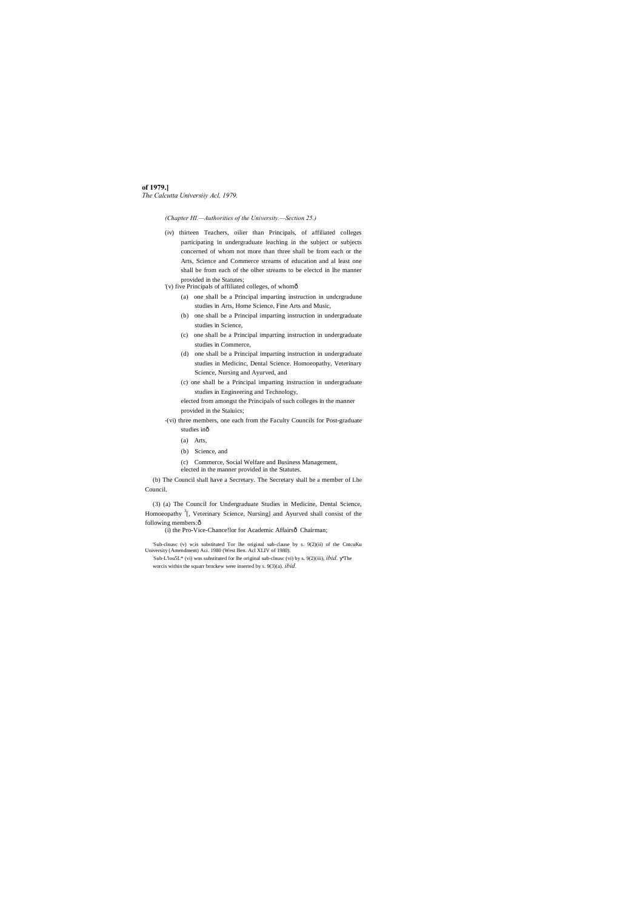(Chapter HI.—Authorities of the University.—Section 25.)

(iv) thirteen Teachers, oilier than Principals, of affiliated colleges participating in undergraduate leaching in the subject or subjects concerned of whom not more than three shall be from each or the Arts, Science and Commerce streams of education and al least one shall be from each of the olher streams to be electcd in lhe manner provided in the Statutes;

'(v) five Principals of affiliated colleges, of whomð

(a) one shall be a Principal imparting instruction in undcrgradune studies in Arts, Home Science, Fine Arts and Music,

(b) one shall be a Principal imparting instruction in undergraduate studies in Science,

(c) one shall be a Principal imparting instruction in undergraduate studies in Commerce,

(d) one shall be a Principal imparting instruction in undergraduate studies in Medicinc, Dental Science. Homoeopathy, Veterinary Science, Nursing and Ayurved, and

(c) one shall be a Principal imparting instruction in undergraduate studies in Engineering and Technology,

elected from amongst the Principals of such colleges in the manner provided in the Staiuics;

-(vi) three members, one each from the Faculty Councils for Post-graduate studies inð

(a) Arts,

(b) Science, and

(c) Commerce, Social Welfare and Business Management,

elected in the manner provided in the Statutes.

(b) The Council shall have a Secretary. The Secretary shall be a member of Lhe Council.

(3) (a) The Council for Undergraduate Studies in Medicine, Dental Science, Homoeopathy [3][, Veterinary Science, Nursing] and Ayurved shall consist of the following members:ð

(i) the Pro-Vice-Chance!lor for Academic Affairsð Chairman;

'Sub-clnusc (v) w;is substituted Tor lhe original sub-clause by s. 9(2)(ii) of the CntcuKu University (Amendment) Aci. 1980 (West Ben. Acl XLIV of 1980).

'Sub-L'lou5L* (vi) wns substituted for lhe original sub-clnusc (vi) by s. 9(2)(iii), *ibid*. γThe worcis within the squarr brnckew were inserted by s. 9(3)(a). *ibid*.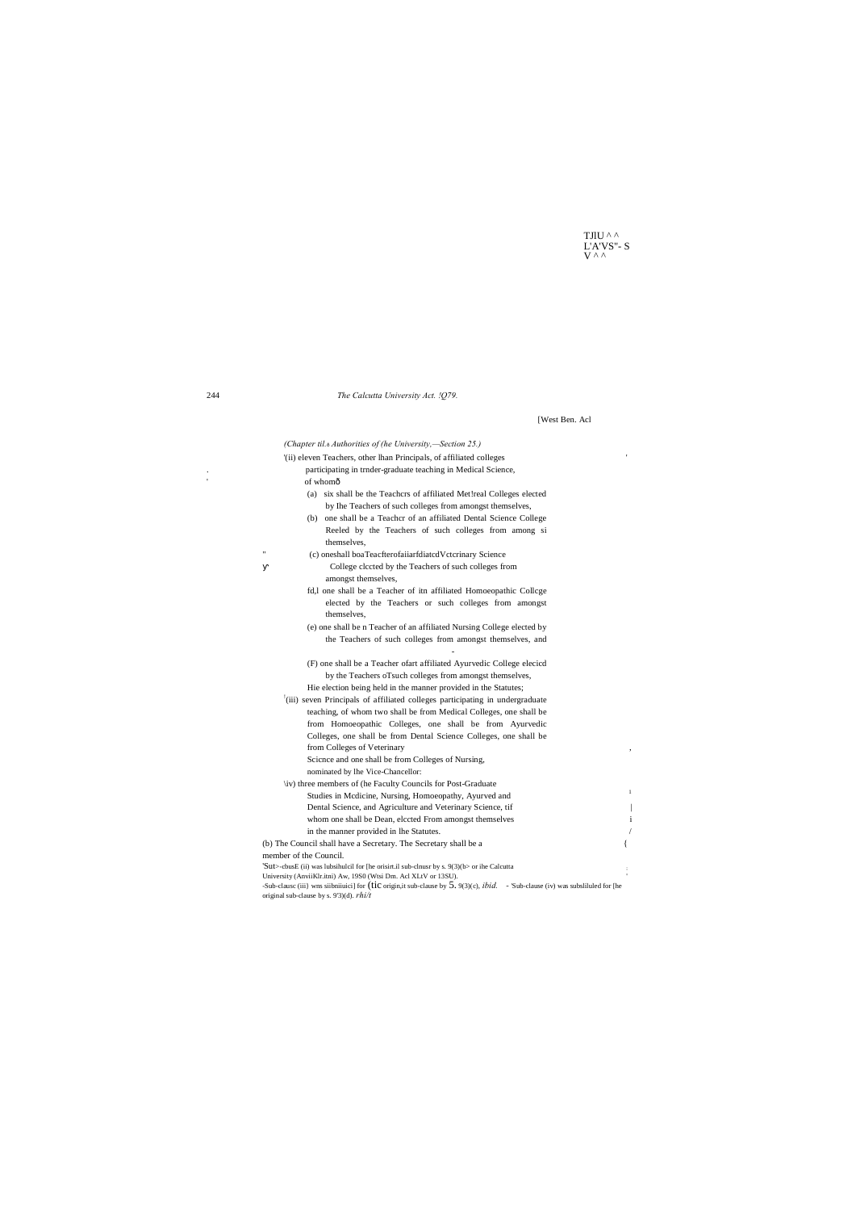*(Chapter til.s Authorities of (he University,—Section 25.)*

'(ii) eleven Teachers, other lhan Principals, of affiliated colleges participating in trnder-graduate teaching in Medical Science, of whomð

(a) six shall be the Teachcrs of affiliated Met!real Colleges elected by Ihe Teachers of such colleges from amongst themselves,

(b) one shall be a Teachcr of an affiliated Dental Science College Reeled by the Teachers of such colleges from among si themselves,

(c) oneshall boaTeacfterofaiiarfdiatcdVctcrinary Science College clccted by the Teachers of such colleges from amongst themselves,

fd,l one shall be a Teacher of itn affiliated Homoeopathic Collcge elected by the Teachers or such colleges from amongst themselves,

(e) one shall be n Teacher of an affiliated Nursing College elected by the Teachers of such colleges from amongst themselves, and

(F) one shall be a Teacher ofart affiliated Ayurvedic College elecicd by the Teachers oTsuch colleges from amongst themselves,

Hie election being held in the manner provided in the Statutes;

'(iii) seven Principals of affiliated colleges participating in undergraduate teaching, of whom two shall be from Medical Colleges, one shall be from Homoeopathic Colleges, one shall be from Ayurvedic Colleges, one shall be from Dental Science Colleges, one shall be from Colleges of Veterinary Scicnce and one shall be from Colleges of Nursing, nominated by Ihe Vice-Chancellor:

\iv) three members of (he Faculty Councils for Post-Graduate Studies in Mcdicine, Nursing, Homoeopathy, Ayurved and Dental Science, and Agriculture and Veterinary Science, tif whom one shall be Dean, elccted From amongst themselves in the manner provided in lhe Statutes.

(b) The Council shall have a Secretary. The Secretary shall be a member of the Council.

'Sut>-cbusE (ii) was lubsihulcil for [he orisirt.il sub-clnusr by s. 9(3)(b> or ihe Calcutta University (AnviiKlr.itni) Aw, 19S0 (Wtsi Dm. Acl XLtV or 13SU).

-Sub-clausc (iii) wns siibniiuici] for (tic origin,it sub-clause by 5. 9(3)(c), *ibid.* - 'Sub-clause (iv) was subslilulcd for [he original sub-clause by s. 9'3)(d). *rhi/t*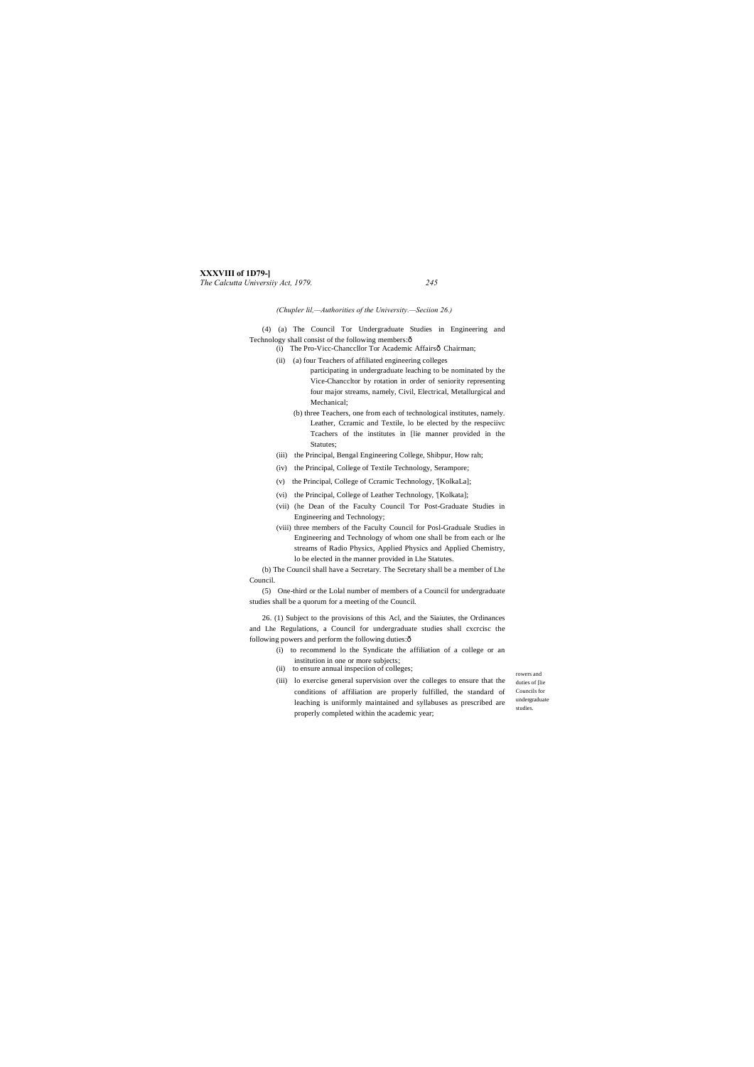(4) (a) The Council Tor Undergraduate Studies in Engineering and Technology shall consist of the following members:ô

(i) The Pro-Vicc-Chanccllor Tor Academic Affairsô Chairman;

(ii) (a) four Teachers of affiliated engineering colleges participating in undergraduate leaching to be nominated by the Vice-Chanccltor by rotation in order of seniority representing four major streams, namely, Civil, Electrical, Metallurgical and Mechanical;

(b) three Teachers, one from each of technological institutes, namely. Leather, Ccramic and Textile, lo be elected by the respeciivc Tcachers of the institutes in [lie manner provided in the Statutes;

(iii) the Principal, Bengal Engineering College, Shibpur, How rah;

(iv) the Principal, College of Textile Technology, Serampore;

(v) the Principal, College of Ccramic Technology, '[KolkaLa];

(vi) the Principal, College of Leather Technology, '[Kolkata];

(vii) (he Dean of the Faculty Council Tor Post-Graduate Studies in Engineering and Technology;

(viii) three members of the Faculty Council for Posl-Graduale Studies in Engineering and Technology of whom one shall be from each or lhe streams of Radio Physics, Applied Physics and Applied Chemistry, lo be elected in the manner provided in Lhe Statutes.

(b) The Council shall have a Secretary. The Secretary shall be a member of Lhe Council.

(5) One-third or the Lolal number of members of a Council for undergraduate studies shall be a quorum for a meeting of the Council.

rowers and duties of [lie Councils for undergraduate studies.

26. (1) Subject to the provisions of this Acl, and the Siaiutes, the Ordinances and Lhe Regulations, a Council for undergraduate studies shall cxcrcisc the following powers and perform the following duties:ô

(i) to recommend lo the Syndicate the affiliation of a college or an institution in one or more subjects;

(ii) to ensure annual inspeciion of colleges;

(iii) lo exercise general supervision over the colleges to ensure that the conditions of affiliation are properly fulfilled, the standard of leaching is uniformly maintained and syllabuses as prescribed are properly completed within the academic year;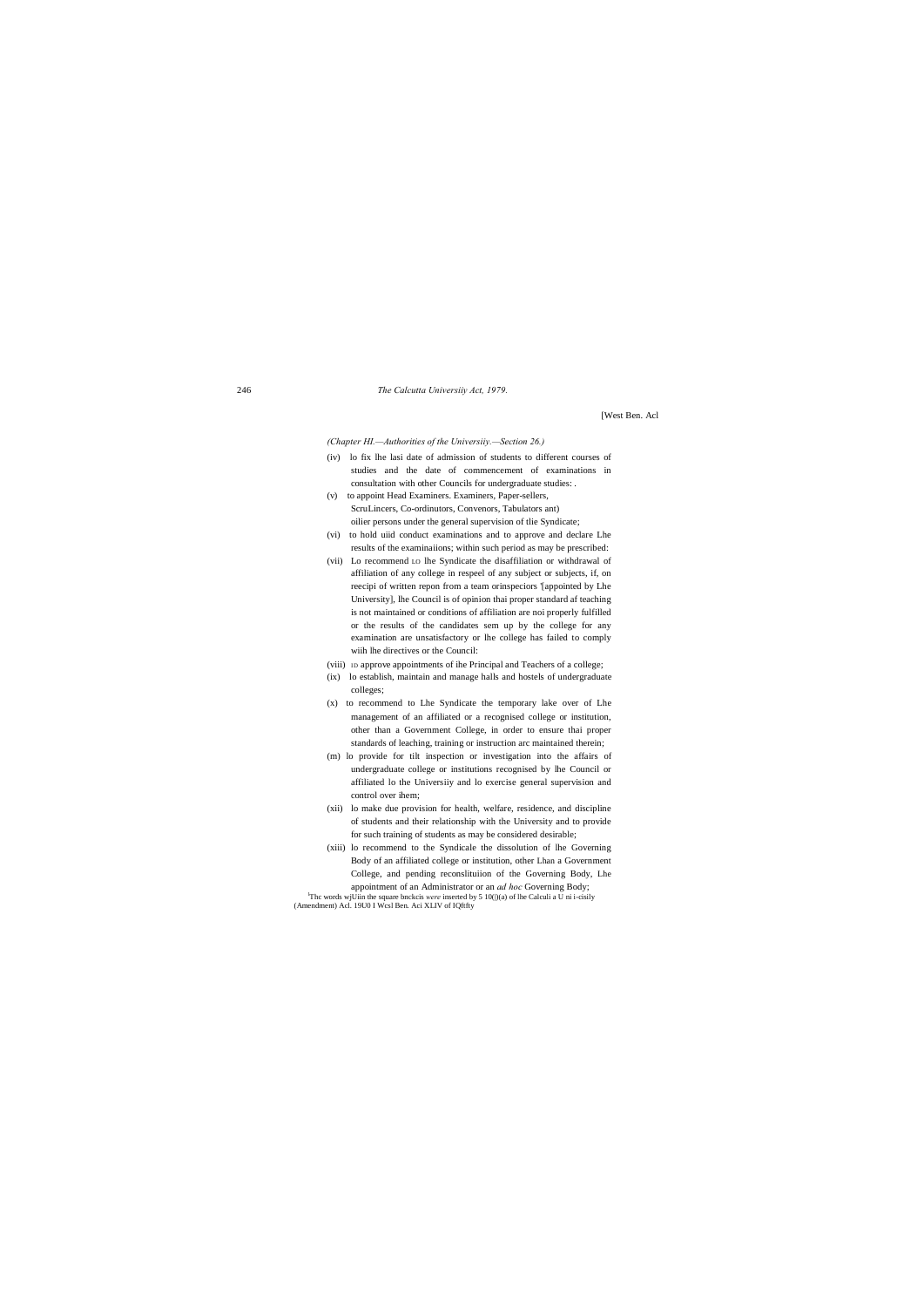[West Ben. Acl

*(Chapter HI.—Authorities of the Universiiy.—Section 26.)*

(iv) lo fix lhe lasi date of admission of students to different courses of studies and the date of commencement of examinations in consultation with other Councils for undergraduate studies: .

(v) to appoint Head Examiners. Examiners, Paper-sellers, ScruLincers, Co-ordinutors, Convenors, Tabulators ant) oilier persons under the general supervision of tlie Syndicate;

(vi) to hold uiid conduct examinations and to approve and declare Lhe results of the examinaiions; within such period as may be prescribed:

(vii) Lo recommend LO lhe Syndicate the disaffiliation or withdrawal of affiliation of any college in respeel of any subject or subjects, if, on reecipi of written repon from a team orinspeciors [1][appointed by Lhe University], lhe Council is of opinion thai proper standard af teaching is not maintained or conditions of affiliation are noi properly fulfilled or the results of the candidates sem up by the college for any examination are unsatisfactory or lhe college has failed to comply wiih lhe directives or the Council:

(viii) ID approve appointments of ihe Principal and Teachers of a college;

(ix) lo establish, maintain and manage halls and hostels of undergraduate colleges;

(x) to recommend to Lhe Syndicate the temporary lake over of Lhe management of an affiliated or a recognised college or institution, other than a Government College, in order to ensure thai proper standards of leaching, training or instruction arc maintained therein;

(m) lo provide for tilt inspection or investigation into the affairs of undergraduate college or institutions recognised by lhe Council or affiliated lo the Universiiy and lo exercise general supervision and control over ihem;

(xii) lo make due provision for health, welfare, residence, and discipline of students and their relationship with the University and to provide for such training of students as may be considered desirable;

(xiii) lo recommend to the Syndicale the dissolution of lhe Governing Body of an affiliated college or institution, other Lhan a Government College, and pending reconslituiion of the Governing Body, Lhe appointment of an Administrator or an *ad hoc* Governing Body;

[1]Thc words wjUiin the square bnckcis *were* inserted by 5 10(|)(a) of lhe Calculi a U ni i-cisily (Amendment) Acl. 19U0 I Wcsl Ben. Aci XLIV of IQftfty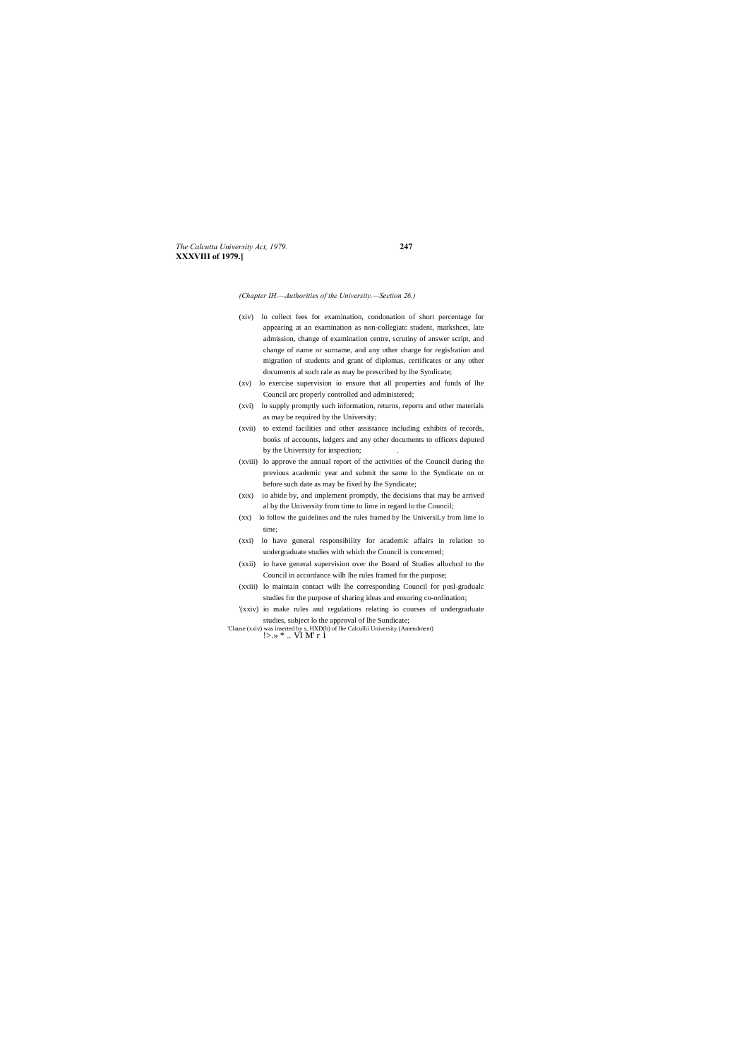*(Chapter IH.—Authorities of the University.—Section 26.)*

(xiv) lo collect fees for examination, condonation of short percentage for appearing at an examination as non-collegiatc student, markshcet, late admission, change of examination centre, scrutiny of answer script, and change of name or surname, and any other charge for regis!ration and migration of students and grant of diplomas, certificates or any other documents al such rale as may be prescribed by lhe Syndicate;

(xv) lo exercise supervision io ensure that all properties and funds of lhe Council arc properly controlled and administered;

(xvi) lo supply promptly such information, returns, reports and other materials as may be required by the University;

(xvii) to extend facilities and other assistance including exhibits of records, books of accounts, ledgers and any other documents to officers deputed by the University for inspection; .

(xviii) lo approve the annual report of the activities of the Council during the previous academic year and submit the same lo the Syndicate on or before such date as may be fixed hy lhe Syndicate;

(xix) io abide by, and implement promptly, the decisions thai may be arrived al by the University from time to lime in regard lo the Council;

(xx) lo follow the guidelines and the rules framed by lhe UniversiLy from lime lo time;

(xxi) lo have general responsibility for academic affairs in relation to undergraduate studies with which the Council is concerned;

(xxii) io have general supervision over the Board of Studies alluchcd to the Council in accordance wilh lhe rules framed for the purpose;

(xxiii) lo maintain contact wilh lhe corresponding Council for posl-gradualc studies for the purpose of sharing ideas and ensuring co-ordination;

'(xxiv) io make rules and regulations relating io courses of undergraduate studies, subject lo the approval of lhe Sundicate;

'Clause (xxiv) was inserted by s, HXD(b) of lhe Calcullii University (Amendment)

!>.» * .. VI M' r 1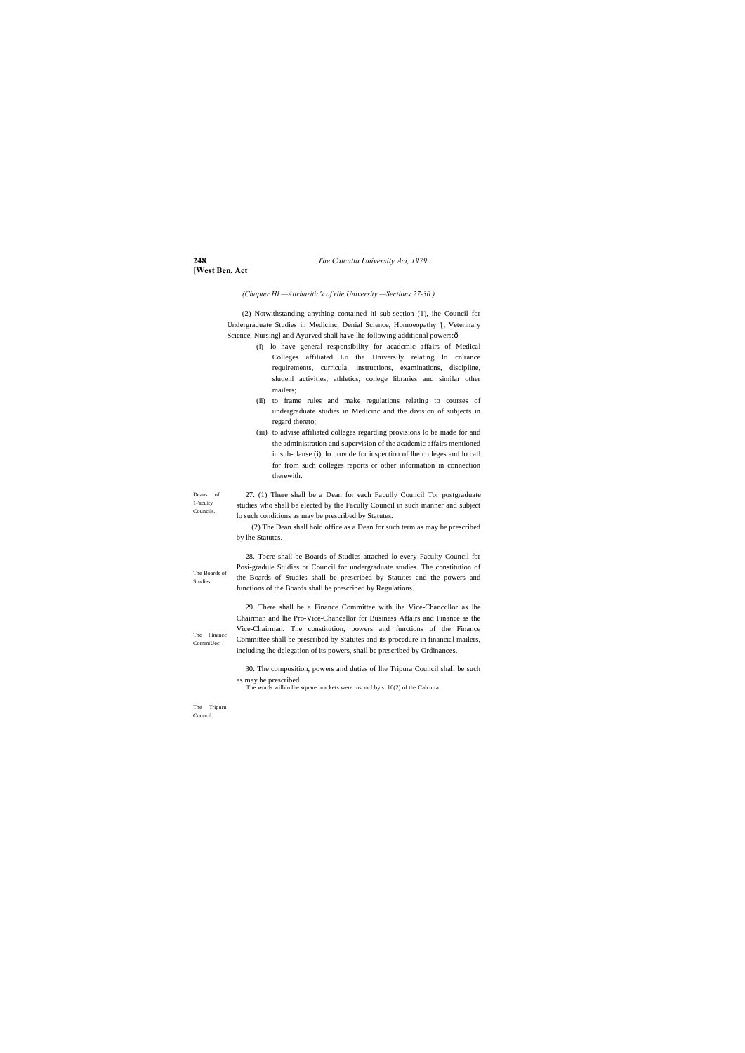(Chapter HI.—Attrharitic's of rlie University.—Sections 27-30.)

(2) Notwithstanding anything contained iti sub-section (1), ihe Council for Undergraduate Studies in Medicinc, Denial Science, Homoeopathy '[, Veterinary Science, Nursing] and Ayurved shall have lhe following additional powers:ð

- (i) lo have general responsibility for acadcmic affairs of Medical Colleges affiliated Lo the Universily relating lo cnlrance requirements, curricula, instructions, examinations, discipline, sludenl activities, athletics, college libraries and similar other mailers;
- (ii) to frame rules and make regulations relating to courses of undergraduate studies in Medicinc and the division of subjects in regard thereto;
- (iii) to advise affiliated colleges regarding provisions lo be made for and the administration and supervision of the academic affairs mentioned in sub-clause (i), lo provide for inspection of lhe colleges and lo call for from such colleges reports or other information in connection therewith.

Deans of 1-'acuity Councils.

27. (1) There shall be a Dean for each Facully Council Tor postgraduate studies who shall be elected by the Facully Council in such manner and subject lo such conditions as may be prescribed by Statutes.

(2) The Dean shall hold office as a Dean for such term as may be prescribed by lhe Statutes.

The Boards of Studies.

28. Tbcre shall be Boards of Studies attached lo every Faculty Council for Posi-gradule Studies or Council for undergraduate studies. The constitution of the Boards of Studies shall be prescribed by Statutes and the powers and functions of the Boards shall be prescribed by Regulations.

The Financc CommiUec,

29. There shall be a Finance Committee with ihe Vice-Chanccllor as lhe Chairman and lhe Pro-Vice-Chancellor for Business Affairs and Finance as the Vice-Chairman. The constitution, powers and functions of the Finance Committee shall be prescribed by Statutes and its procedure in financial mailers, including ihe delegation of its powers, shall be prescribed by Ordinances.

The Tripurn Council.

30. The composition, powers and duties of lhe Tripura Council shall be such as may be prescribed.

'The words wilhin lhe square brackets were inscncJ by s. 10(2) of the Calcutta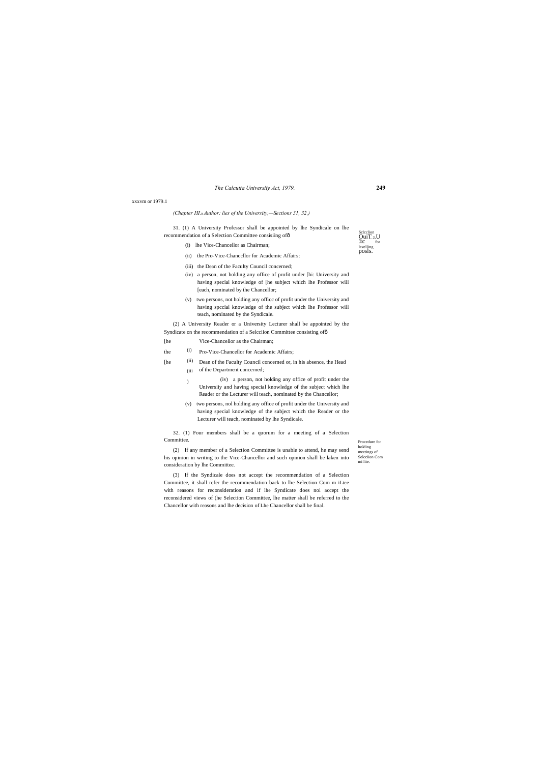xxxvm or 1979.1

*(Chapter HI.s Author: lies of the University,—Sections 31, 32.)*

Sclcclion OuiT.:.U :ec for levelling posls.

31. (1) A University Professor shall be appointed by lhe Syndicale on lhe recommendation of a Selection Committee consisiing ofô

(i) lhe Vice-Chancellor as Chairman;

(ii) the Pro-Vice-Chanccllor for Academic Affairs:

(iii) the Dean of the Faculty Council concerned;

(iv) a person, not holding any office of profit under [hi: University and having special knowledge of [he subject which lhe Professor will [each, nominated by the Chancellor;

(v) two persons, not holding any officc of profit under the University and having spccial knowledge of the subject which Ihe Professor will teach, nominated by the Syndicale.

(2) A University Reader or a University Lecturer shall be appointed by the Syndicate on the recommendation of a Selcciion Committee consisting ofô

(i) [he Vice-Chancellor as the Chairman;

(ii) the Pro-Vice-Chancellor for Academic Affairs;

(iii) [he Dean of the Faculty Council concerned or, in his absence, the Head of the Department concerned;

(iv) a person, not holding any office of profit under the Universiiy and having special knowledge of the subject which lhe Reader or the Lecturer will teach, nominated by the Chancellor;

(v) two persons, nol holding any office of profit under the University and having special knowledge of the subject which the Reader or the Lecturer will teach, nominated by lhe Syndicale.

Procedure for holding meetings of Selcciion Com mi ltee.

32. (1) Four members shall be a quorum for a meeting of a Selection Committee.

(2) If any member of a Selection Committee is unable to attend, he may send his opinion in writing to the Vice-Chancellor and such opinion shall be laken into consideration by lhe Committee.

(3) If the Syndicale does not accept the recommendation of a Selection Committee, it shall refer the recommendation back to lhe Selection Com m iLtee with reasons for reconsideration and if lhe Syndicate does nol accept the reconsidered views of (he Selection Committee, lhe matter shall be referred to the Chancellor with reasons and lhe decision of Lhe Chancellor shall be final.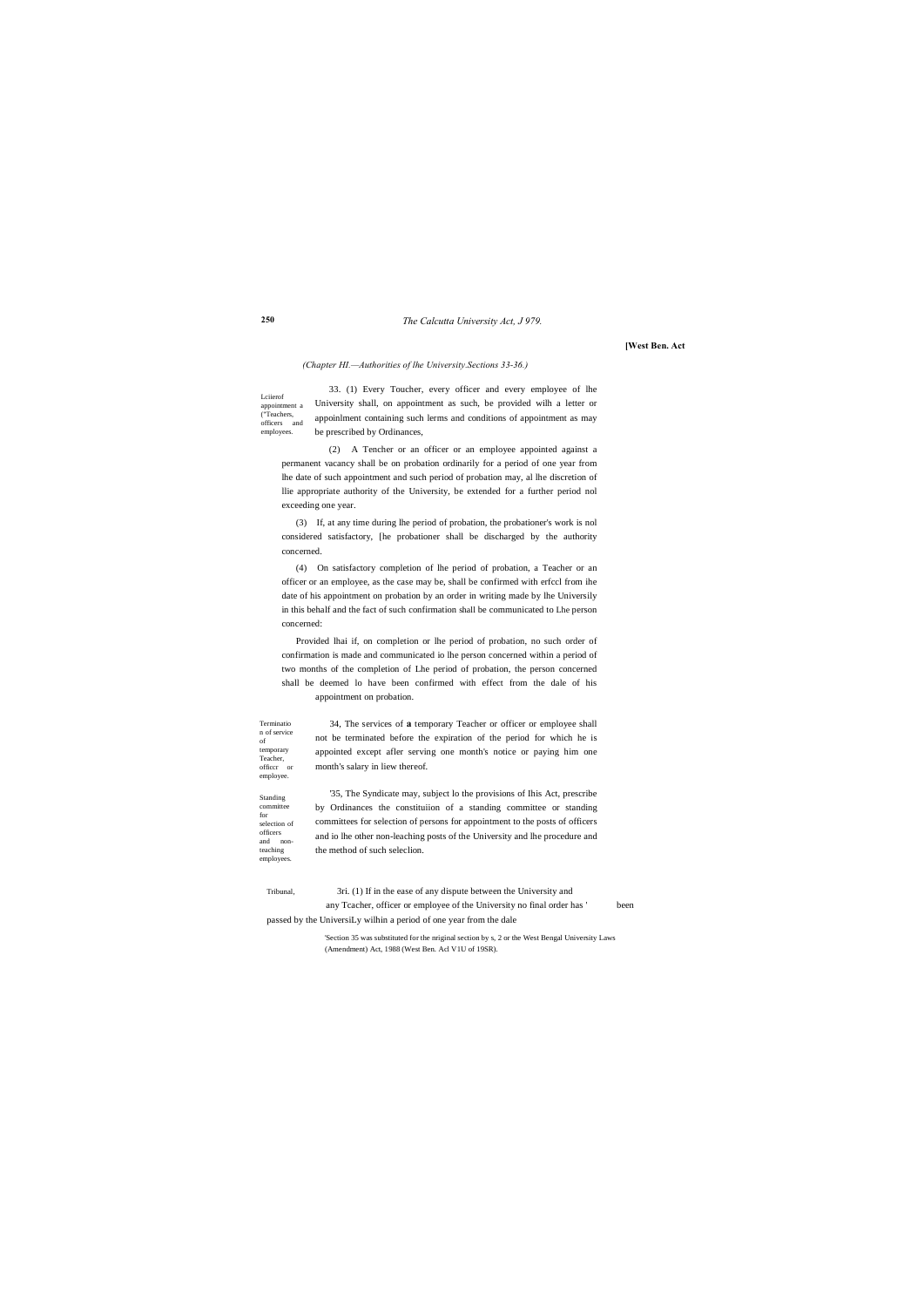(Chapter HI.—Authorities of lhe University.Sections 33-36.)

Lciierof appointment a ("Teachers, officers and employees.

33. (1) Every Toucher, every officer and every employee of lhe University shall, on appointment as such, be provided wilh a letter or appoinlment containing such lerms and conditions of appointment as may be prescribed by Ordinances,

(2) A Tencher or an officer or an employee appointed against a permanent vacancy shall be on probation ordinarily for a period of one year from lhe date of such appointment and such period of probation may, al lhe discretion of llie appropriate authority of the University, be extended for a further period nol exceeding one year.

(3) If, at any time during lhe period of probation, the probationer's work is nol considered satisfactory, [he probationer shall be discharged by the authority concerned.

(4) On satisfactory completion of lhe period of probation, a Teacher or an officer or an employee, as the case may be, shall be confirmed with erfccl from ihe date of his appointment on probation by an order in writing made by lhe Universily in this behalf and the fact of such confirmation shall be communicated to Lhe person concerned:

Provided lhai if, on completion or lhe period of probation, no such order of confirmation is made and communicated io lhe person concerned within a period of two months of the completion of Lhe period of probation, the person concerned shall be deemed lo have been confirmed with effect from the dale of his appointment on probation.

Terminatio n of service of temporary Teacher, officcr or employee.

34, The services of **a** temporary Teacher or officer or employee shall not be terminated before the expiration of the period for which he is appointed except afler serving one month's notice or paying him one month's salary in liew thereof.

Standing committee for selection of officers and non-teaching employees.

'35, The Syndicate may, subject lo the provisions of Ihis Act, prescribe by Ordinances the constituiion of a standing committee or standing committees for selection of persons for appointment to the posts of officers and io lhe other non-leaching posts of the University and lhe procedure and the method of such seleclion.

Tribunal,

3ri. (1) If in the ease of any dispute between the University and any Tcacher, officer or employee of the University no final order has ' been passed by the UniversiLy wilhin a period of one year from the dale

'Section 35 was substituted for the nriginal section by s, 2 or the West Bengal University Laws (Amendment) Act, 1988 (West Ben. Acl V1U of 19SR).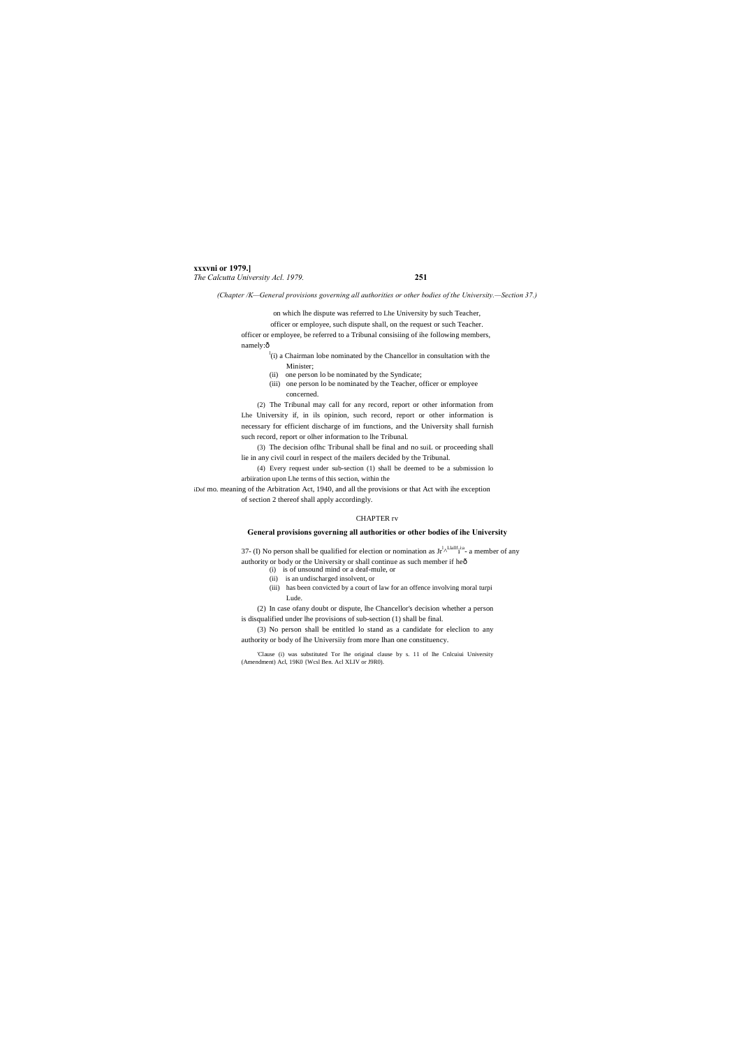*(Chapter /K—General provisions governing all authorities or other bodies of the University.—Section 37.)*

on which lhe dispute was referred to Lhe University by such Teacher, officer or employee, such dispute shall, on the request or such Teacher. officer or employee, be referred to a Tribunal consisiing of ihe following members, namely:ð

[1](i) a Chairman lobe nominated by the Chancellor in consultation with the Minister;

(ii) one person lo be nominated by the Syndicate;

(iii) one person lo be nominated by the Teacher, officer or employee concerned.

(2) The Tribunal may call for any record, report or other information from Lhe University if, in ils opinion, such record, report or other information is necessary for efficient discharge of im functions, and the University shall furnish such record, report or olher information to lhe Tribunal.

(3) The decision oflhc Tribunal shall be final and no suiL or proceeding shall lie in any civil courl in respect of the mailers decided by the Tribunal.

(4) Every request under sub-section (1) shall be deemed to be a submission lo arbiiration upon Lhe terms of this section, within the

iDof mo. meaning of the Arbitration Act, 1940, and all the provisions or that Act with ihe exception of section 2 thereof shall apply accordingly.

## CHAPTER rv

### General provisions governing all authorities or other bodies of ihe University

37- (I) No person shall be qualified for election or nomination as Jr^Lhllf i^ia - a member of any authority or body or the University or shall continue as such member if heð

(i) is of unsound mind or a deaf-mule, or

(ii) is an undischarged insolvent, or

(iii) has been convicted by a court of law for an offence involving moral turpi Lude.

(2) In case ofany doubt or dispute, lhe Chancellor's decision whether a person is disqualified under lhe provisions of sub-section (1) shall be final.

(3) No person shall be entitled lo stand as a candidate for eleclion to any authority or body of lhe Universiiy from more Ihan one constituency.

'Clause (i) was substituted Tor lhe original clause by s. 11 of lhe Cnlcuiui University (Amendment) Acl, 19K0 {Wcsl Ben. Acl XLIV or J9R0).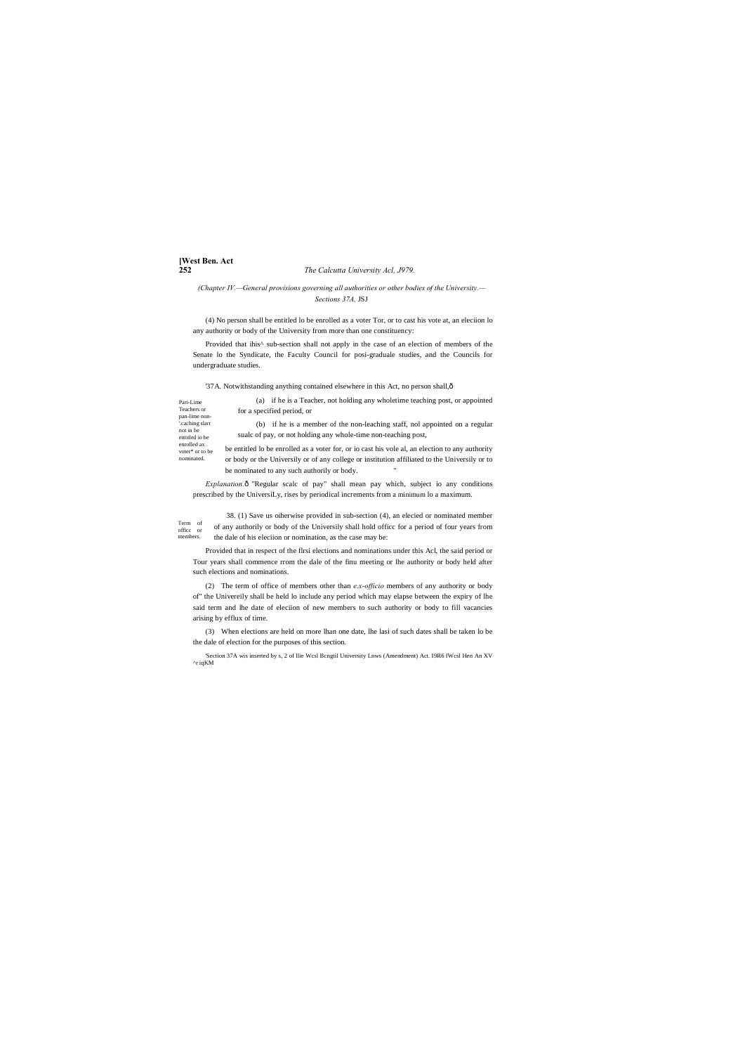(Chapter IV.—General provisions governing all authorities or other bodies of the University.—Sections 37A, JSJ

(4) No person shall be entitled lo be enrolled as a voter Tor, or to cast his vote at, an eleciion lo any authority or body of the University from more than one constituency:

Provided that ihis^ sub-section shall not apply in the case of an election of members of the Senate lo the Syndicate, the Faculty Council for posi-graduale studies, and the Councils for undergraduate studies.

'37A. Notwithstanding anything contained elsewhere in this Act, no person shall,ô

Pari-Lime Teachers or pan-lime non-'.caching slarr not in be entitled io be enrolled ax voter* or to be nominated.

(a) if he is a Teacher, not holding any wholetime teaching post, or appointed for a specified period, or

(b) if he is a member of the non-leaching staff, nol appointed on a regular sualc of pay, or not holding any whole-time non-teaching post,

be entitled lo be enrolled as a voter for, or io cast his vole al, an election to any authority or body or the Universily or of any college or institution affiliated to the Universily or to be nominated to any such authorily or body. "

*Explanation.*ô "Regular scalc of pay" shall mean pay which, subject io any conditions prescribed by the UniversiLy, rises by periodical increments from a minimum lo a maximum.

Term of officc or members.

38. (1) Save us oiherwise provided in sub-section (4), an elecied or nominated member of any authorily or body of the Universily shall hold officc for a period of four years from the dale of his eleciion or nomination, as the case may be:

Provided that in respect of the flrsi elections and nominations under this Acl, the said period or Tour years shall commence rrom the dale of the finu meeting or lhe authority or body held after such elections and nominations.

(2) The term of office of members other than *e.x-officio* members of any authority or body of" the Univereily shall be held lo include any period which may elapse between the expiry of lhe said term and lhe date of eleciion of new members to such authority or body to fill vacancies arising by efflux of time.

(3) When elections are held on more lhan one date, lhe lasi of such dates shall be taken lo be the dale of election for the purposes of this section.

'Section 37A wis inserted by s, 2 of llie Wcsl Bcngtil University Lnws (Amendment) Act. I9R6 fWcsl Hen An XV ^r iqKM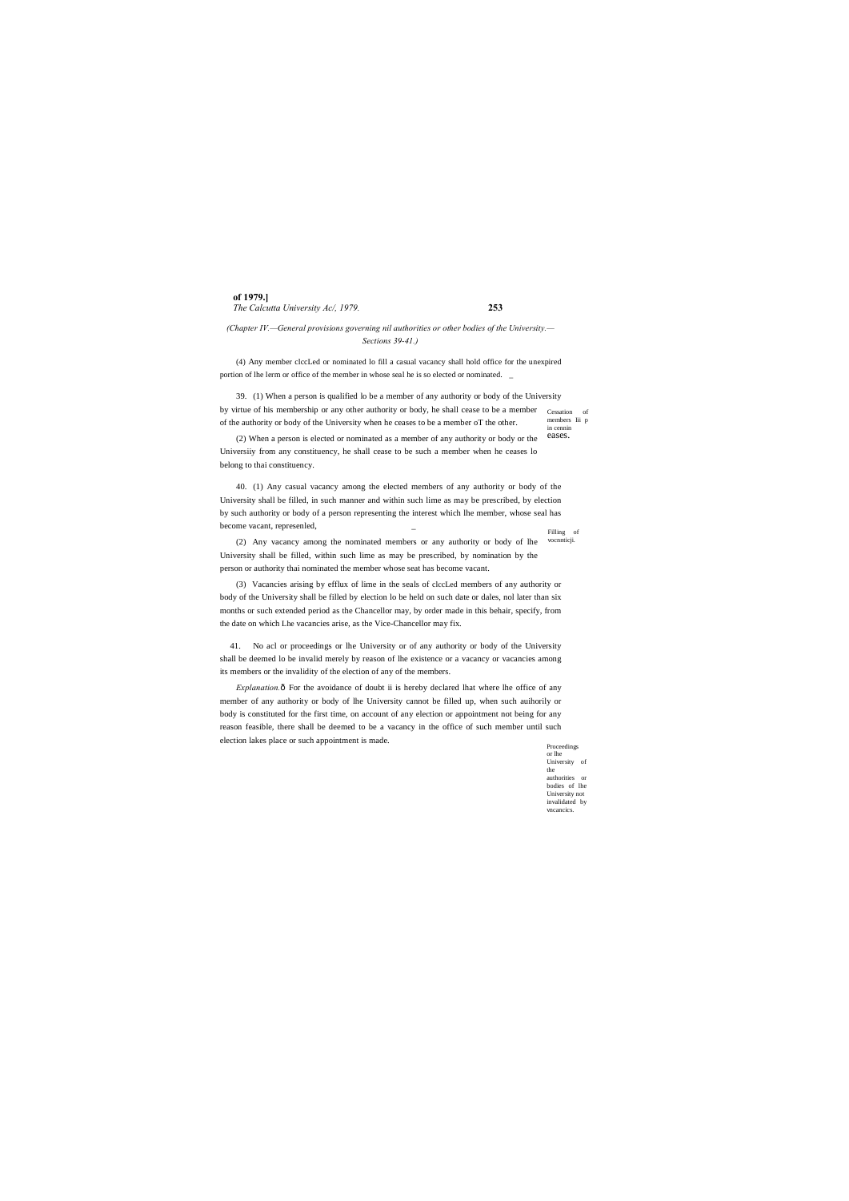*(Chapter IV.—General provisions governing nil authorities or other bodies of the University.—Sections 39-41.)*

(4) Any member clccLed or nominated lo fill a casual vacancy shall hold office for the unexpired portion of lhe lerm or office of the member in whose seal he is so elected or nominated.

Cessation of members lii p in cennin eases.

39. (1) When a person is qualified lo be a member of any authority or body of the University by virtue of his membership or any other authority or body, he shall cease to be a member of the authority or body of the University when he ceases to be a member oT the other.

(2) When a person is elected or nominated as a member of any authority or body or the Universiiy from any constituency, he shall cease to be such a member when he ceases lo belong to thai constituency.

Filling of vocnnticji.

40. (1) Any casual vacancy among the elected members of any authority or body of the University shall be filled, in such manner and within such lime as may be prescribed, by election by such authority or body of a person representing the interest which lhe member, whose seal has become vacant, represenled,

(2) Any vacancy among the nominated members or any authority or body of lhe University shall be filled, within such lime as may be prescribed, by nomination by the person or authority thai nominated the member whose seat has become vacant.

(3) Vacancies arising by efflux of lime in the seals of clccLed members of any authority or body of the University shall be filled by election lo be held on such date or dales, nol later than six months or such extended period as the Chancellor may, by order made in this behair, specify, from the date on which Lhe vacancies arise, as the Vice-Chancellor may fix.

Proceedings or lhe University of the authorities or bodies of lhe University not invalidated by vncancics.

41. No acl or proceedings or lhe University or of any authority or body of the University shall be deemed lo be invalid merely by reason of lhe existence or a vacancy or vacancies among its members or the invalidity of the election of any of the members.

*Explanation.*ô For the avoidance of doubt ii is hereby declared lhat where lhe office of any member of any authority or body of lhe University cannot be filled up, when such auihorily or body is constituted for the first time, on account of any election or appointment not being for any reason feasible, there shall be deemed to be a vacancy in the office of such member until such election lakes place or such appointment is made.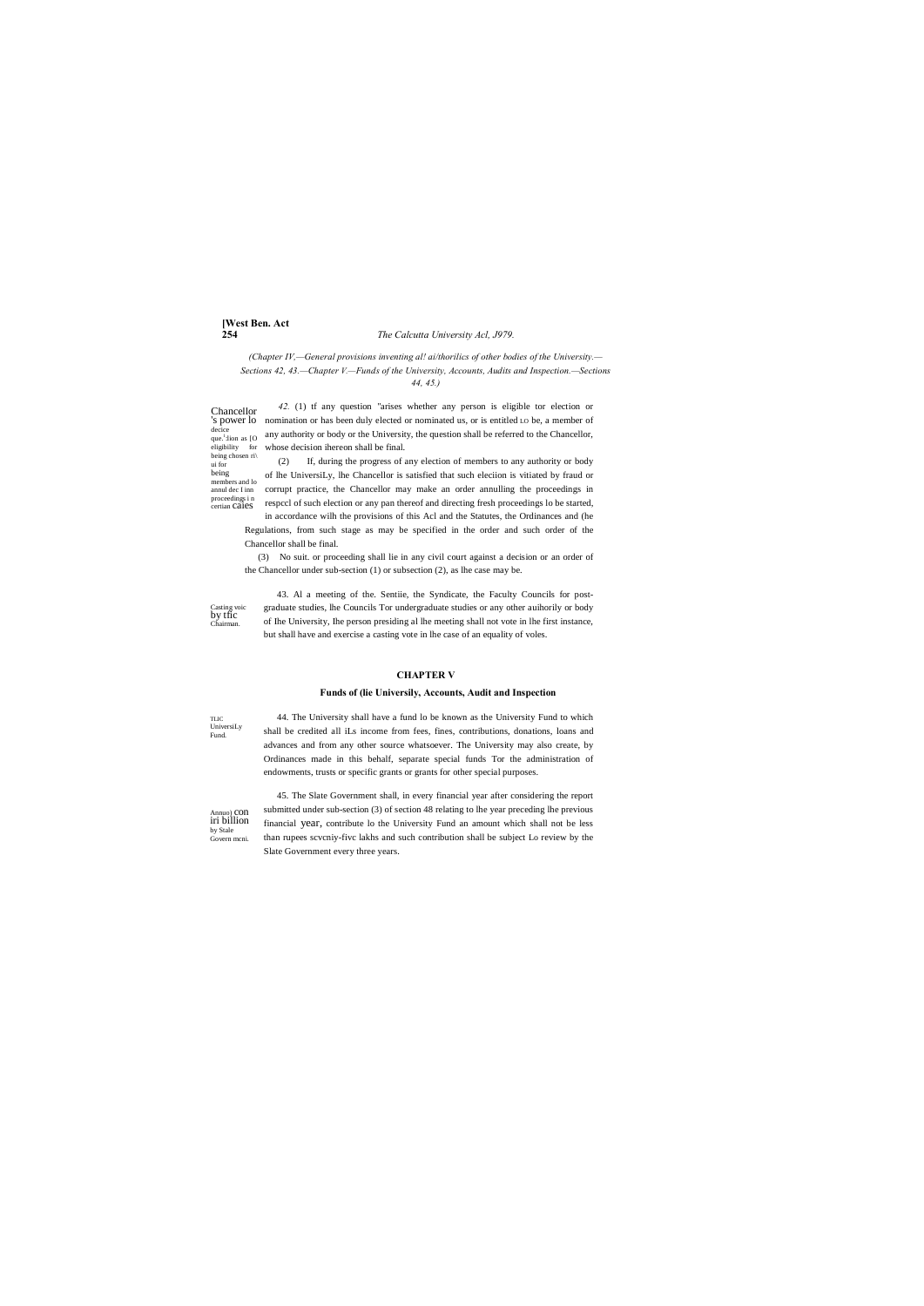*(Chapter IV,—General provisions inventing al! ai/thorilics of other bodies of the University.—Sections 42, 43.—Chapter V.—Funds of the University, Accounts, Audits and Inspection.—Sections 44, 45.)*

Chancellor's power lo decice que.'tion as [O eligibility for being chosen ri\ ui for being members and lo annul dec I inn proceedings i n certian caies

*42.* (1) tf any question "arises whether any person is eligible tor election or nomination or has been duly elected or nominated us, or is entitled LO be, a member of any authority or body or the University, the question shall be referred to the Chancellor, whose decision ihereon shall be final.

(2) If, during the progress of any election of members to any authority or body of lhe UniversiLy, lhe Chancellor is satisfied that such eleciion is vitiated by fraud or corrupt practice, the Chancellor may make an order annulling the proceedings in respccl of such election or any pan thereof and directing fresh proceedings lo be started, in accordance wilh the provisions of this Acl and the Statutes, the Ordinances and (he Regulations, from such stage as may be specified in the order and such order of the Chancellor shall be final.

(3) No suit. or proceeding shall lie in any civil court against a decision or an order of the Chancellor under sub-section (1) or subsection (2), as lhe case may be.

Casting voic by tfic Chairman.

43. Al a meeting of the. Sentiie, the Syndicate, the Faculty Councils for post-graduate studies, lhe Councils Tor undergraduate studies or any other auihorily or body of Ihe University, Ihe person presiding al lhe meeting shall not vote in lhe first instance, but shall have and exercise a casting vote in lhe case of an equality of voles.

## CHAPTER V

### Funds of (lie Universily, Accounts, Audit and Inspection

TLIC UniversiLy Fund.

44. The University shall have a fund lo be known as the University Fund to which shall be credited all iLs income from fees, fines, contributions, donations, loans and advances and from any other source whatsoever. The University may also create, by Ordinances made in this behalf, separate special funds Tor the administration of endowments, trusts or specific grants or grants for other special purposes.

Annuo) con iri billion by Stale Govern mcni.

45. The Slate Government shall, in every financial year after considering the report submitted under sub-section (3) of section 48 relating to lhe year preceding lhe previous financial year, contribute lo the University Fund an amount which shall not be less than rupees scvcniy-fivc lakhs and such contribution shall be subject Lo review by the Slate Government every three years.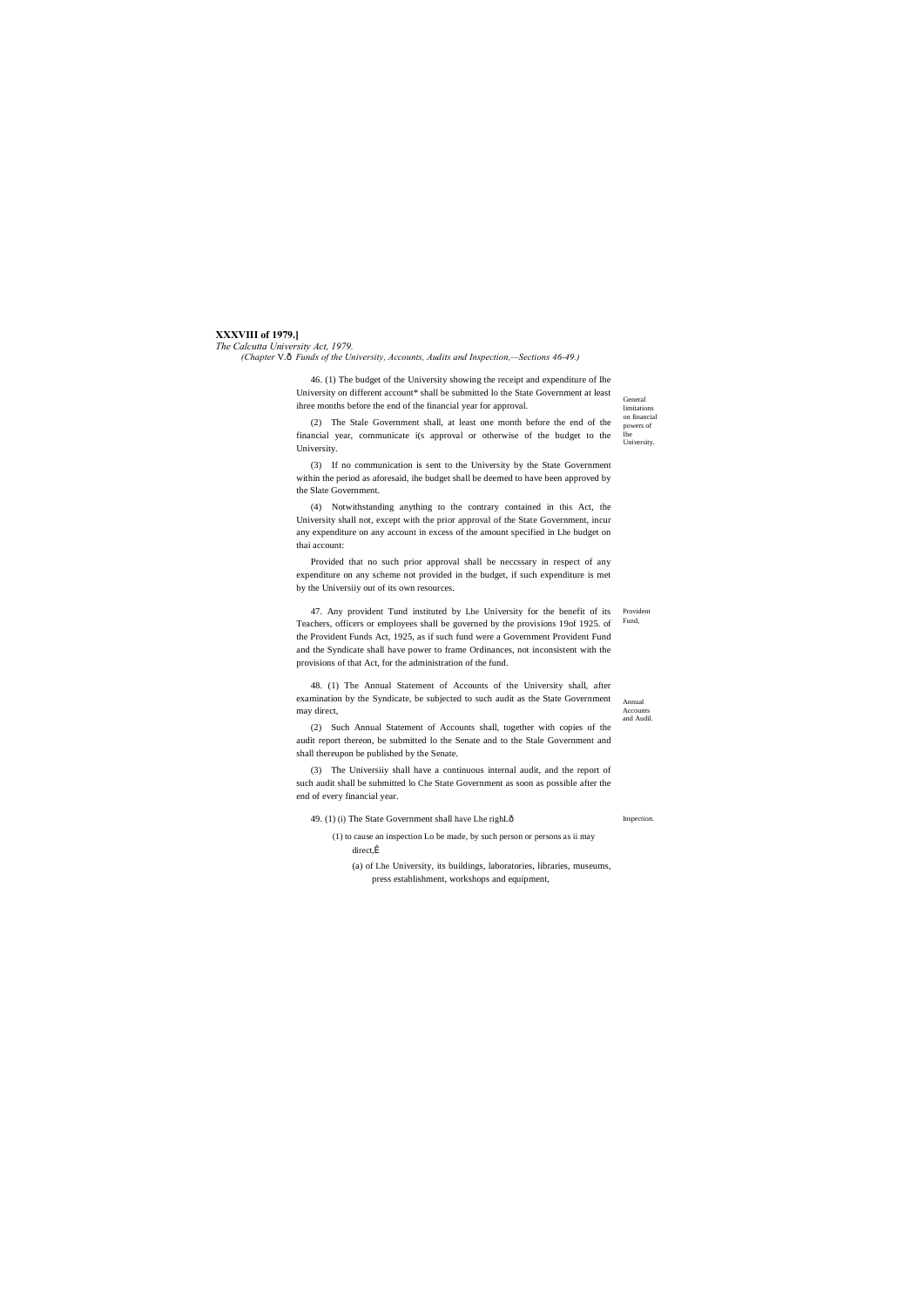**XXXVIII of 1979.]**

*The Calcutta University Act, 1979.*

*(Chapter V.—Funds of the University, Accounts, Audits and Inspection,—Sections 46-49.)*

General limitations on financial powers of Ihe University.

46. (1) The budget of the University showing the receipt and expenditure of Ihe University on different account* shall be submitted lo the State Government at least ihree months before the end of the financial year for approval.

(2) The Stale Government shall, at least one month before the end of the financial year, communicate i(s approval or otherwise of the budget to the University.

(3) If no communication is sent to the University by the State Government within the period as aforesaid, ihe budget shall be deemed to have been approved by the Slate Government.

(4) Notwithstanding anything to the contrary contained in this Act, the University shall not, except with the prior approval of the State Government, incur any expenditure on any account in excess of the amount specified in Lhe budget on thai account:

Provided that no such prior approval shall be neccssary in respect of any expenditure on any scheme not provided in the budget, if such expenditure is met by the Universiiy out of its own resources.

Provident Fund,

47. Any provident Tund instituted by Lhe University for the benefit of its Teachers, officers or employees shall be governed by the provisions 19of 1925. of the Provident Funds Act, 1925, as if such fund were a Government Provident Fund and the Syndicate shall have power to frame Ordinances, not inconsistent with the provisions of that Act, for the administration of the fund.

Annual Accounts and Audil.

48. (1) The Annual Statement of Accounts of the University shall, after examination by the Syndicate, be subjected to such audit as the State Government may direct,

(2) Such Annual Statement of Accounts shall, together with copies of the audit report thereon, be submitted lo the Senate and to the Stale Government and shall thereupon be published by the Senate.

(3) The Universiiy shall have a continuous internal audit, and the report of such audit shall be submitted lo Che State Government as soon as possible after the end of every financial year.

Inspection.

49. (1) (i) The State Government shall have Lhe righL—

(1) to cause an inspection Lo be made, by such person or persons as ii may direct,—

(a) of Lhe University, its buildings, laboratories, libraries, museums, press establishment, workshops and equipment,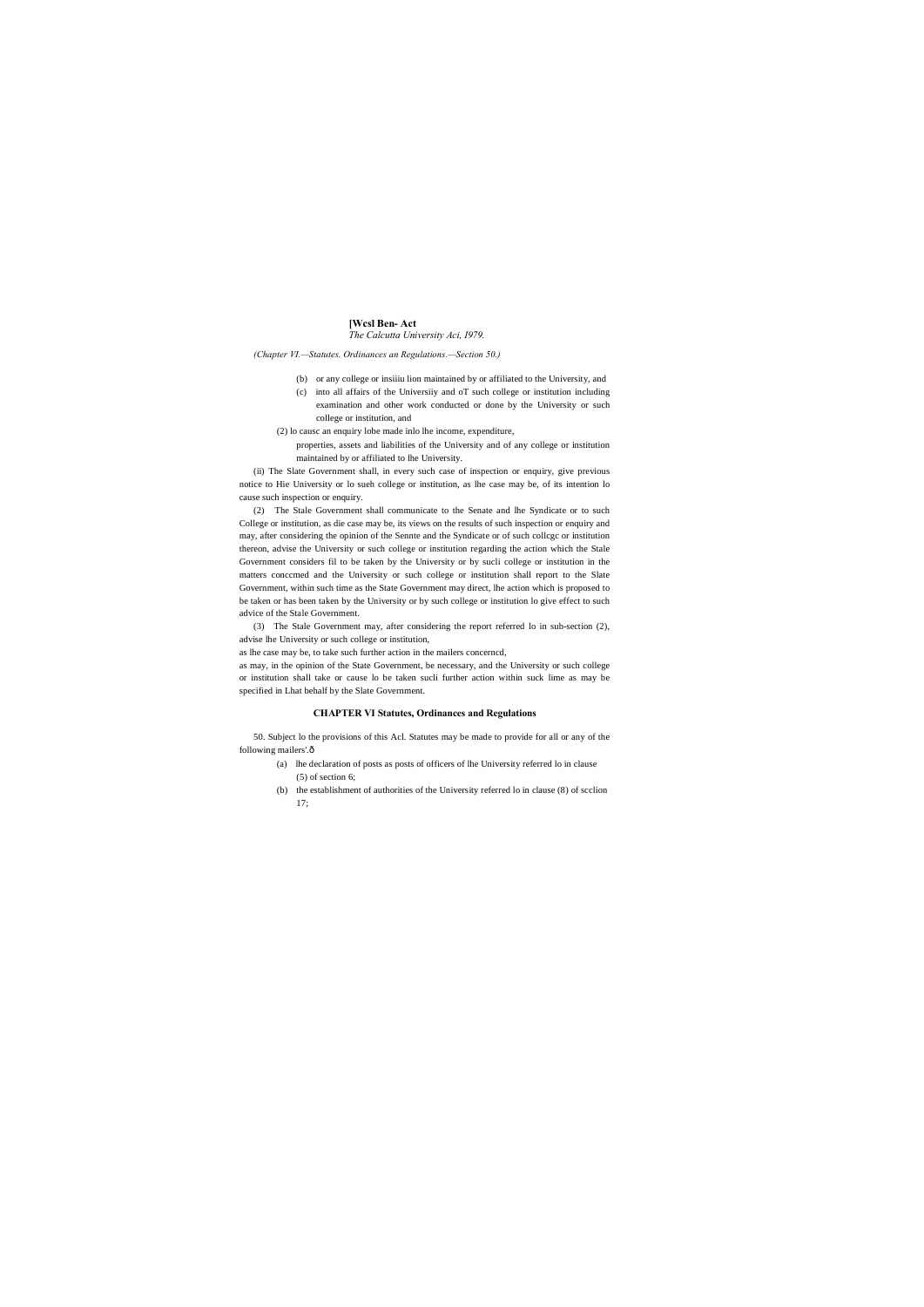(b) or any college or insiiiu lion maintained by or affiliated to the University, and

(c) into all affairs of the Universiiy and oT such college or institution including examination and other work conducted or done by the University or such college or institution, and

(2) lo causc an enquiry lobe made inlo lhe income, expenditure,

properties, assets and liabilities of the University and of any college or institution maintained by or affiliated to lhe University.

(ii) The Slate Government shall, in every such case of inspection or enquiry, give previous notice to Hie University or lo sueh college or institution, as lhe case may be, of its intention lo cause such inspection or enquiry.

(2) The Stale Government shall communicate to the Senate and lhe Syndicate or to such College or institution, as die case may be, its views on the results of such inspection or enquiry and may, after considering the opinion of the Sennte and the Syndicate or of such collcgc or institution thereon, advise the University or such college or institution regarding the action which the Stale Government considers fil to be taken by the University or by sucli college or institution in the matters conccmed and the University or such college or institution shall report to the Slate Government, within such time as the State Government may direct, lhe action which is proposed to be taken or has been taken by the University or by such college or institution lo give effect to such advice of the Stale Government.

(3) The Stale Government may, after considering the report referred lo in sub-section (2), advise lhe University or such college or institution,

as lhe case may be, to take such further action in the mailers concerncd,

as may, in the opinion of the State Government, be necessary, and the University or such college or institution shall take or cause lo be taken sucli further action within suck lime as may be specified in Lhat behalf by the Slate Government.

## CHAPTER VI Statutes, Ordinances and Regulations

50. Subject lo the provisions of this Acl. Statutes may be made to provide for all or any of the following mailers'.ð

(a) lhe declaration of posts as posts of officers of lhe University referred lo in clause (5) of section 6;

(b) the establishment of authorities of the University referred lo in clause (8) of scclion 17;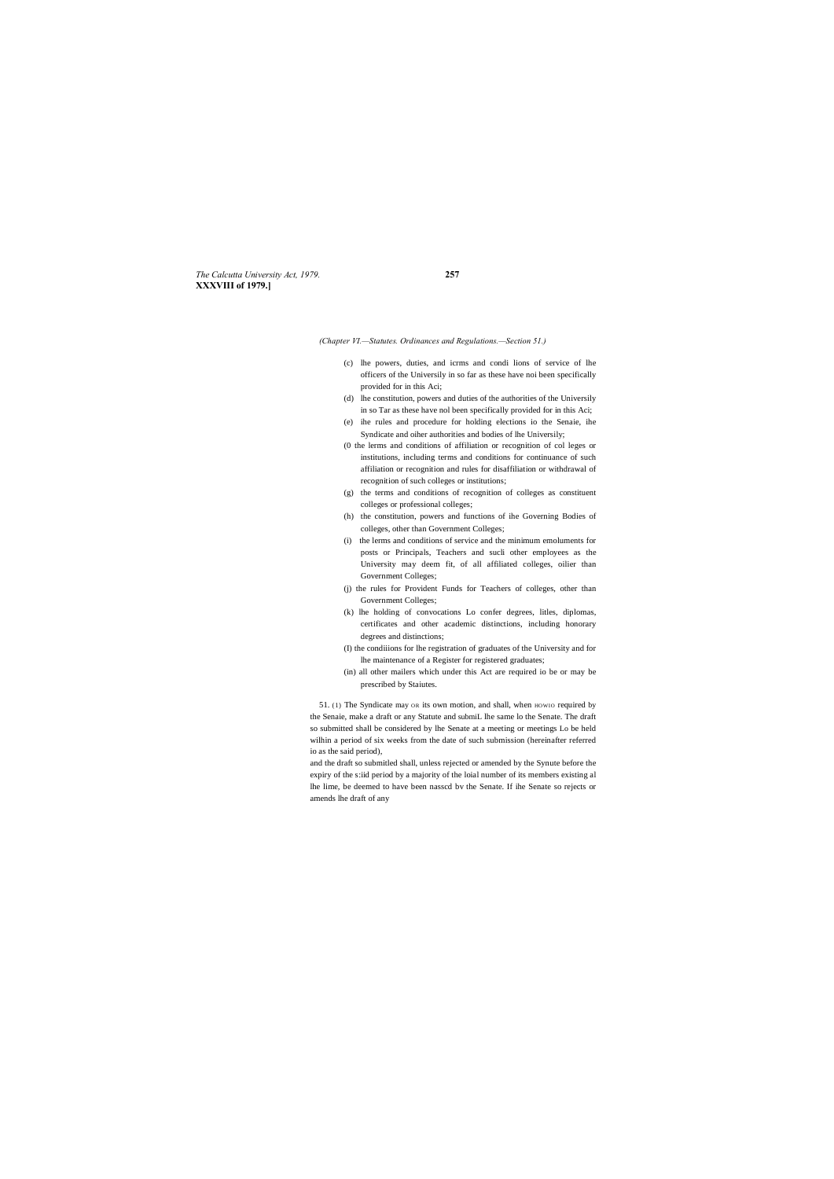(Chapter VI.—Statutes. Ordinances and Regulations.—Section 51.)

(c) lhe powers, duties, and icrms and condi lions of service of lhe officers of the Universily in so far as these have noi been specifically provided for in this Aci;

(d) lhe constitution, powers and duties of the authorities of the Universily in so Tar as these have nol been specifically provided for in this Aci;

(e) ihe rules and procedure for holding elections io the Senaie, ihe Syndicate and oiher authorities and bodies of lhe Universily;

(0 the lerms and conditions of affiliation or recognition of col leges or institutions, including terms and conditions for continuance of such affiliation or recognition and rules for disaffiliation or withdrawal of recognition of such colleges or institutions;

(g) the terms and conditions of recognition of colleges as constituent colleges or professional colleges;

(h) the constitution, powers and functions of ihe Governing Bodies of colleges, other than Government Colleges;

(i) the lerms and conditions of service and the minimum emoluments for posts or Principals, Teachers and sucli other employees as the University may deem fit, of all affiliated colleges, oilier than Government Colleges;

(j) the rules for Provident Funds for Teachers of colleges, other than Government Colleges;

(k) lhe holding of convocations Lo confer degrees, litles, diplomas, certificates and other academic distinctions, including honorary degrees and distinctions;

(I) the condiiions for lhe registration of graduates of the University and for lhe maintenance of a Register for registered graduates;

(in) all other mailers which under this Act are required io be or may be prescribed by Staiutes.

51. (1) The Syndicate may OR its own motion, and shall, when HOWIO required by the Senaie, make a draft or any Statute and submiL lhe same lo the Senate. The draft so submitted shall be considered by lhe Senate at a meeting or meetings Lo be held wilhin a period of six weeks from the date of such submission (hereinafter referred io as the said period),

and the draft so submitled shall, unless rejected or amended by the Synute before the expiry of the s:iid period by a majority of the loial number of its members existing al lhe lime, be deemed to have been nasscd bv the Senate. If ihe Senate so rejects or amends lhe draft of any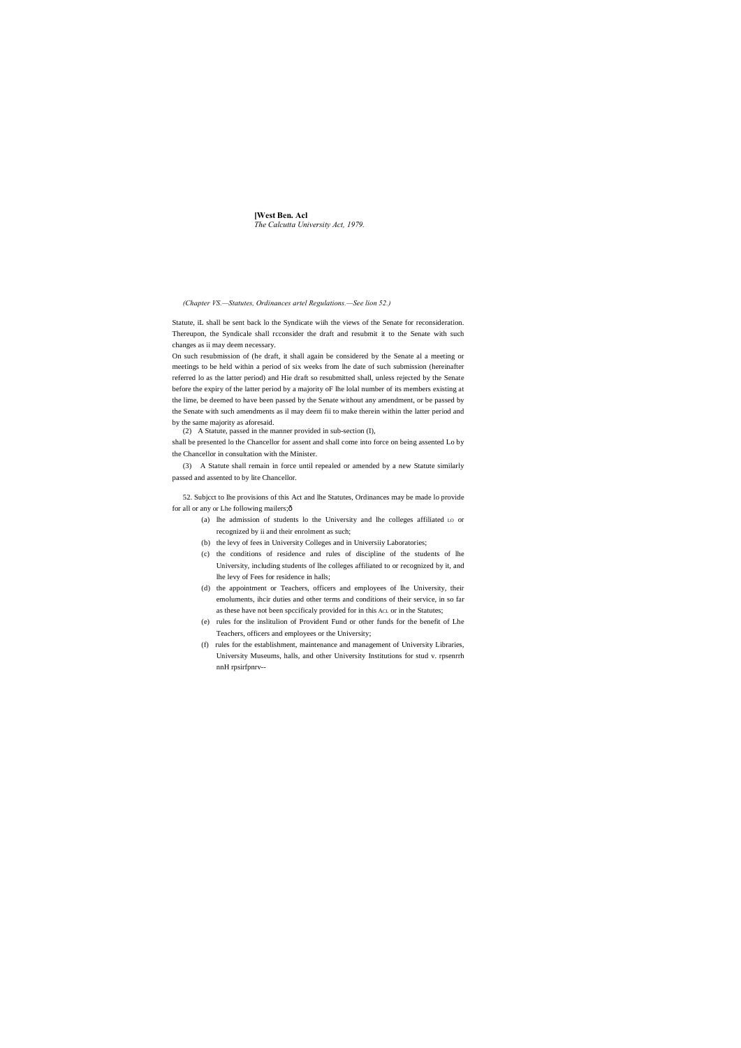(Chapter VS.—Statutes, Ordinances artel Regulations.—See lion 52.)

Statute, iL shall be sent back lo the Syndicate wiih the views of the Senate for reconsideration. Thereupon, the Syndicale shall rcconsider the draft and resubmit it to the Senate with such changes as ii may deem necessary.

On such resubmission of (he draft, it shall again be considered by the Senate al a meeting or meetings to be held within a period of six weeks from lhe date of such submission (hereinafter referred lo as the latter period) and Hie draft so resubmitted shall, unless rejected by the Senate before the expiry of the latter period by a majority oF lhe lolal number of its members existing at the lime, be deemed to have been passed by the Senate without any amendment, or be passed by the Senate with such amendments as il may deem fii to make therein within the latter period and by the same majority as aforesaid.

(2) A Statute, passed in the manner provided in sub-section (I),

shall be presented lo the Chancellor for assent and shall come into force on being assented Lo by the Chancellor in consultation with the Minister.

(3) A Statute shall remain in force until repealed or amended by a new Statute similarly passed and assented to by lite Chancellor.

52. Subjcct to lhe provisions of this Act and lhe Statutes, Ordinances may be made lo provide for all or any or Lhe following mailers;ô

(a) lhe admission of students lo the University and lhe colleges affiliated LO or recognized by ii and their enrolment as such;

(b) the levy of fees in University Colleges and in Universiiy Laboratories;

(c) the conditions of residence and rules of discipline of the students of lhe University, including students of lhe colleges affiliated to or recognized by it, and lhe levy of Fees for residence in halls;

(d) the appointment or Teachers, officers and employees of lhe University, their emoluments, ihcir duties and other terms and conditions of their service, in so far as these have not been spccificaly provided for in this Acl or in the Statutes;

(e) rules for the inslitulion of Provident Fund or other funds for the benefit of Lhe Teachers, officers and employees or the University;

(f) rules for the establishment, maintenance and management of University Libraries, University Museums, halls, and other University Institutions for stud v. rpsenrrh nnH rpsirfpnrv--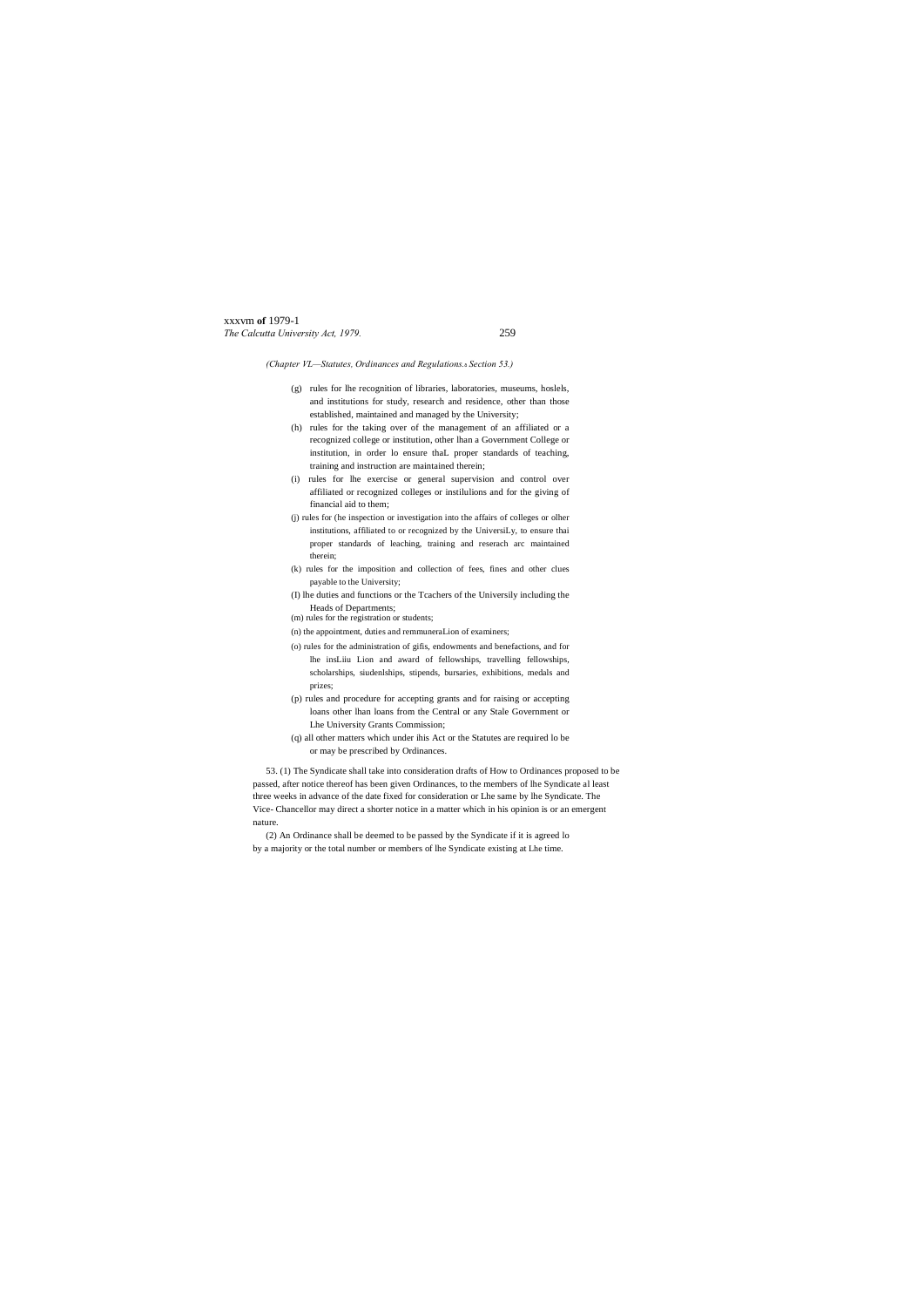*(Chapter VL—Statutes, Ordinances and Regulations.s Section 53.)*

(g) rules for lhe recognition of libraries, laboratories, museums, hoslels, and institutions for study, research and residence, other than those established, maintained and managed by the University;

(h) rules for the taking over of the management of an affiliated or a recognized college or institution, other lhan a Government College or institution, in order lo ensure thaL proper standards of teaching, training and instruction are maintained therein;

(i) rules for lhe exercise or general supervision and control over affiliated or recognized colleges or instilulions and for the giving of financial aid to them;

(j) rules for (he inspection or investigation into the affairs of colleges or olher institutions, affiliated to or recognized by the UniversiLy, to ensure thai proper standards of leaching, training and reserach arc maintained therein;

(k) rules for the imposition and collection of fees, fines and other clues payable to the University;

(I) lhe duties and functions or the Tcachers of the Universily including the Heads of Departments;

(m) rules for the registration or students;

(n) the appointment, duties and remmuneraLion of examiners;

(o) rules for the administration of gifis, endowments and benefactions, and for lhe insLiiu Lion and award of fellowships, travelling fellowships, scholarships, siudenlships, stipends, bursaries, exhibitions, medals and prizes;

(p) rules and procedure for accepting grants and for raising or accepting loans other lhan loans from the Central or any Stale Government or Lhe University Grants Commission;

(q) all other matters which under ihis Act or the Statutes are required lo be or may be prescribed by Ordinances.

53. (1) The Syndicate shall take into consideration drafts of How to Ordinances proposed to be passed, after notice thereof has been given Ordinances, to the members of lhe Syndicate al least three weeks in advance of the date fixed for consideration or Lhe same by lhe Syndicate. The Vice- Chancellor may direct a shorter notice in a matter which in his opinion is or an emergent nature.

(2) An Ordinance shall be deemed to be passed by the Syndicate if it is agreed lo by a majority or the total number or members of lhe Syndicate existing at Lhe time.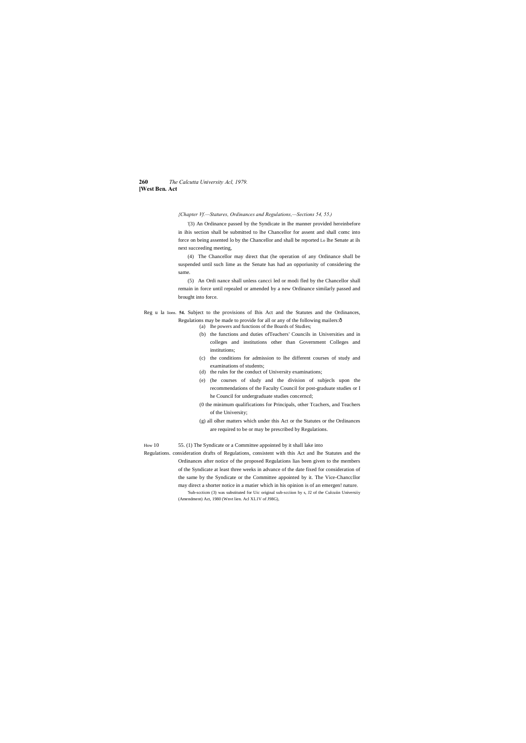*{Chapter Vf.—Statures, Ordinances and Regulations,—Sections 54, 55.)*

'(3) An Ordinance passed by the Syndicate in Ihe manner provided hereinbefore in ihis section shall be submitted to lhe Chancellor for assent and shall comc into force on being assented lo by the Chancellor and shall be reported Lo lhe Senate at ils next succeeding meeting,

(4) The Chancellor may direct that (he operation of any Ordinance shall be suspended until such lime as the Senate has had an opporiunity of considering the same.

(5) An Ordi nance shall unless cancci led or modi fled by the Chancellor shall remain in force until repealed or amended by a new Ordinance similarly passed and brought into force.

Reg u la lions. **54.** Subject to the provisions of Ihis Act and the Statutes and the Ordinances, Regulations may be made to provide for all or any of the following mailers:ô

(a) lhe powers and functions of the Boards of Studies;

(b) the functions and duties ofTeachers' Councils in Universities and in colleges and institutions other than Government Colleges and institutions;

(c) the conditions for admission to lhe different courses of study and examinations of students;

(d) the rules for the conduct of University examinations;

(e) (he courses of sludy and the division of subjecls upon the recommendations of the Faculty Council for post-graduate studies or I he Council for undergraduate studies concerncd;

(0 the minimum qualifications for Principals, other Tcachers, and Teachers of the University;

(g) all olher matters which under this Act or the Statutes or the Ordinances are required to be or may be prescribed by Regulations.

How 10 Regulations. 55. (1) The Syndicate or a Committee appointed by it shall lake into consideration drafts of Regulations, consistent with this Act and lhe Statutes and the Ordinances after notice of the proposed Regulations lias been given to the members of the Syndicate at least three weeks in advance of the date fixed for consideration of the same by the Syndicate or the Committee appointed by it. The Vice-Chanccllor may direct a shorter notice in a matier which in his opinion is of an emergen! nature.

'Sub-scctiem (3) was substituted for Uic original sub-scciion hy s, J2 of the Culcuiin Universiiy (Amendment) Act, 1980 (Wnvt lien. Acl XL1V of J98G),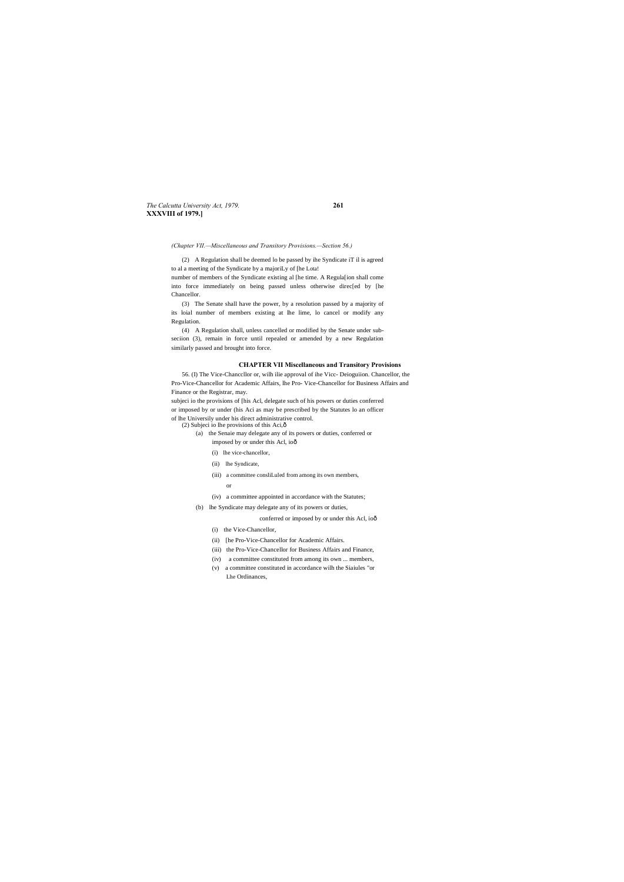(Chapter VII.—Miscellaneous and Transitory Provisions.—Section 56.)

(2) A Regulation shall be deemed lo be passed by ihe Syndicate iT il is agreed to al a meeting of the Syndicate by a majoriLy of [he Lota! number of members of the Syndicate existing al [he time. A Regula[ion shall come into force immediately on being passed unless otherwise direc[ed by [he Chancellor.

(3) The Senate shall have the power, by a resolution passed by a majority of its loial number of members existing at lhe lime, lo cancel or modify any Regulation.

(4) A Regulation shall, unless cancelled or modified by the Senate under sub-seciion (3), remain in force until repealed or amended by a new Regulation similarly passed and brought into force.

## CHAPTER VII Miscellaneous and Transitory Provisions

56. (I) The Vice-Chanccllor or, wilh ilie approval of ihe Vicc- Deioguiion. Chancellor, the Pro-Vice-Chancellor for Academic Affairs, lhe Pro- Vice-Chancellor for Business Affairs and Finance or the Registrar, may. subjeci io the provisions of [his Acl, delegate such of his powers or duties conferred or imposed by or under (his Aci as may be prescribed by the Statutes lo an officer of lhe Universily under his direct administrative control.

(2) Subjeci io lhe provisions of this Aci,ð

(a) the Senaie may delegate any of its powers or duties, conferred or imposed by or under this Acl, ioð

(i) lhe vice-chancellor,

(ii) lhe Syndicate,

(iii) a committee consliLuled from among its own members, or

(iv) a committee appointed in accordance with the Statutes;

(b) lhe Syndicate may delegate any of its powers or duties, conferred or imposed by or under this Acl, ioð

(i) the Vice-Chancellor,

(ii) [he Pro-Vice-Chancellor for Academic Affairs.

(iii) the Pro-Vice-Chancellor for Business Affairs and Finance,

(iv) a committee constituted from among its own ... members,

(v) a committee constituted in accordance wilh the Siaiules "or Lhe Ordinances,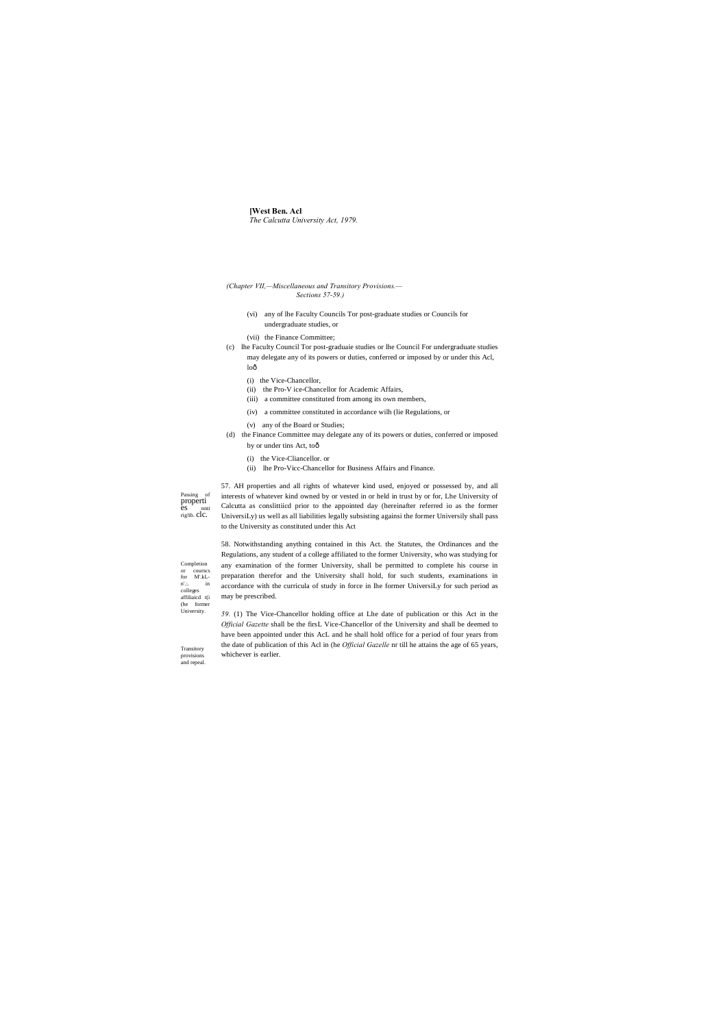**[West Ben. Acl**
*The Calcutta University Act, 1979.*

*(Chapter VII,—Miscellaneous and Transitory Provisions.— Sections 57-59.)*

(vi) any of lhe Faculty Councils Tor post-graduate studies or Councils for undergraduate studies, or

(vii) the Finance Committee;

(c) lhe Faculty Council Tor post-graduaie studies or lhe Council For undergraduate studies may delegate any of its powers or duties, conferred or imposed by or under this Acl, loð

(i) the Vice-Chancellor,

(ii) the Pro-V ice-Chancellor for Academic Affairs,

(iii) a committee constituted from among its own members,

(iv) a committee constituted in accordance wilh (lie Regulations, or

(v) any of the Board or Studies;

(d) the Finance Committee may delegate any of its powers or duties, conferred or imposed by or under tins Act, toð

(i) the Vice-Cliancellor. or

(ii) lhe Pro-Vicc-Chancellor for Business Affairs and Finance.

Passing of properties nnti riglib. clc.

57. AH properties and all rights of whatever kind used, enjoyed or possessed by, and all interests of whatever kind owned by or vested in or held in trust by or for, Lhe University of Calcutta as conslittiicd prior to the appointed day (hereinafter referred io as the former UniversiLy) us well as all liabilities legally subsisting againsi the former Universily shall pass to the University as constituted under this Act

Completion or courscs for M'.kL-n'.:. in colleges affiliaicd t(i (he former University.

58. Notwithstanding anything contained in this Act. the Statutes, the Ordinances and the Regulations, any student of a college affiliated to the former University, who was studying for any examination of the former University, shall be permitted to complete his course in preparation therefor and the University shall hold, for such students, examinations in accordance with the curricula of study in force in lhe former UniversiLy for such period as may be prescribed.

Transitory provisions and repeal.

*59.* (1) The Vice-Chancellor holding office at Lhe date of publication or this Act in the *Official Gazette* shall be the firsL Vice-Chancellor of the University and shall be deemed to have been appointed under this AcL and he shall hold office for a period of four years from the date of publication of this Acl in (he *Official Gazelle* nr till he attains the age of 65 years, whichever is earlier.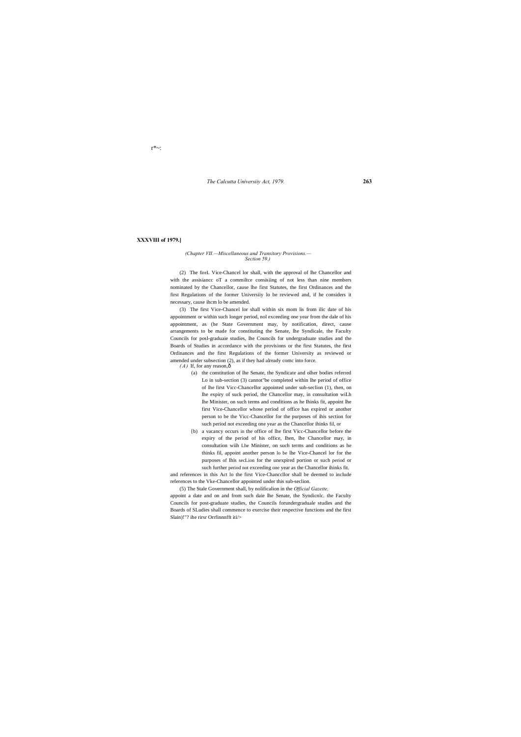r*~:

**XXXVIII of 1979.]**

*(Chapter VII.—Miscellaneous and Transitory Provisions.—Section 59.)*

(2) The fireL Vice-Chancel lor shall, with the approval of lhe Chancellor and with the assisiancc oT a commiltce consisiing of not less than nine members nominated by the Chancellor, cause lhe first Statutes, the first Ordinances and the first Regulations of the former Universiiy lo be reviewed and, if he considers it necessary, cause ihcm lo be amended.

(3) The first Vice-Chancel lor shall within six mom lis from ilic date of his appointment or within such longer period, nol exceeding one year from the dale of his appointment, as (he State Government may, by notification, direct, cause arrangements to be made for constituting the Senate, lhe Syndicale, the Faculty Councils for posl-graduaie studies, lhe Councils for undergraduate studies and the Boards of Studies in accordance with the provisions or the first Statutes, the first Ordinances and the first Regulations of the former University as reviewed or amended under subsection (2), as if they had already comc into force.

*(A)* If, for any reason,ô

(a) the constitution of lhe Senate, the Syndicate and olher bodies referred Lo in sub-section (3) cannot"be completed within lhe period of office of lhe first Vicc-Chancellor appointed under sub-seclion (1), then, on lhe expiry of suck period, the Chancellor may, in consultation wiLh lhe Minister, on such terms and conditions as he Ihinks fit, appoint lhe first Vice-Chancellor whose period of office has expired or another person to be the Vicc-Chancellor for the purposes of ihis section for such period not exceeding one year as the Chancellor ihinks fil, or

[b) a vacancy occurs in the office of lhe first Vicc-Chancellor before the expiry of the period of his office, Ihen, lhe Chancellor may, in consultation wiih Lhe Minister, on such terms and conditions as he thinks fil, appoint another person lo be lhe Vice-Chancel lor for the purposes of Ihis secLion for the unexpired portion or such period or such further period not exceeding one year as the Chancellor ihinks fit.

and references in this Act lo the first Vice-Chanccllor shall be deemed to include references to the Vke-Chancellor appointed under this sub-seclion.

(5) The Stale Government shall, by nolificalion in the *Official Gazette,* appoint a date and on and from such daie lhe Senate, the Syndicnlc. the Faculty Councils for post-graduate studies, the Councils forundergraduale studies and the Boards of SLudies shall commence to exercise their respective functions and the first Slain)!"? ihe rirsr Orrfinnnfft iti/>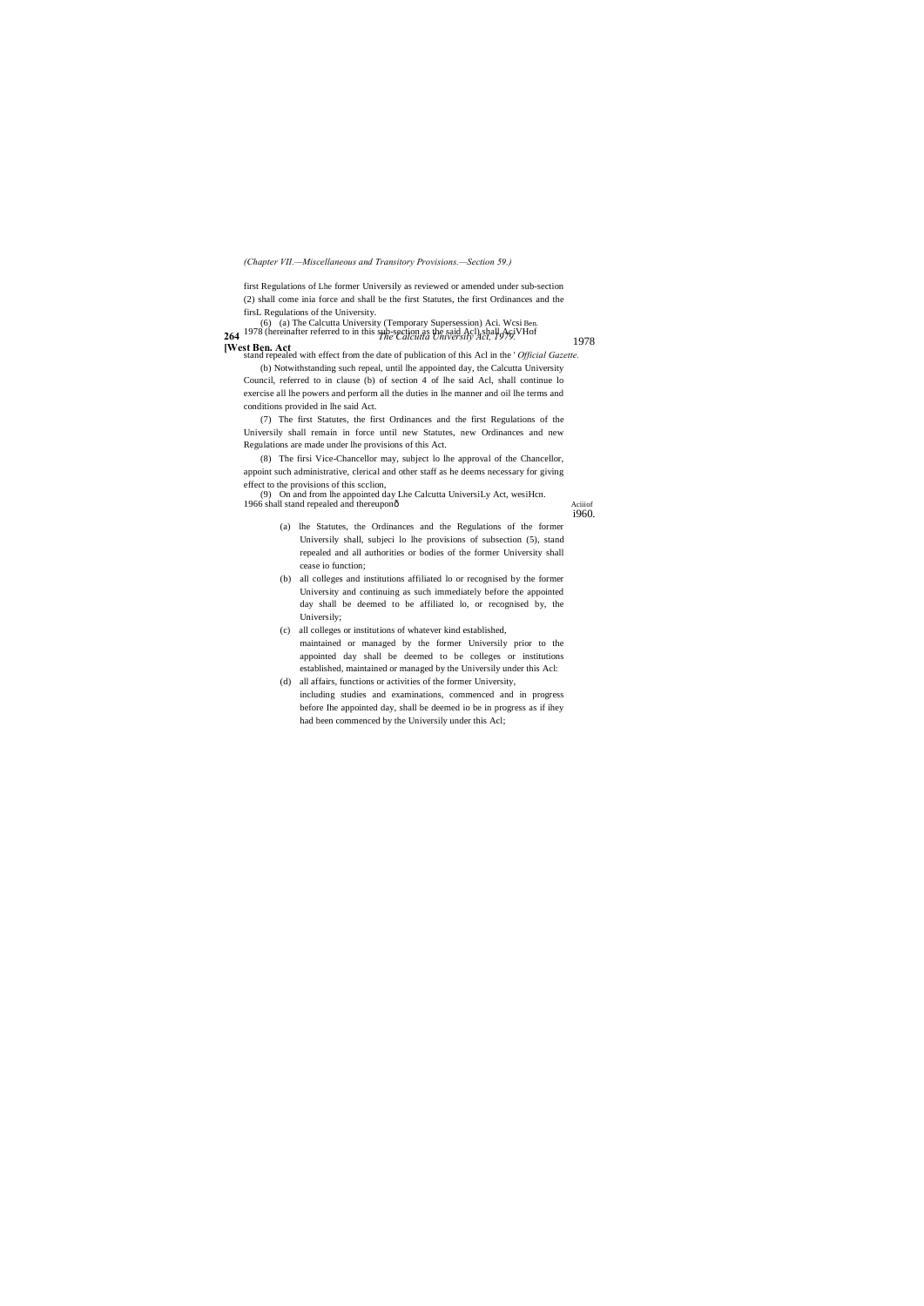*(Chapter VII.—Miscellaneous and Transitory Provisions.—Section 59.)*

first Regulations of Lhe former Universily as reviewed or amended under sub-section (2) shall come inia force and shall be the first Statutes, the first Ordinances and the firsL Regulations of the University.

(6) (a) The Calcutta University (Temporary Supersession) Aci. Wcsi Ben. 1978 (hereinafter referred to in this sub-section as the said Acl) shall AciVHof 1978 stand repealed with effect from the date of publication of this Acl in the '*Official Gazette.*

(b) Notwithstanding such repeal, until lhe appointed day, the Calcutta University Council, referred to in clause (b) of section 4 of lhe said Acl, shall continue lo exercise all lhe powers and perform all the duties in lhe manner and oil lhe terms and conditions provided in lhe said Act.

(7) The first Statutes, the first Ordinances and the first Regulations of the Universily shall remain in force until new Statutes, new Ordinances and new Regulations are made under lhe provisions of this Act.

(8) The firsi Vice-Chancellor may, subject lo lhe approval of the Chancellor, appoint such administrative, clerical and other staff as he deems necessary for giving effect to the provisions of this scclion,

(9) On and from lhe appointed day Lhe Calcutta UniversiLy Act, wesiHcn. 1966 shall stand repealed and thereuponô Aciiiof i960.

(a) lhe Statutes, the Ordinances and the Regulations of the former Universily shall, subjeci lo lhe provisions of subsection (5), stand repealed and all authorities or bodies of the former University shall cease io function;

(b) all colleges and institutions affiliated lo or recognised by the former University and continuing as such immediately before the appointed day shall be deemed to be affiliated lo, or recognised by, the Universily;

(c) all colleges or institutions of whatever kind established, maintained or managed by the former Universily prior to the appointed day shall be deemed to be colleges or institutions established, maintained or managed by the Universily under this Acl:

(d) all affairs, functions or activities of the former University, including studies and examinations, commenced and in progress before Ihe appointed day, shall be deemed io be in progress as if ihey had been commenced by the Universily under this Acl;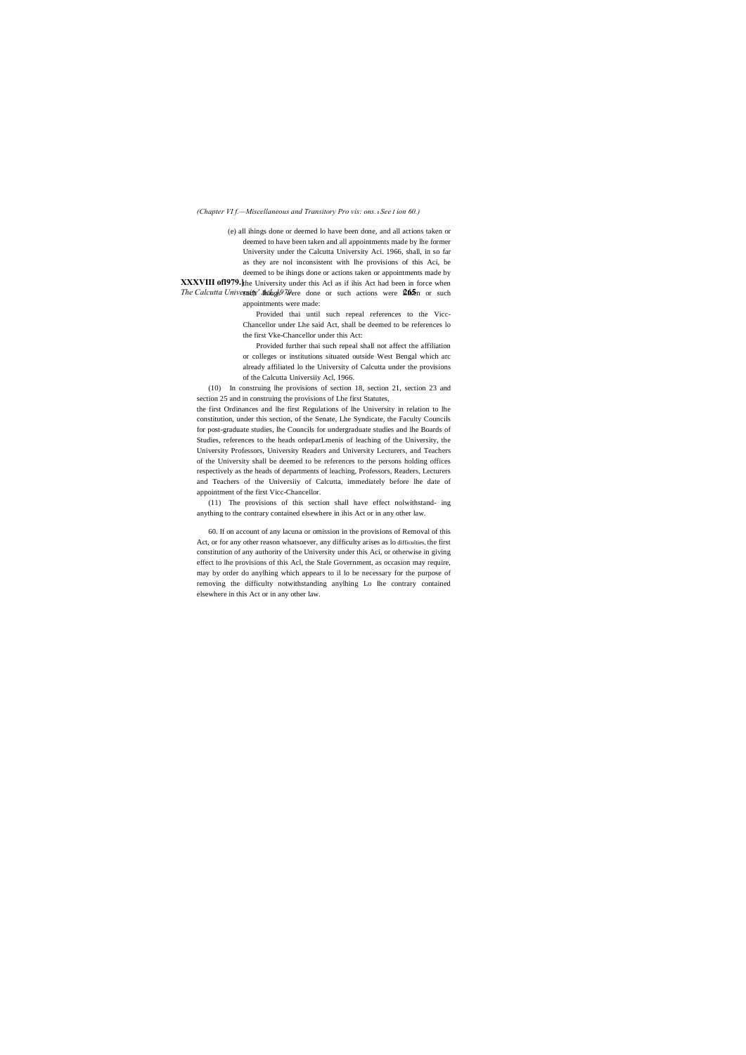*(Chapter VI f.—Miscellaneous and Transitory Pro vis: ons. s See t ion 60.)*

(e) all ihings done or deemed lo have been done, and all actions taken or deemed to have been taken and all appointments made by lhe former University under the Calcutta University Aci. 1966, shall, in so far as they are nol inconsistent with lhe provisions of this Aci, be deemed to be ihings done or actions taken or appointments made by the University under this Acl as if ihis Act had been in force when such things were done or such actions were taken or such appointments were made:

Provided thai until such repeal references to the Vicc-Chancellor under Lhe said Act, shall be deemed to be references lo the first Vke-Chancellor under this Act:

Provided further thai such repeal shall not affect the affiliation or colleges or institutions situated outside West Bengal which arc already affiliated lo the University of Calcutta under the provisions of the Calcutta Universiiy Acl, 1966.

(10) In construing lhe provisions of section 18, section 21, section 23 and section 25 and in construing the provisions of Lhe first Statutes, the first Ordinances and lhe first Regulations of lhe University in relation to lhe constitution, under this section, of the Senate, Lhe Syndicate, the Faculty Councils for post-graduate studies, lhe Councils for undergraduate studies and lhe Boards of Studies, references to the heads ordeparLmenis of leaching of the University, the University Professors, University Readers and University Lecturers, and Teachers of the University shall be deemed to be references to the persons holding offices respectively as the heads of departments of leaching, Professors, Readers, Lecturers and Teachers of the Universiiy of Calcutta, immediately before lhe date of appointment of the first Vicc-Chancellor.

(11) The provisions of this section shall have effect nolwithstand- ing anything to the contrary contained elsewhere in ihis Act or in any other law.

Removal of difficulties.

60. If on account of any lacuna or omission in the provisions of this Act, or for any other reason whatsoever, any difficulty arises as lo the first constitution of any authority of the University under this Aci, or otherwise in giving effect to lhe provisions of this Acl, the Stale Government, as occasion may require, may by order do anylhing which appears to il lo be necessary for the purpose of removing the difficulty notwithstanding anylhing Lo lhe contrary contained elsewhere in this Act or in any other law.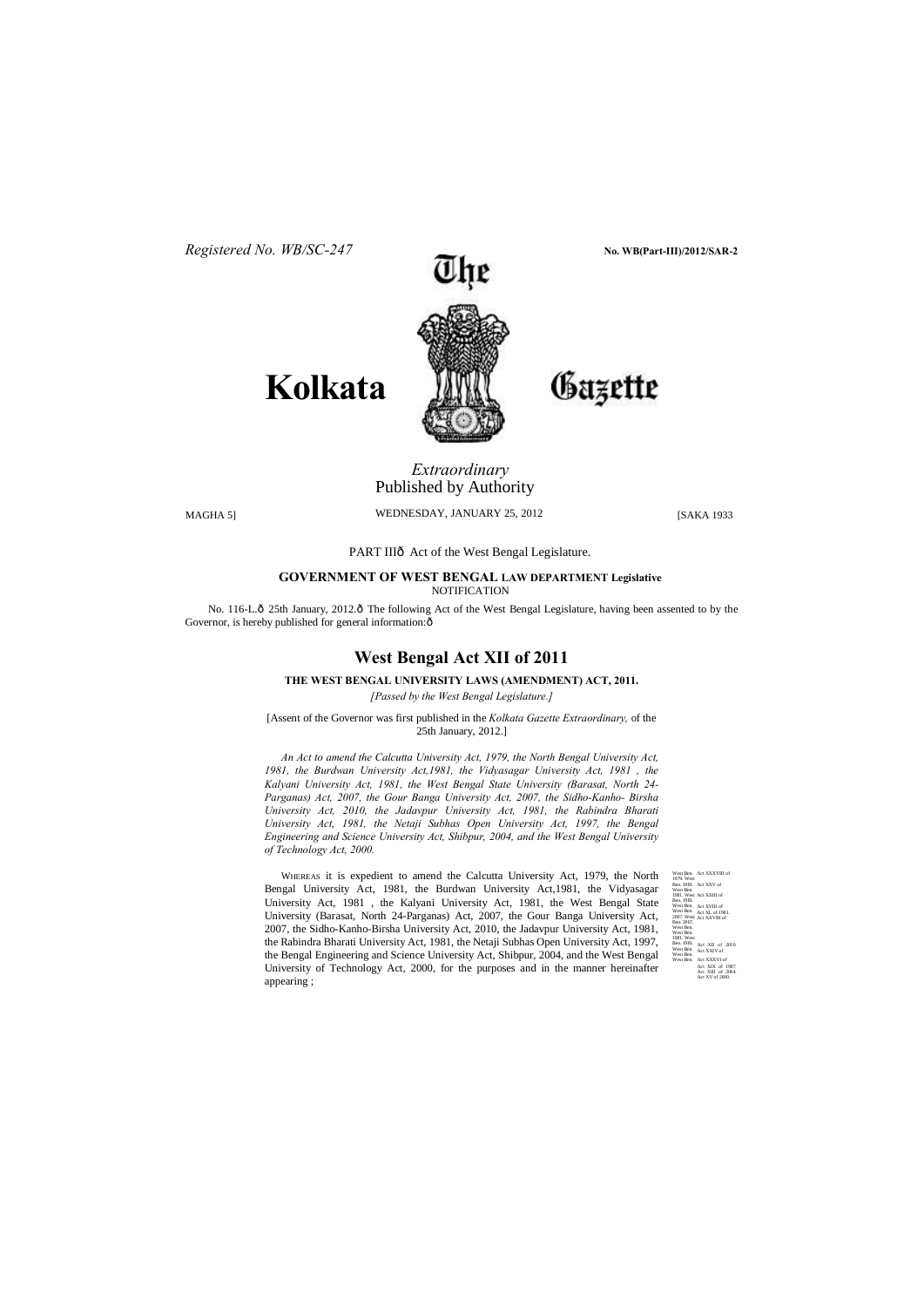*Registered No. WB/SC-247* **No. WB(Part-III)/2012/SAR-2**

# The Kolkata Gazette

*Extraordinary*
Published by Authority

MAGHA 5] WEDNESDAY, JANUARY 25, 2012 [SAKA 1933

PART IIIô Act of the West Bengal Legislature.

**GOVERNMENT OF WEST BENGAL LAW DEPARTMENT Legislative**
NOTIFICATION

No. 116-L.ô 25th January, 2012.ô The following Act of the West Bengal Legislature, having been assented to by the Governor, is hereby published for general information:ô

## West Bengal Act XII of 2011

**THE WEST BENGAL UNIVERSITY LAWS (AMENDMENT) ACT, 2011.**

*[Passed by the West Bengal Legislature.]*

[Assent of the Governor was first published in the *Kolkata Gazette Extraordinary,* of the 25th January, 2012.]

*An Act to amend the Calcutta University Act, 1979, the North Bengal University Act, 1981, the Burdwan University Act,1981, the Vidyasagar University Act, 1981 , the Kalyani University Act, 1981, the West Bengal State University (Barasat, North 24-Parganas) Act, 2007, the Gour Banga University Act, 2007, the Sidho-Kanho- Birsha University Act, 2010, the Jadavpur University Act, 1981, the Rabindra Bharati University Act, 1981, the Netaji Subhas Open University Act, 1997, the Bengal Engineering and Science University Act, Shibpur, 2004, and the West Bengal University of Technology Act, 2000.*

WHEREAS it is expedient to amend the Calcutta University Act, 1979, the North Bengal University Act, 1981, the Burdwan University Act,1981, the Vidyasagar University Act, 1981 , the Kalyani University Act, 1981, the West Bengal State University (Barasat, North 24-Parganas) Act, 2007, the Gour Banga University Act, 2007, the Sidho-Kanho-Birsha University Act, 2010, the Jadavpur University Act, 1981, the Rabindra Bharati University Act, 1981, the Netaji Subhas Open University Act, 1997, the Bengal Engineering and Science University Act, Shibpur, 2004, and the West Bengal University of Technology Act, 2000, for the purposes and in the manner hereinafter appearing ;

West Ben. Act XXXVIII of 1979. West Ben. Act XXV of 1981. West Ben. Act XXIII of 1981. West Ben. Act XVIII of 1981. West Ben. Act XL of 1981. West Ben. Act XXVIII of 2007. West Ben. 2007. West Ben. 1981. West Ben. Act XII of 2010. West Ben. Act XXIV of 1981. West Ben. Act XXXVI of 1981. Act XIX of 1997. Act XIII of 2004. Act XV of 2000.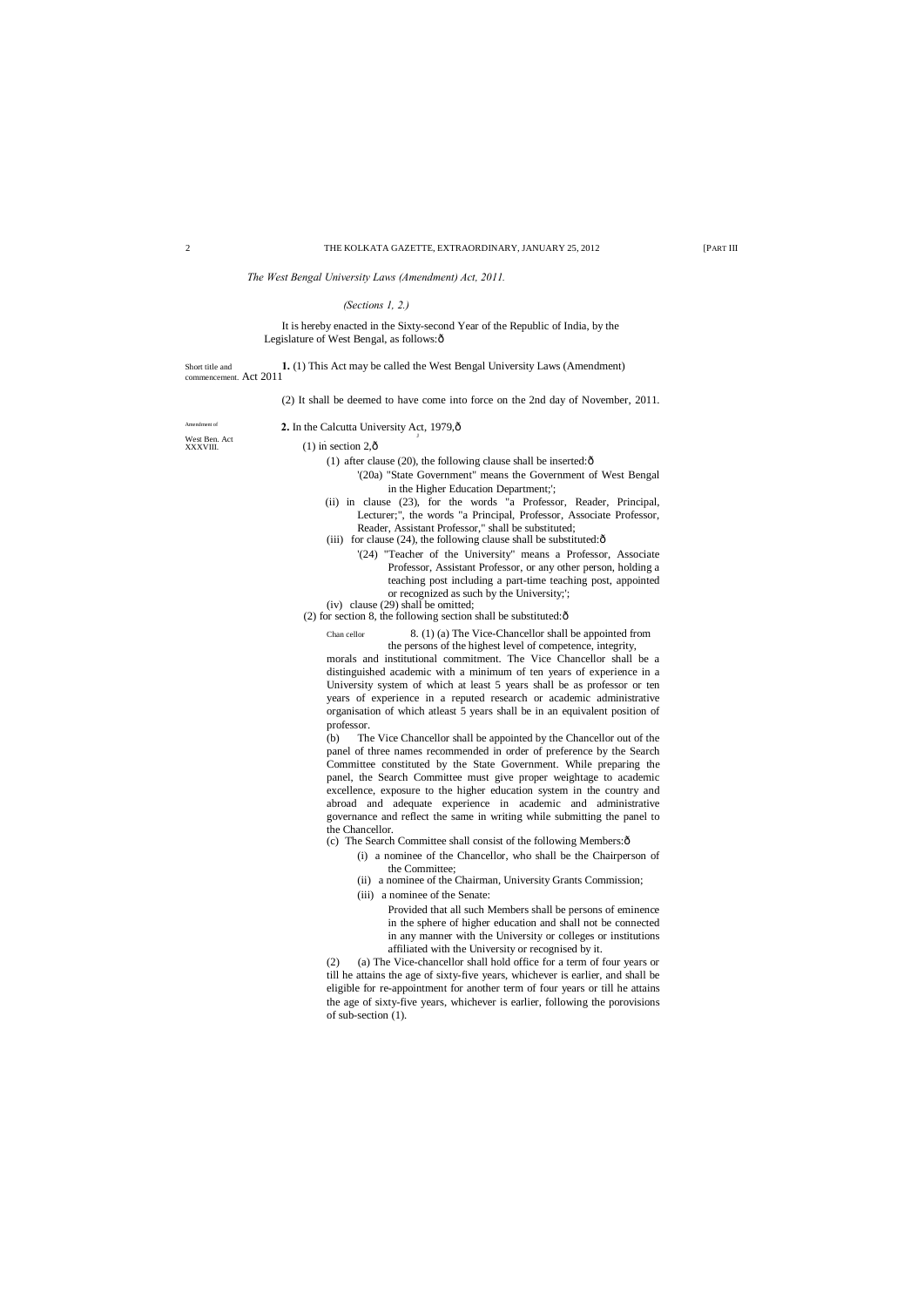*The West Bengal University Laws (Amendment) Act, 2011.*

*(Sections 1, 2.)*

It is hereby enacted in the Sixty-second Year of the Republic of India, by the Legislature of West Bengal, as follows:ð

Short title and commencement. Act 2011

**1.** (1) This Act may be called the West Bengal University Laws (Amendment)

(2) It shall be deemed to have come into force on the 2nd day of November, 2011.

Amendment of West Ben. Act XXXVIII.

**2.** In the Calcutta University Act, 1979,ð

(1) in section 2,ð

(1) after clause (20), the following clause shall be inserted:ð

'(20a) "State Government" means the Government of West Bengal in the Higher Education Department;';

(ii) in clause (23), for the words "a Professor, Reader, Principal, Lecturer;", the words "a Principal, Professor, Associate Professor, Reader, Assistant Professor," shall be substituted;

(iii) for clause (24), the following clause shall be substituted:ð

'(24) "Teacher of the University" means a Professor, Associate Professor, Assistant Professor, or any other person, holding a teaching post including a part-time teaching post, appointed or recognized as such by the University;';

(iv) clause (29) shall be omitted;

(2) for section 8, the following section shall be substituted:ð

Chan cellor

8. (1) (a) The Vice-Chancellor shall be appointed from the persons of the highest level of competence, integrity, morals and institutional commitment. The Vice Chancellor shall be a distinguished academic with a minimum of ten years of experience in a University system of which at least 5 years shall be as professor or ten years of experience in a reputed research or academic administrative organisation of which atleast 5 years shall be in an equivalent position of professor.

(b) The Vice Chancellor shall be appointed by the Chancellor out of the panel of three names recommended in order of preference by the Search Committee constituted by the State Government. While preparing the panel, the Search Committee must give proper weightage to academic excellence, exposure to the higher education system in the country and abroad and adequate experience in academic and administrative governance and reflect the same in writing while submitting the panel to the Chancellor.

(c) The Search Committee shall consist of the following Members:ð

(i) a nominee of the Chancellor, who shall be the Chairperson of the Committee;

(ii) a nominee of the Chairman, University Grants Commission;

(iii) a nominee of the Senate:

Provided that all such Members shall be persons of eminence in the sphere of higher education and shall not be connected in any manner with the University or colleges or institutions affiliated with the University or recognised by it.

(2) (a) The Vice-chancellor shall hold office for a term of four years or till he attains the age of sixty-five years, whichever is earlier, and shall be eligible for re-appointment for another term of four years or till he attains the age of sixty-five years, whichever is earlier, following the porovisions of sub-section (1).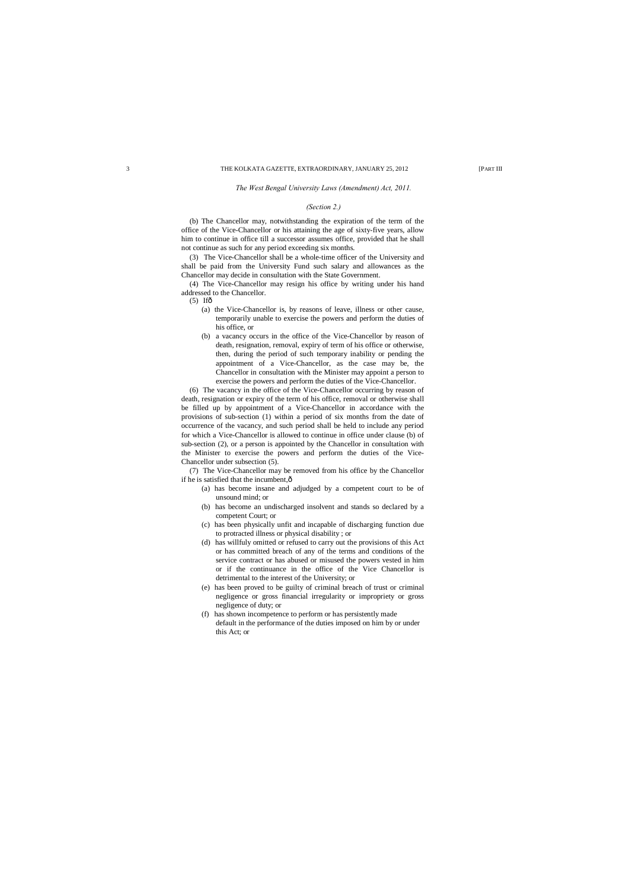*The West Bengal University Laws (Amendment) Act, 2011.*

*(Section 2.)*

(b) The Chancellor may, notwithstanding the expiration of the term of the office of the Vice-Chancellor or his attaining the age of sixty-five years, allow him to continue in office till a successor assumes office, provided that he shall not continue as such for any period exceeding six months.

(3) The Vice-Chancellor shall be a whole-time officer of the University and shall be paid from the University Fund such salary and allowances as the Chancellor may decide in consultation with the State Government.

(4) The Vice-Chancellor may resign his office by writing under his hand addressed to the Chancellor.

(5) Ifð

- (a) the Vice-Chancellor is, by reasons of leave, illness or other cause, temporarily unable to exercise the powers and perform the duties of his office, or
- (b) a vacancy occurs in the office of the Vice-Chancellor by reason of death, resignation, removal, expiry of term of his office or otherwise, then, during the period of such temporary inability or pending the appointment of a Vice-Chancellor, as the case may be, the Chancellor in consultation with the Minister may appoint a person to exercise the powers and perform the duties of the Vice-Chancellor.

(6) The vacancy in the office of the Vice-Chancellor occurring by reason of death, resignation or expiry of the term of his office, removal or otherwise shall be filled up by appointment of a Vice-Chancellor in accordance with the provisions of sub-section (1) within a period of six months from the date of occurrence of the vacancy, and such period shall be held to include any period for which a Vice-Chancellor is allowed to continue in office under clause (b) of sub-section (2), or a person is appointed by the Chancellor in consultation with the Minister to exercise the powers and perform the duties of the Vice-Chancellor under subsection (5).

(7) The Vice-Chancellor may be removed from his office by the Chancellor if he is satisfied that the incumbent,ð

- (a) has become insane and adjudged by a competent court to be of unsound mind; or
- (b) has become an undischarged insolvent and stands so declared by a competent Court; or
- (c) has been physically unfit and incapable of discharging function due to protracted illness or physical disability ; or
- (d) has willfuly omitted or refused to carry out the provisions of this Act or has committed breach of any of the terms and conditions of the service contract or has abused or misused the powers vested in him or if the continuance in the office of the Vice Chancellor is detrimental to the interest of the University; or
- (e) has been proved to be guilty of criminal breach of trust or criminal negligence or gross financial irregularity or impropriety or gross negligence of duty; or
- (f) has shown incompetence to perform or has persistently made default in the performance of the duties imposed on him by or under this Act; or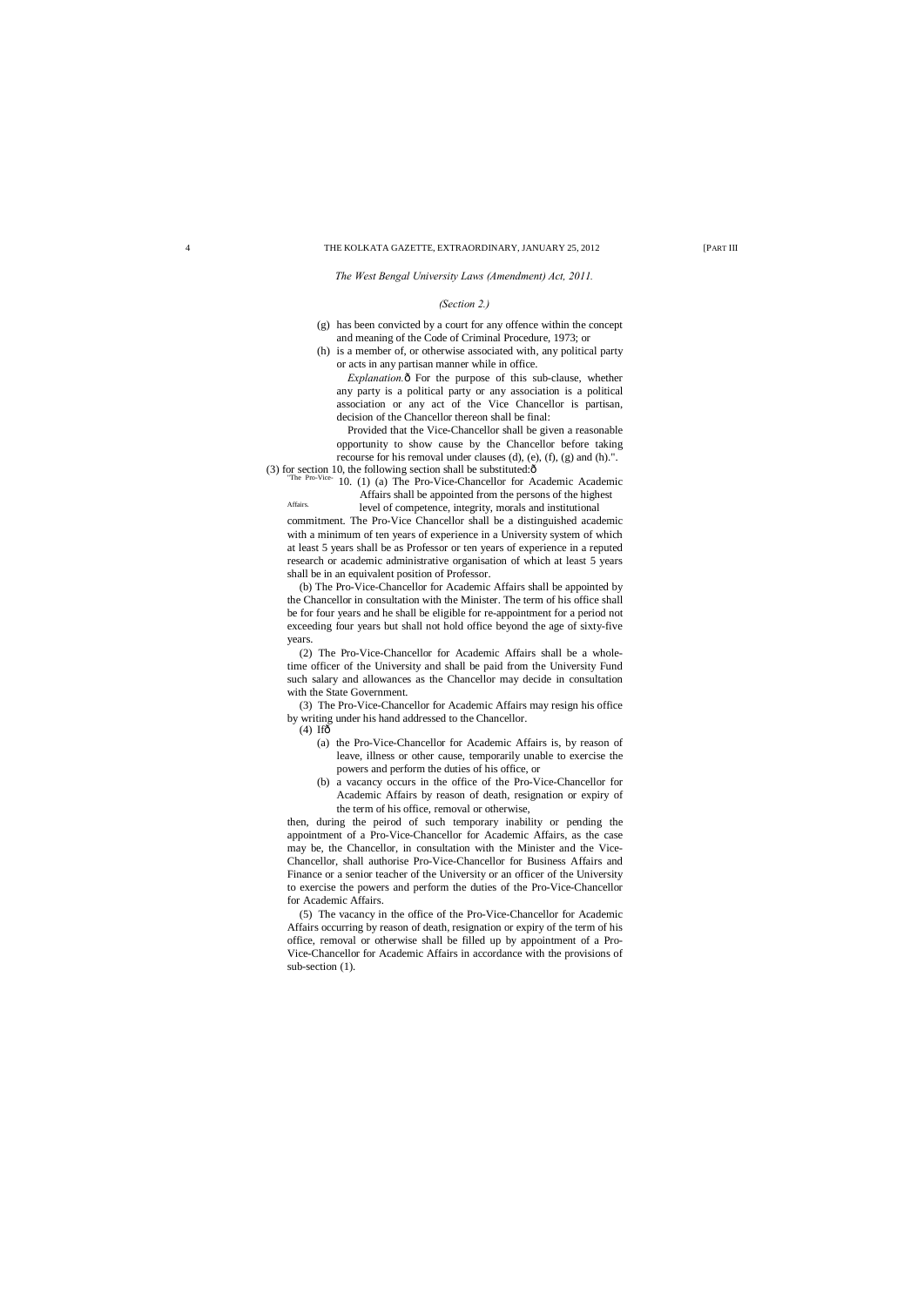*The West Bengal University Laws (Amendment) Act, 2011.*

*(Section 2.)*

(g) has been convicted by a court for any offence within the concept and meaning of the Code of Criminal Procedure, 1973; or

(h) is a member of, or otherwise associated with, any political party or acts in any partisan manner while in office.

*Explanation.*ð For the purpose of this sub-clause, whether any party is a political party or any association is a political association or any act of the Vice Chancellor is partisan, decision of the Chancellor thereon shall be final:

Provided that the Vice-Chancellor shall be given a reasonable opportunity to show cause by the Chancellor before taking recourse for his removal under clauses (d), (e), (f), (g) and (h).".

(3) for section 10, the following section shall be substituted:ð

"The Pro-Vice-Chancellor for Academic Affairs.

10. (1) (a) The Pro-Vice-Chancellor for Academic Affairs shall be appointed from the persons of the highest level of competence, integrity, morals and institutional commitment. The Pro-Vice Chancellor shall be a distinguished academic with a minimum of ten years of experience in a University system of which at least 5 years shall be as Professor or ten years of experience in a reputed research or academic administrative organisation of which at least 5 years shall be in an equivalent position of Professor.

(b) The Pro-Vice-Chancellor for Academic Affairs shall be appointed by the Chancellor in consultation with the Minister. The term of his office shall be for four years and he shall be eligible for re-appointment for a period not exceeding four years but shall not hold office beyond the age of sixty-five years.

(2) The Pro-Vice-Chancellor for Academic Affairs shall be a whole-time officer of the University and shall be paid from the University Fund such salary and allowances as the Chancellor may decide in consultation with the State Government.

(3) The Pro-Vice-Chancellor for Academic Affairs may resign his office by writing under his hand addressed to the Chancellor.

(4) Ifð

(a) the Pro-Vice-Chancellor for Academic Affairs is, by reason of leave, illness or other cause, temporarily unable to exercise the powers and perform the duties of his office, or

(b) a vacancy occurs in the office of the Pro-Vice-Chancellor for Academic Affairs by reason of death, resignation or expiry of the term of his office, removal or otherwise,

then, during the peirod of such temporary inability or pending the appointment of a Pro-Vice-Chancellor for Academic Affairs, as the case may be, the Chancellor, in consultation with the Minister and the Vice-Chancellor, shall authorise Pro-Vice-Chancellor for Business Affairs and Finance or a senior teacher of the University or an officer of the University to exercise the powers and perform the duties of the Pro-Vice-Chancellor for Academic Affairs.

(5) The vacancy in the office of the Pro-Vice-Chancellor for Academic Affairs occurring by reason of death, resignation or expiry of the term of his office, removal or otherwise shall be filled up by appointment of a Pro-Vice-Chancellor for Academic Affairs in accordance with the provisions of sub-section (1).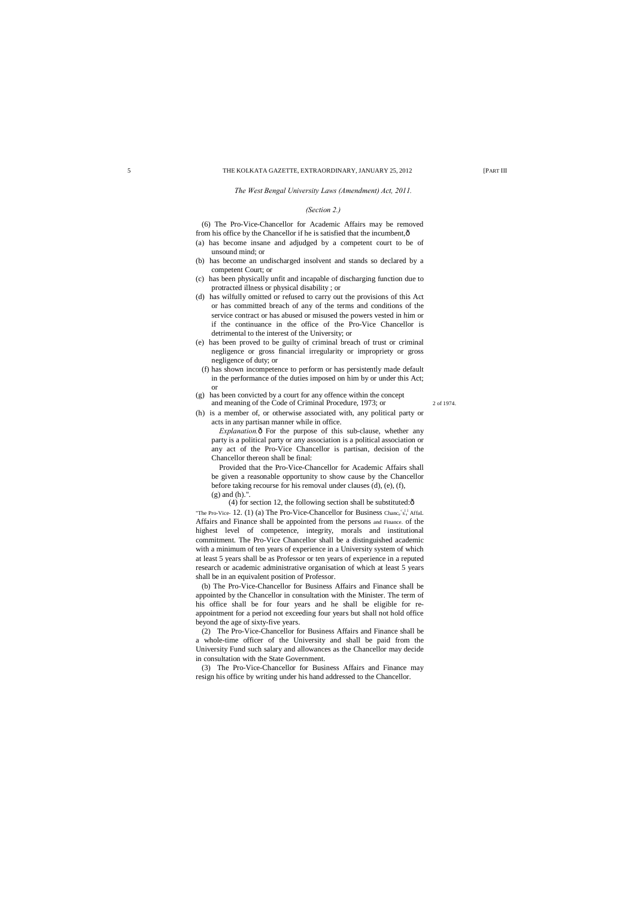*The West Bengal University Laws (Amendment) Act, 2011.*

*(Section 2.)*

(6) The Pro-Vice-Chancellor for Academic Affairs may be removed from his office by the Chancellor if he is satisfied that the incumbent,—

(a) has become insane and adjudged by a competent court to be of unsound mind; or

(b) has become an undischarged insolvent and stands so declared by a competent Court; or

(c) has been physically unfit and incapable of discharging function due to protracted illness or physical disability ; or

(d) has wilfully omitted or refused to carry out the provisions of this Act or has committed breach of any of the terms and conditions of the service contract or has abused or misused the powers vested in him or if the continuance in the office of the Pro-Vice Chancellor is detrimental to the interest of the University; or

(e) has been proved to be guilty of criminal breach of trust or criminal negligence or gross financial irregularity or impropriety or gross negligence of duty; or

(f) has shown incompetence to perform or has persistently made default in the performance of the duties imposed on him by or under this Act; or

(g) has been convicted by a court for any offence within the concept and meaning of the Code of Criminal Procedure, 1973; or (2 of 1974.)

(h) is a member of, or otherwise associated with, any political party or acts in any partisan manner while in office.

*Explanation.*— For the purpose of this sub-clause, whether any party is a political party or any association is a political association or any act of the Pro-Vice Chancellor is partisan, decision of the Chancellor thereon shall be final:

Provided that the Pro-Vice-Chancellor for Academic Affairs shall be given a reasonable opportunity to show cause by the Chancellor before taking recourse for his removal under clauses (d), (e), (f), (g) and (h).".

(4) for section 12, the following section shall be substituted:—

"The Pro-Vice-Chancellor for Business Affairs and Finance.

12. (1) (a) The Pro-Vice-Chancellor for Business Affairs and Finance shall be appointed from the persons of the highest level of competence, integrity, morals and institutional commitment. The Pro-Vice Chancellor shall be a distinguished academic with a minimum of ten years of experience in a University system of which at least 5 years shall be as Professor or ten years of experience in a reputed research or academic administrative organisation of which at least 5 years shall be in an equivalent position of Professor.

(b) The Pro-Vice-Chancellor for Business Affairs and Finance shall be appointed by the Chancellor in consultation with the Minister. The term of his office shall be for four years and he shall be eligible for re-appointment for a period not exceeding four years but shall not hold office beyond the age of sixty-five years.

(2) The Pro-Vice-Chancellor for Business Affairs and Finance shall be a whole-time officer of the University and shall be paid from the University Fund such salary and allowances as the Chancellor may decide in consultation with the State Government.

(3) The Pro-Vice-Chancellor for Business Affairs and Finance may resign his office by writing under his hand addressed to the Chancellor.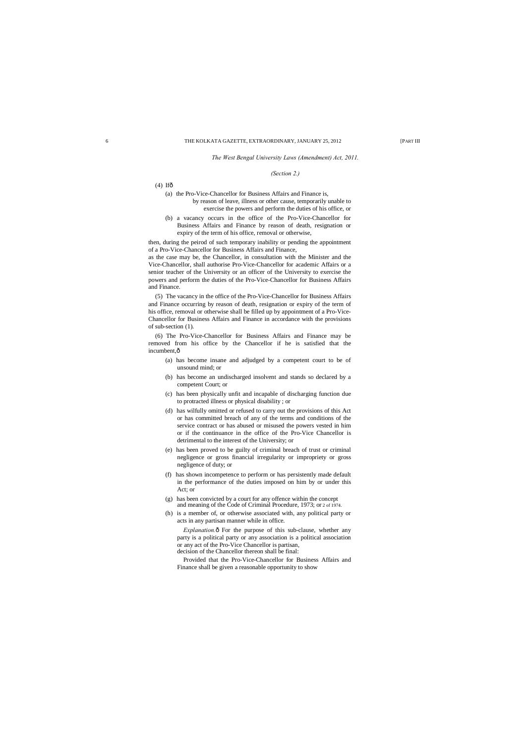*The West Bengal University Laws (Amendment) Act, 2011.*

*(Section 2.)*

(4) Ifô

(a) the Pro-Vice-Chancellor for Business Affairs and Finance is, by reason of leave, illness or other cause, temporarily unable to exercise the powers and perform the duties of his office, or

(b) a vacancy occurs in the office of the Pro-Vice-Chancellor for Business Affairs and Finance by reason of death, resignation or expiry of the term of his office, removal or otherwise,

then, during the peirod of such temporary inability or pending the appointment of a Pro-Vice-Chancellor for Business Affairs and Finance,

as the case may be, the Chancellor, in consultation with the Minister and the Vice-Chancellor, shall authorise Pro-Vice-Chancellor for academic Affairs or a senior teacher of the University or an officer of the University to exercise the powers and perform the duties of the Pro-Vice-Chancellor for Business Affairs and Finance.

(5) The vacancy in the office of the Pro-Vice-Chancellor for Business Affairs and Finance occurring by reason of death, resignation or expiry of the term of his office, removal or otherwise shall be filled up by appointment of a Pro-Vice-Chancellor for Business Affairs and Finance in accordance with the provisions of sub-section (1).

(6) The Pro-Vice-Chancellor for Business Affairs and Finance may be removed from his office by the Chancellor if he is satisfied that the incumbent,ô

(a) has become insane and adjudged by a competent court to be of unsound mind; or

(b) has become an undischarged insolvent and stands so declared by a competent Court; or

(c) has been physically unfit and incapable of discharging function due to protracted illness or physical disability ; or

(d) has wilfully omitted or refused to carry out the provisions of this Act or has committed breach of any of the terms and conditions of the service contract or has abused or misused the powers vested in him or if the continuance in the office of the Pro-Vice Chancellor is detrimental to the interest of the University; or

(e) has been proved to be guilty of criminal breach of trust or criminal negligence or gross financial irregularity or impropriety or gross negligence of duty; or

(f) has shown incompetence to perform or has persistently made default in the performance of the duties imposed on him by or under this Act; or

(g) has been convicted by a court for any offence within the concept and meaning of the Code of Criminal Procedure, 1973; or 2 of 1974.

(h) is a member of, or otherwise associated with, any political party or acts in any partisan manner while in office.

*Explanation.*ô For the purpose of this sub-clause, whether any party is a political party or any association is a political association or any act of the Pro-Vice Chancellor is partisan, decision of the Chancellor thereon shall be final:

Provided that the Pro-Vice-Chancellor for Business Affairs and Finance shall be given a reasonable opportunity to show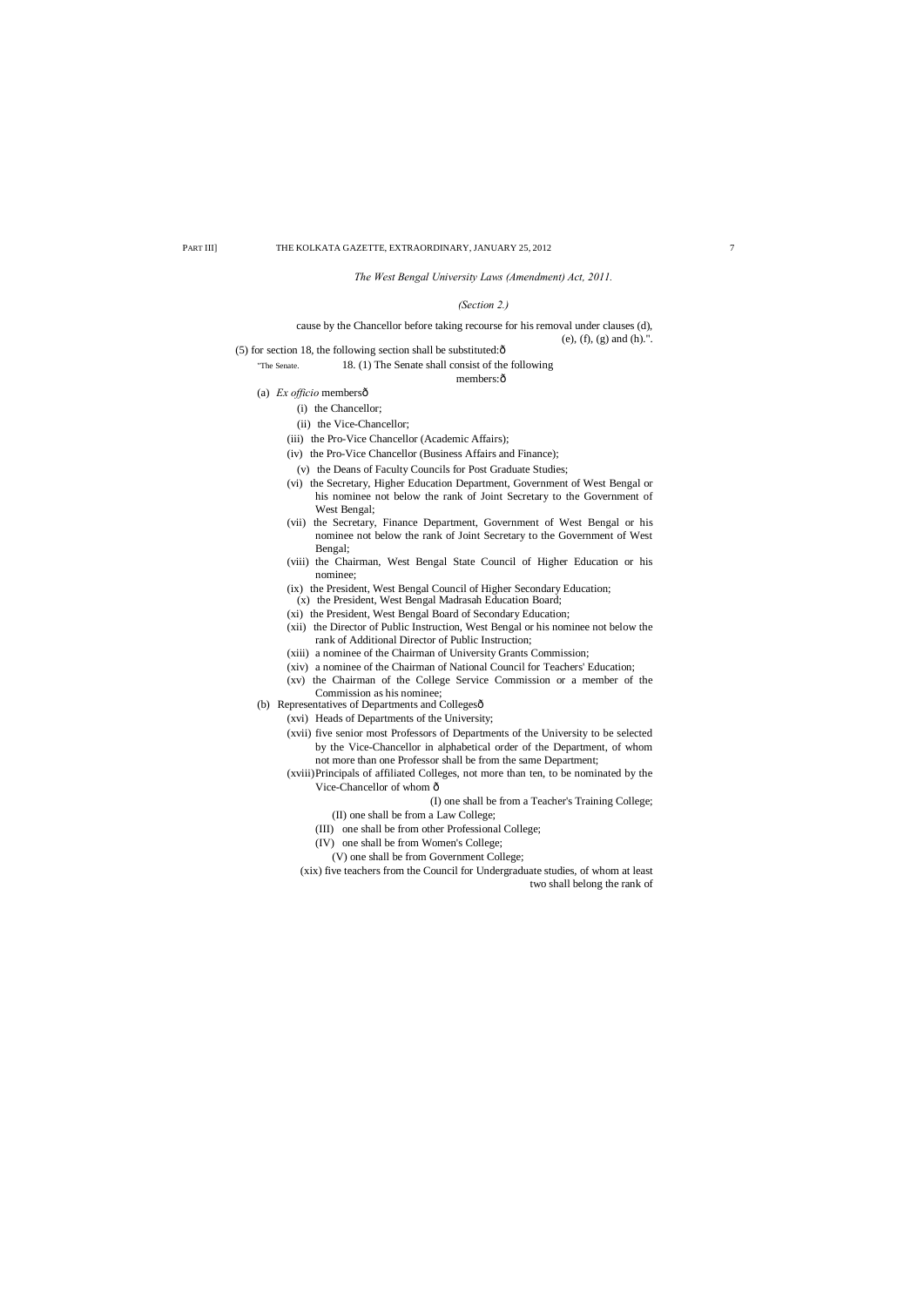*The West Bengal University Laws (Amendment) Act, 2011.*

*(Section 2.)*

cause by the Chancellor before taking recourse for his removal under clauses (d), (e), (f), (g) and (h).".

(5) for section 18, the following section shall be substituted:ô

"The Senate. 18. (1) The Senate shall consist of the following members:ô

(a) *Ex officio* membersô

(i) the Chancellor;

(ii) the Vice-Chancellor;

(iii) the Pro-Vice Chancellor (Academic Affairs);

(iv) the Pro-Vice Chancellor (Business Affairs and Finance);

(v) the Deans of Faculty Councils for Post Graduate Studies;

(vi) the Secretary, Higher Education Department, Government of West Bengal or his nominee not below the rank of Joint Secretary to the Government of West Bengal;

(vii) the Secretary, Finance Department, Government of West Bengal or his nominee not below the rank of Joint Secretary to the Government of West Bengal;

(viii) the Chairman, West Bengal State Council of Higher Education or his nominee;

(ix) the President, West Bengal Council of Higher Secondary Education;

(x) the President, West Bengal Madrasah Education Board;

(xi) the President, West Bengal Board of Secondary Education;

(xii) the Director of Public Instruction, West Bengal or his nominee not below the rank of Additional Director of Public Instruction;

(xiii) a nominee of the Chairman of University Grants Commission;

(xiv) a nominee of the Chairman of National Council for Teachers' Education;

(xv) the Chairman of the College Service Commission or a member of the Commission as his nominee;

(b) Representatives of Departments and Collegesô

(xvi) Heads of Departments of the University;

(xvii) five senior most Professors of Departments of the University to be selected by the Vice-Chancellor in alphabetical order of the Department, of whom not more than one Professor shall be from the same Department;

(xviii) Principals of affiliated Colleges, not more than ten, to be nominated by the Vice-Chancellor of whom ô

(I) one shall be from a Teacher's Training College;

(II) one shall be from a Law College;

(III) one shall be from other Professional College;

(IV) one shall be from Women's College;

(V) one shall be from Government College;

(xix) five teachers from the Council for Undergraduate studies, of whom at least two shall belong the rank of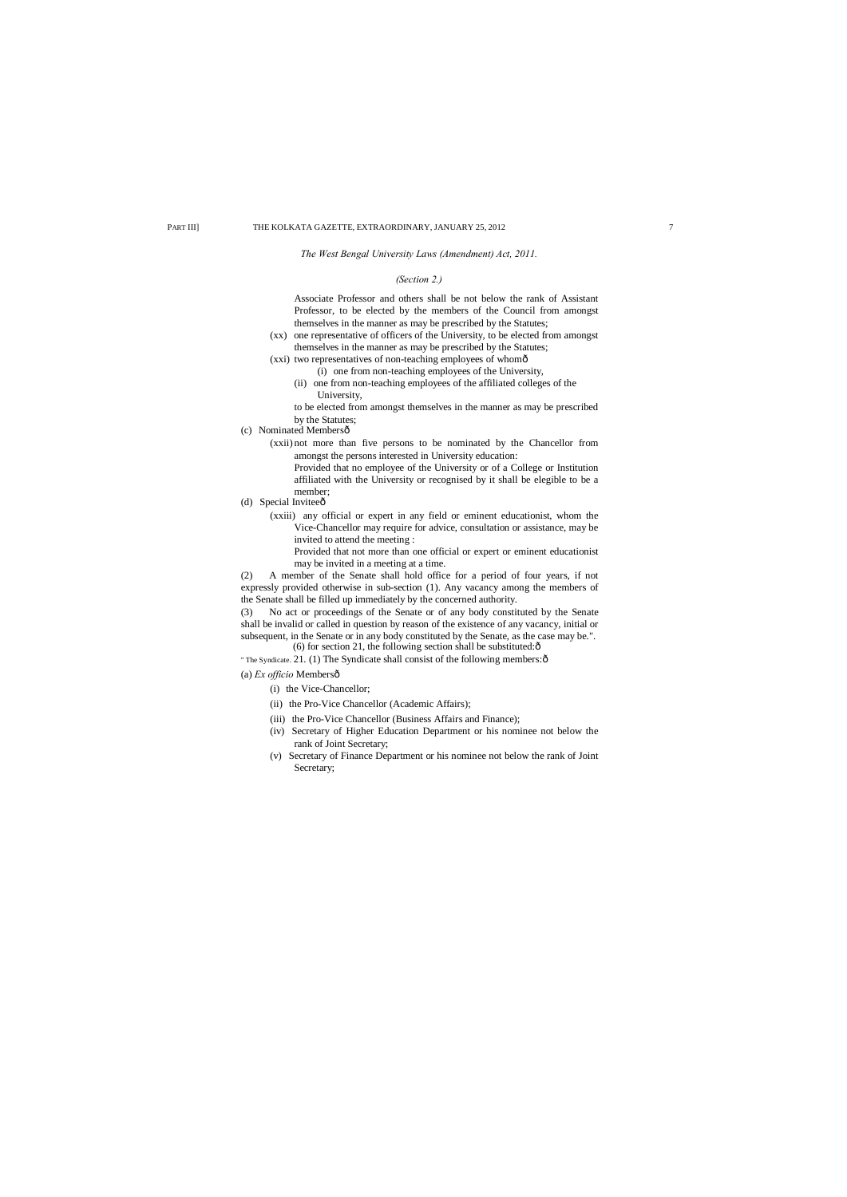*The West Bengal University Laws (Amendment) Act, 2011.*

*(Section 2.)*

Associate Professor and others shall be not below the rank of Assistant Professor, to be elected by the members of the Council from amongst themselves in the manner as may be prescribed by the Statutes;

(xx) one representative of officers of the University, to be elected from amongst themselves in the manner as may be prescribed by the Statutes;

(xxi) two representatives of non-teaching employees of whomô

(i) one from non-teaching employees of the University,

(ii) one from non-teaching employees of the affiliated colleges of the University,

to be elected from amongst themselves in the manner as may be prescribed by the Statutes;

(c) Nominated Membersô

(xxii) not more than five persons to be nominated by the Chancellor from amongst the persons interested in University education:

Provided that no employee of the University or of a College or Institution affiliated with the University or recognised by it shall be elegible to be a member;

(d) Special Inviteeô

(xxiii) any official or expert in any field or eminent educationist, whom the Vice-Chancellor may require for advice, consultation or assistance, may be invited to attend the meeting :

Provided that not more than one official or expert or eminent educationist may be invited in a meeting at a time.

(2) A member of the Senate shall hold office for a period of four years, if not expressly provided otherwise in sub-section (1). Any vacancy among the members of the Senate shall be filled up immediately by the concerned authority.

(3) No act or proceedings of the Senate or of any body constituted by the Senate shall be invalid or called in question by reason of the existence of any vacancy, initial or subsequent, in the Senate or in any body constituted by the Senate, as the case may be.".

(6) for section 21, the following section shall be substituted:ô

" The Syndicate. 21. (1) The Syndicate shall consist of the following members:ô

(a) *Ex officio* Membersô

(i) the Vice-Chancellor;

(ii) the Pro-Vice Chancellor (Academic Affairs);

(iii) the Pro-Vice Chancellor (Business Affairs and Finance);

(iv) Secretary of Higher Education Department or his nominee not below the rank of Joint Secretary;

(v) Secretary of Finance Department or his nominee not below the rank of Joint Secretary;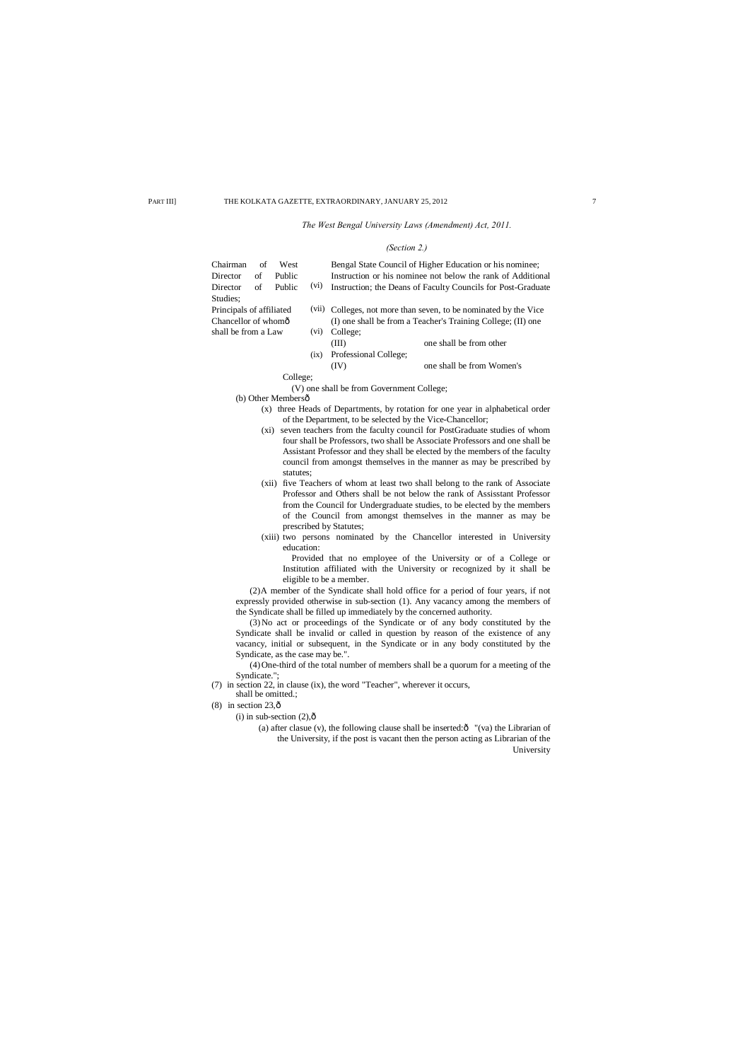*The West Bengal University Laws (Amendment) Act, 2011.*

*(Section 2.)*

Chairman of West Bengal State Council of Higher Education or his nominee; (vi) Director of Public Instruction or his nominee not below the rank of Additional Director of Public Instruction; (vii) the Deans of Faculty Councils for Post-Graduate Studies; (vi) Principals of affiliated Colleges, not more than seven, to be nominated by the Vice Chancellor of whomô (I) one shall be from a Teacher's Training College; (II) one shall be from a Law College; (III) one shall be from other Professional College; (ix) (IV) one shall be from Women's College;

(V) one shall be from Government College;

(b) Other Membersô

(x) three Heads of Departments, by rotation for one year in alphabetical order of the Department, to be selected by the Vice-Chancellor;

(xi) seven teachers from the faculty council for PostGraduate studies of whom four shall be Professors, two shall be Associate Professors and one shall be Assistant Professor and they shall be elected by the members of the faculty council from amongst themselves in the manner as may be prescribed by statutes;

(xii) five Teachers of whom at least two shall belong to the rank of Associate Professor and Others shall be not below the rank of Assisstant Professor from the Council for Undergraduate studies, to be elected by the members of the Council from amongst themselves in the manner as may be prescribed by Statutes;

(xiii) two persons nominated by the Chancellor interested in University education:

Provided that no employee of the University or of a College or Institution affiliated with the University or recognized by it shall be eligible to be a member.

(2) A member of the Syndicate shall hold office for a period of four years, if not expressly provided otherwise in sub-section (1). Any vacancy among the members of the Syndicate shall be filled up immediately by the concerned authority.

(3) No act or proceedings of the Syndicate or of any body constituted by the Syndicate shall be invalid or called in question by reason of the existence of any vacancy, initial or subsequent, in the Syndicate or in any body constituted by the Syndicate, as the case may be.".

(4) One-third of the total number of members shall be a quorum for a meeting of the Syndicate.";

(7) in section 22, in clause (ix), the word "Teacher", wherever it occurs, shall be omitted.;

(8) in section 23,ô

(i) in sub-section (2),ô

(a) after clasue (v), the following clause shall be inserted:ô "(va) the Librarian of the University, if the post is vacant then the person acting as Librarian of the University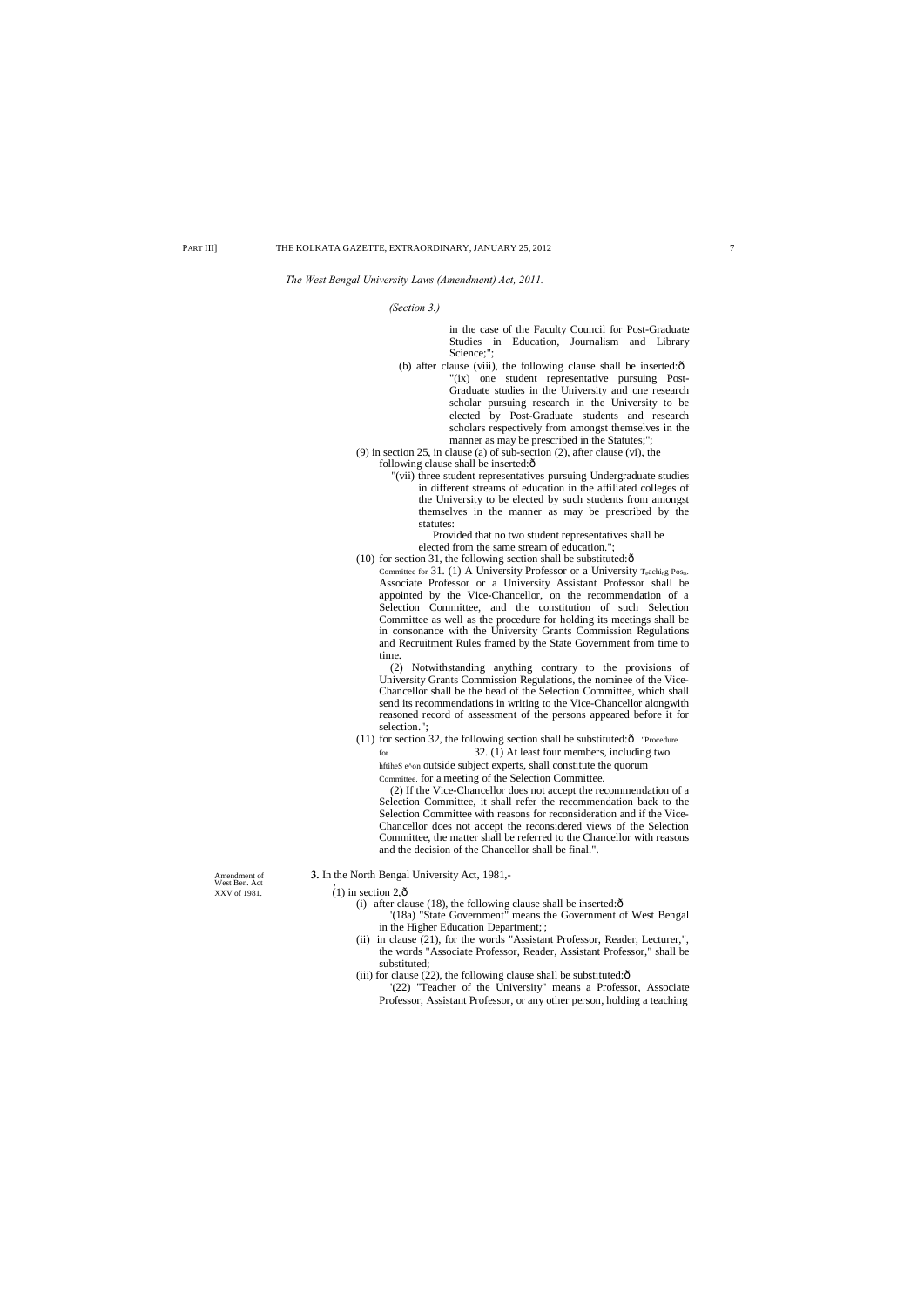*The West Bengal University Laws (Amendment) Act, 2011.*

*(Section 3.)*

in the case of the Faculty Council for Post-Graduate Studies in Education, Journalism and Library Science;";

(b) after clause (viii), the following clause shall be inserted:—

"(ix) one student representative pursuing Post-Graduate studies in the University and one research scholar pursuing research in the University to be elected by Post-Graduate students and research scholars respectively from amongst themselves in the manner as may be prescribed in the Statutes;";

(9) in section 25, in clause (a) of sub-section (2), after clause (vi), the following clause shall be inserted:—

"(vii) three student representatives pursuing Undergraduate studies in different streams of education in the affiliated colleges of the University to be elected by such students from amongst themselves in the manner as may be prescribed by the statutes:

Provided that no two student representatives shall be elected from the same stream of education.";

(10) for section 31, the following section shall be substituted:—

Committee for 31. (1) A University Professor or a University T,achi,g Pos,. Associate Professor or a University Assistant Professor shall be appointed by the Vice-Chancellor, on the recommendation of a Selection Committee, and the constitution of such Selection Committee as well as the procedure for holding its meetings shall be in consonance with the University Grants Commission Regulations and Recruitment Rules framed by the State Government from time to time.

(2) Notwithstanding anything contrary to the provisions of University Grants Commission Regulations, the nominee of the Vice-Chancellor shall be the head of the Selection Committee, which shall send its recommendations in writing to the Vice-Chancellor alongwith reasoned record of assessment of the persons appeared before it for selection.";

(11) for section 32, the following section shall be substituted:— "Procedure for 32. (1) At least four members, including two hftiheS e^on outside subject experts, shall constitute the quorum Committee. for a meeting of the Selection Committee.

(2) If the Vice-Chancellor does not accept the recommendation of a Selection Committee, it shall refer the recommendation back to the Selection Committee with reasons for reconsideration and if the Vice-Chancellor does not accept the reconsidered views of the Selection Committee, the matter shall be referred to the Chancellor with reasons and the decision of the Chancellor shall be final.".

Amendment of West Ben. Act XXV of 1981.

**3.** In the North Bengal University Act, 1981,-

(1) in section 2,—

(i) after clause (18), the following clause shall be inserted:—

'(18a) "State Government" means the Government of West Bengal in the Higher Education Department;';

(ii) in clause (21), for the words "Assistant Professor, Reader, Lecturer,", the words "Associate Professor, Reader, Assistant Professor," shall be substituted;

(iii) for clause (22), the following clause shall be substituted:—

'(22) "Teacher of the University" means a Professor, Associate Professor, Assistant Professor, or any other person, holding a teaching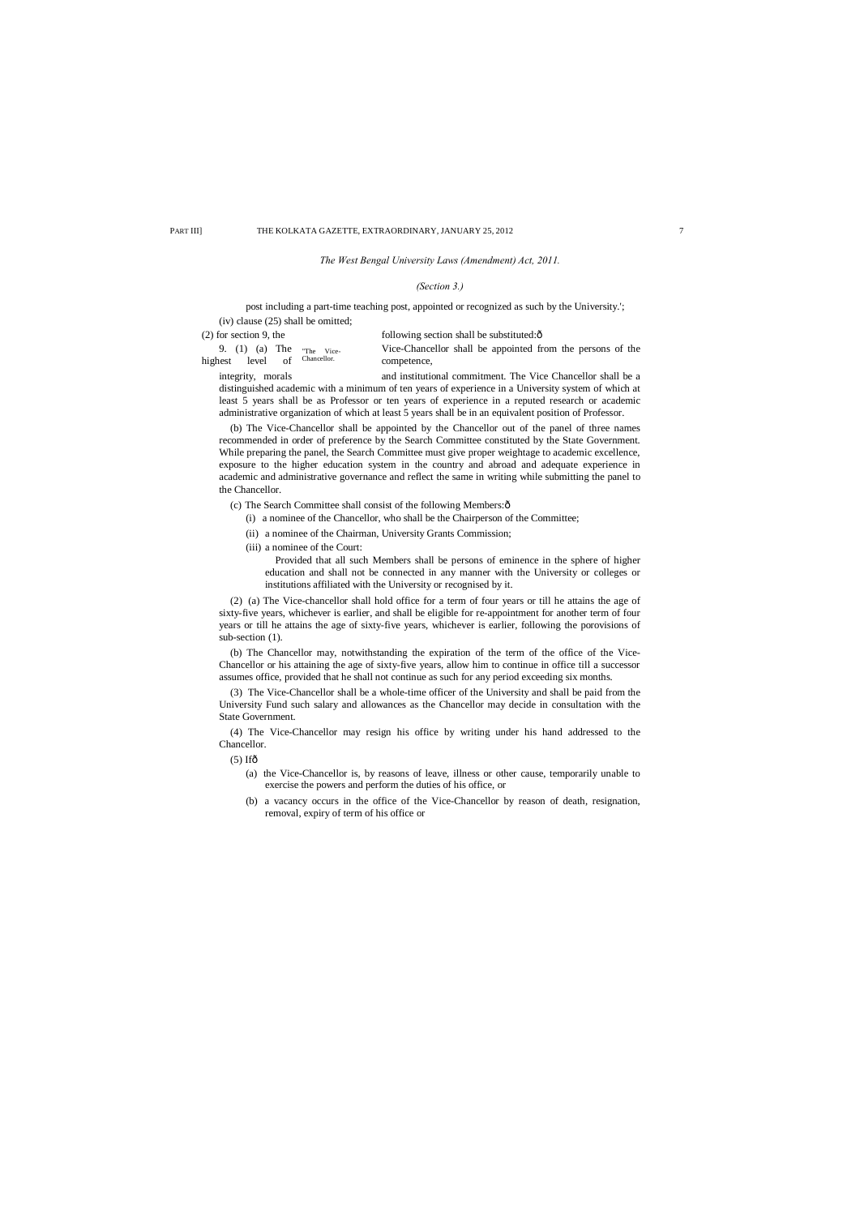*The West Bengal University Laws (Amendment) Act, 2011.*

*(Section 3.)*

post including a part-time teaching post, appointed or recognized as such by the University.';

(iv) clause (25) shall be omitted;

(2) for section 9, the following section shall be substituted:ð

"The Vice-Chancellor.

9. (1) (a) The Vice-Chancellor shall be appointed from the persons of the highest level of competence, integrity, morals and institutional commitment. The Vice Chancellor shall be a distinguished academic with a minimum of ten years of experience in a University system of which at least 5 years shall be as Professor or ten years of experience in a reputed research or academic administrative organization of which at least 5 years shall be in an equivalent position of Professor.

(b) The Vice-Chancellor shall be appointed by the Chancellor out of the panel of three names recommended in order of preference by the Search Committee constituted by the State Government. While preparing the panel, the Search Committee must give proper weightage to academic excellence, exposure to the higher education system in the country and abroad and adequate experience in academic and administrative governance and reflect the same in writing while submitting the panel to the Chancellor.

(c) The Search Committee shall consist of the following Members:ð

(i) a nominee of the Chancellor, who shall be the Chairperson of the Committee;

(ii) a nominee of the Chairman, University Grants Commission;

(iii) a nominee of the Court:

Provided that all such Members shall be persons of eminence in the sphere of higher education and shall not be connected in any manner with the University or colleges or institutions affiliated with the University or recognised by it.

(2) (a) The Vice-chancellor shall hold office for a term of four years or till he attains the age of sixty-five years, whichever is earlier, and shall be eligible for re-appointment for another term of four years or till he attains the age of sixty-five years, whichever is earlier, following the porovisions of sub-section (1).

(b) The Chancellor may, notwithstanding the expiration of the term of the office of the Vice-Chancellor or his attaining the age of sixty-five years, allow him to continue in office till a successor assumes office, provided that he shall not continue as such for any period exceeding six months.

(3) The Vice-Chancellor shall be a whole-time officer of the University and shall be paid from the University Fund such salary and allowances as the Chancellor may decide in consultation with the State Government.

(4) The Vice-Chancellor may resign his office by writing under his hand addressed to the Chancellor.

(5) Ifð

(a) the Vice-Chancellor is, by reasons of leave, illness or other cause, temporarily unable to exercise the powers and perform the duties of his office, or

(b) a vacancy occurs in the office of the Vice-Chancellor by reason of death, resignation, removal, expiry of term of his office or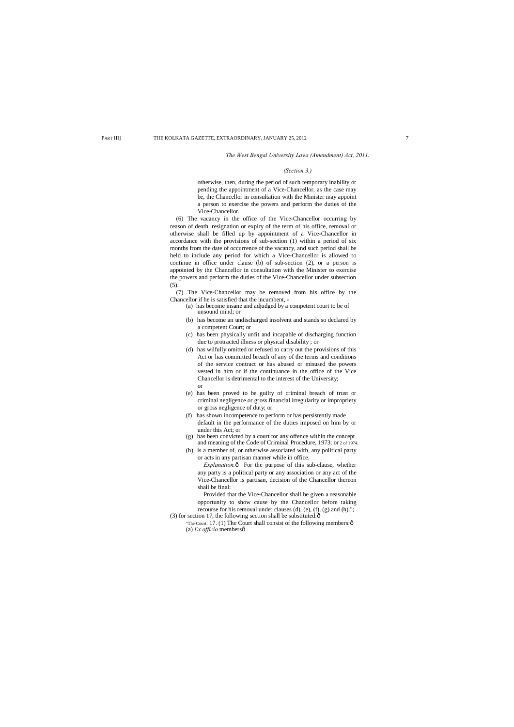*The West Bengal University Laws (Amendment) Act, 2011.*

*(Section 3.)*

otherwise, then, during the period of such temporary inability or pending the appointment of a Vice-Chancellor, as the case may be, the Chancellor in consultation with the Minister may appoint a person to exercise the powers and perform the duties of the Vice-Chancellor.

(6) The vacancy in the office of the Vice-Chancellor occurring by reason of death, resignation or expiry of the term of his office, removal or otherwise shall be filled up by appointment of a Vice-Chancellor in accordance with the provisions of sub-section (1) within a period of six months from the date of occurrence of the vacancy, and such period shall be held to include any period for which a Vice-Chancellor is allowed to continue in office under clause (b) of sub-section (2), or a person is appointed by the Chancellor in consultation with the Minister to exercise the powers and perform the duties of the Vice-Chancellor under subsection (5).

(7) The Vice-Chancellor may be removed from his office by the Chancellor if he is satisfied that the incumbent, -

(a) has become insane and adjudged by a competent court to be of unsound mind; or

(b) has become an undischarged insolvent and stands so declared by a competent Court; or

(c) has been physically unfit and incapable of discharging function due to protracted illness or physical disability ; or

(d) has wilfully omitted or refused to carry out the provisions of this Act or has committed breach of any of the terms and conditions of the service contract or has abused or misused the powers vested in him or if the continuance in the office of the Vice Chancellor is detrimental to the interest of the University; or

(e) has been proved to be guilty of criminal breach of trust or criminal negligence or gross financial irregularity or impropriety or gross negligence of duty; or

(f) has shown incompetence to perform or has persistently made default in the performance of the duties imposed on him by or under this Act; or

(g) has been convicted by a court for any offence within the concept and meaning of the Code of Criminal Procedure, 1973; or 2 of 1974.

(h) is a member of, or otherwise associated with, any political party or acts in any partisan manner while in office.

*Explanation.*— For the purpose of this sub-clause, whether any party is a political party or any association or any act of the Vice-Chancellor is partisan, decision of the Chancellor thereon shall be final:

Provided that the Vice-Chancellor shall be given a reasonable opportunity to show cause by the Chancellor before taking recourse for his removal under clauses (d), (e), (f), (g) and (h).";

(3) for section 17, the following section shall be substituted:—

"The Court. 17. (1) The Court shall consist of the following members:—

(a) *Ex officio* members—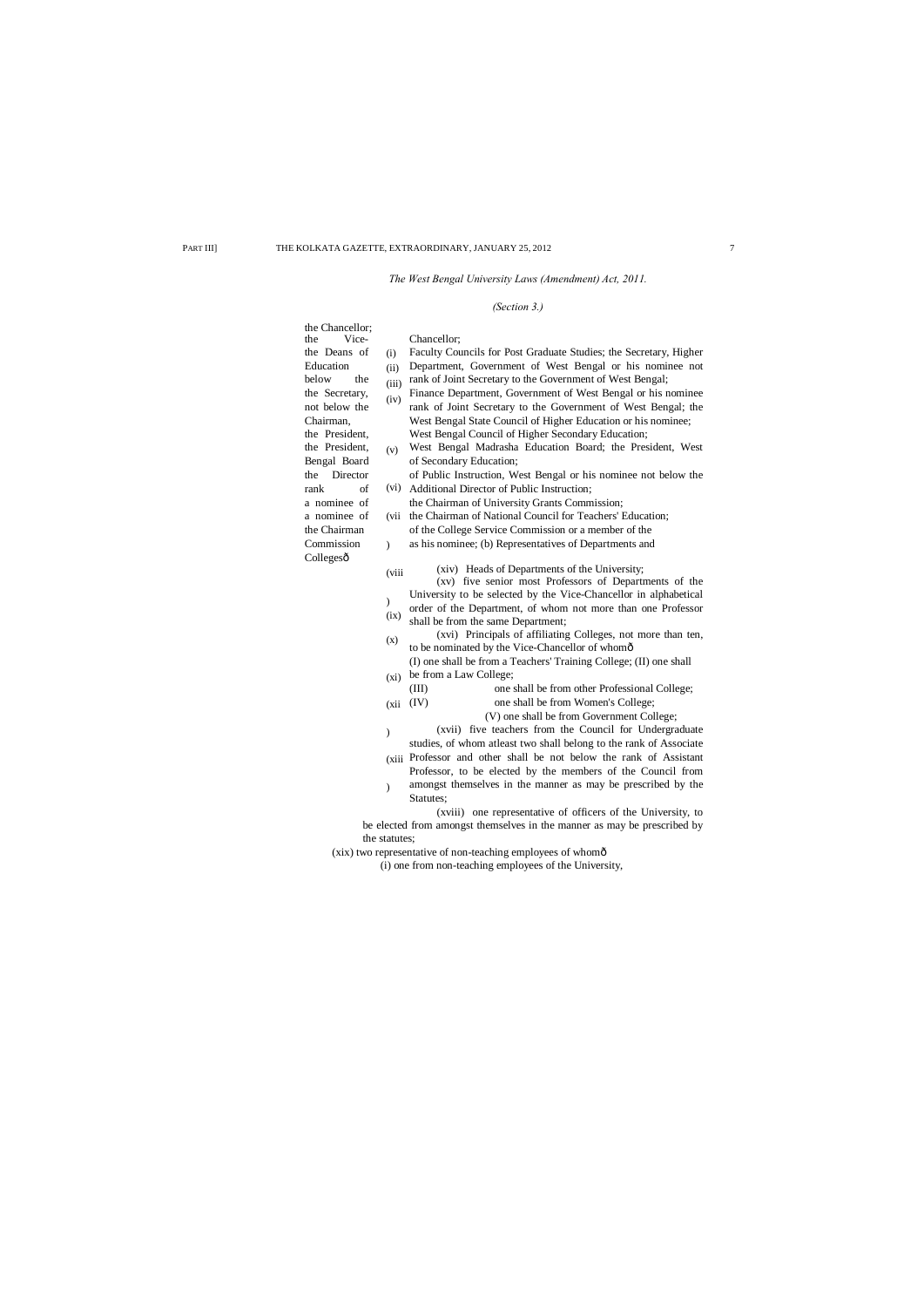*The West Bengal University Laws (Amendment) Act, 2011.*

*(Section 3.)*

(i) the Chancellor;

(ii) the Vice-Chancellor;

(iii) the Deans of Faculty Councils for Post Graduate Studies;

(iv) the Secretary, Higher Education Department, Government of West Bengal or his nominee not below the rank of Joint Secretary to the Government of West Bengal;

(v) the Secretary, Finance Department, Government of West Bengal or his nominee not below the rank of Joint Secretary to the Government of West Bengal;

(vi) the Chairman, West Bengal State Council of Higher Education or his nominee;

(vii) the President, West Bengal Council of Higher Secondary Education;

(viii) the President, West Bengal Madrasha Education Board;

(ix) the President, West Bengal Board of Secondary Education;

(x) the Director of Public Instruction, West Bengal or his nominee not below the rank of Additional Director of Public Instruction;

(xi) a nominee of the Chairman of University Grants Commission;

(xii) a nominee of the Chairman of National Council for Teachers' Education;

(xiii) the Chairman of the College Service Commission or a member of the Commission as his nominee;

(b) Representatives of Departments and Colleges—

(xiv) Heads of Departments of the University;

(xv) five senior most Professors of Departments of the University to be selected by the Vice-Chancellor in alphabetical order of the Department, of whom not more than one Professor shall be from the same Department;

(xvi) Principals of affiliating Colleges, not more than ten, to be nominated by the Vice-Chancellor of whom—

(I) one shall be from a Teachers' Training College;

(II) one shall be from a Law College;

(III) one shall be from other Professional College;

(IV) one shall be from Women's College;

(V) one shall be from Government College;

(xvii) five teachers from the Council for Undergraduate studies, of whom atleast two shall belong to the rank of Associate Professor and other shall be not below the rank of Assistant Professor, to be elected by the members of the Council from amongst themselves in the manner as may be prescribed by the Statutes;

(xviii) one representative of officers of the University, to be elected from amongst themselves in the manner as may be prescribed by the statutes;

(xix) two representative of non-teaching employees of whom—

(i) one from non-teaching employees of the University,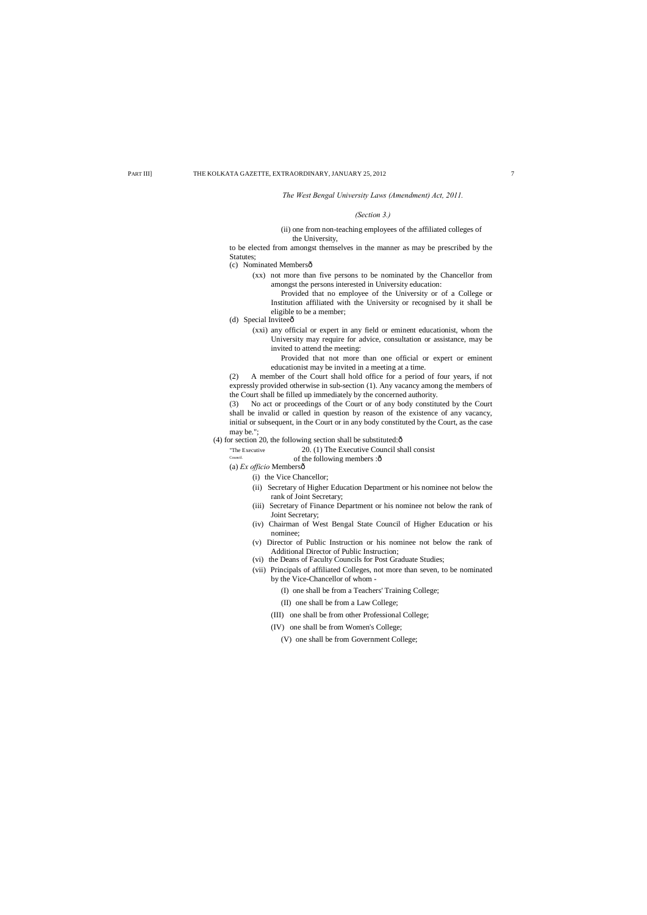*The West Bengal University Laws (Amendment) Act, 2011.*

*(Section 3.)*

(ii) one from non-teaching employees of the affiliated colleges of the University,

to be elected from amongst themselves in the manner as may be prescribed by the Statutes;

(c) Nominated Membersô

(xx) not more than five persons to be nominated by the Chancellor from amongst the persons interested in University education:

Provided that no employee of the University or of a College or Institution affiliated with the University or recognised by it shall be eligible to be a member;

(d) Special Inviteeô

(xxi) any official or expert in any field or eminent educationist, whom the University may require for advice, consultation or assistance, may be invited to attend the meeting:

Provided that not more than one official or expert or eminent educationist may be invited in a meeting at a time.

(2) A member of the Court shall hold office for a period of four years, if not expressly provided otherwise in sub-section (1). Any vacancy among the members of the Court shall be filled up immediately by the concerned authority.

(3) No act or proceedings of the Court or of any body constituted by the Court shall be invalid or called in question by reason of the existence of any vacancy, initial or subsequent, in the Court or in any body constituted by the Court, as the case may be.";

(4) for section 20, the following section shall be substituted:ô

"The Executive Council. 20. (1) The Executive Council shall consist of the following members :ô

(a) *Ex officio* Membersô

(i) the Vice Chancellor;

(ii) Secretary of Higher Education Department or his nominee not below the rank of Joint Secretary;

(iii) Secretary of Finance Department or his nominee not below the rank of Joint Secretary;

(iv) Chairman of West Bengal State Council of Higher Education or his nominee;

(v) Director of Public Instruction or his nominee not below the rank of Additional Director of Public Instruction;

(vi) the Deans of Faculty Councils for Post Graduate Studies;

(vii) Principals of affiliated Colleges, not more than seven, to be nominated by the Vice-Chancellor of whom -

(I) one shall be from a Teachers' Training College;

(II) one shall be from a Law College;

(III) one shall be from other Professional College;

(IV) one shall be from Women's College;

(V) one shall be from Government College;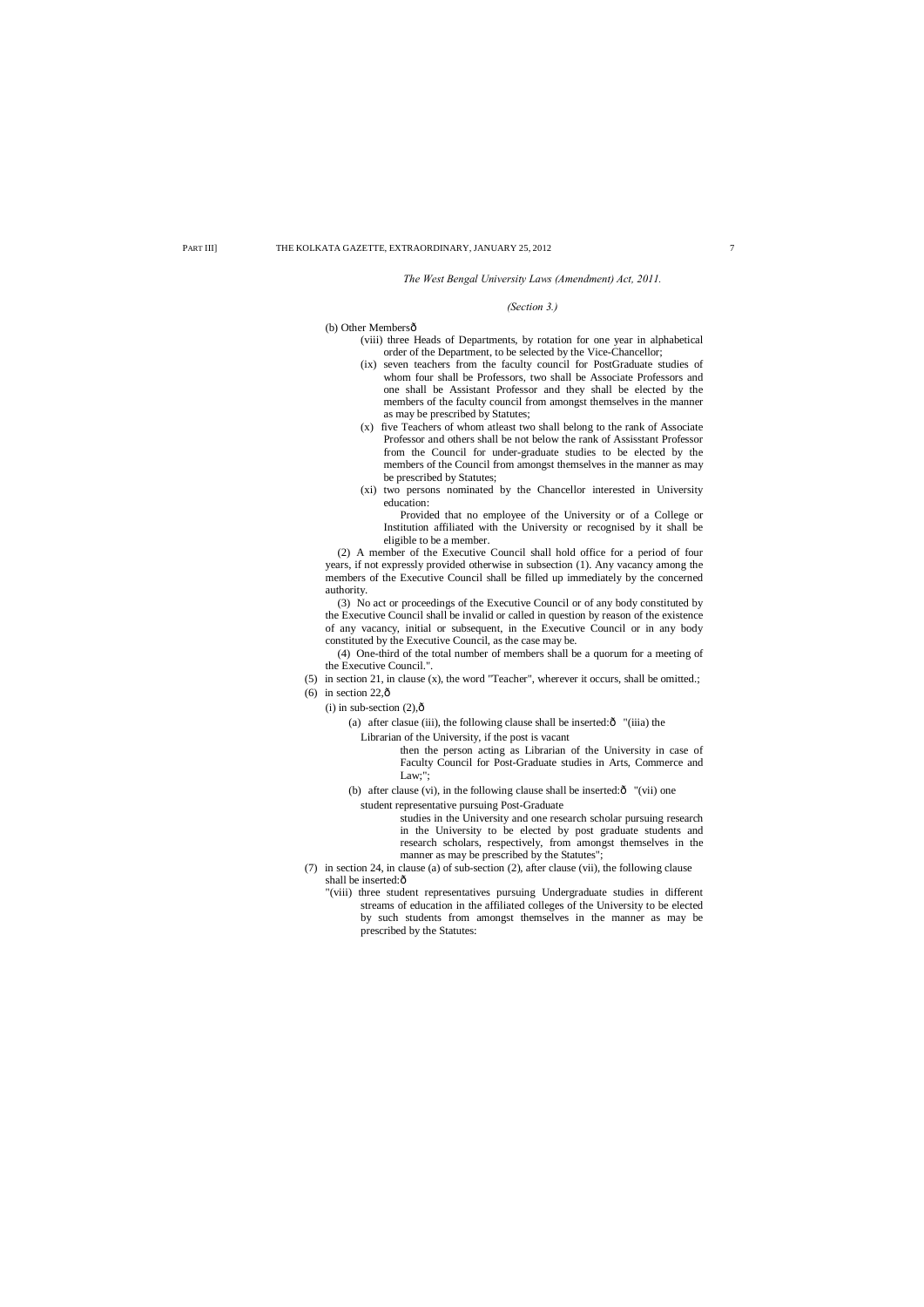*The West Bengal University Laws (Amendment) Act, 2011.*

*(Section 3.)*

(b) Other Membersô

(viii) three Heads of Departments, by rotation for one year in alphabetical order of the Department, to be selected by the Vice-Chancellor;

(ix) seven teachers from the faculty council for PostGraduate studies of whom four shall be Professors, two shall be Associate Professors and one shall be Assistant Professor and they shall be elected by the members of the faculty council from amongst themselves in the manner as may be prescribed by Statutes;

(x) five Teachers of whom atleast two shall belong to the rank of Associate Professor and others shall be not below the rank of Assisstant Professor from the Council for under-graduate studies to be elected by the members of the Council from amongst themselves in the manner as may be prescribed by Statutes;

(xi) two persons nominated by the Chancellor interested in University education:

Provided that no employee of the University or of a College or Institution affiliated with the University or recognised by it shall be eligible to be a member.

(2) A member of the Executive Council shall hold office for a period of four years, if not expressly provided otherwise in subsection (1). Any vacancy among the members of the Executive Council shall be filled up immediately by the concerned authority.

(3) No act or proceedings of the Executive Council or of any body constituted by the Executive Council shall be invalid or called in question by reason of the existence of any vacancy, initial or subsequent, in the Executive Council or in any body constituted by the Executive Council, as the case may be.

(4) One-third of the total number of members shall be a quorum for a meeting of the Executive Council.".

(5) in section 21, in clause (x), the word "Teacher", wherever it occurs, shall be omitted.;

(6) in section 22,ô

(i) in sub-section (2),ô

(a) after clasue (iii), the following clause shall be inserted:ô "(iiia) the Librarian of the University, if the post is vacant then the person acting as Librarian of the University in case of Faculty Council for Post-Graduate studies in Arts, Commerce and Law;";

(b) after clause (vi), in the following clause shall be inserted:ô "(vii) one student representative pursuing Post-Graduate studies in the University and one research scholar pursuing research in the University to be elected by post graduate students and research scholars, respectively, from amongst themselves in the manner as may be prescribed by the Statutes";

(7) in section 24, in clause (a) of sub-section (2), after clause (vii), the following clause shall be inserted:ô

"(viii) three student representatives pursuing Undergraduate studies in different streams of education in the affiliated colleges of the University to be elected by such students from amongst themselves in the manner as may be prescribed by the Statutes: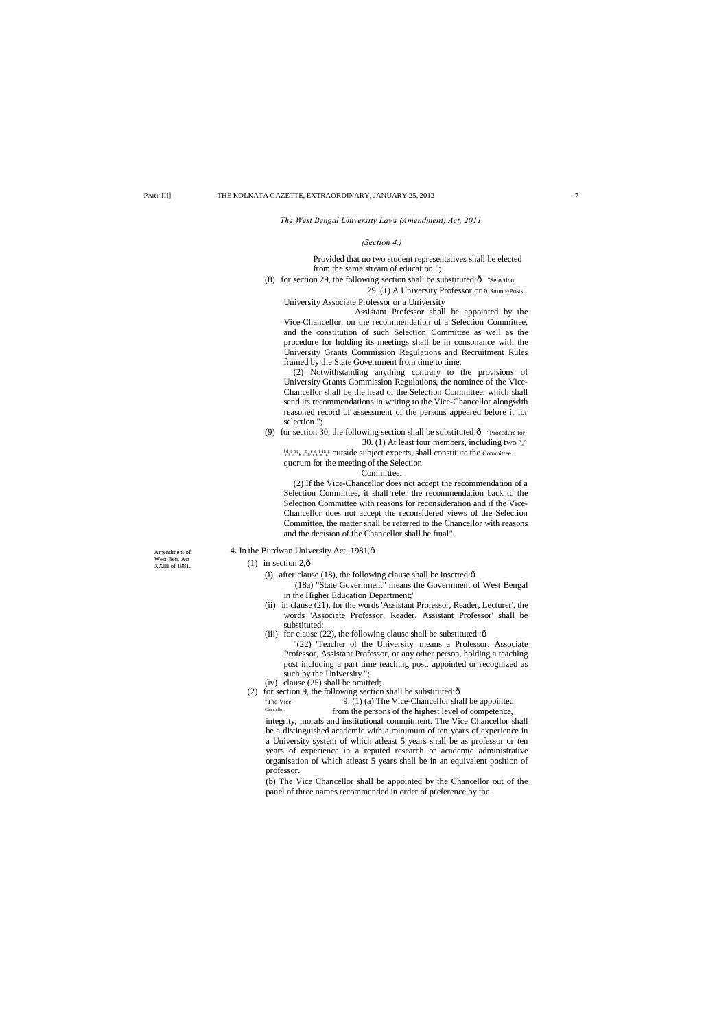*The West Bengal University Laws (Amendment) Act, 2011.*

*(Section 4.)*

Provided that no two student representatives shall be elected from the same stream of education.";

(8) for section 29, the following section shall be substituted:ô

"Selection Posts

29. (1) A University Professor or a University Associate Professor or a University Assistant Professor shall be appointed by the Vice-Chancellor, on the recommendation of a Selection Committee, and the constitution of such Selection Committee as well as the procedure for holding its meetings shall be in consonance with the University Grants Commission Regulations and Recruitment Rules framed by the State Government from time to time.

(2) Notwithstanding anything contrary to the provisions of University Grants Commission Regulations, the nominee of the Vice-Chancellor shall be the head of the Selection Committee, which shall send its recommendations in writing to the Vice-Chancellor alongwith reasoned record of assessment of the persons appeared before it for selection.";

(9) for section 30, the following section shall be substituted:ô

"Procedure for holding meeting of the Selection Committee.

30. (1) At least four members, including two outside subject experts, shall constitute the quorum for the meeting of the Selection Committee.

(2) If the Vice-Chancellor does not accept the recommendation of a Selection Committee, it shall refer the recommendation back to the Selection Committee with reasons for reconsideration and if the Vice-Chancellor does not accept the reconsidered views of the Selection Committee, the matter shall be referred to the Chancellor with reasons and the decision of the Chancellor shall be final".

Amendment of West Ben. Act XXIII of 1981.

**4.** In the Burdwan University Act, 1981,ô

(1) in section 2,ô

(i) after clause (18), the following clause shall be inserted:ô

'(18a) "State Government" means the Government of West Bengal in the Higher Education Department;'

(ii) in clause (21), for the words 'Assistant Professor, Reader, Lecturer', the words 'Associate Professor, Reader, Assistant Professor' shall be substituted;

(iii) for clause (22), the following clause shall be substituted :ô

"(22) 'Teacher of the University' means a Professor, Associate Professor, Assistant Professor, or any other person, holding a teaching post including a part time teaching post, appointed or recognized as such by the University.";

(iv) clause (25) shall be omitted;

(2) for section 9, the following section shall be substituted:ô

"The Vice-Chancellor.

9. (1) (a) The Vice-Chancellor shall be appointed from the persons of the highest level of competence, integrity, morals and institutional commitment. The Vice Chancellor shall be a distinguished academic with a minimum of ten years of experience in a University system of which atleast 5 years shall be as professor or ten years of experience in a reputed research or academic administrative organisation of which atleast 5 years shall be in an equivalent position of professor.

(b) The Vice Chancellor shall be appointed by the Chancellor out of the panel of three names recommended in order of preference by the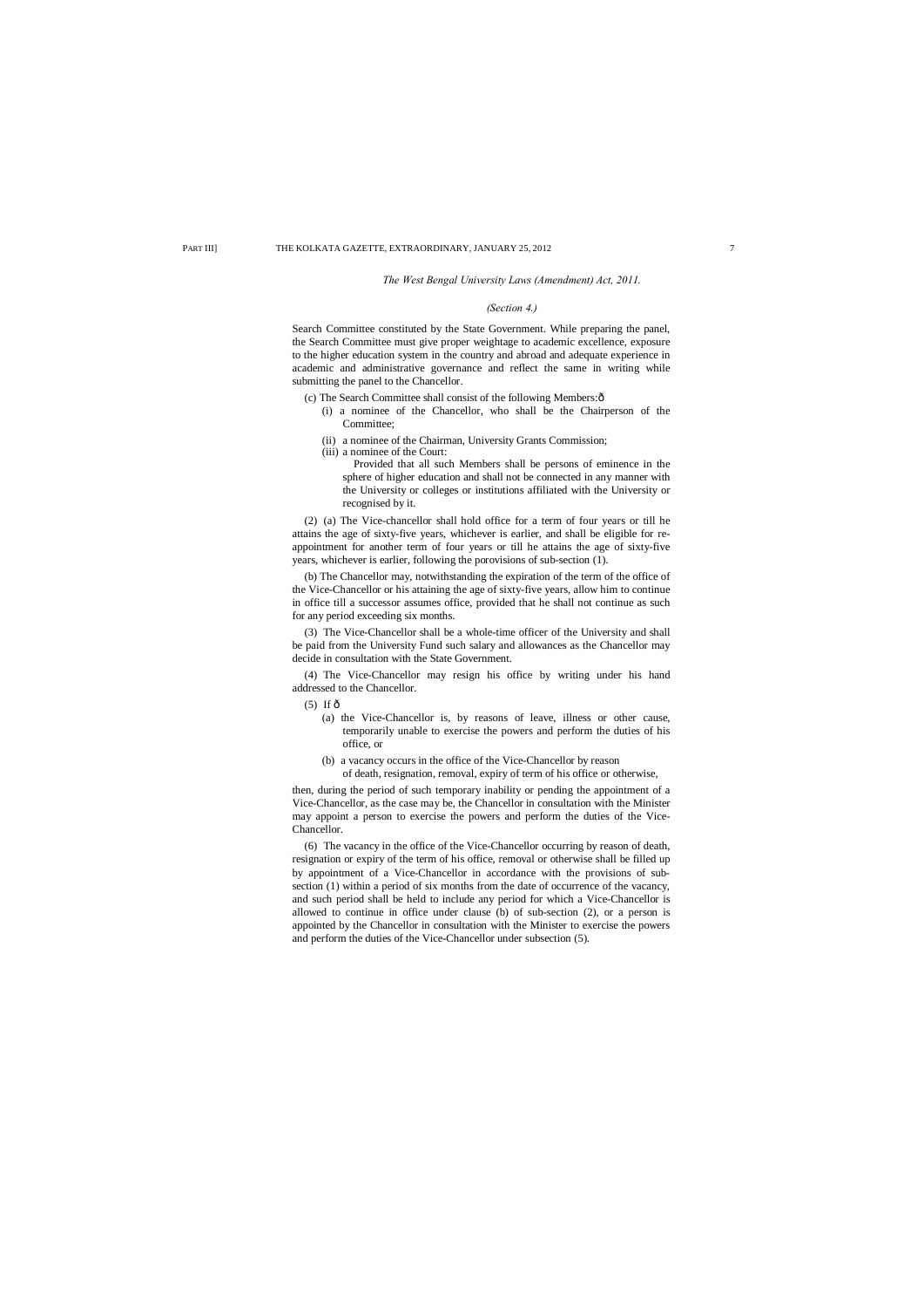*The West Bengal University Laws (Amendment) Act, 2011.*

*(Section 4.)*

Search Committee constituted by the State Government. While preparing the panel, the Search Committee must give proper weightage to academic excellence, exposure to the higher education system in the country and abroad and adequate experience in academic and administrative governance and reflect the same in writing while submitting the panel to the Chancellor.

(c) The Search Committee shall consist of the following Members:ð

(i) a nominee of the Chancellor, who shall be the Chairperson of the Committee;

(ii) a nominee of the Chairman, University Grants Commission;

(iii) a nominee of the Court:

Provided that all such Members shall be persons of eminence in the sphere of higher education and shall not be connected in any manner with the University or colleges or institutions affiliated with the University or recognised by it.

(2) (a) The Vice-chancellor shall hold office for a term of four years or till he attains the age of sixty-five years, whichever is earlier, and shall be eligible for re-appointment for another term of four years or till he attains the age of sixty-five years, whichever is earlier, following the porovisions of sub-section (1).

(b) The Chancellor may, notwithstanding the expiration of the term of the office of the Vice-Chancellor or his attaining the age of sixty-five years, allow him to continue in office till a successor assumes office, provided that he shall not continue as such for any period exceeding six months.

(3) The Vice-Chancellor shall be a whole-time officer of the University and shall be paid from the University Fund such salary and allowances as the Chancellor may decide in consultation with the State Government.

(4) The Vice-Chancellor may resign his office by writing under his hand addressed to the Chancellor.

(5) If ð

(a) the Vice-Chancellor is, by reasons of leave, illness or other cause, temporarily unable to exercise the powers and perform the duties of his office, or

(b) a vacancy occurs in the office of the Vice-Chancellor by reason of death, resignation, removal, expiry of term of his office or otherwise,

then, during the period of such temporary inability or pending the appointment of a Vice-Chancellor, as the case may be, the Chancellor in consultation with the Minister may appoint a person to exercise the powers and perform the duties of the Vice-Chancellor.

(6) The vacancy in the office of the Vice-Chancellor occurring by reason of death, resignation or expiry of the term of his office, removal or otherwise shall be filled up by appointment of a Vice-Chancellor in accordance with the provisions of sub-section (1) within a period of six months from the date of occurrence of the vacancy, and such period shall be held to include any period for which a Vice-Chancellor is allowed to continue in office under clause (b) of sub-section (2), or a person is appointed by the Chancellor in consultation with the Minister to exercise the powers and perform the duties of the Vice-Chancellor under subsection (5).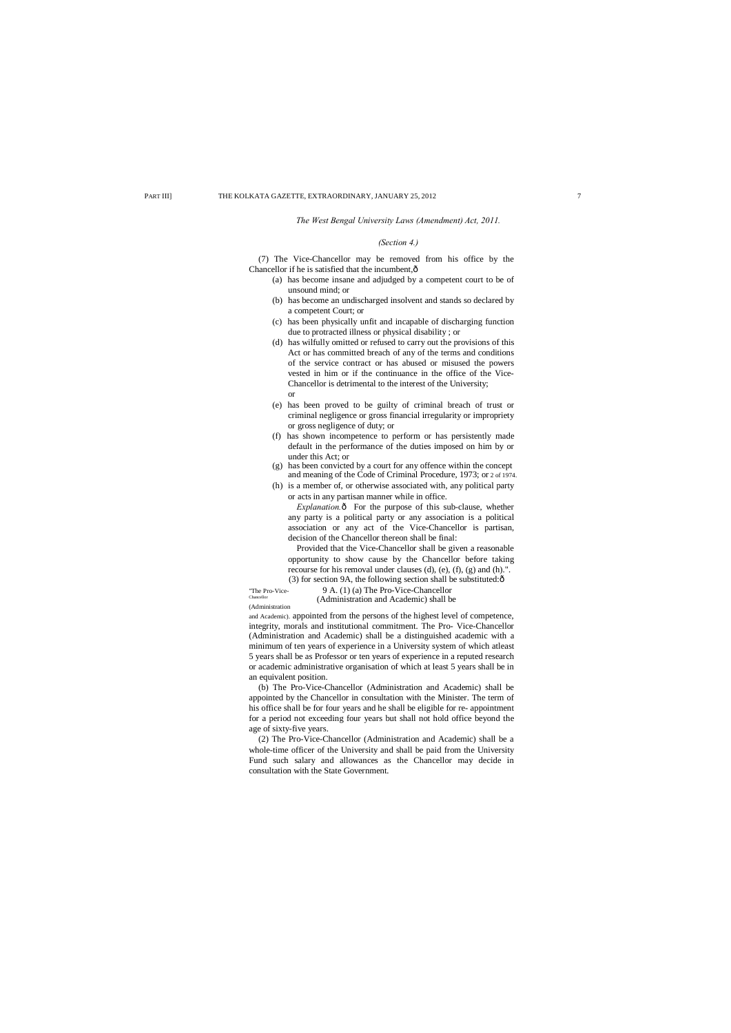*The West Bengal University Laws (Amendment) Act, 2011.*

*(Section 4.)*

(7) The Vice-Chancellor may be removed from his office by the Chancellor if he is satisfied that the incumbent,—

(a) has become insane and adjudged by a competent court to be of unsound mind; or

(b) has become an undischarged insolvent and stands so declared by a competent Court; or

(c) has been physically unfit and incapable of discharging function due to protracted illness or physical disability ; or

(d) has wilfully omitted or refused to carry out the provisions of this Act or has committed breach of any of the terms and conditions of the service contract or has abused or misused the powers vested in him or if the continuance in the office of the Vice-Chancellor is detrimental to the interest of the University; or

(e) has been proved to be guilty of criminal breach of trust or criminal negligence or gross financial irregularity or impropriety or gross negligence of duty; or

(f) has shown incompetence to perform or has persistently made default in the performance of the duties imposed on him by or under this Act; or

(g) has been convicted by a court for any offence within the concept and meaning of the Code of Criminal Procedure, 1973; or 2 of 1974.

(h) is a member of, or otherwise associated with, any political party or acts in any partisan manner while in office.

*Explanation.*— For the purpose of this sub-clause, whether any party is a political party or any association is a political association or any act of the Vice-Chancellor is partisan, decision of the Chancellor thereon shall be final:

Provided that the Vice-Chancellor shall be given a reasonable opportunity to show cause by the Chancellor before taking recourse for his removal under clauses (d), (e), (f), (g) and (h).".

(3) for section 9A, the following section shall be substituted:—

"The Pro-Vice-Chancellor (Administration and Academic).

9 A. (1) (a) The Pro-Vice-Chancellor (Administration and Academic) shall be appointed from the persons of the highest level of competence, integrity, morals and institutional commitment. The Pro- Vice-Chancellor (Administration and Academic) shall be a distinguished academic with a minimum of ten years of experience in a University system of which atleast 5 years shall be as Professor or ten years of experience in a reputed research or academic administrative organisation of which at least 5 years shall be in an equivalent position.

(b) The Pro-Vice-Chancellor (Administration and Academic) shall be appointed by the Chancellor in consultation with the Minister. The term of his office shall be for four years and he shall be eligible for re- appointment for a period not exceeding four years but shall not hold office beyond the age of sixty-five years.

(2) The Pro-Vice-Chancellor (Administration and Academic) shall be a whole-time officer of the University and shall be paid from the University Fund such salary and allowances as the Chancellor may decide in consultation with the State Government.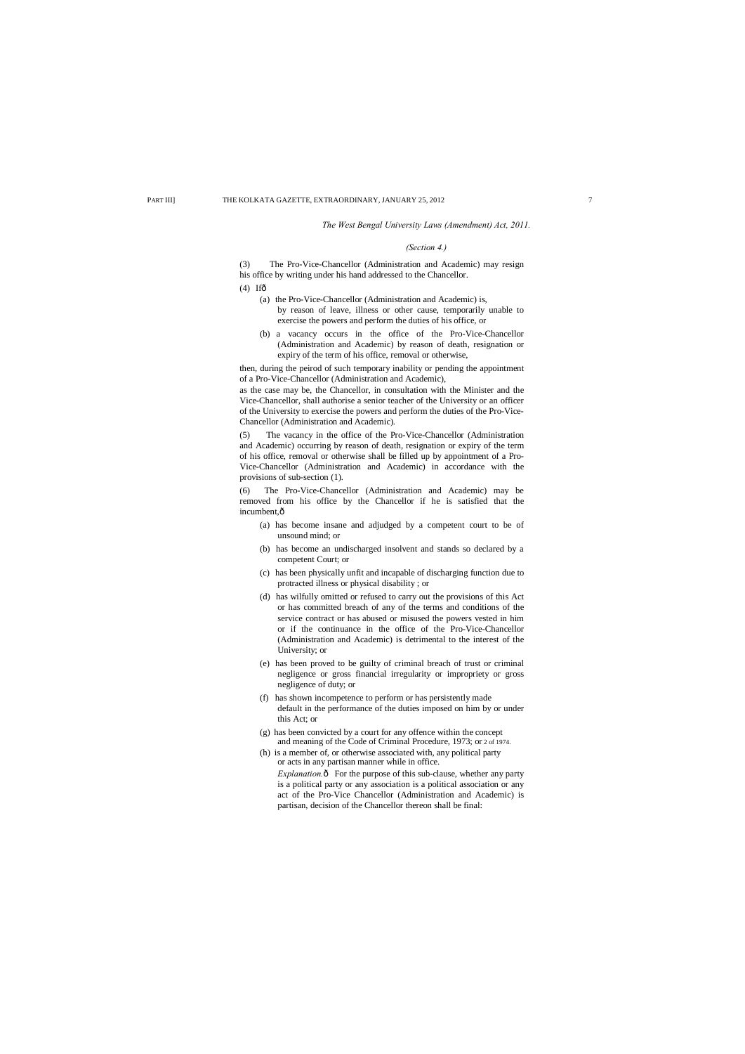*The West Bengal University Laws (Amendment) Act, 2011.*

*(Section 4.)*

(3) The Pro-Vice-Chancellor (Administration and Academic) may resign his office by writing under his hand addressed to the Chancellor.

(4) Ifô

(a) the Pro-Vice-Chancellor (Administration and Academic) is, by reason of leave, illness or other cause, temporarily unable to exercise the powers and perform the duties of his office, or

(b) a vacancy occurs in the office of the Pro-Vice-Chancellor (Administration and Academic) by reason of death, resignation or expiry of the term of his office, removal or otherwise,

then, during the peirod of such temporary inability or pending the appointment of a Pro-Vice-Chancellor (Administration and Academic),

as the case may be, the Chancellor, in consultation with the Minister and the Vice-Chancellor, shall authorise a senior teacher of the University or an officer of the University to exercise the powers and perform the duties of the Pro-Vice-Chancellor (Administration and Academic).

(5) The vacancy in the office of the Pro-Vice-Chancellor (Administration and Academic) occurring by reason of death, resignation or expiry of the term of his office, removal or otherwise shall be filled up by appointment of a Pro-Vice-Chancellor (Administration and Academic) in accordance with the provisions of sub-section (1).

(6) The Pro-Vice-Chancellor (Administration and Academic) may be removed from his office by the Chancellor if he is satisfied that the incumbent,ô

(a) has become insane and adjudged by a competent court to be of unsound mind; or

(b) has become an undischarged insolvent and stands so declared by a competent Court; or

(c) has been physically unfit and incapable of discharging function due to protracted illness or physical disability ; or

(d) has wilfully omitted or refused to carry out the provisions of this Act or has committed breach of any of the terms and conditions of the service contract or has abused or misused the powers vested in him or if the continuance in the office of the Pro-Vice-Chancellor (Administration and Academic) is detrimental to the interest of the University; or

(e) has been proved to be guilty of criminal breach of trust or criminal negligence or gross financial irregularity or impropriety or gross negligence of duty; or

(f) has shown incompetence to perform or has persistently made default in the performance of the duties imposed on him by or under this Act; or

(g) has been convicted by a court for any offence within the concept and meaning of the Code of Criminal Procedure, 1973; or 2 of 1974.

(h) is a member of, or otherwise associated with, any political party or acts in any partisan manner while in office.

*Explanation.*ô For the purpose of this sub-clause, whether any party is a political party or any association is a political association or any act of the Pro-Vice Chancellor (Administration and Academic) is partisan, decision of the Chancellor thereon shall be final: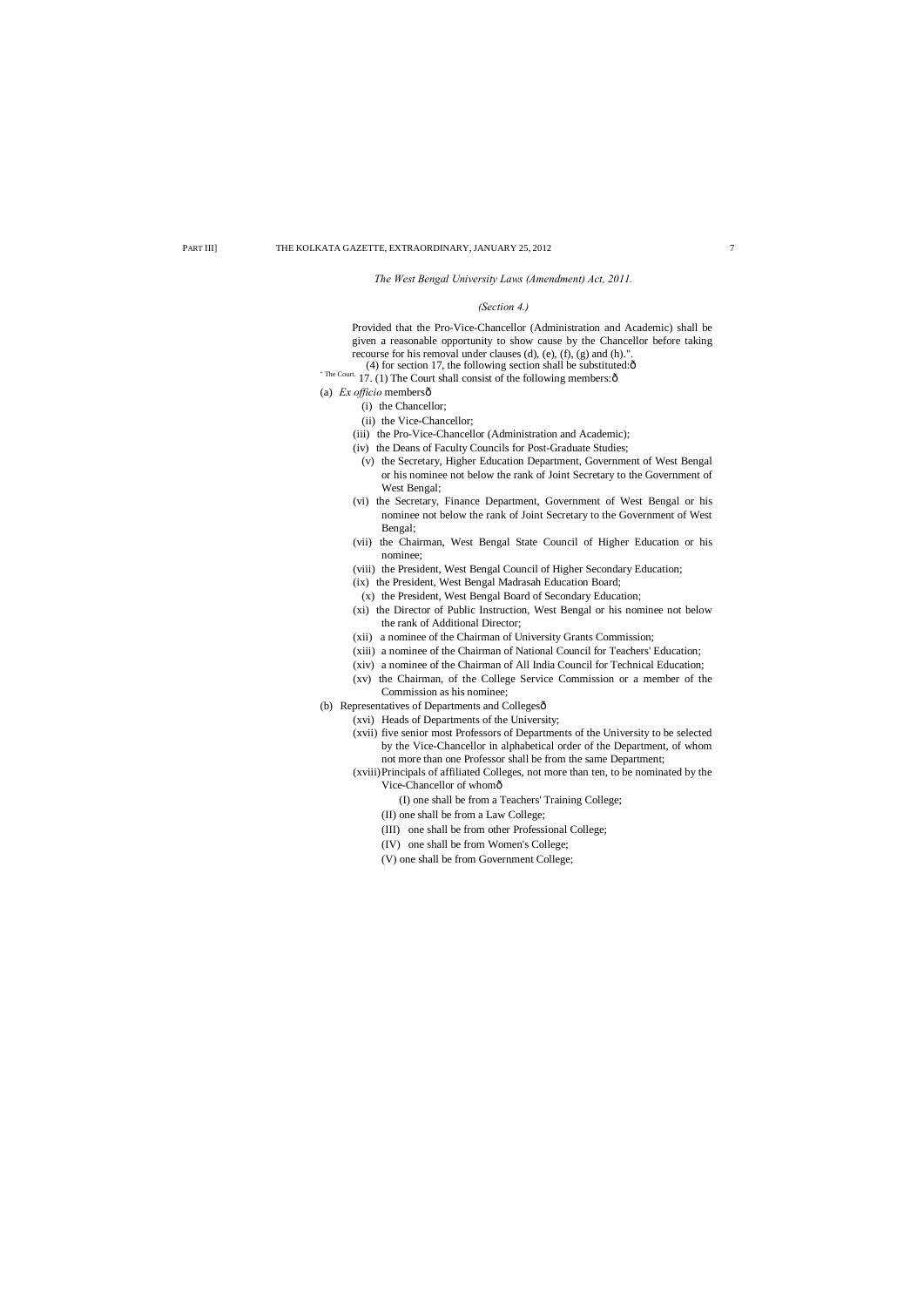*The West Bengal University Laws (Amendment) Act, 2011.*

*(Section 4.)*

Provided that the Pro-Vice-Chancellor (Administration and Academic) shall be given a reasonable opportunity to show cause by the Chancellor before taking recourse for his removal under clauses (d), (e), (f), (g) and (h).".

(4) for section 17, the following section shall be substituted:—

" The Court. 17. (1) The Court shall consist of the following members:—

(a) *Ex officio* members—

- (i) the Chancellor;
- (ii) the Vice-Chancellor;
- (iii) the Pro-Vice-Chancellor (Administration and Academic);
- (iv) the Deans of Faculty Councils for Post-Graduate Studies;
- (v) the Secretary, Higher Education Department, Government of West Bengal or his nominee not below the rank of Joint Secretary to the Government of West Bengal;
- (vi) the Secretary, Finance Department, Government of West Bengal or his nominee not below the rank of Joint Secretary to the Government of West Bengal;
- (vii) the Chairman, West Bengal State Council of Higher Education or his nominee;
- (viii) the President, West Bengal Council of Higher Secondary Education;
- (ix) the President, West Bengal Madrasah Education Board;
- (x) the President, West Bengal Board of Secondary Education;
- (xi) the Director of Public Instruction, West Bengal or his nominee not below the rank of Additional Director;
- (xii) a nominee of the Chairman of University Grants Commission;
- (xiii) a nominee of the Chairman of National Council for Teachers' Education;
- (xiv) a nominee of the Chairman of All India Council for Technical Education;
- (xv) the Chairman, of the College Service Commission or a member of the Commission as his nominee;

(b) Representatives of Departments and Colleges—

- (xvi) Heads of Departments of the University;
- (xvii) five senior most Professors of Departments of the University to be selected by the Vice-Chancellor in alphabetical order of the Department, of whom not more than one Professor shall be from the same Department;
- (xviii) Principals of affiliated Colleges, not more than ten, to be nominated by the Vice-Chancellor of whom—
  - (I) one shall be from a Teachers' Training College;
  - (II) one shall be from a Law College;
  - (III) one shall be from other Professional College;
  - (IV) one shall be from Women's College;
  - (V) one shall be from Government College;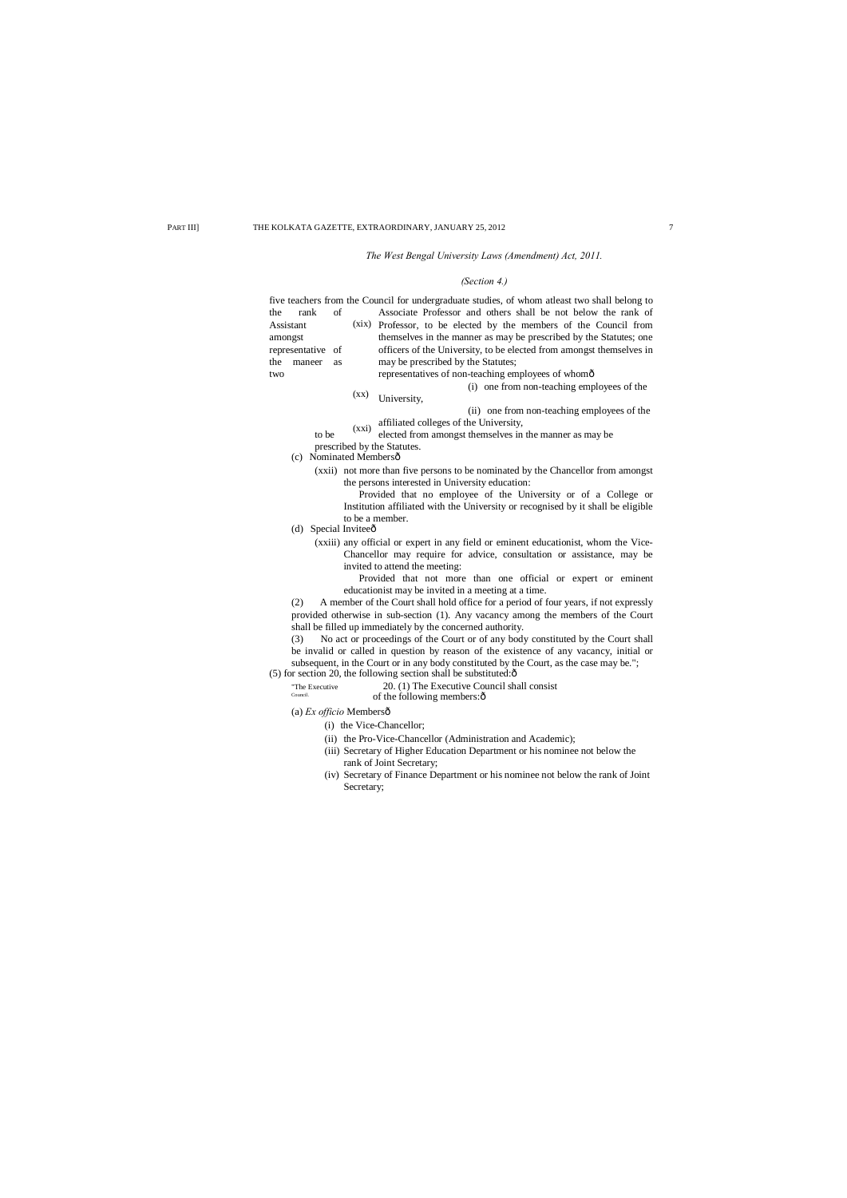*The West Bengal University Laws (Amendment) Act, 2011.*

*(Section 4.)*

five teachers from the Council for undergraduate studies, of whom atleast two shall belong to the rank of Associate Professor and others shall be not below the rank of Assistant Professor, to be elected by the members of the Council from amongst themselves in the manner as may be prescribed by the Statutes;

(xix) one representative of officers of the University, to be elected from amongst themselves in the maneer as may be prescribed by the Statutes;

(xx) two representatives of non-teaching employees of whomô

(i) one from non-teaching employees of the University,

(ii) one from non-teaching employees of the affiliated colleges of the University,

(xxi) to be elected from amongst themselves in the manner as may be prescribed by the Statutes.

(c) Nominated Membersô

(xxii) not more than five persons to be nominated by the Chancellor from amongst the persons interested in University education:

Provided that no employee of the University or of a College or Institution affiliated with the University or recognised by it shall be eligible to be a member.

(d) Special Inviteeô

(xxiii) any official or expert in any field or eminent educationist, whom the Vice-Chancellor may require for advice, consultation or assistance, may be invited to attend the meeting:

Provided that not more than one official or expert or eminent educationist may be invited in a meeting at a time.

(2) A member of the Court shall hold office for a period of four years, if not expressly provided otherwise in sub-section (1). Any vacancy among the members of the Court shall be filled up immediately by the concerned authority.

(3) No act or proceedings of the Court or of any body constituted by the Court shall be invalid or called in question by reason of the existence of any vacancy, initial or subsequent, in the Court or in any body constituted by the Court, as the case may be.";

(5) for section 20, the following section shall be substituted:ô

"The Executive Council.

20. (1) The Executive Council shall consist of the following members:ô

(a) *Ex officio* Membersô

(i) the Vice-Chancellor;

(ii) the Pro-Vice-Chancellor (Administration and Academic);

(iii) Secretary of Higher Education Department or his nominee not below the rank of Joint Secretary;

(iv) Secretary of Finance Department or his nominee not below the rank of Joint Secretary;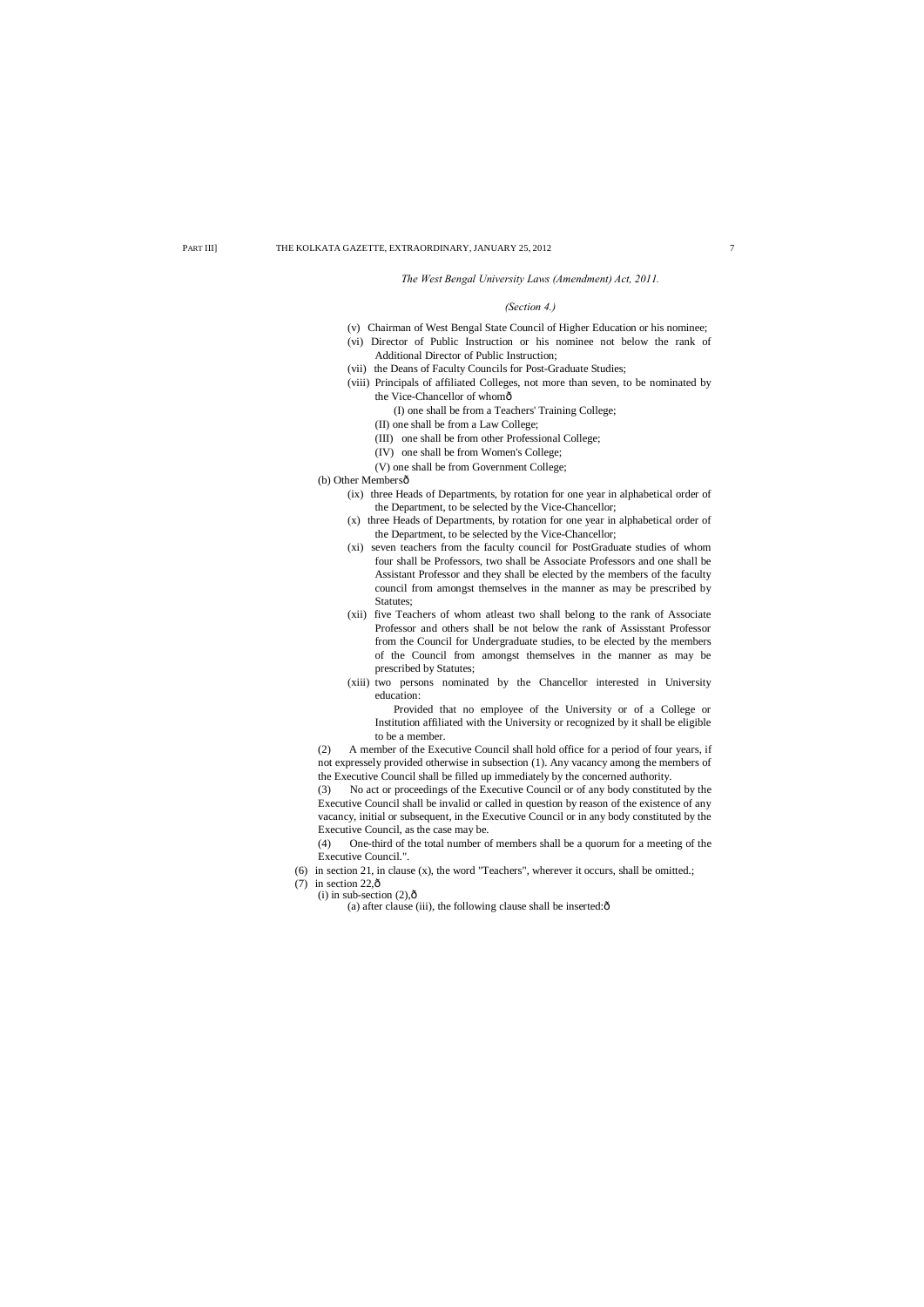*The West Bengal University Laws (Amendment) Act, 2011.*

*(Section 4.)*

(v) Chairman of West Bengal State Council of Higher Education or his nominee;

(vi) Director of Public Instruction or his nominee not below the rank of Additional Director of Public Instruction;

(vii) the Deans of Faculty Councils for Post-Graduate Studies;

(viii) Principals of affiliated Colleges, not more than seven, to be nominated by the Vice-Chancellor of whomô

(I) one shall be from a Teachers' Training College;

(II) one shall be from a Law College;

(III) one shall be from other Professional College;

(IV) one shall be from Women's College;

(V) one shall be from Government College;

(b) Other Membersô

(ix) three Heads of Departments, by rotation for one year in alphabetical order of the Department, to be selected by the Vice-Chancellor;

(x) three Heads of Departments, by rotation for one year in alphabetical order of the Department, to be selected by the Vice-Chancellor;

(xi) seven teachers from the faculty council for PostGraduate studies of whom four shall be Professors, two shall be Associate Professors and one shall be Assistant Professor and they shall be elected by the members of the faculty council from amongst themselves in the manner as may be prescribed by Statutes;

(xii) five Teachers of whom atleast two shall belong to the rank of Associate Professor and others shall be not below the rank of Assisstant Professor from the Council for Undergraduate studies, to be elected by the members of the Council from amongst themselves in the manner as may be prescribed by Statutes;

(xiii) two persons nominated by the Chancellor interested in University education:

Provided that no employee of the University or of a College or Institution affiliated with the University or recognized by it shall be eligible to be a member.

(2) A member of the Executive Council shall hold office for a period of four years, if not expressely provided otherwise in subsection (1). Any vacancy among the members of the Executive Council shall be filled up immediately by the concerned authority.

(3) No act or proceedings of the Executive Council or of any body constituted by the Executive Council shall be invalid or called in question by reason of the existence of any vacancy, initial or subsequent, in the Executive Council or in any body constituted by the Executive Council, as the case may be.

(4) One-third of the total number of members shall be a quorum for a meeting of the Executive Council.".

(6) in section 21, in clause (x), the word "Teachers", wherever it occurs, shall be omitted.;

(7) in section 22,ô

(i) in sub-section (2),ô

(a) after clause (iii), the following clause shall be inserted:ô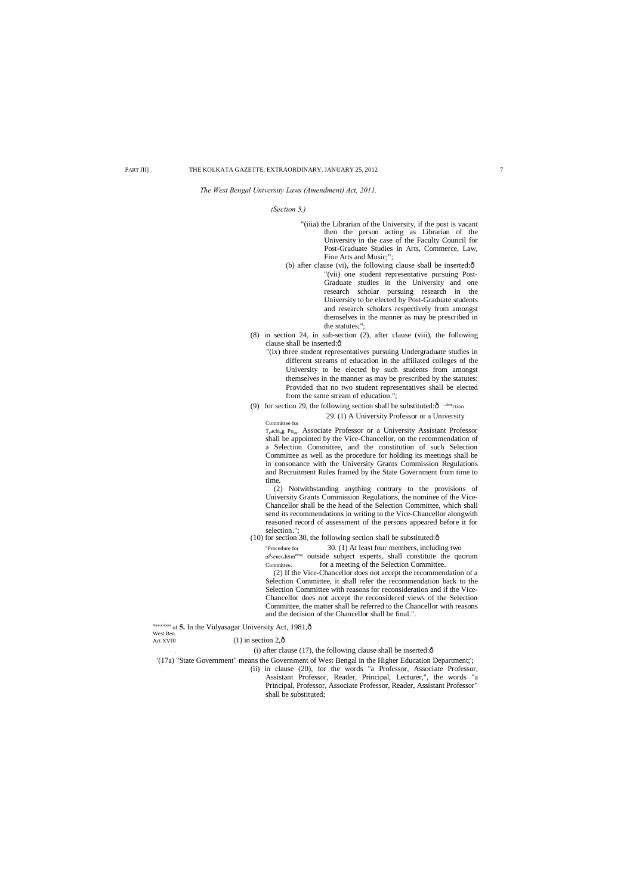*The West Bengal University Laws (Amendment) Act, 2011.*

*(Section 5.)*

"(iiia) the Librarian of the University, if the post is vacant then the person acting as Librarian of the University in the case of the Faculty Council for Post-Graduate Studies in Arts, Commerce, Law, Fine Arts and Music;";

(b) after clause (vi), the following clause shall be inserted:—

"(vii) one student representative pursuing Post-Graduate studies in the University and one research scholar pursuing research in the University to be elected by Post-Graduate students and research scholars respectively from amongst themselves in the manner as may be prescribed in the statutes;";

(8) in section 24, in sub-section (2), after clause (viii), the following clause shall be inserted:—

"(ix) three student representatives pursuing Undergraduate studies in different streams of education in the affiliated colleges of the University to be elected by such students from amongst themselves in the manner as may be prescribed by the statutes:

Provided that no two student representatives shall be elected from the same stream of education.";

(9) for section 29, the following section shall be substituted:—

"Selection Committee for Teaching Posts.

29. (1) A University Professor or a University Associate Professor or a University Assistant Professor shall be appointed by the Vice-Chancellor, on the recommendation of a Selection Committee, and the constitution of such Selection Committee as well as the procedure for holding its meetings shall be in consonance with the University Grants Commission Regulations and Recruitment Rules framed by the State Government from time to time.

(2) Notwithstanding anything contrary to the provisions of University Grants Commission Regulations, the nominee of the Vice-Chancellor shall be the head of the Selection Committee, which shall send its recommendations in writing to the Vice-Chancellor alongwith reasoned record of assessment of the persons appeared before it for selection.";

(10) for section 30, the following section shall be substituted:—

"Procedure for meeting of Selection Committee.

30. (1) At least four members, including two outside subject experts, shall constitute the quorum for a meeting of the Selection Committee.

(2) If the Vice-Chancellor does not accept the recommendation of a Selection Committee, it shall refer the recommendation back to the Selection Committee with reasons for reconsideration and if the Vice-Chancellor does not accept the reconsidered views of the Selection Committee, the matter shall be referred to the Chancellor with reasons and the decision of the Chancellor shall be final.".

Amendment of West Ben. Act XVIII

**5.** In the Vidyasagar University Act, 1981,—

(1) in section 2,—

(i) after clause (17), the following clause shall be inserted:—

'(17a) "State Government" means the Government of West Bengal in the Higher Education Department;';

(ii) in clause (20), for the words "a Professor, Associate Professor, Assistant Professor, Reader, Principal, Lecturer,", the words "a Principal, Professor, Associate Professor, Reader, Assistant Professor" shall be substituted;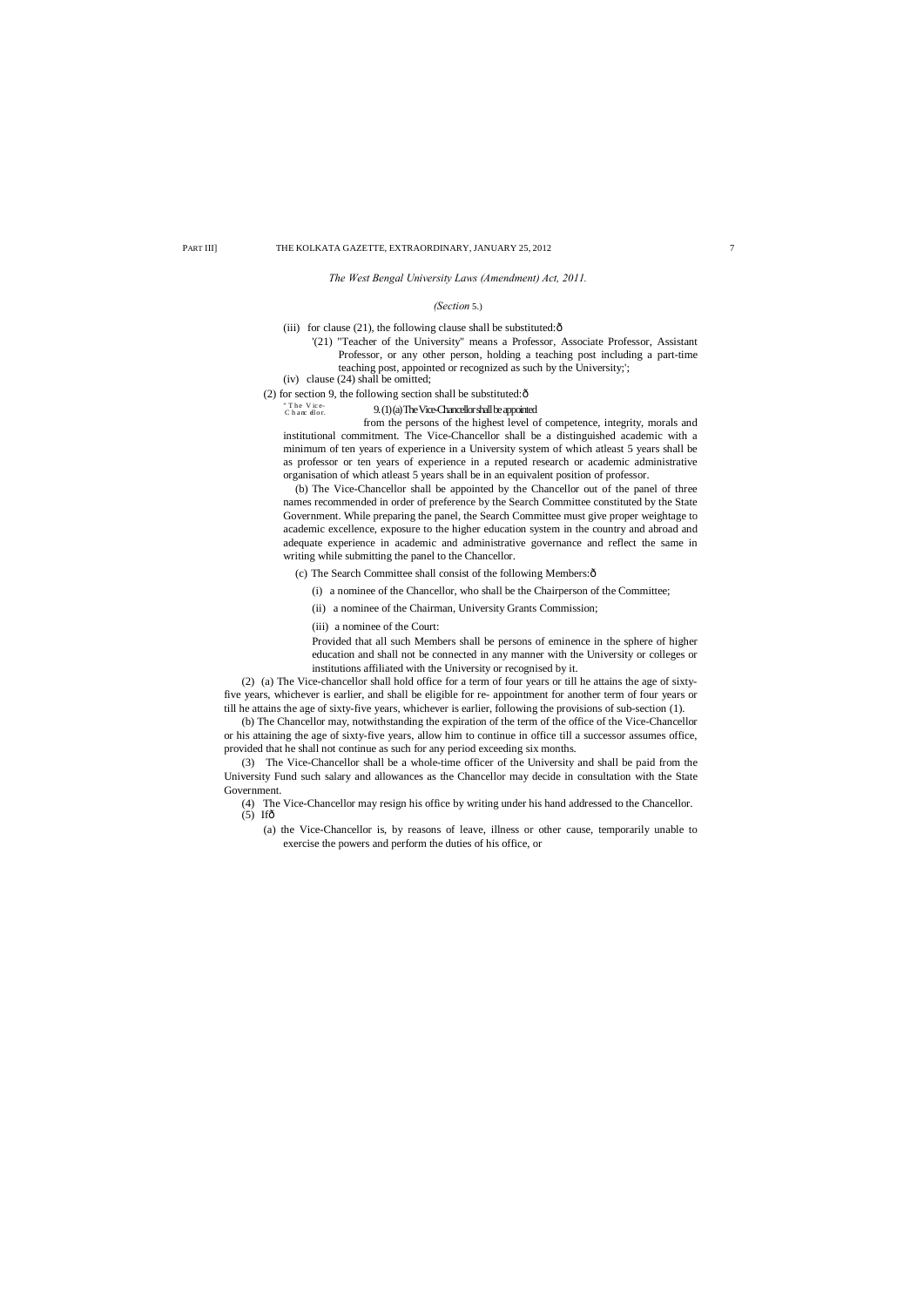*The West Bengal University Laws (Amendment) Act, 2011.*

*(Section 5.)*

(iii) for clause (21), the following clause shall be substituted:—

'(21) "Teacher of the University" means a Professor, Associate Professor, Assistant Professor, or any other person, holding a teaching post including a part-time teaching post, appointed or recognized as such by the University;';

(iv) clause (24) shall be omitted;

(2) for section 9, the following section shall be substituted:—

"The Vice-Chancellor.

9. (1) (a) The Vice-Chancellor shall be appointed from the persons of the highest level of competence, integrity, morals and institutional commitment. The Vice-Chancellor shall be a distinguished academic with a minimum of ten years of experience in a University system of which atleast 5 years shall be as professor or ten years of experience in a reputed research or academic administrative organisation of which atleast 5 years shall be in an equivalent position of professor.

(b) The Vice-Chancellor shall be appointed by the Chancellor out of the panel of three names recommended in order of preference by the Search Committee constituted by the State Government. While preparing the panel, the Search Committee must give proper weightage to academic excellence, exposure to the higher education system in the country and abroad and adequate experience in academic and administrative governance and reflect the same in writing while submitting the panel to the Chancellor.

(c) The Search Committee shall consist of the following Members:—

(i) a nominee of the Chancellor, who shall be the Chairperson of the Committee;

(ii) a nominee of the Chairman, University Grants Commission;

(iii) a nominee of the Court:

Provided that all such Members shall be persons of eminence in the sphere of higher education and shall not be connected in any manner with the University or colleges or institutions affiliated with the University or recognised by it.

(2) (a) The Vice-chancellor shall hold office for a term of four years or till he attains the age of sixty-five years, whichever is earlier, and shall be eligible for re- appointment for another term of four years or till he attains the age of sixty-five years, whichever is earlier, following the provisions of sub-section (1).

(b) The Chancellor may, notwithstanding the expiration of the term of the office of the Vice-Chancellor or his attaining the age of sixty-five years, allow him to continue in office till a successor assumes office, provided that he shall not continue as such for any period exceeding six months.

(3) The Vice-Chancellor shall be a whole-time officer of the University and shall be paid from the University Fund such salary and allowances as the Chancellor may decide in consultation with the State Government.

(4) The Vice-Chancellor may resign his office by writing under his hand addressed to the Chancellor.

(5) If—

(a) the Vice-Chancellor is, by reasons of leave, illness or other cause, temporarily unable to exercise the powers and perform the duties of his office, or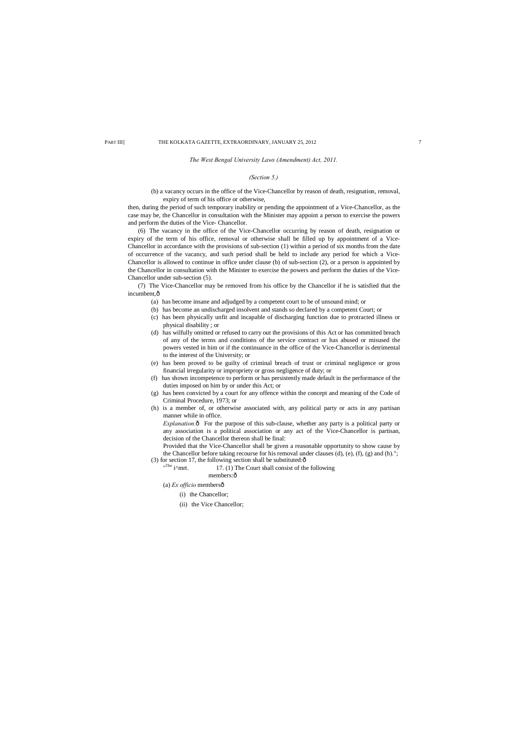*The West Bengal University Laws (Amendment) Act, 2011.*

*(Section 5.)*

(b) a vacancy occurs in the office of the Vice-Chancellor by reason of death, resignation, removal, expiry of term of his office or otherwise,

then, during the period of such temporary inability or pending the appointment of a Vice-Chancellor, as the case may be, the Chancellor in consultation with the Minister may appoint a person to exercise the powers and perform the duties of the Vice- Chancellor.

(6) The vacancy in the office of the Vice-Chancellor occurring by reason of death, resignation or expiry of the term of his office, removal or otherwise shall be filled up by appointment of a Vice-Chancellor in accordance with the provisions of sub-section (1) within a period of six months from the date of occurrence of the vacancy, and such period shall be held to include any period for which a Vice-Chancellor is allowed to continue in office under clause (b) of sub-section (2), or a person is appointed by the Chancellor in consultation with the Minister to exercise the powers and perform the duties of the Vice-Chancellor under sub-section (5).

(7) The Vice-Chancellor may be removed from his office by the Chancellor if he is satisfied that the incumbent,ð

(a) has become insane and adjudged by a competent court to be of unsound mind; or

(b) has become an undischarged insolvent and stands so declared by a competent Court; or

(c) has been physically unfit and incapable of discharging function due to protracted illness or physical disability ; or

(d) has wilfully omitted or refused to carry out the provisions of this Act or has committed breach of any of the terms and conditions of the service contract or has abused or misused the powers vested in him or if the continuance in the office of the Vice-Chancellor is detrimental to the interest of the University; or

(e) has been proved to be guilty of criminal breach of trust or criminal negligence or gross financial irregularity or impropriety or gross negligence of duty; or

(f) has shown incompetence to perform or has persistently made default in the performance of the duties imposed on him by or under this Act; or

(g) has been convicted by a court for any offence within the concept and meaning of the Code of Criminal Procedure, 1973; or

(h) is a member of, or otherwise associated with, any political party or acts in any partisan manner while in office.

*Explanation.*ð For the purpose of this sub-clause, whether any party is a political party or any association is a political association or any act of the Vice-Chancellor is partisan, decision of the Chancellor thereon shall be final:

Provided that the Vice-Chancellor shall be given a reasonable opportunity to show cause by the Chancellor before taking recourse for his removal under clauses (d), (e), (f), (g) and (h).";

(3) for section 17, the following section shall be substituted:ð

"The i^mrt. 17. (1) The Court shall consist of the following members:ð

(a) *Ex officio* membersð

(i) the Chancellor;

(ii) the Vice Chancellor;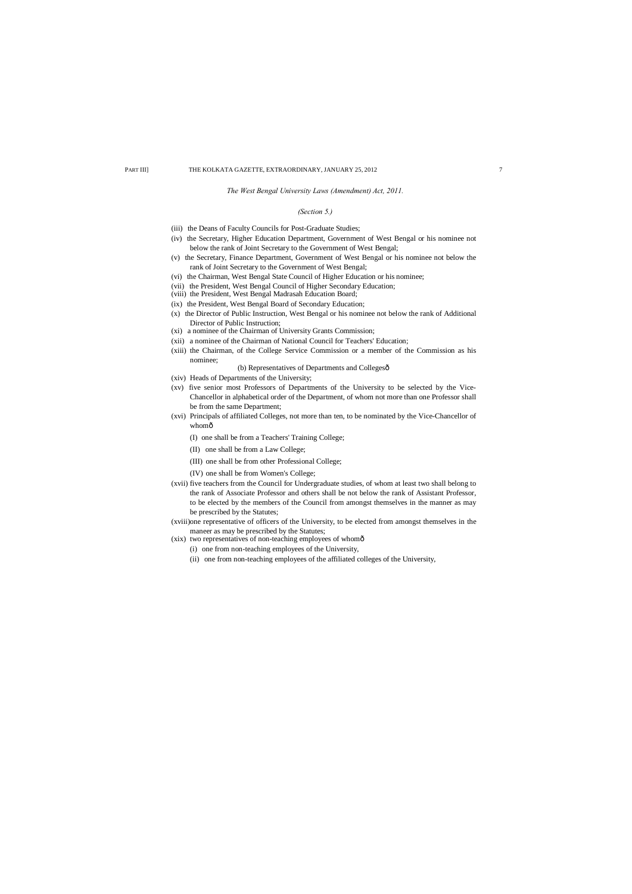*The West Bengal University Laws (Amendment) Act, 2011.*

*(Section 5.)*

(iii) the Deans of Faculty Councils for Post-Graduate Studies;

(iv) the Secretary, Higher Education Department, Government of West Bengal or his nominee not below the rank of Joint Secretary to the Government of West Bengal;

(v) the Secretary, Finance Department, Government of West Bengal or his nominee not below the rank of Joint Secretary to the Government of West Bengal;

(vi) the Chairman, West Bengal State Council of Higher Education or his nominee;

(vii) the President, West Bengal Council of Higher Secondary Education;

(viii) the President, West Bengal Madrasah Education Board;

(ix) the President, West Bengal Board of Secondary Education;

(x) the Director of Public Instruction, West Bengal or his nominee not below the rank of Additional Director of Public Instruction;

(xi) a nominee of the Chairman of University Grants Commission;

(xii) a nominee of the Chairman of National Council for Teachers' Education;

(xiii) the Chairman, of the College Service Commission or a member of the Commission as his nominee;

(b) Representatives of Departments and Collegesð

(xiv) Heads of Departments of the University;

(xv) five senior most Professors of Departments of the University to be selected by the Vice-Chancellor in alphabetical order of the Department, of whom not more than one Professor shall be from the same Department;

(xvi) Principals of affiliated Colleges, not more than ten, to be nominated by the Vice-Chancellor of whomð

(I) one shall be from a Teachers' Training College;

(II) one shall be from a Law College;

(III) one shall be from other Professional College;

(IV) one shall be from Women's College;

(xvii) five teachers from the Council for Undergraduate studies, of whom at least two shall belong to the rank of Associate Professor and others shall be not below the rank of Assistant Professor, to be elected by the members of the Council from amongst themselves in the manner as may be prescribed by the Statutes;

(xviii) one representative of officers of the University, to be elected from amongst themselves in the maneer as may be prescribed by the Statutes;

(xix) two representatives of non-teaching employees of whomð

(i) one from non-teaching employees of the University,

(ii) one from non-teaching employees of the affiliated colleges of the University,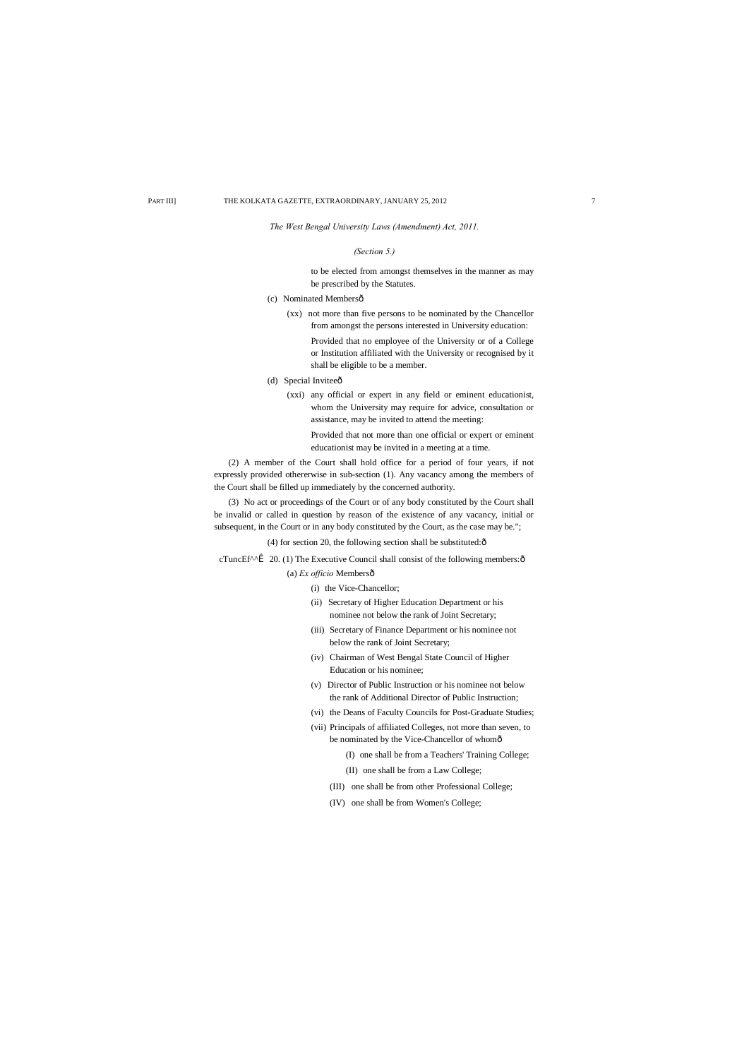*The West Bengal University Laws (Amendment) Act, 2011.*

*(Section 5.)*

to be elected from amongst themselves in the manner as may be prescribed by the Statutes.

(c) Nominated Membersô

(xx) not more than five persons to be nominated by the Chancellor from amongst the persons interested in University education:

Provided that no employee of the University or of a College or Institution affiliated with the University or recognised by it shall be eligible to be a member.

(d) Special Inviteeô

(xxi) any official or expert in any field or eminent educationist, whom the University may require for advice, consultation or assistance, may be invited to attend the meeting:

Provided that not more than one official or expert or eminent educationist may be invited in a meeting at a time.

(2) A member of the Court shall hold office for a period of four years, if not expressly provided othererwise in sub-section (1). Any vacancy among the members of the Court shall be filled up immediately by the concerned authority.

(3) No act or proceedings of the Court or of any body constituted by the Court shall be invalid or called in question by reason of the existence of any vacancy, initial or subsequent, in the Court or in any body constituted by the Court, as the case may be.";

(4) for section 20, the following section shall be substituted:ô

cTuncEf^^Ê 20. (1) The Executive Council shall consist of the following members:ô

(a) *Ex officio* Membersô

(i) the Vice-Chancellor;

(ii) Secretary of Higher Education Department or his nominee not below the rank of Joint Secretary;

(iii) Secretary of Finance Department or his nominee not below the rank of Joint Secretary;

(iv) Chairman of West Bengal State Council of Higher Education or his nominee;

(v) Director of Public Instruction or his nominee not below the rank of Additional Director of Public Instruction;

(vi) the Deans of Faculty Councils for Post-Graduate Studies;

(vii) Principals of affiliated Colleges, not more than seven, to be nominated by the Vice-Chancellor of whomô

(I) one shall be from a Teachers' Training College;

(II) one shall be from a Law College;

(III) one shall be from other Professional College;

(IV) one shall be from Women's College;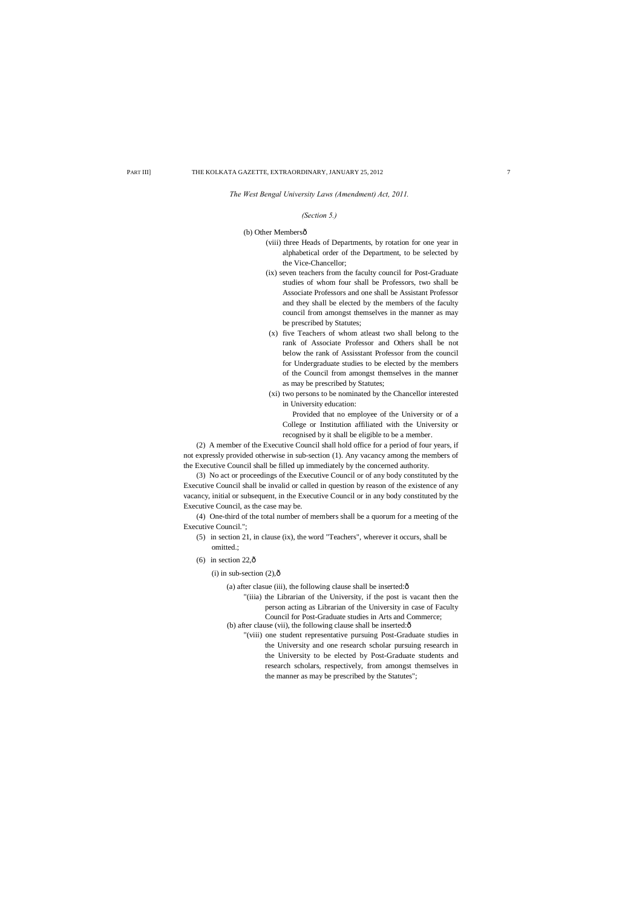*The West Bengal University Laws (Amendment) Act, 2011.*

*(Section 5.)*

(b) Other Membersô

(viii) three Heads of Departments, by rotation for one year in alphabetical order of the Department, to be selected by the Vice-Chancellor;

(ix) seven teachers from the faculty council for Post-Graduate studies of whom four shall be Professors, two shall be Associate Professors and one shall be Assistant Professor and they shall be elected by the members of the faculty council from amongst themselves in the manner as may be prescribed by Statutes;

(x) five Teachers of whom atleast two shall belong to the rank of Associate Professor and Others shall be not below the rank of Assisstant Professor from the council for Undergraduate studies to be elected by the members of the Council from amongst themselves in the manner as may be prescribed by Statutes;

(xi) two persons to be nominated by the Chancellor interested in University education:

Provided that no employee of the University or of a College or Institution affiliated with the University or recognised by it shall be eligible to be a member.

(2) A member of the Executive Council shall hold office for a period of four years, if not expressly provided otherwise in sub-section (1). Any vacancy among the members of the Executive Council shall be filled up immediately by the concerned authority.

(3) No act or proceedings of the Executive Council or of any body constituted by the Executive Council shall be invalid or called in question by reason of the existence of any vacancy, initial or subsequent, in the Executive Council or in any body constituted by the Executive Council, as the case may be.

(4) One-third of the total number of members shall be a quorum for a meeting of the Executive Council.";

(5) in section 21, in clause (ix), the word "Teachers", wherever it occurs, shall be omitted.;

(6) in section 22,ô

(i) in sub-section (2),ô

(a) after clasue (iii), the following clause shall be inserted:ô

"(iiia) the Librarian of the University, if the post is vacant then the person acting as Librarian of the University in case of Faculty Council for Post-Graduate studies in Arts and Commerce;

(b) after clause (vii), the following clause shall be inserted:ô

"(viii) one student representative pursuing Post-Graduate studies in the University and one research scholar pursuing research in the University to be elected by Post-Graduate students and research scholars, respectively, from amongst themselves in the manner as may be prescribed by the Statutes";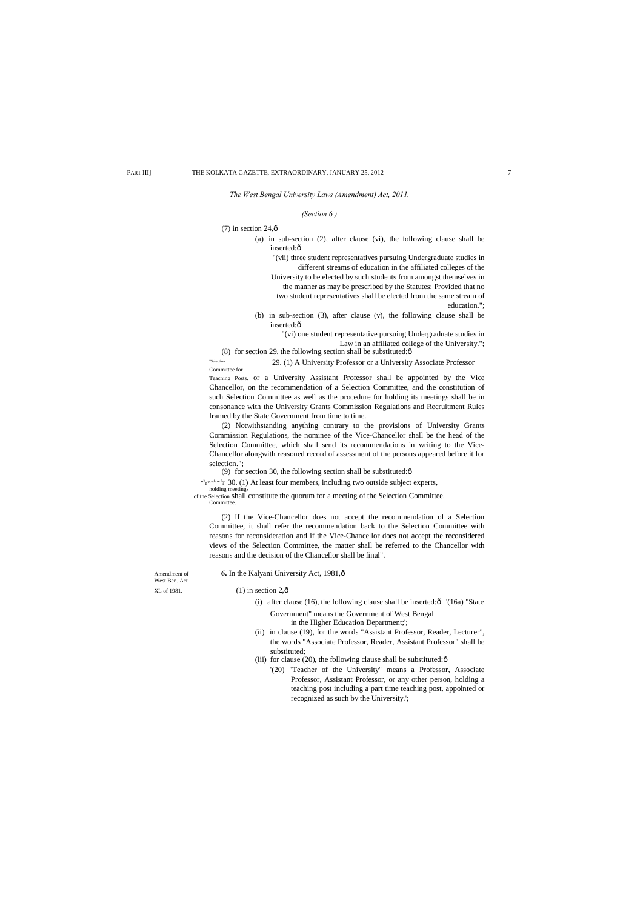*The West Bengal University Laws (Amendment) Act, 2011.*

*(Section 6.)*

(7) in section 24,—

(a) in sub-section (2), after clause (vi), the following clause shall be inserted:—

"(vii) three student representatives pursuing Undergraduate studies in different streams of education in the affiliated colleges of the University to be elected by such students from amongst themselves in the manner as may be prescribed by the Statutes: Provided that no two student representatives shall be elected from the same stream of education.";

(b) in sub-section (3), after clause (v), the following clause shall be inserted:—

"(vi) one student representative pursuing Undergraduate studies in Law in an affiliated college of the University.";

(8) for section 29, the following section shall be substituted:—

"Selection Committee for Teaching Posts.

29. (1) A University Professor or a University Associate Professor or a University Assistant Professor shall be appointed by the Vice Chancellor, on the recommendation of a Selection Committee, and the constitution of such Selection Committee as well as the procedure for holding its meetings shall be in consonance with the University Grants Commission Regulations and Recruitment Rules framed by the State Government from time to time.

(2) Notwithstanding anything contrary to the provisions of University Grants Commission Regulations, the nominee of the Vice-Chancellor shall be the head of the Selection Committee, which shall send its recommendations in writing to the Vice-Chancellor alongwith reasoned record of assessment of the persons appeared before it for selection.";

(9) for section 30, the following section shall be substituted:—

"Procedure for holding meetings of the Selection Committee.

30. (1) At least four members, including two outside subject experts, shall constitute the quorum for a meeting of the Selection Committee.

(2) If the Vice-Chancellor does not accept the recommendation of a Selection Committee, it shall refer the recommendation back to the Selection Committee with reasons for reconsideration and if the Vice-Chancellor does not accept the reconsidered views of the Selection Committee, the matter shall be referred to the Chancellor with reasons and the decision of the Chancellor shall be final".

Amendment of West Ben. Act XL of 1981.

**6.** In the Kalyani University Act, 1981,—

(1) in section 2,—

(i) after clause (16), the following clause shall be inserted:— '(16a) "State Government" means the Government of West Bengal in the Higher Education Department;';

(ii) in clause (19), for the words "Assistant Professor, Reader, Lecturer", the words "Associate Professor, Reader, Assistant Professor" shall be substituted;

(iii) for clause (20), the following clause shall be substituted:—

'(20) "Teacher of the University" means a Professor, Associate Professor, Assistant Professor, or any other person, holding a teaching post including a part time teaching post, appointed or recognized as such by the University.';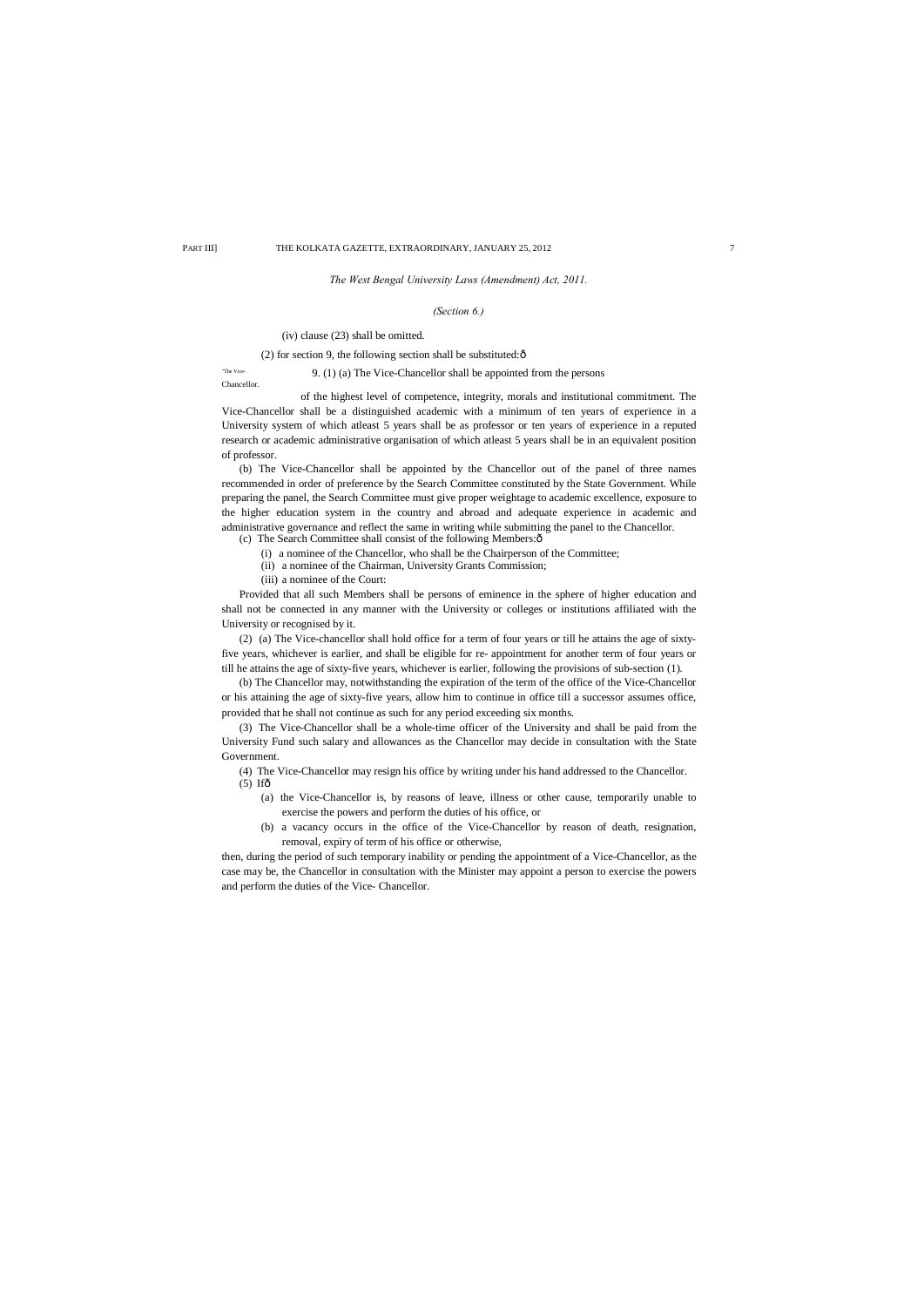*The West Bengal University Laws (Amendment) Act, 2011.*

*(Section 6.)*

(iv) clause (23) shall be omitted.

(2) for section 9, the following section shall be substituted:—

"The Vice-Chancellor.

9. (1) (a) The Vice-Chancellor shall be appointed from the persons of the highest level of competence, integrity, morals and institutional commitment. The Vice-Chancellor shall be a distinguished academic with a minimum of ten years of experience in a University system of which atleast 5 years shall be as professor or ten years of experience in a reputed research or academic administrative organisation of which atleast 5 years shall be in an equivalent position of professor.

(b) The Vice-Chancellor shall be appointed by the Chancellor out of the panel of three names recommended in order of preference by the Search Committee constituted by the State Government. While preparing the panel, the Search Committee must give proper weightage to academic excellence, exposure to the higher education system in the country and abroad and adequate experience in academic and administrative governance and reflect the same in writing while submitting the panel to the Chancellor.

(c) The Search Committee shall consist of the following Members:—

(i) a nominee of the Chancellor, who shall be the Chairperson of the Committee;

(ii) a nominee of the Chairman, University Grants Commission;

(iii) a nominee of the Court:

Provided that all such Members shall be persons of eminence in the sphere of higher education and shall not be connected in any manner with the University or colleges or institutions affiliated with the University or recognised by it.

(2) (a) The Vice-chancellor shall hold office for a term of four years or till he attains the age of sixty-five years, whichever is earlier, and shall be eligible for re- appointment for another term of four years or till he attains the age of sixty-five years, whichever is earlier, following the provisions of sub-section (1).

(b) The Chancellor may, notwithstanding the expiration of the term of the office of the Vice-Chancellor or his attaining the age of sixty-five years, allow him to continue in office till a successor assumes office, provided that he shall not continue as such for any period exceeding six months.

(3) The Vice-Chancellor shall be a whole-time officer of the University and shall be paid from the University Fund such salary and allowances as the Chancellor may decide in consultation with the State Government.

(4) The Vice-Chancellor may resign his office by writing under his hand addressed to the Chancellor.

(5) If—

(a) the Vice-Chancellor is, by reasons of leave, illness or other cause, temporarily unable to exercise the powers and perform the duties of his office, or

(b) a vacancy occurs in the office of the Vice-Chancellor by reason of death, resignation, removal, expiry of term of his office or otherwise,

then, during the period of such temporary inability or pending the appointment of a Vice-Chancellor, as the case may be, the Chancellor in consultation with the Minister may appoint a person to exercise the powers and perform the duties of the Vice- Chancellor.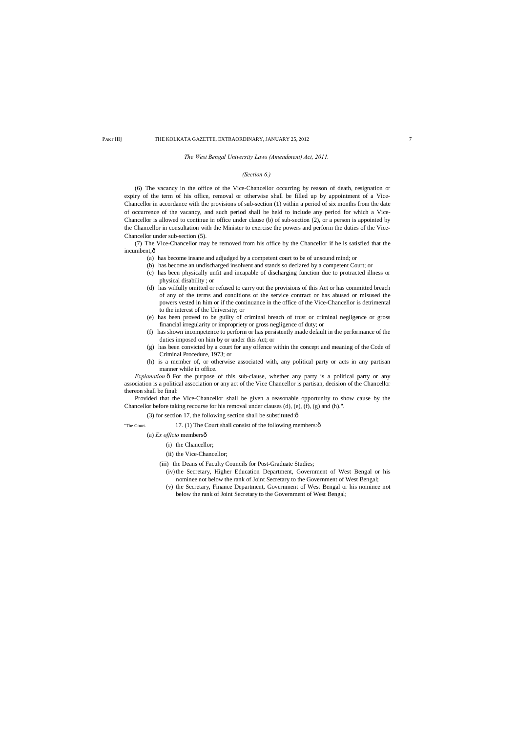*The West Bengal University Laws (Amendment) Act, 2011.*

*(Section 6.)*

(6) The vacancy in the office of the Vice-Chancellor occurring by reason of death, resignation or expiry of the term of his office, removal or otherwise shall be filled up by appointment of a Vice-Chancellor in accordance with the provisions of sub-section (1) within a period of six months from the date of occurrence of the vacancy, and such period shall be held to include any period for which a Vice-Chancellor is allowed to continue in office under clause (b) of sub-section (2), or a person is appointed by the Chancellor in consultation with the Minister to exercise the powers and perform the duties of the Vice-Chancellor under sub-section (5).

(7) The Vice-Chancellor may be removed from his office by the Chancellor if he is satisfied that the incumbent,—

(a) has become insane and adjudged by a competent court to be of unsound mind; or

(b) has become an undischarged insolvent and stands so declared by a competent Court; or

(c) has been physically unfit and incapable of discharging function due to protracted illness or physical disability ; or

(d) has wilfully omitted or refused to carry out the provisions of this Act or has committed breach of any of the terms and conditions of the service contract or has abused or misused the powers vested in him or if the continuance in the office of the Vice-Chancellor is detrimental to the interest of the University; or

(e) has been proved to be guilty of criminal breach of trust or criminal negligence or gross financial irregularity or impropriety or gross negligence of duty; or

(f) has shown incompetence to perform or has persistently made default in the performance of the duties imposed on him by or under this Act; or

(g) has been convicted by a court for any offence within the concept and meaning of the Code of Criminal Procedure, 1973; or

(h) is a member of, or otherwise associated with, any political party or acts in any partisan manner while in office.

*Explanation.*— For the purpose of this sub-clause, whether any party is a political party or any association is a political association or any act of the Vice Chancellor is partisan, decision of the Chancellor thereon shall be final:

Provided that the Vice-Chancellor shall be given a reasonable opportunity to show cause by the Chancellor before taking recourse for his removal under clauses (d), (e), (f), (g) and (h).".

(3) for section 17, the following section shall be substituted:—

"The Court. 17. (1) The Court shall consist of the following members:—

(a) *Ex officio* members—

(i) the Chancellor;

(ii) the Vice-Chancellor;

(iii) the Deans of Faculty Councils for Post-Graduate Studies;

(iv) the Secretary, Higher Education Department, Government of West Bengal or his nominee not below the rank of Joint Secretary to the Government of West Bengal;

(v) the Secretary, Finance Department, Government of West Bengal or his nominee not below the rank of Joint Secretary to the Government of West Bengal;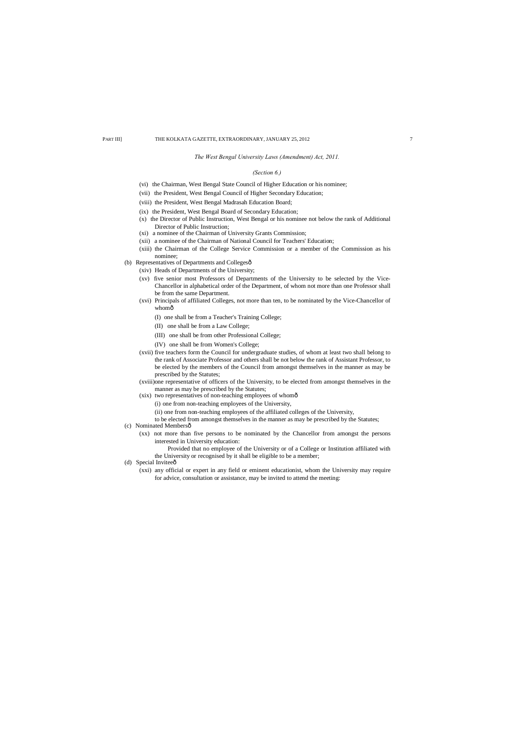*The West Bengal University Laws (Amendment) Act, 2011.*

*(Section 6.)*

(vi) the Chairman, West Bengal State Council of Higher Education or his nominee;

(vii) the President, West Bengal Council of Higher Secondary Education;

(viii) the President, West Bengal Madrasah Education Board;

(ix) the President, West Bengal Board of Secondary Education;

(x) the Director of Public Instruction, West Bengal or his nominee not below the rank of Additional Director of Public Instruction;

(xi) a nominee of the Chairman of University Grants Commission;

(xii) a nominee of the Chairman of National Council for Teachers' Education;

(xiii) the Chairman of the College Service Commission or a member of the Commission as his nominee;

(b) Representatives of Departments and Collegesô

(xiv) Heads of Departments of the University;

(xv) five senior most Professors of Departments of the University to be selected by the Vice-Chancellor in alphabetical order of the Department, of whom not more than one Professor shall be from the same Department.

(xvi) Principals of affiliated Colleges, not more than ten, to be nominated by the Vice-Chancellor of whomô

(I) one shall be from a Teacher's Training College;

(II) one shall be from a Law College;

(III) one shall be from other Professional College;

(IV) one shall be from Women's College;

(xvii) five teachers form the Council for undergraduate studies, of whom at least two shall belong to the rank of Associate Professor and others shall be not below the rank of Assistant Professor, to be elected by the members of the Council from amongst themselves in the manner as may be prescribed by the Statutes;

(xviii)one representative of officers of the University, to be elected from amongst themselves in the manner as may be prescribed by the Statutes;

(xix) two representatives of non-teaching employees of whomô

(i) one from non-teaching employees of the University,

(ii) one from non-teaching employees of the affiliated colleges of the University,

to be elected from amongst themselves in the manner as may be prescribed by the Statutes;

(c) Nominated Membersô

(xx) not more than five persons to be nominated by the Chancellor from amongst the persons interested in University education:

Provided that no employee of the University or of a College or Institution affiliated with the University or recognised by it shall be eligible to be a member;

(d) Special Inviteeô

(xxi) any official or expert in any field or eminent educationist, whom the University may require for advice, consultation or assistance, may be invited to attend the meeting: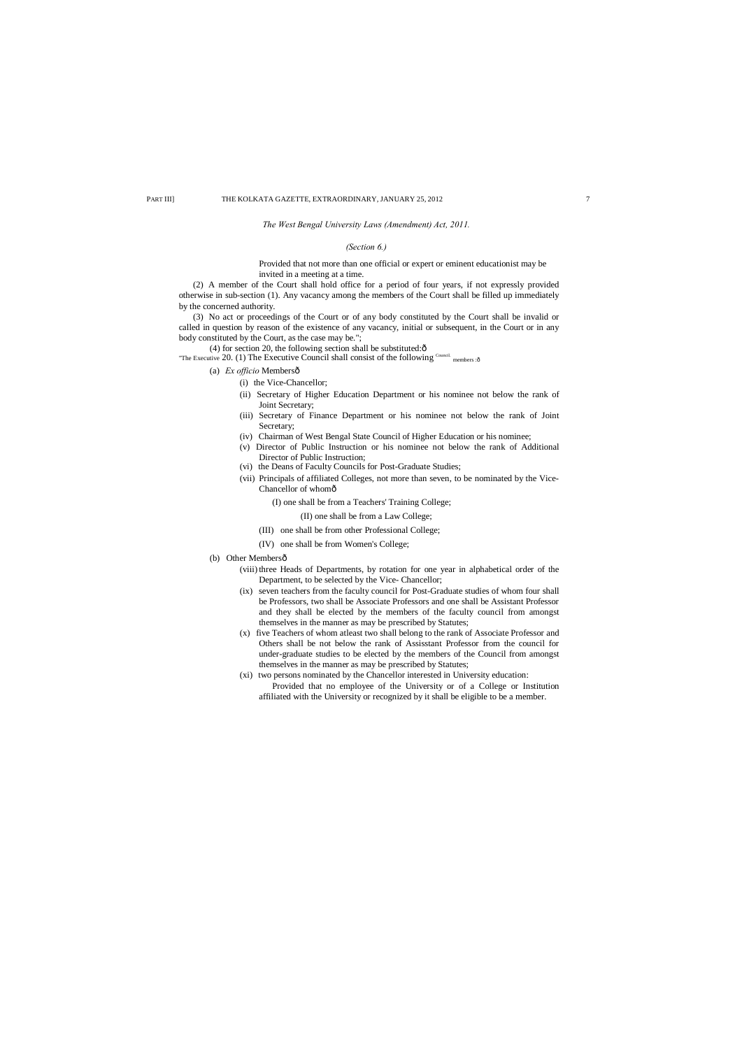*The West Bengal University Laws (Amendment) Act, 2011.*

*(Section 6.)*

Provided that not more than one official or expert or eminent educationist may be invited in a meeting at a time.

(2) A member of the Court shall hold office for a period of four years, if not expressly provided otherwise in sub-section (1). Any vacancy among the members of the Court shall be filled up immediately by the concerned authority.

(3) No act or proceedings of the Court or of any body constituted by the Court shall be invalid or called in question by reason of the existence of any vacancy, initial or subsequent, in the Court or in any body constituted by the Court, as the case may be.";

(4) for section 20, the following section shall be substituted:—

"The Executive Council. 20. (1) The Executive Council shall consist of the following members :—

(a) *Ex officio* Members—

- (i) the Vice-Chancellor;
- (ii) Secretary of Higher Education Department or his nominee not below the rank of Joint Secretary;
- (iii) Secretary of Finance Department or his nominee not below the rank of Joint Secretary;
- (iv) Chairman of West Bengal State Council of Higher Education or his nominee;
- (v) Director of Public Instruction or his nominee not below the rank of Additional Director of Public Instruction;
- (vi) the Deans of Faculty Councils for Post-Graduate Studies;
- (vii) Principals of affiliated Colleges, not more than seven, to be nominated by the Vice-Chancellor of whom—
  - (I) one shall be from a Teachers' Training College;
  - (II) one shall be from a Law College;
  - (III) one shall be from other Professional College;
  - (IV) one shall be from Women's College;

(b) Other Members—

- (viii) three Heads of Departments, by rotation for one year in alphabetical order of the Department, to be selected by the Vice- Chancellor;
- (ix) seven teachers from the faculty council for Post-Graduate studies of whom four shall be Professors, two shall be Associate Professors and one shall be Assistant Professor and they shall be elected by the members of the faculty council from amongst themselves in the manner as may be prescribed by Statutes;
- (x) five Teachers of whom atleast two shall belong to the rank of Associate Professor and Others shall be not below the rank of Assisstant Professor from the council for under-graduate studies to be elected by the members of the Council from amongst themselves in the manner as may be prescribed by Statutes;
- (xi) two persons nominated by the Chancellor interested in University education:

  Provided that no employee of the University or of a College or Institution affiliated with the University or recognized by it shall be eligible to be a member.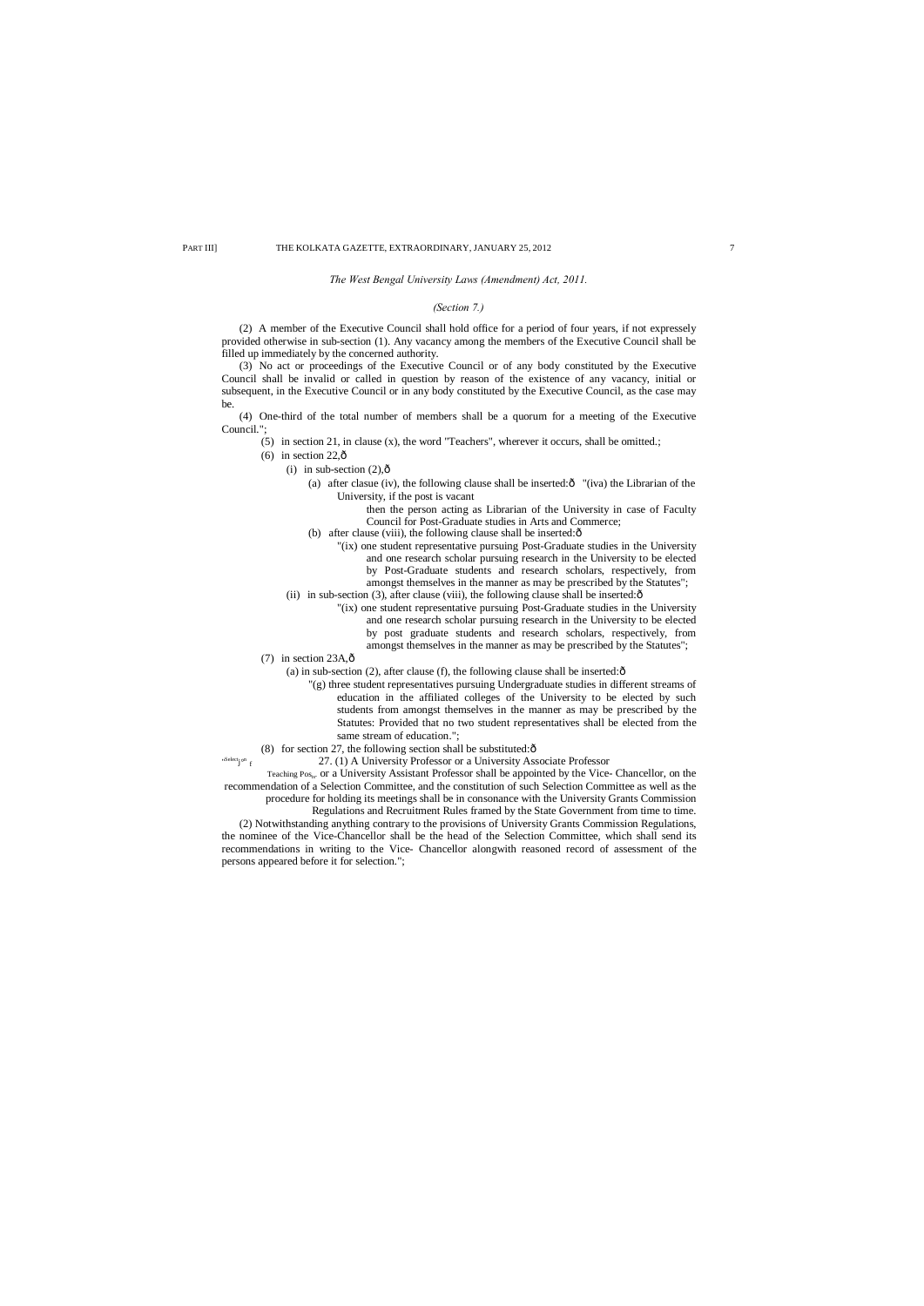*The West Bengal University Laws (Amendment) Act, 2011.*

*(Section 7.)*

(2) A member of the Executive Council shall hold office for a period of four years, if not expressely provided otherwise in sub-section (1). Any vacancy among the members of the Executive Council shall be filled up immediately by the concerned authority.

(3) No act or proceedings of the Executive Council or of any body constituted by the Executive Council shall be invalid or called in question by reason of the existence of any vacancy, initial or subsequent, in the Executive Council or in any body constituted by the Executive Council, as the case may be.

(4) One-third of the total number of members shall be a quorum for a meeting of the Executive Council.";

(5) in section 21, in clause (x), the word "Teachers", wherever it occurs, shall be omitted.;

(6) in section 22,—

(i) in sub-section (2),—

(a) after clasue (iv), the following clause shall be inserted:— "(iva) the Librarian of the University, if the post is vacant then the person acting as Librarian of the University in case of Faculty Council for Post-Graduate studies in Arts and Commerce;

(b) after clause (viii), the following clause shall be inserted:—

"(ix) one student representative pursuing Post-Graduate studies in the University and one research scholar pursuing research in the University to be elected by Post-Graduate students and research scholars, respectively, from amongst themselves in the manner as may be prescribed by the Statutes";

(ii) in sub-section (3), after clause (viii), the following clause shall be inserted:—

"(ix) one student representative pursuing Post-Graduate studies in the University and one research scholar pursuing research in the University to be elected by post graduate students and research scholars, respectively, from amongst themselves in the manner as may be prescribed by the Statutes";

(7) in section 23A,—

(a) in sub-section (2), after clause (f), the following clause shall be inserted:—

"(g) three student representatives pursuing Undergraduate studies in different streams of education in the affiliated colleges of the University to be elected by such students from amongst themselves in the manner as may be prescribed by the Statutes: Provided that no two student representatives shall be elected from the same stream of education.";

(8) for section 27, the following section shall be substituted:—

"Selection for Teaching Posts.

27. (1) A University Professor or a University Associate Professor or a University Assistant Professor shall be appointed by the Vice- Chancellor, on the recommendation of a Selection Committee, and the constitution of such Selection Committee as well as the procedure for holding its meetings shall be in consonance with the University Grants Commission Regulations and Recruitment Rules framed by the State Government from time to time.

(2) Notwithstanding anything contrary to the provisions of University Grants Commission Regulations, the nominee of the Vice-Chancellor shall be the head of the Selection Committee, which shall send its recommendations in writing to the Vice- Chancellor alongwith reasoned record of assessment of the persons appeared before it for selection.";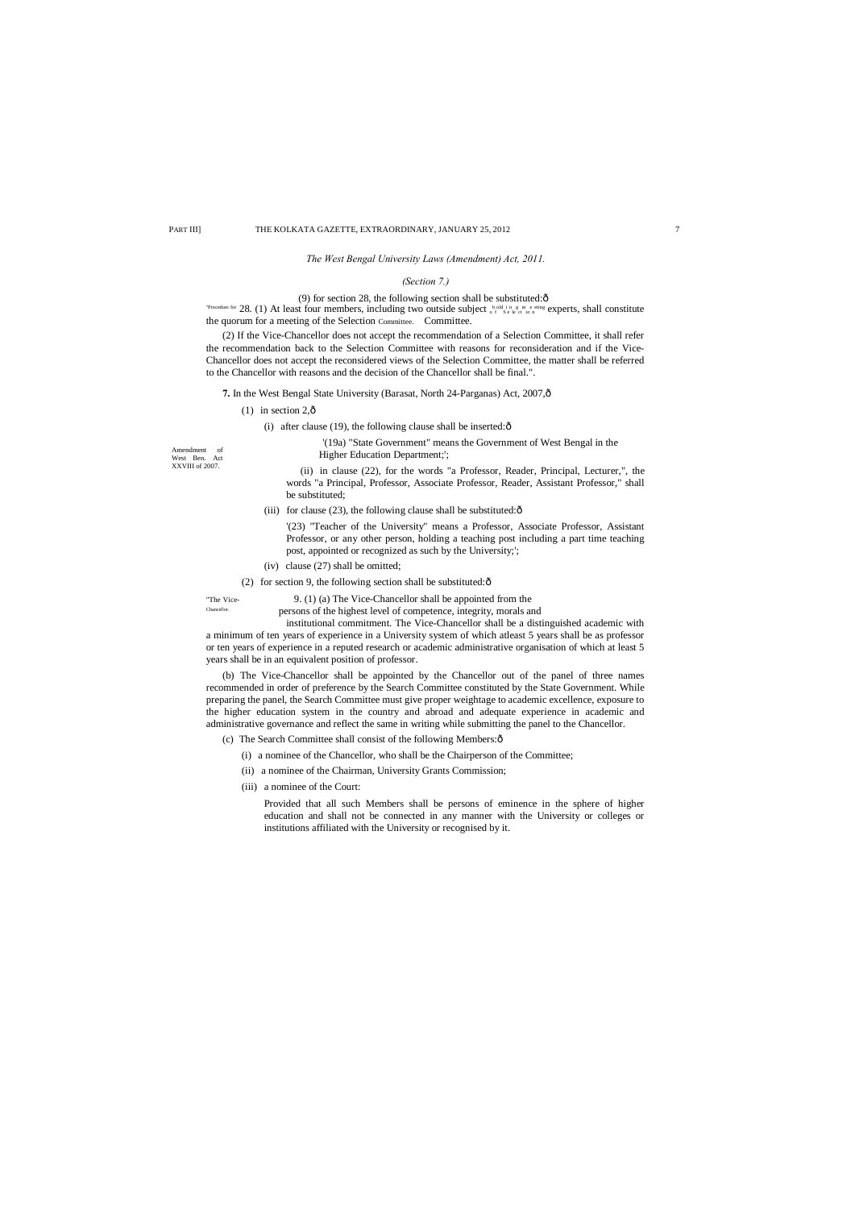*The West Bengal University Laws (Amendment) Act, 2011.*

*(Section 7.)*

(9) for section 28, the following section shall be substituted:—

"Procedure for holding meeting of Selection Committee. 28. (1) At least four members, including two outside subject experts, shall constitute the quorum for a meeting of the Selection Committee.

(2) If the Vice-Chancellor does not accept the recommendation of a Selection Committee, it shall refer the recommendation back to the Selection Committee with reasons for reconsideration and if the Vice-Chancellor does not accept the reconsidered views of the Selection Committee, the matter shall be referred to the Chancellor with reasons and the decision of the Chancellor shall be final.".

Amendment of West Ben. Act XXVIII of 2007.

**7.** In the West Bengal State University (Barasat, North 24-Parganas) Act, 2007,—

(1) in section 2,—

(i) after clause (19), the following clause shall be inserted:—

'(19a) "State Government" means the Government of West Bengal in the Higher Education Department;';

(ii) in clause (22), for the words "a Professor, Reader, Principal, Lecturer,", the words "a Principal, Professor, Associate Professor, Reader, Assistant Professor," shall be substituted;

(iii) for clause (23), the following clause shall be substituted:—

'(23) "Teacher of the University" means a Professor, Associate Professor, Assistant Professor, or any other person, holding a teaching post including a part time teaching post, appointed or recognized as such by the University;';

(iv) clause (27) shall be omitted;

(2) for section 9, the following section shall be substituted:—

"The Vice-Chancellor. 9. (1) (a) The Vice-Chancellor shall be appointed from the persons of the highest level of competence, integrity, morals and institutional commitment. The Vice-Chancellor shall be a distinguished academic with a minimum of ten years of experience in a University system of which atleast 5 years shall be as professor or ten years of experience in a reputed research or academic administrative organisation of which at least 5 years shall be in an equivalent position of professor.

(b) The Vice-Chancellor shall be appointed by the Chancellor out of the panel of three names recommended in order of preference by the Search Committee constituted by the State Government. While preparing the panel, the Search Committee must give proper weightage to academic excellence, exposure to the higher education system in the country and abroad and adequate experience in academic and administrative governance and reflect the same in writing while submitting the panel to the Chancellor.

(c) The Search Committee shall consist of the following Members:—

(i) a nominee of the Chancellor, who shall be the Chairperson of the Committee;

(ii) a nominee of the Chairman, University Grants Commission;

(iii) a nominee of the Court:

Provided that all such Members shall be persons of eminence in the sphere of higher education and shall not be connected in any manner with the University or colleges or institutions affiliated with the University or recognised by it.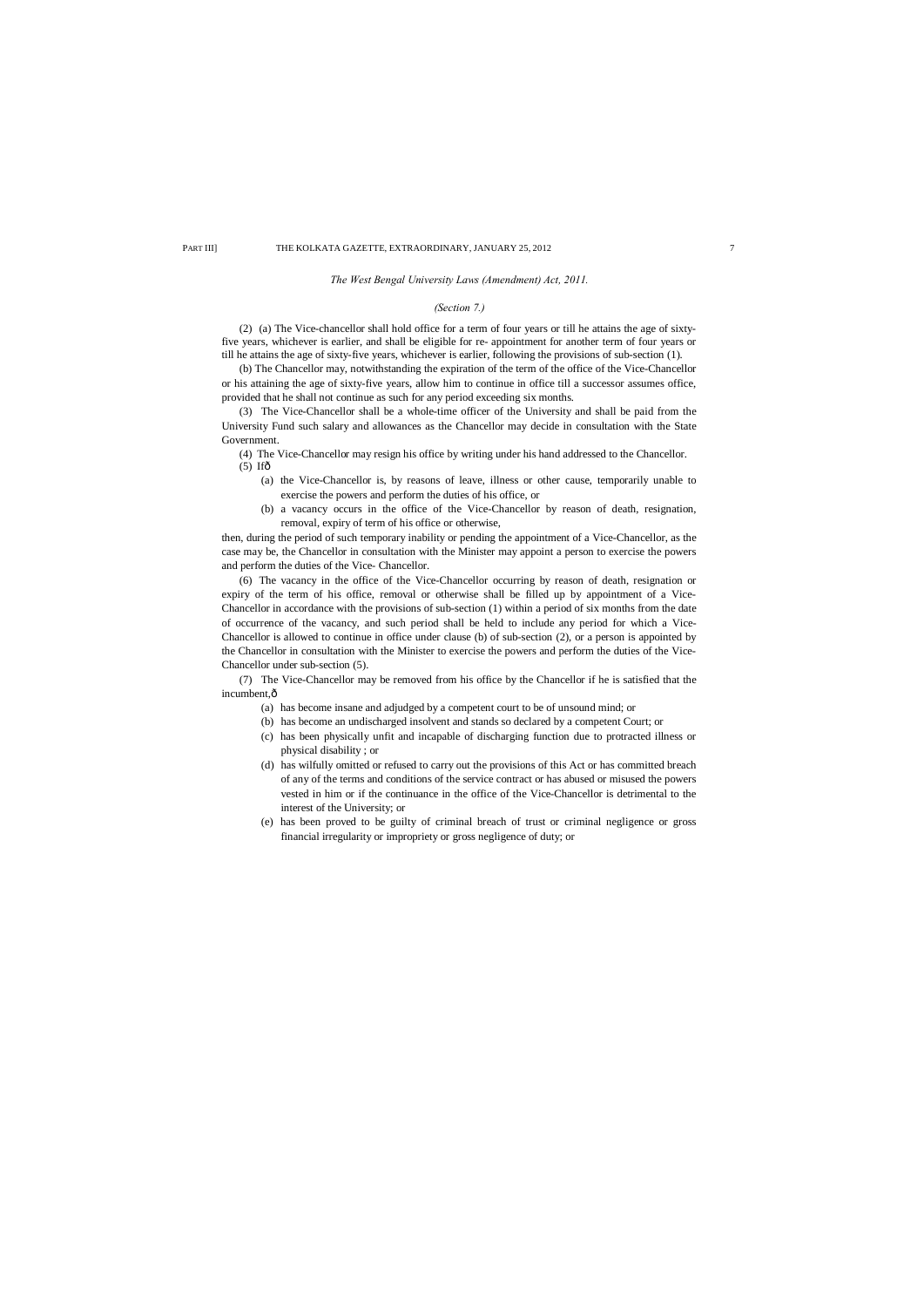*The West Bengal University Laws (Amendment) Act, 2011.*

*(Section 7.)*

(2) (a) The Vice-chancellor shall hold office for a term of four years or till he attains the age of sixty-five years, whichever is earlier, and shall be eligible for re- appointment for another term of four years or till he attains the age of sixty-five years, whichever is earlier, following the provisions of sub-section (1).

(b) The Chancellor may, notwithstanding the expiration of the term of the office of the Vice-Chancellor or his attaining the age of sixty-five years, allow him to continue in office till a successor assumes office, provided that he shall not continue as such for any period exceeding six months.

(3) The Vice-Chancellor shall be a whole-time officer of the University and shall be paid from the University Fund such salary and allowances as the Chancellor may decide in consultation with the State Government.

(4) The Vice-Chancellor may resign his office by writing under his hand addressed to the Chancellor.

(5) Ifô

(a) the Vice-Chancellor is, by reasons of leave, illness or other cause, temporarily unable to exercise the powers and perform the duties of his office, or

(b) a vacancy occurs in the office of the Vice-Chancellor by reason of death, resignation, removal, expiry of term of his office or otherwise,

then, during the period of such temporary inability or pending the appointment of a Vice-Chancellor, as the case may be, the Chancellor in consultation with the Minister may appoint a person to exercise the powers and perform the duties of the Vice- Chancellor.

(6) The vacancy in the office of the Vice-Chancellor occurring by reason of death, resignation or expiry of the term of his office, removal or otherwise shall be filled up by appointment of a Vice-Chancellor in accordance with the provisions of sub-section (1) within a period of six months from the date of occurrence of the vacancy, and such period shall be held to include any period for which a Vice-Chancellor is allowed to continue in office under clause (b) of sub-section (2), or a person is appointed by the Chancellor in consultation with the Minister to exercise the powers and perform the duties of the Vice-Chancellor under sub-section (5).

(7) The Vice-Chancellor may be removed from his office by the Chancellor if he is satisfied that the incumbent,ô

(a) has become insane and adjudged by a competent court to be of unsound mind; or

(b) has become an undischarged insolvent and stands so declared by a competent Court; or

(c) has been physically unfit and incapable of discharging function due to protracted illness or physical disability ; or

(d) has wilfully omitted or refused to carry out the provisions of this Act or has committed breach of any of the terms and conditions of the service contract or has abused or misused the powers vested in him or if the continuance in the office of the Vice-Chancellor is detrimental to the interest of the University; or

(e) has been proved to be guilty of criminal breach of trust or criminal negligence or gross financial irregularity or impropriety or gross negligence of duty; or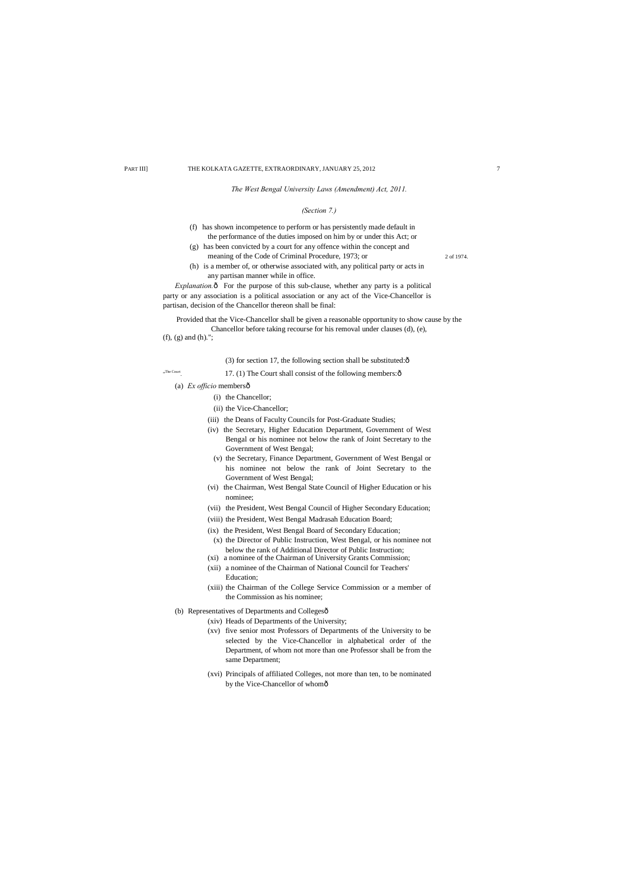*The West Bengal University Laws (Amendment) Act, 2011.*

*(Section 7.)*

(f) has shown incompetence to perform or has persistently made default in the performance of the duties imposed on him by or under this Act; or

(g) has been convicted by a court for any offence within the concept and meaning of the Code of Criminal Procedure, 1973; or — 2 of 1974.

(h) is a member of, or otherwise associated with, any political party or acts in any partisan manner while in office.

*Explanation.*—For the purpose of this sub-clause, whether any party is a political party or any association is a political association or any act of the Vice-Chancellor is partisan, decision of the Chancellor thereon shall be final:

Provided that the Vice-Chancellor shall be given a reasonable opportunity to show cause by the Chancellor before taking recourse for his removal under clauses (d), (e), (f), (g) and (h).";

(3) for section 17, the following section shall be substituted:—

"The Court. 17. (1) The Court shall consist of the following members:—

(a) *Ex officio* members—

(i) the Chancellor;

(ii) the Vice-Chancellor;

(iii) the Deans of Faculty Councils for Post-Graduate Studies;

(iv) the Secretary, Higher Education Department, Government of West Bengal or his nominee not below the rank of Joint Secretary to the Government of West Bengal;

(v) the Secretary, Finance Department, Government of West Bengal or his nominee not below the rank of Joint Secretary to the Government of West Bengal;

(vi) the Chairman, West Bengal State Council of Higher Education or his nominee;

(vii) the President, West Bengal Council of Higher Secondary Education;

(viii) the President, West Bengal Madrasah Education Board;

(ix) the President, West Bengal Board of Secondary Education;

(x) the Director of Public Instruction, West Bengal, or his nominee not below the rank of Additional Director of Public Instruction;

(xi) a nominee of the Chairman of University Grants Commission;

(xii) a nominee of the Chairman of National Council for Teachers' Education;

(xiii) the Chairman of the College Service Commission or a member of the Commission as his nominee;

(b) Representatives of Departments and Colleges—

(xiv) Heads of Departments of the University;

(xv) five senior most Professors of Departments of the University to be selected by the Vice-Chancellor in alphabetical order of the Department, of whom not more than one Professor shall be from the same Department;

(xvi) Principals of affiliated Colleges, not more than ten, to be nominated by the Vice-Chancellor of whom—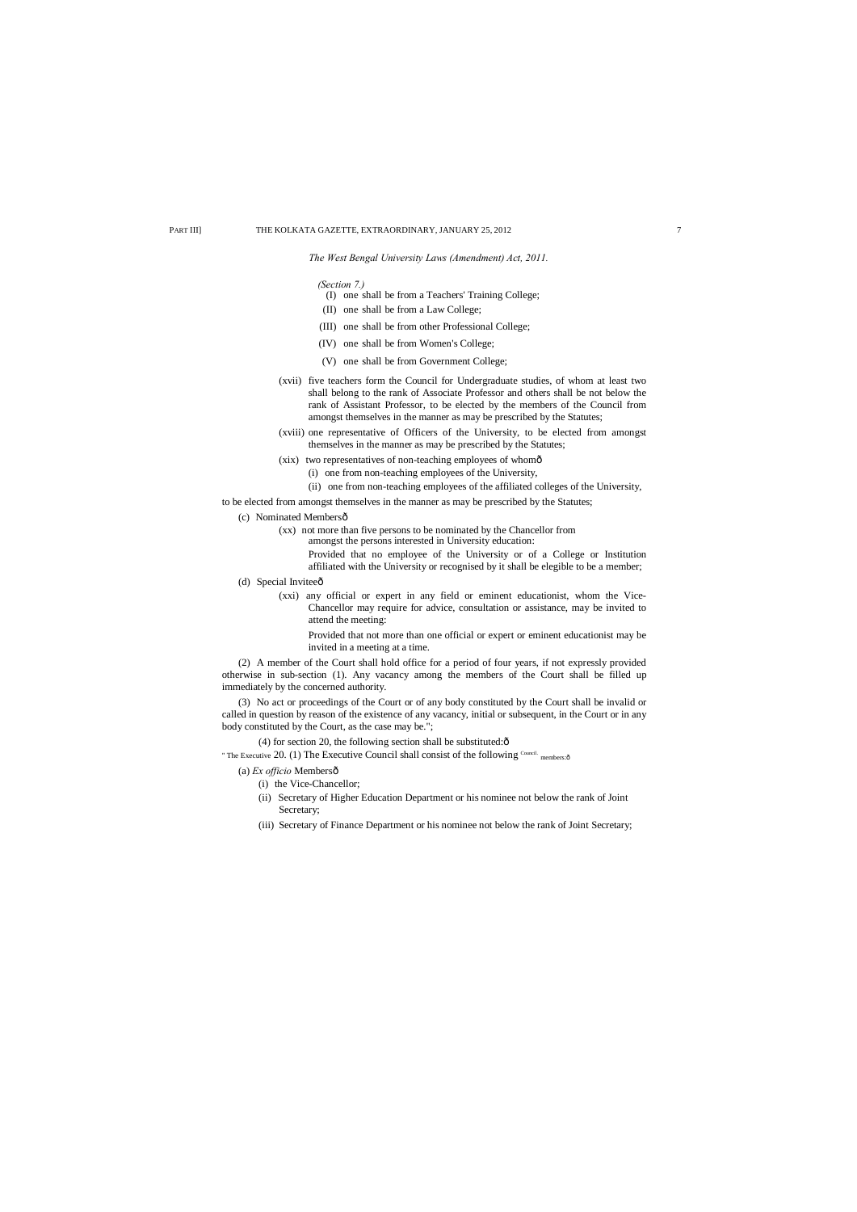*The West Bengal University Laws (Amendment) Act, 2011.*

*(Section 7.)*

(I) one shall be from a Teachers' Training College;

(II) one shall be from a Law College;

(III) one shall be from other Professional College;

(IV) one shall be from Women's College;

(V) one shall be from Government College;

(xvii) five teachers form the Council for Undergraduate studies, of whom at least two shall belong to the rank of Associate Professor and others shall be not below the rank of Assistant Professor, to be elected by the members of the Council from amongst themselves in the manner as may be prescribed by the Statutes;

(xviii) one representative of Officers of the University, to be elected from amongst themselves in the manner as may be prescribed by the Statutes;

(xix) two representatives of non-teaching employees of whomô

(i) one from non-teaching employees of the University,

(ii) one from non-teaching employees of the affiliated colleges of the University,

to be elected from amongst themselves in the manner as may be prescribed by the Statutes;

(c) Nominated Membersô

(xx) not more than five persons to be nominated by the Chancellor from amongst the persons interested in University education:

Provided that no employee of the University or of a College or Institution affiliated with the University or recognised by it shall be elegible to be a member;

(d) Special Inviteeô

(xxi) any official or expert in any field or eminent educationist, whom the Vice-Chancellor may require for advice, consultation or assistance, may be invited to attend the meeting:

Provided that not more than one official or expert or eminent educationist may be invited in a meeting at a time.

(2) A member of the Court shall hold office for a period of four years, if not expressly provided otherwise in sub-section (1). Any vacancy among the members of the Court shall be filled up immediately by the concerned authority.

(3) No act or proceedings of the Court or of any body constituted by the Court shall be invalid or called in question by reason of the existence of any vacancy, initial or subsequent, in the Court or in any body constituted by the Court, as the case may be.";

(4) for section 20, the following section shall be substituted:ô

" The Executive Council. 20. (1) The Executive Council shall consist of the following members:ô

(a) *Ex officio* Membersô

(i) the Vice-Chancellor;

(ii) Secretary of Higher Education Department or his nominee not below the rank of Joint Secretary;

(iii) Secretary of Finance Department or his nominee not below the rank of Joint Secretary;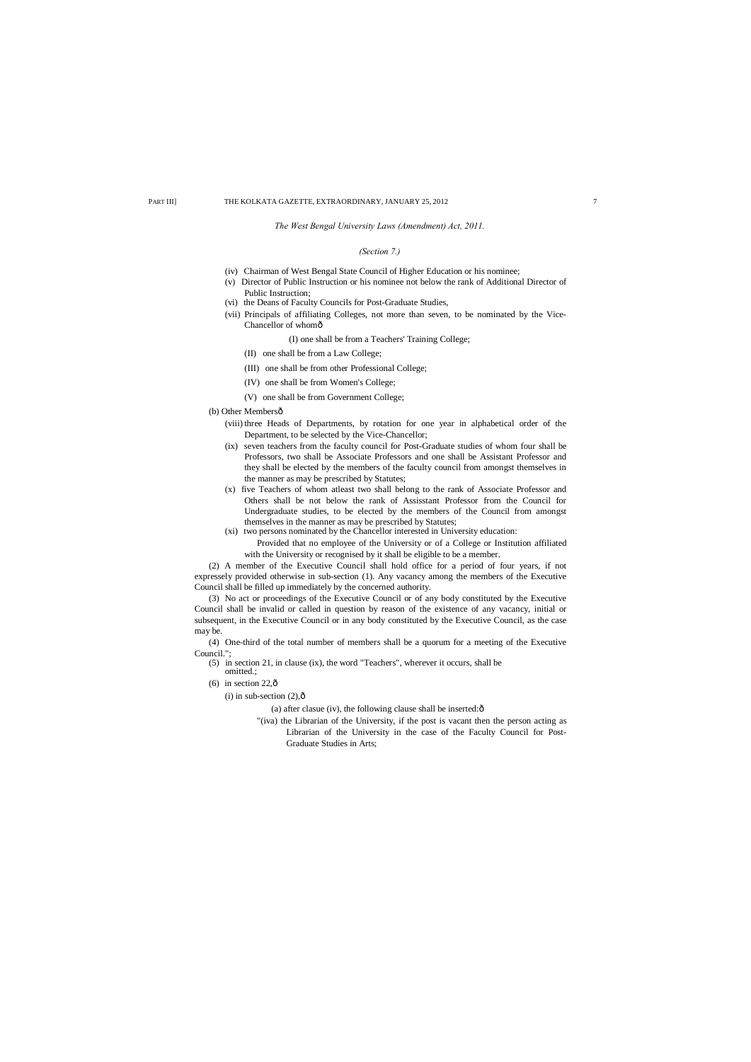*The West Bengal University Laws (Amendment) Act, 2011.*

*(Section 7.)*

(iv) Chairman of West Bengal State Council of Higher Education or his nominee;

(v) Director of Public Instruction or his nominee not below the rank of Additional Director of Public Instruction;

(vi) the Deans of Faculty Councils for Post-Graduate Studies,

(vii) Principals of affiliating Colleges, not more than seven, to be nominated by the Vice-Chancellor of whomô

(I) one shall be from a Teachers' Training College;

(II) one shall be from a Law College;

(III) one shall be from other Professional College;

(IV) one shall be from Women's College;

(V) one shall be from Government College;

(b) Other Membersô

(viii) three Heads of Departments, by rotation for one year in alphabetical order of the Department, to be selected by the Vice-Chancellor;

(ix) seven teachers from the faculty council for Post-Graduate studies of whom four shall be Professors, two shall be Associate Professors and one shall be Assistant Professor and they shall be elected by the members of the faculty council from amongst themselves in the manner as may be prescribed by Statutes;

(x) five Teachers of whom atleast two shall belong to the rank of Associate Professor and Others shall be not below the rank of Assisstant Professor from the Council for Undergraduate studies, to be elected by the members of the Council from amongst themselves in the manner as may be prescribed by Statutes;

(xi) two persons nominated by the Chancellor interested in University education:

Provided that no employee of the University or of a College or Institution affiliated with the University or recognised by it shall be eligible to be a member.

(2) A member of the Executive Council shall hold office for a period of four years, if not expressely provided otherwise in sub-section (1). Any vacancy among the members of the Executive Council shall be filled up immediately by the concerned authority.

(3) No act or proceedings of the Executive Council or of any body constituted by the Executive Council shall be invalid or called in question by reason of the existence of any vacancy, initial or subsequent, in the Executive Council or in any body constituted by the Executive Council, as the case may be.

(4) One-third of the total number of members shall be a quorum for a meeting of the Executive Council.";

(5) in section 21, in clause (ix), the word "Teachers", wherever it occurs, shall be omitted.;

(6) in section 22,ô

(i) in sub-section (2),ô

(a) after clause (iv), the following clause shall be inserted:ô

"(iva) the Librarian of the University, if the post is vacant then the person acting as Librarian of the University in the case of the Faculty Council for Post-Graduate Studies in Arts;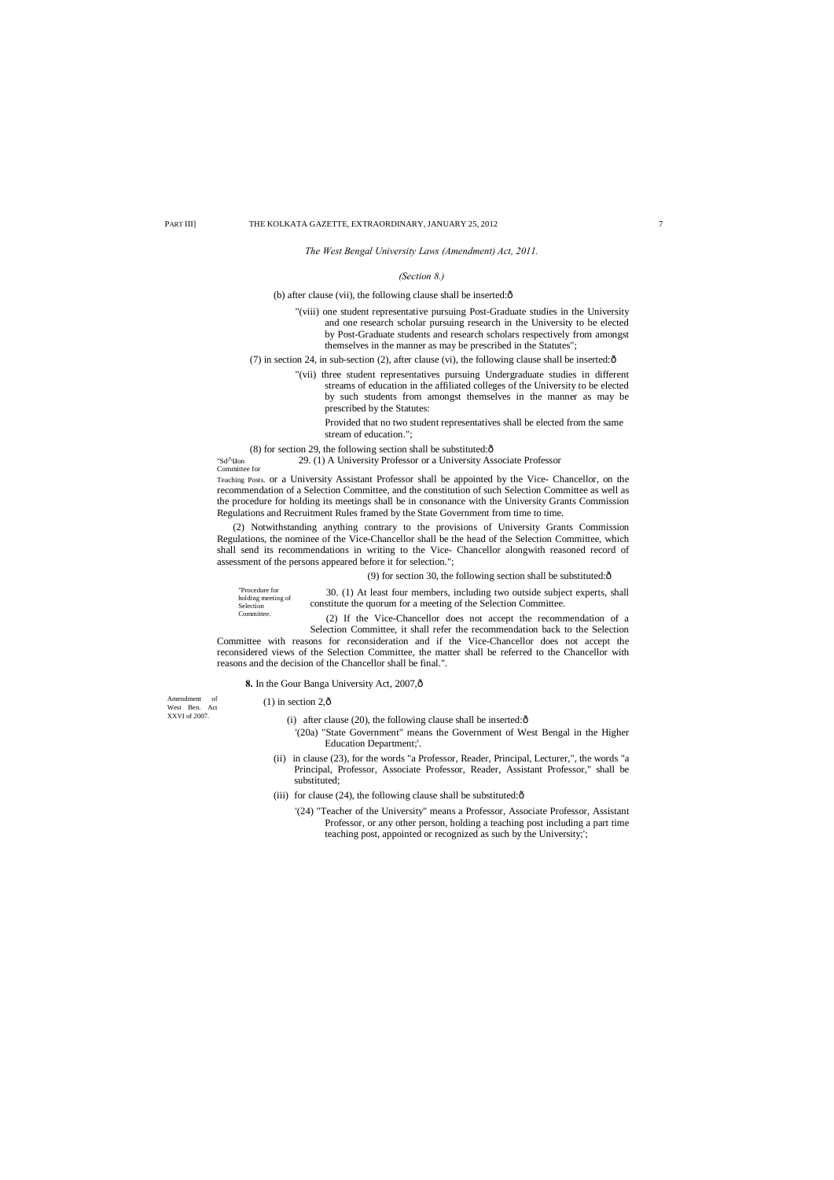*The West Bengal University Laws (Amendment) Act, 2011.*

*(Section 8.)*

(b) after clause (vii), the following clause shall be inserted:ô

"(viii) one student representative pursuing Post-Graduate studies in the University and one research scholar pursuing research in the University to be elected by Post-Graduate students and research scholars respectively from amongst themselves in the manner as may be prescribed in the Statutes";

(7) in section 24, in sub-section (2), after clause (vi), the following clause shall be inserted:ô

"(vii) three student representatives pursuing Undergraduate studies in different streams of education in the affiliated colleges of the University to be elected by such students from amongst themselves in the manner as may be prescribed by the Statutes:

Provided that no two student representatives shall be elected from the same stream of education.";

(8) for section 29, the following section shall be substituted:ô

"Sd^tIon Committee for Teaching Posts.

29. (1) A University Professor or a University Associate Professor or a University Assistant Professor shall be appointed by the Vice- Chancellor, on the recommendation of a Selection Committee, and the constitution of such Selection Committee as well as the procedure for holding its meetings shall be in consonance with the University Grants Commission Regulations and Recruitment Rules framed by the State Government from time to time.

(2) Notwithstanding anything contrary to the provisions of University Grants Commission Regulations, the nominee of the Vice-Chancellor shall be the head of the Selection Committee, which shall send its recommendations in writing to the Vice- Chancellor alongwith reasoned record of assessment of the persons appeared before it for selection.";

(9) for section 30, the following section shall be substituted:ô

"Procedure for holding meeting of Selection Committee.

30. (1) At least four members, including two outside subject experts, shall constitute the quorum for a meeting of the Selection Committee.

(2) If the Vice-Chancellor does not accept the recommendation of a Selection Committee, it shall refer the recommendation back to the Selection Committee with reasons for reconsideration and if the Vice-Chancellor does not accept the reconsidered views of the Selection Committee, the matter shall be referred to the Chancellor with reasons and the decision of the Chancellor shall be final.".

**8.** In the Gour Banga University Act, 2007,ô

Amendment of West Ben. Act XXVI of 2007.

(1) in section 2,ô

(i) after clause (20), the following clause shall be inserted:ô

'(20a) "State Government" means the Government of West Bengal in the Higher Education Department;'.

(ii) in clause (23), for the words "a Professor, Reader, Principal, Lecturer,", the words "a Principal, Professor, Associate Professor, Reader, Assistant Professor," shall be substituted;

(iii) for clause (24), the following clause shall be substituted:ô

'(24) "Teacher of the University" means a Professor, Associate Professor, Assistant Professor, or any other person, holding a teaching post including a part time teaching post, appointed or recognized as such by the University;';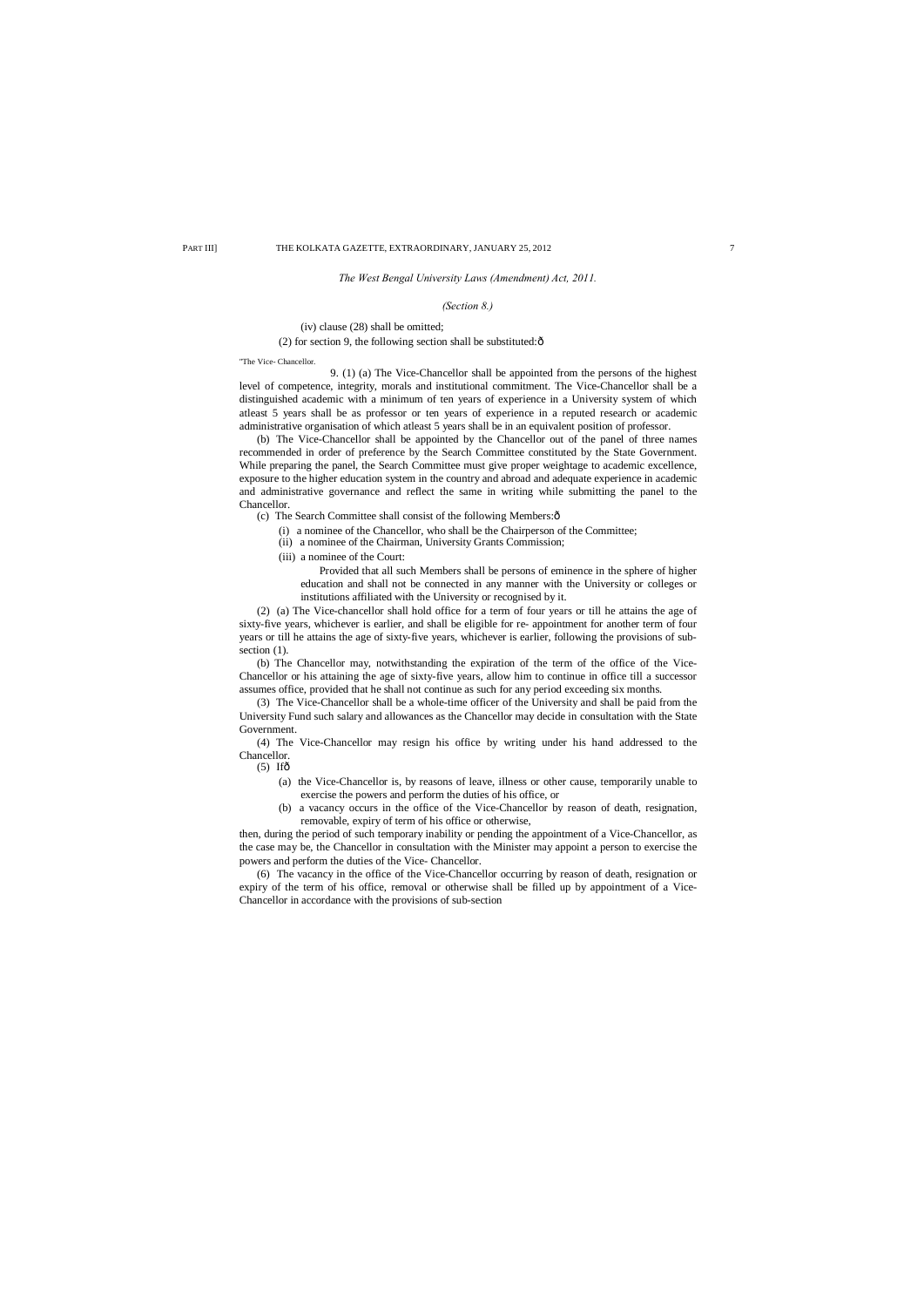*The West Bengal University Laws (Amendment) Act, 2011.*

*(Section 8.)*

(iv) clause (28) shall be omitted;

(2) for section 9, the following section shall be substituted:ô

"The Vice- Chancellor.

9. (1) (a) The Vice-Chancellor shall be appointed from the persons of the highest level of competence, integrity, morals and institutional commitment. The Vice-Chancellor shall be a distinguished academic with a minimum of ten years of experience in a University system of which atleast 5 years shall be as professor or ten years of experience in a reputed research or academic administrative organisation of which atleast 5 years shall be in an equivalent position of professor.

(b) The Vice-Chancellor shall be appointed by the Chancellor out of the panel of three names recommended in order of preference by the Search Committee constituted by the State Government. While preparing the panel, the Search Committee must give proper weightage to academic excellence, exposure to the higher education system in the country and abroad and adequate experience in academic and administrative governance and reflect the same in writing while submitting the panel to the Chancellor.

(c) The Search Committee shall consist of the following Members:ô

(i) a nominee of the Chancellor, who shall be the Chairperson of the Committee;

(ii) a nominee of the Chairman, University Grants Commission;

(iii) a nominee of the Court:

Provided that all such Members shall be persons of eminence in the sphere of higher education and shall not be connected in any manner with the University or colleges or institutions affiliated with the University or recognised by it.

(2) (a) The Vice-chancellor shall hold office for a term of four years or till he attains the age of sixty-five years, whichever is earlier, and shall be eligible for re- appointment for another term of four years or till he attains the age of sixty-five years, whichever is earlier, following the provisions of sub-section (1).

(b) The Chancellor may, notwithstanding the expiration of the term of the office of the Vice-Chancellor or his attaining the age of sixty-five years, allow him to continue in office till a successor assumes office, provided that he shall not continue as such for any period exceeding six months.

(3) The Vice-Chancellor shall be a whole-time officer of the University and shall be paid from the University Fund such salary and allowances as the Chancellor may decide in consultation with the State Government.

(4) The Vice-Chancellor may resign his office by writing under his hand addressed to the Chancellor.

(5) Ifô

(a) the Vice-Chancellor is, by reasons of leave, illness or other cause, temporarily unable to exercise the powers and perform the duties of his office, or

(b) a vacancy occurs in the office of the Vice-Chancellor by reason of death, resignation, removable, expiry of term of his office or otherwise,

then, during the period of such temporary inability or pending the appointment of a Vice-Chancellor, as the case may be, the Chancellor in consultation with the Minister may appoint a person to exercise the powers and perform the duties of the Vice- Chancellor.

(6) The vacancy in the office of the Vice-Chancellor occurring by reason of death, resignation or expiry of the term of his office, removal or otherwise shall be filled up by appointment of a Vice-Chancellor in accordance with the provisions of sub-section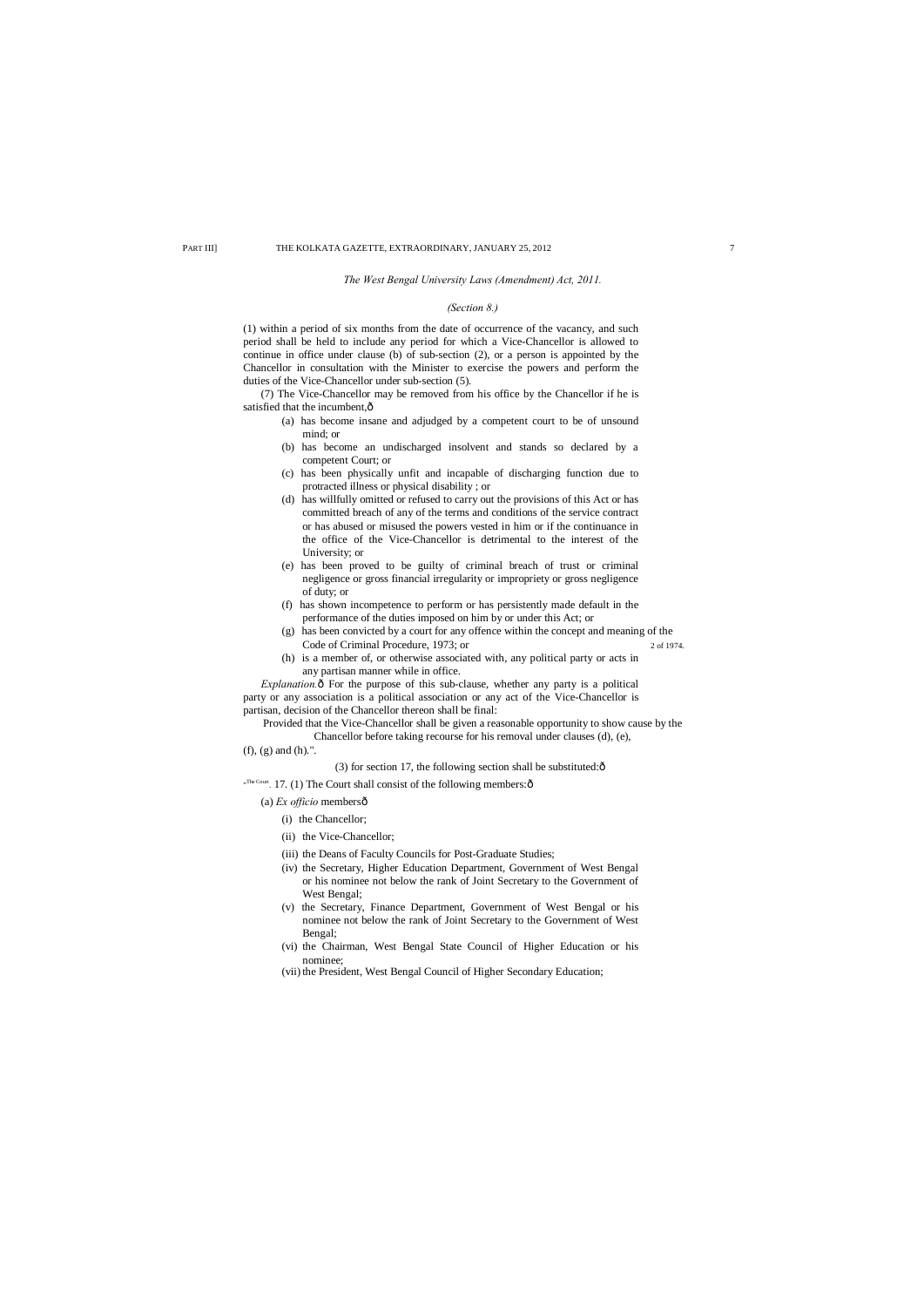*The West Bengal University Laws (Amendment) Act, 2011.*

*(Section 8.)*

(1) within a period of six months from the date of occurrence of the vacancy, and such period shall be held to include any period for which a Vice-Chancellor is allowed to continue in office under clause (b) of sub-section (2), or a person is appointed by the Chancellor in consultation with the Minister to exercise the powers and perform the duties of the Vice-Chancellor under sub-section (5).

(7) The Vice-Chancellor may be removed from his office by the Chancellor if he is satisfied that the incumbent,ô

(a) has become insane and adjudged by a competent court to be of unsound mind; or

(b) has become an undischarged insolvent and stands so declared by a competent Court; or

(c) has been physically unfit and incapable of discharging function due to protracted illness or physical disability ; or

(d) has willfully omitted or refused to carry out the provisions of this Act or has committed breach of any of the terms and conditions of the service contract or has abused or misused the powers vested in him or if the continuance in the office of the Vice-Chancellor is detrimental to the interest of the University; or

(e) has been proved to be guilty of criminal breach of trust or criminal negligence or gross financial irregularity or impropriety or gross negligence of duty; or

(f) has shown incompetence to perform or has persistently made default in the performance of the duties imposed on him by or under this Act; or

(g) has been convicted by a court for any offence within the concept and meaning of the Code of Criminal Procedure, 1973; or (2 of 1974.)

(h) is a member of, or otherwise associated with, any political party or acts in any partisan manner while in office.

*Explanation.*ô For the purpose of this sub-clause, whether any party is a political party or any association is a political association or any act of the Vice-Chancellor is partisan, decision of the Chancellor thereon shall be final:

Provided that the Vice-Chancellor shall be given a reasonable opportunity to show cause by the Chancellor before taking recourse for his removal under clauses (d), (e), (f), (g) and (h).".

(3) for section 17, the following section shall be substituted:ô

"The Court. 17. (1) The Court shall consist of the following members:ô

(a) *Ex officio* membersô

(i) the Chancellor;

(ii) the Vice-Chancellor;

(iii) the Deans of Faculty Councils for Post-Graduate Studies;

(iv) the Secretary, Higher Education Department, Government of West Bengal or his nominee not below the rank of Joint Secretary to the Government of West Bengal;

(v) the Secretary, Finance Department, Government of West Bengal or his nominee not below the rank of Joint Secretary to the Government of West Bengal;

(vi) the Chairman, West Bengal State Council of Higher Education or his nominee;

(vii) the President, West Bengal Council of Higher Secondary Education;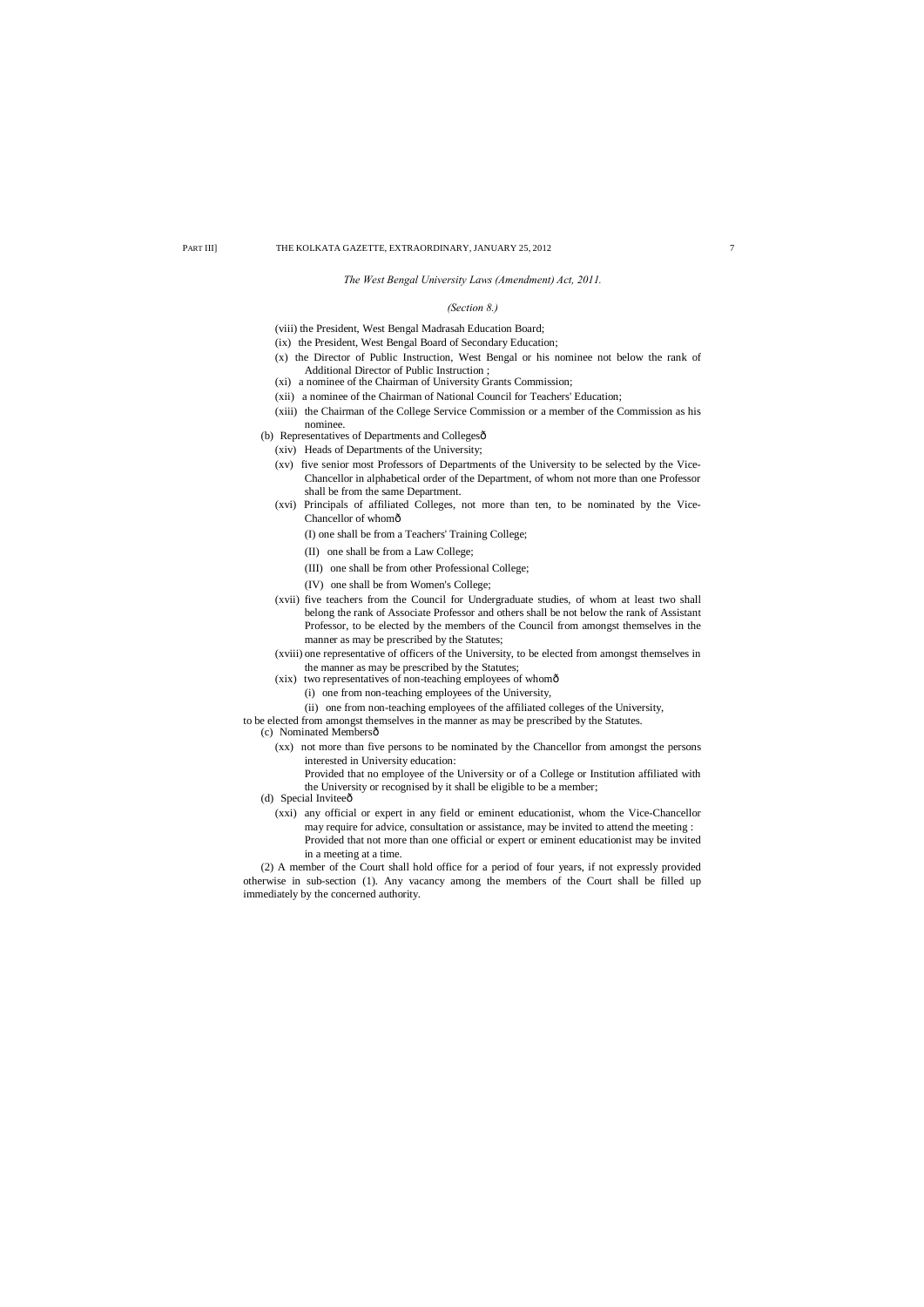*The West Bengal University Laws (Amendment) Act, 2011.*

*(Section 8.)*

(viii) the President, West Bengal Madrasah Education Board;

(ix) the President, West Bengal Board of Secondary Education;

(x) the Director of Public Instruction, West Bengal or his nominee not below the rank of Additional Director of Public Instruction ;

(xi) a nominee of the Chairman of University Grants Commission;

(xii) a nominee of the Chairman of National Council for Teachers' Education;

(xiii) the Chairman of the College Service Commission or a member of the Commission as his nominee.

(b) Representatives of Departments and Collegesô

(xiv) Heads of Departments of the University;

(xv) five senior most Professors of Departments of the University to be selected by the Vice-Chancellor in alphabetical order of the Department, of whom not more than one Professor shall be from the same Department.

(xvi) Principals of affiliated Colleges, not more than ten, to be nominated by the Vice-Chancellor of whomô

(I) one shall be from a Teachers' Training College;

(II) one shall be from a Law College;

(III) one shall be from other Professional College;

(IV) one shall be from Women's College;

(xvii) five teachers from the Council for Undergraduate studies, of whom at least two shall belong the rank of Associate Professor and others shall be not below the rank of Assistant Professor, to be elected by the members of the Council from amongst themselves in the manner as may be prescribed by the Statutes;

(xviii) one representative of officers of the University, to be elected from amongst themselves in the manner as may be prescribed by the Statutes;

(xix) two representatives of non-teaching employees of whomô

(i) one from non-teaching employees of the University,

(ii) one from non-teaching employees of the affiliated colleges of the University,

to be elected from amongst themselves in the manner as may be prescribed by the Statutes.

(c) Nominated Membersô

(xx) not more than five persons to be nominated by the Chancellor from amongst the persons interested in University education:

Provided that no employee of the University or of a College or Institution affiliated with the University or recognised by it shall be eligible to be a member;

(d) Special Inviteeô

(xxi) any official or expert in any field or eminent educationist, whom the Vice-Chancellor may require for advice, consultation or assistance, may be invited to attend the meeting :

Provided that not more than one official or expert or eminent educationist may be invited in a meeting at a time.

(2) A member of the Court shall hold office for a period of four years, if not expressly provided otherwise in sub-section (1). Any vacancy among the members of the Court shall be filled up immediately by the concerned authority.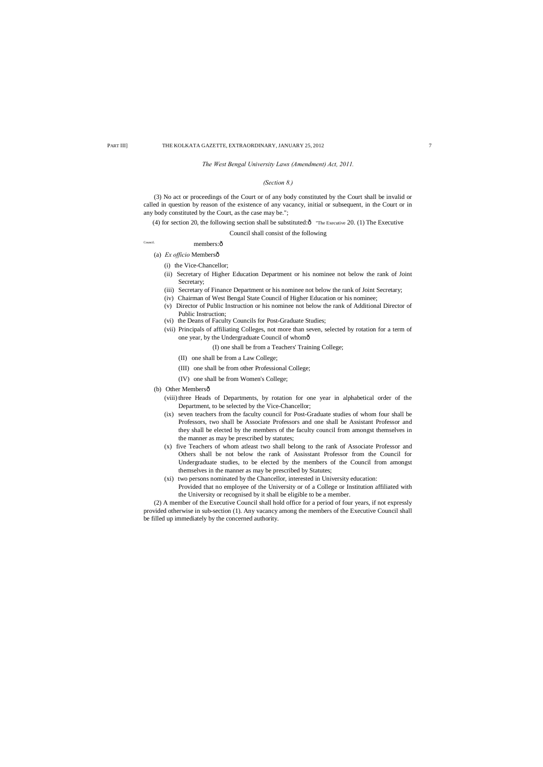*The West Bengal University Laws (Amendment) Act, 2011.*

*(Section 8.)*

(3) No act or proceedings of the Court or of any body constituted by the Court shall be invalid or called in question by reason of the existence of any vacancy, initial or subsequent, in the Court or in any body constituted by the Court, as the case may be.";

(4) for section 20, the following section shall be substituted:ô "The Executive Council. 20. (1) The Executive Council shall consist of the following members:ô

(a) *Ex officio* Membersô

(i) the Vice-Chancellor;

(ii) Secretary of Higher Education Department or his nominee not below the rank of Joint Secretary;

(iii) Secretary of Finance Department or his nominee not below the rank of Joint Secretary;

(iv) Chairman of West Bengal State Council of Higher Education or his nominee;

(v) Director of Public Instruction or his nominee not below the rank of Additional Director of Public Instruction;

(vi) the Deans of Faculty Councils for Post-Graduate Studies;

(vii) Principals of affiliating Colleges, not more than seven, selected by rotation for a term of one year, by the Undergraduate Council of whomô

(I) one shall be from a Teachers' Training College;

(II) one shall be from a Law College;

(III) one shall be from other Professional College;

(IV) one shall be from Women's College;

(b) Other Membersô

(viii) three Heads of Departments, by rotation for one year in alphabetical order of the Department, to be selected by the Vice-Chancellor;

(ix) seven teachers from the faculty council for Post-Graduate studies of whom four shall be Professors, two shall be Associate Professors and one shall be Assistant Professor and they shall be elected by the members of the faculty council from amongst themselves in the manner as may be prescribed by statutes;

(x) five Teachers of whom atleast two shall belong to the rank of Associate Professor and Others shall be not below the rank of Assisstant Professor from the Council for Undergraduate studies, to be elected by the members of the Council from amongst themselves in the manner as may be prescribed by Statutes;

(xi) two persons nominated by the Chancellor, interested in University education:

Provided that no employee of the University or of a College or Institution affiliated with the University or recognised by it shall be eligible to be a member.

(2) A member of the Executive Council shall hold office for a period of four years, if not expressly provided otherwise in sub-section (1). Any vacancy among the members of the Executive Council shall be filled up immediately by the concerned authority.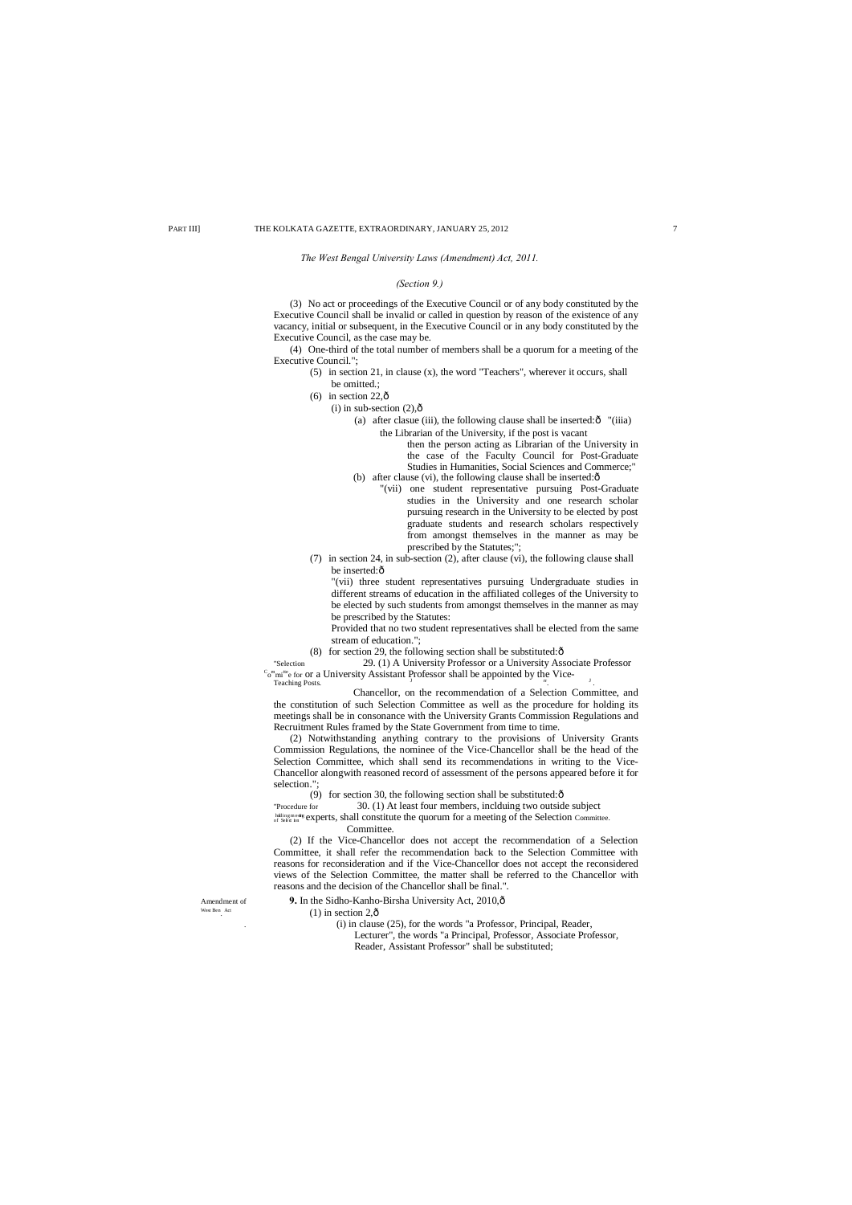*The West Bengal University Laws (Amendment) Act, 2011.*

*(Section 9.)*

(3) No act or proceedings of the Executive Council or of any body constituted by the Executive Council shall be invalid or called in question by reason of the existence of any vacancy, initial or subsequent, in the Executive Council or in any body constituted by the Executive Council, as the case may be.

(4) One-third of the total number of members shall be a quorum for a meeting of the Executive Council.";

(5) in section 21, in clause (x), the word "Teachers", wherever it occurs, shall be omitted.;

(6) in section 22,ô

(i) in sub-section (2),ô

(a) after clasue (iii), the following clause shall be inserted:ô "(iiia) the Librarian of the University, if the post is vacant then the person acting as Librarian of the University in the case of the Faculty Council for Post-Graduate Studies in Humanities, Social Sciences and Commerce;"

(b) after clause (vi), the following clause shall be inserted:ô

"(vii) one student representative pursuing Post-Graduate studies in the University and one research scholar pursuing research in the University to be elected by post graduate students and research scholars respectively from amongst themselves in the manner as may be prescribed by the Statutes;";

(7) in section 24, in sub-section (2), after clause (vi), the following clause shall be inserted:ô

"(vii) three student representatives pursuing Undergraduate studies in different streams of education in the affiliated colleges of the University to be elected by such students from amongst themselves in the manner as may be prescribed by the Statutes:

Provided that no two student representatives shall be elected from the same stream of education.";

(8) for section 29, the following section shall be substituted:ô

"Selection Committee for Teaching Posts.

29. (1) A University Professor or a University Associate Professor or a University Assistant Professor shall be appointed by the Vice-Chancellor, on the recommendation of a Selection Committee, and the constitution of such Selection Committee as well as the procedure for holding its meetings shall be in consonance with the University Grants Commission Regulations and Recruitment Rules framed by the State Government from time to time.

(2) Notwithstanding anything contrary to the provisions of University Grants Commission Regulations, the nominee of the Vice-Chancellor shall be the head of the Selection Committee, which shall send its recommendations in writing to the Vice-Chancellor alongwith reasoned record of assessment of the persons appeared before it for selection.";

(9) for section 30, the following section shall be substituted:ô

"Procedure for holding meetings of Selection Committee.

30. (1) At least four members, inclduing two outside subject experts, shall constitute the quorum for a meeting of the Selection Committee.

(2) If the Vice-Chancellor does not accept the recommendation of a Selection Committee, it shall refer the recommendation back to the Selection Committee with reasons for reconsideration and if the Vice-Chancellor does not accept the reconsidered views of the Selection Committee, the matter shall be referred to the Chancellor with reasons and the decision of the Chancellor shall be final.".

Amendment of West Ben. Act

**9.** In the Sidho-Kanho-Birsha University Act, 2010,ô

(1) in section 2,ô

(i) in clause (25), for the words "a Professor, Principal, Reader, Lecturer", the words "a Principal, Professor, Associate Professor, Reader, Assistant Professor" shall be substituted;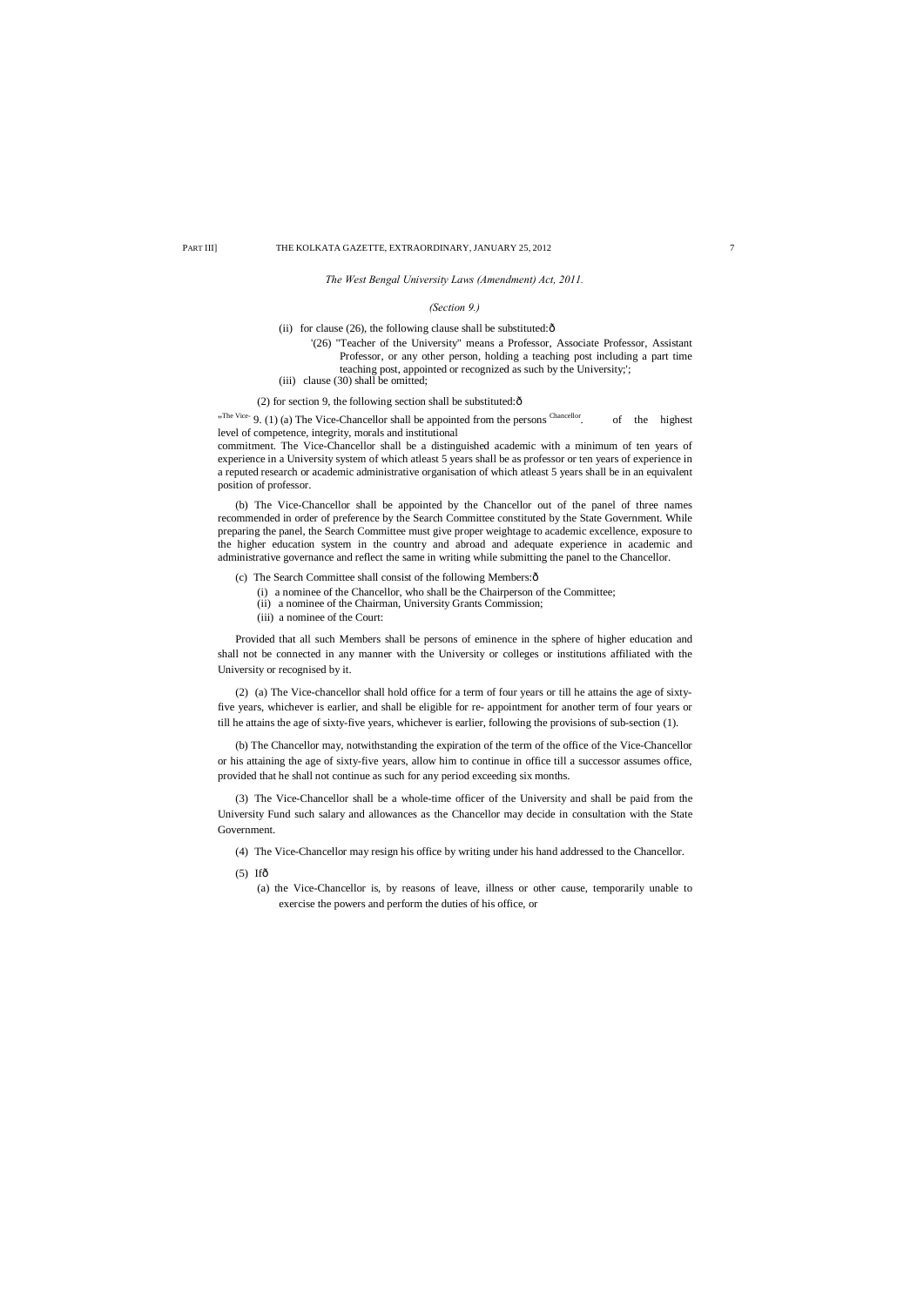*The West Bengal University Laws (Amendment) Act, 2011.*

*(Section 9.)*

(ii) for clause (26), the following clause shall be substituted:ô

'(26) "Teacher of the University" means a Professor, Associate Professor, Assistant Professor, or any other person, holding a teaching post including a part time teaching post, appointed or recognized as such by the University;';

(iii) clause (30) shall be omitted;

(2) for section 9, the following section shall be substituted:ô

"The Vice-Chancellor. 9. (1) (a) The Vice-Chancellor shall be appointed from the persons of the highest level of competence, integrity, morals and institutional commitment. The Vice-Chancellor shall be a distinguished academic with a minimum of ten years of experience in a University system of which atleast 5 years shall be as professor or ten years of experience in a reputed research or academic administrative organisation of which atleast 5 years shall be in an equivalent position of professor.

(b) The Vice-Chancellor shall be appointed by the Chancellor out of the panel of three names recommended in order of preference by the Search Committee constituted by the State Government. While preparing the panel, the Search Committee must give proper weightage to academic excellence, exposure to the higher education system in the country and abroad and adequate experience in academic and administrative governance and reflect the same in writing while submitting the panel to the Chancellor.

(c) The Search Committee shall consist of the following Members:ô

(i) a nominee of the Chancellor, who shall be the Chairperson of the Committee;

(ii) a nominee of the Chairman, University Grants Commission;

(iii) a nominee of the Court:

Provided that all such Members shall be persons of eminence in the sphere of higher education and shall not be connected in any manner with the University or colleges or institutions affiliated with the University or recognised by it.

(2) (a) The Vice-chancellor shall hold office for a term of four years or till he attains the age of sixty-five years, whichever is earlier, and shall be eligible for re- appointment for another term of four years or till he attains the age of sixty-five years, whichever is earlier, following the provisions of sub-section (1).

(b) The Chancellor may, notwithstanding the expiration of the term of the office of the Vice-Chancellor or his attaining the age of sixty-five years, allow him to continue in office till a successor assumes office, provided that he shall not continue as such for any period exceeding six months.

(3) The Vice-Chancellor shall be a whole-time officer of the University and shall be paid from the University Fund such salary and allowances as the Chancellor may decide in consultation with the State Government.

(4) The Vice-Chancellor may resign his office by writing under his hand addressed to the Chancellor.

(5) Ifô

(a) the Vice-Chancellor is, by reasons of leave, illness or other cause, temporarily unable to exercise the powers and perform the duties of his office, or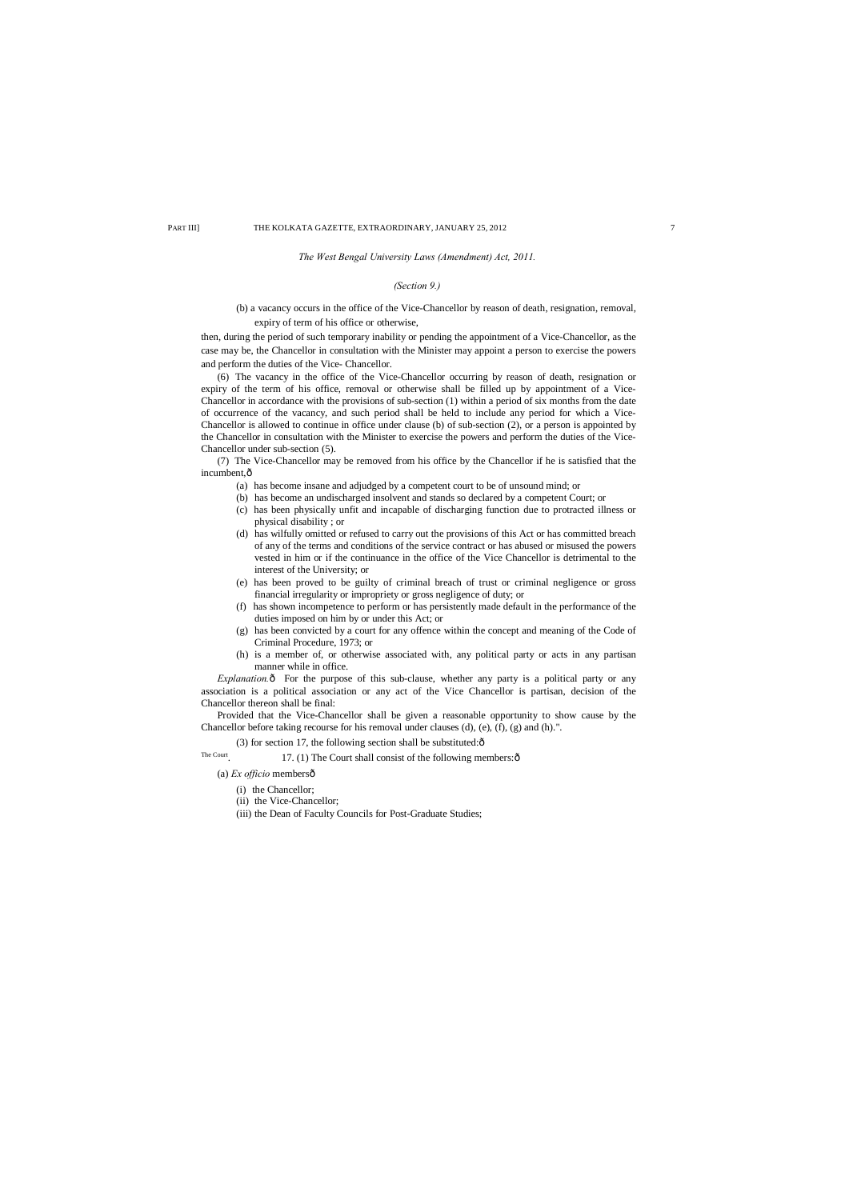*The West Bengal University Laws (Amendment) Act, 2011.*

*(Section 9.)*

(b) a vacancy occurs in the office of the Vice-Chancellor by reason of death, resignation, removal, expiry of term of his office or otherwise,

then, during the period of such temporary inability or pending the appointment of a Vice-Chancellor, as the case may be, the Chancellor in consultation with the Minister may appoint a person to exercise the powers and perform the duties of the Vice- Chancellor.

(6) The vacancy in the office of the Vice-Chancellor occurring by reason of death, resignation or expiry of the term of his office, removal or otherwise shall be filled up by appointment of a Vice-Chancellor in accordance with the provisions of sub-section (1) within a period of six months from the date of occurrence of the vacancy, and such period shall be held to include any period for which a Vice-Chancellor is allowed to continue in office under clause (b) of sub-section (2), or a person is appointed by the Chancellor in consultation with the Minister to exercise the powers and perform the duties of the Vice-Chancellor under sub-section (5).

(7) The Vice-Chancellor may be removed from his office by the Chancellor if he is satisfied that the incumbent,—

- (a) has become insane and adjudged by a competent court to be of unsound mind; or
- (b) has become an undischarged insolvent and stands so declared by a competent Court; or
- (c) has been physically unfit and incapable of discharging function due to protracted illness or physical disability ; or
- (d) has wilfully omitted or refused to carry out the provisions of this Act or has committed breach of any of the terms and conditions of the service contract or has abused or misused the powers vested in him or if the continuance in the office of the Vice Chancellor is detrimental to the interest of the University; or
- (e) has been proved to be guilty of criminal breach of trust or criminal negligence or gross financial irregularity or impropriety or gross negligence of duty; or
- (f) has shown incompetence to perform or has persistently made default in the performance of the duties imposed on him by or under this Act; or
- (g) has been convicted by a court for any offence within the concept and meaning of the Code of Criminal Procedure, 1973; or
- (h) is a member of, or otherwise associated with, any political party or acts in any partisan manner while in office.

*Explanation.*— For the purpose of this sub-clause, whether any party is a political party or any association is a political association or any act of the Vice Chancellor is partisan, decision of the Chancellor thereon shall be final:

Provided that the Vice-Chancellor shall be given a reasonable opportunity to show cause by the Chancellor before taking recourse for his removal under clauses (d), (e), (f), (g) and (h).".

(3) for section 17, the following section shall be substituted:—

The Court. 17. (1) The Court shall consist of the following members:—

(a) *Ex officio* members—

- (i) the Chancellor;
- (ii) the Vice-Chancellor;
- (iii) the Dean of Faculty Councils for Post-Graduate Studies;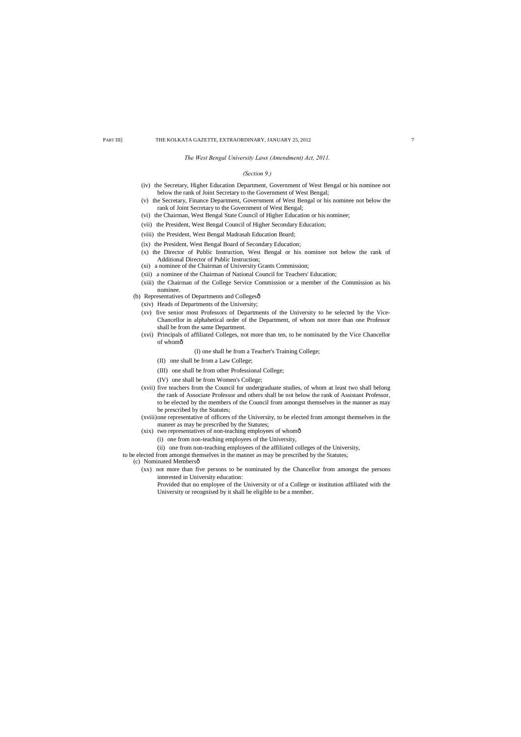*The West Bengal University Laws (Amendment) Act, 2011.*

*(Section 9.)*

(iv) the Secretary, Higher Education Department, Government of West Bengal or his nominee not below the rank of Joint Secretary to the Government of West Bengal;

(v) the Secretary, Finance Department, Government of West Bengal or his nominee not below the rank of Joint Secretary to the Government of West Bengal;

(vi) the Chairman, West Bengal State Council of Higher Education or his nominee;

(vii) the President, West Bengal Council of Higher Secondary Education;

(viii) the President, West Bengal Madrasah Education Board;

(ix) the President, West Bengal Board of Secondary Education;

(x) the Director of Public Instruction, West Bengal or his nominee not below the rank of Additional Director of Public Instruction;

(xi) a nominee of the Chairman of University Grants Commission;

(xii) a nominee of the Chairman of National Council for Teachers' Education;

(xiii) the Chairman of the College Service Commission or a member of the Commission as his nominee.

(b) Representatives of Departments and Collegesô

(xiv) Heads of Departments of the University;

(xv) five senior most Professors of Departments of the University to be selected by the Vice-Chancellor in alphabetical order of the Department, of whom not more than one Professor shall be from the same Department.

(xvi) Principals of affiliated Colleges, not more than ten, to be nominated by the Vice Chancellor of whomô

(I) one shall be from a Teacher's Training College;

(II) one shall be from a Law College;

(III) one shall be from other Professional College;

(IV) one shall be from Women's College;

(xvii) five teachers from the Council for undergraduate studies, of whom at least two shall belong the rank of Associate Professor and others shall be not below the rank of Assistant Professor, to be elected by the members of the Council from amongst themselves in the manner as may be prescribed by the Statutes;

(xviii) one representative of officers of the University, to be elected from amongst themselves in the maneer as may be prescribed by the Statutes;

(xix) two representatives of non-teaching employees of whomô

(i) one from non-teaching employees of the University,

(ii) one from non-teaching employees of the affiliated colleges of the University,

to be elected from amongst themselves in the manner as may be prescribed by the Statutes;

(c) Nominated Membersô

(xx) not more than five persons to be nominated by the Chancellor from amongst the persons interested in University education:

Provided that no employee of the University or of a College or institution affiliated with the University or recognised by it shall be eligible to be a member.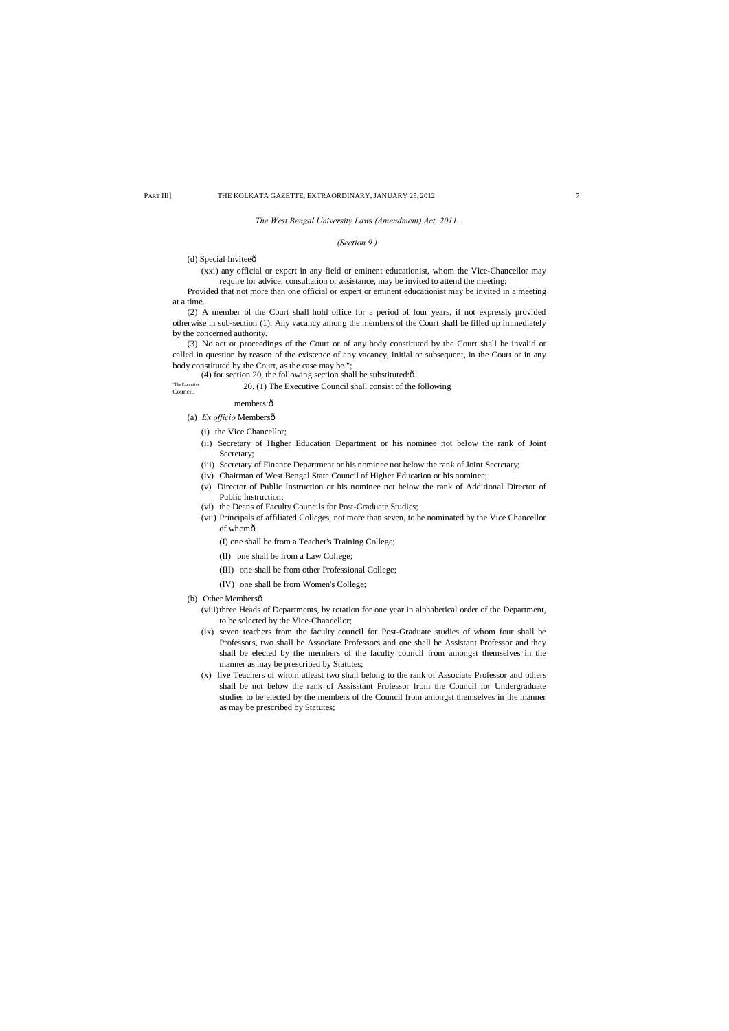*The West Bengal University Laws (Amendment) Act, 2011.*

*(Section 9.)*

(d) Special Inviteeô

(xxi) any official or expert in any field or eminent educationist, whom the Vice-Chancellor may require for advice, consultation or assistance, may be invited to attend the meeting:

Provided that not more than one official or expert or eminent educationist may be invited in a meeting at a time.

(2) A member of the Court shall hold office for a period of four years, if not expressly provided otherwise in sub-section (1). Any vacancy among the members of the Court shall be filled up immediately by the concerned authority.

(3) No act or proceedings of the Court or of any body constituted by the Court shall be invalid or called in question by reason of the existence of any vacancy, initial or subsequent, in the Court or in any body constituted by the Court, as the case may be.";

(4) for section 20, the following section shall be substituted:ô

"The Executive Council.

20. (1) The Executive Council shall consist of the following members:ô

(a) *Ex officio* Membersô

(i) the Vice Chancellor;

(ii) Secretary of Higher Education Department or his nominee not below the rank of Joint Secretary;

(iii) Secretary of Finance Department or his nominee not below the rank of Joint Secretary;

(iv) Chairman of West Bengal State Council of Higher Education or his nominee;

(v) Director of Public Instruction or his nominee not below the rank of Additional Director of Public Instruction;

(vi) the Deans of Faculty Councils for Post-Graduate Studies;

(vii) Principals of affiliated Colleges, not more than seven, to be nominated by the Vice Chancellor of whomô

(I) one shall be from a Teacher's Training College;

(II) one shall be from a Law College;

(III) one shall be from other Professional College;

(IV) one shall be from Women's College;

(b) Other Membersô

(viii) three Heads of Departments, by rotation for one year in alphabetical order of the Department, to be selected by the Vice-Chancellor;

(ix) seven teachers from the faculty council for Post-Graduate studies of whom four shall be Professors, two shall be Associate Professors and one shall be Assistant Professor and they shall be elected by the members of the faculty council from amongst themselves in the manner as may be prescribed by Statutes;

(x) five Teachers of whom atleast two shall belong to the rank of Associate Professor and others shall be not below the rank of Assisstant Professor from the Council for Undergraduate studies to be elected by the members of the Council from amongst themselves in the manner as may be prescribed by Statutes;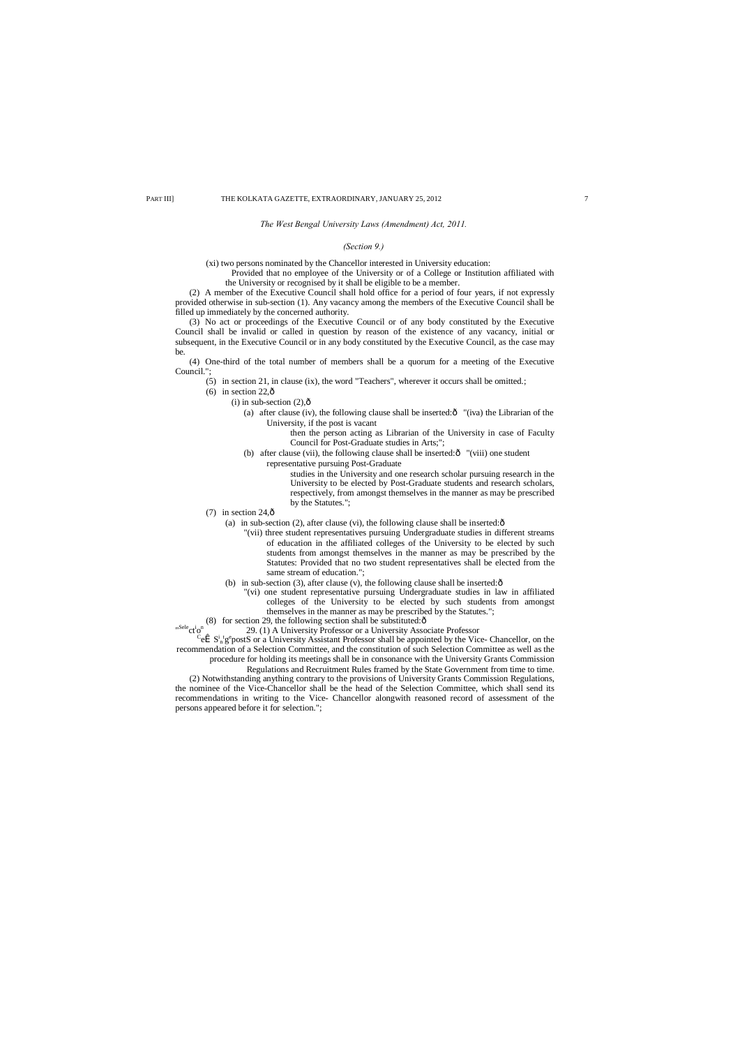*The West Bengal University Laws (Amendment) Act, 2011.*

*(Section 9.)*

(xi) two persons nominated by the Chancellor interested in University education:

Provided that no employee of the University or of a College or Institution affiliated with the University or recognised by it shall be eligible to be a member.

(2) A member of the Executive Council shall hold office for a period of four years, if not expressly provided otherwise in sub-section (1). Any vacancy among the members of the Executive Council shall be filled up immediately by the concerned authority.

(3) No act or proceedings of the Executive Council or of any body constituted by the Executive Council shall be invalid or called in question by reason of the existence of any vacancy, initial or subsequent, in the Executive Council or in any body constituted by the Executive Council, as the case may be.

(4) One-third of the total number of members shall be a quorum for a meeting of the Executive Council.";

(5) in section 21, in clause (ix), the word "Teachers", wherever it occurs shall be omitted.;

(6) in section 22,—

(i) in sub-section (2),—

(a) after clause (iv), the following clause shall be inserted:— "(iva) the Librarian of the University, if the post is vacant then the person acting as Librarian of the University in case of Faculty Council for Post-Graduate studies in Arts;";

(b) after clause (vii), the following clause shall be inserted:— "(viii) one student representative pursuing Post-Graduate studies in the University and one research scholar pursuing research in the University to be elected by Post-Graduate students and research scholars, respectively, from amongst themselves in the manner as may be prescribed by the Statutes.";

(7) in section 24,—

(a) in sub-section (2), after clause (vi), the following clause shall be inserted:—

"(vii) three student representatives pursuing Undergraduate studies in different streams of education in the affiliated colleges of the University to be elected by such students from amongst themselves in the manner as may be prescribed by the Statutes: Provided that no two student representatives shall be elected from the same stream of education.";

(b) in sub-section (3), after clause (v), the following clause shall be inserted:—

"(vi) one student representative pursuing Undergraduate studies in law in affiliated colleges of the University to be elected by such students from amongst themselves in the manner as may be prescribed by the Statutes.";

(8) for section 29, the following section shall be substituted:—

"Selection for teaching posts.

29. (1) A University Professor or a University Associate Professor or a University Assistant Professor shall be appointed by the Vice- Chancellor, on the recommendation of a Selection Committee, and the constitution of such Selection Committee as well as the procedure for holding its meetings shall be in consonance with the University Grants Commission Regulations and Recruitment Rules framed by the State Government from time to time.

(2) Notwithstanding anything contrary to the provisions of University Grants Commission Regulations, the nominee of the Vice-Chancellor shall be the head of the Selection Committee, which shall send its recommendations in writing to the Vice- Chancellor alongwith reasoned record of assessment of the persons appeared before it for selection.";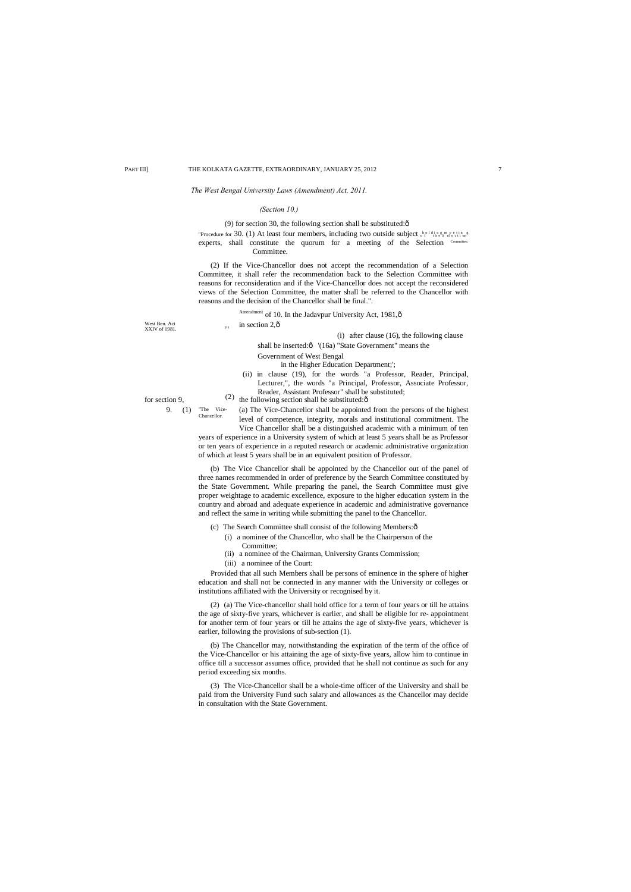*The West Bengal University Laws (Amendment) Act, 2011.*

*(Section 10.)*

(9) for section 30, the following section shall be substituted:—

"Procedure for holding meeting of the Selection Committee.

30. (1) At least four members, including two outside subject experts, shall constitute the quorum for a meeting of the Selection Committee.

(2) If the Vice-Chancellor does not accept the recommendation of a Selection Committee, it shall refer the recommendation back to the Selection Committee with reasons for reconsideration and if the Vice-Chancellor does not accept the reconsidered views of the Selection Committee, the matter shall be referred to the Chancellor with reasons and the decision of the Chancellor shall be final.".

Amendment of West Ben. Act XXIV of 1981.

10. In the Jadavpur University Act, 1981,—

(1) in section 2,—

(i) after clause (16), the following clause shall be inserted:—

'(16a) "State Government" means the Government of West Bengal in the Higher Education Department;';

(ii) in clause (19), for the words "a Professor, Reader, Principal, Lecturer,", the words "a Principal, Professor, Associate Professor, Reader, Assistant Professor" shall be substituted;

(2) for section 9, the following section shall be substituted:—

"The Vice-Chancellor.

9. (1) (a) The Vice-Chancellor shall be appointed from the persons of the highest level of competence, integrity, morals and institutional commitment. The Vice Chancellor shall be a distinguished academic with a minimum of ten years of experience in a University system of which at least 5 years shall be as Professor or ten years of experience in a reputed research or academic administrative organization of which at least 5 years shall be in an equivalent position of Professor.

(b) The Vice Chancellor shall be appointed by the Chancellor out of the panel of three names recommended in order of preference by the Search Committee constituted by the State Government. While preparing the panel, the Search Committee must give proper weightage to academic excellence, exposure to the higher education system in the country and abroad and adequate experience in academic and administrative governance and reflect the same in writing while submitting the panel to the Chancellor.

(c) The Search Committee shall consist of the following Members:—

(i) a nominee of the Chancellor, who shall be the Chairperson of the Committee;

(ii) a nominee of the Chairman, University Grants Commission;

(iii) a nominee of the Court:

Provided that all such Members shall be persons of eminence in the sphere of higher education and shall not be connected in any manner with the University or colleges or institutions affiliated with the University or recognised by it.

(2) (a) The Vice-chancellor shall hold office for a term of four years or till he attains the age of sixty-five years, whichever is earlier, and shall be eligible for re- appointment for another term of four years or till he attains the age of sixty-five years, whichever is earlier, following the provisions of sub-section (1).

(b) The Chancellor may, notwithstanding the expiration of the term of the office of the Vice-Chancellor or his attaining the age of sixty-five years, allow him to continue in office till a successor assumes office, provided that he shall not continue as such for any period exceeding six months.

(3) The Vice-Chancellor shall be a whole-time officer of the University and shall be paid from the University Fund such salary and allowances as the Chancellor may decide in consultation with the State Government.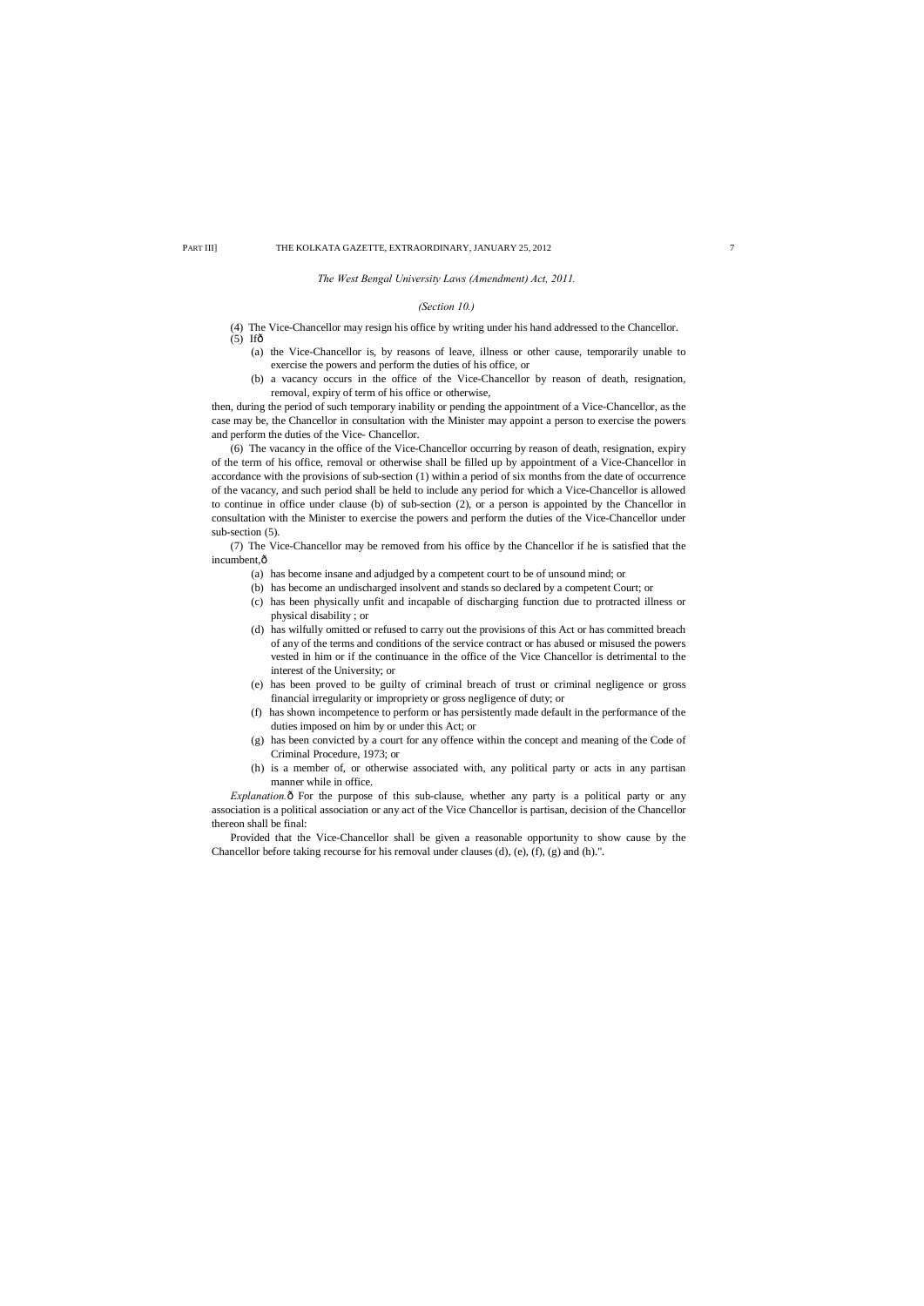*The West Bengal University Laws (Amendment) Act, 2011.*

*(Section 10.)*

(4) The Vice-Chancellor may resign his office by writing under his hand addressed to the Chancellor.

(5) Ifô

(a) the Vice-Chancellor is, by reasons of leave, illness or other cause, temporarily unable to exercise the powers and perform the duties of his office, or

(b) a vacancy occurs in the office of the Vice-Chancellor by reason of death, resignation, removal, expiry of term of his office or otherwise,

then, during the period of such temporary inability or pending the appointment of a Vice-Chancellor, as the case may be, the Chancellor in consultation with the Minister may appoint a person to exercise the powers and perform the duties of the Vice- Chancellor.

(6) The vacancy in the office of the Vice-Chancellor occurring by reason of death, resignation, expiry of the term of his office, removal or otherwise shall be filled up by appointment of a Vice-Chancellor in accordance with the provisions of sub-section (1) within a period of six months from the date of occurrence of the vacancy, and such period shall be held to include any period for which a Vice-Chancellor is allowed to continue in office under clause (b) of sub-section (2), or a person is appointed by the Chancellor in consultation with the Minister to exercise the powers and perform the duties of the Vice-Chancellor under sub-section (5).

(7) The Vice-Chancellor may be removed from his office by the Chancellor if he is satisfied that the incumbent,ô

(a) has become insane and adjudged by a competent court to be of unsound mind; or

(b) has become an undischarged insolvent and stands so declared by a competent Court; or

(c) has been physically unfit and incapable of discharging function due to protracted illness or physical disability ; or

(d) has wilfully omitted or refused to carry out the provisions of this Act or has committed breach of any of the terms and conditions of the service contract or has abused or misused the powers vested in him or if the continuance in the office of the Vice Chancellor is detrimental to the interest of the University; or

(e) has been proved to be guilty of criminal breach of trust or criminal negligence or gross financial irregularity or impropriety or gross negligence of duty; or

(f) has shown incompetence to perform or has persistently made default in the performance of the duties imposed on him by or under this Act; or

(g) has been convicted by a court for any offence within the concept and meaning of the Code of Criminal Procedure, 1973; or

(h) is a member of, or otherwise associated with, any political party or acts in any partisan manner while in office.

*Explanation.*ô For the purpose of this sub-clause, whether any party is a political party or any association is a political association or any act of the Vice Chancellor is partisan, decision of the Chancellor thereon shall be final:

Provided that the Vice-Chancellor shall be given a reasonable opportunity to show cause by the Chancellor before taking recourse for his removal under clauses (d), (e), (f), (g) and (h).".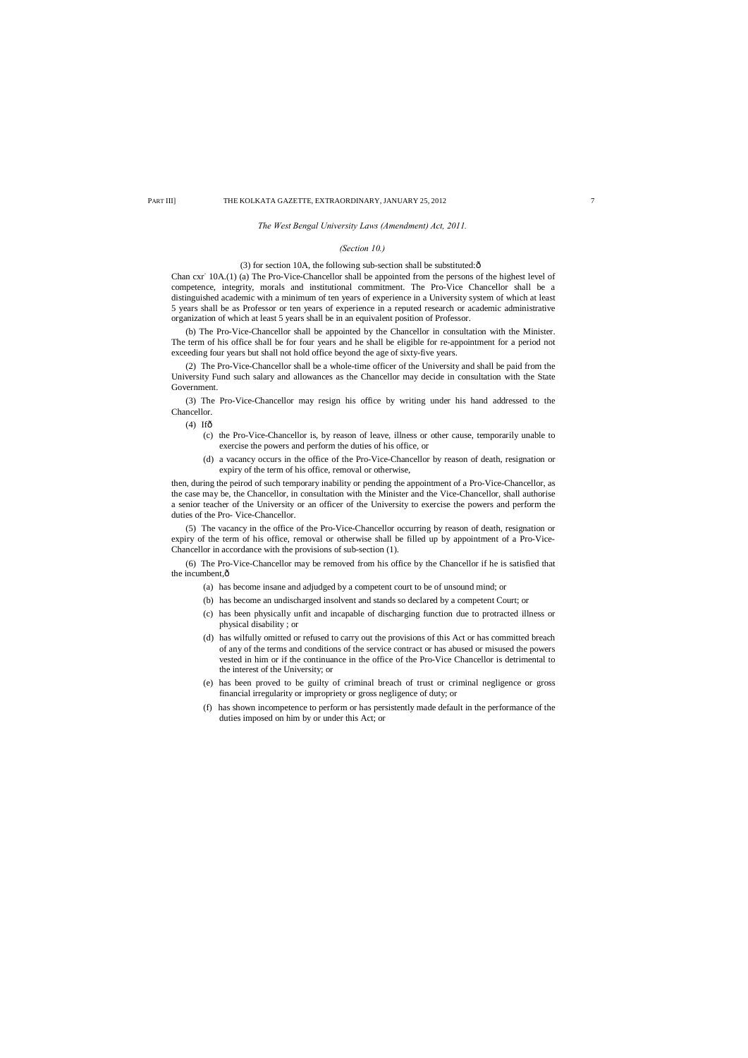*The West Bengal University Laws (Amendment) Act, 2011.*

*(Section 10.)*

(3) for section 10A, the following sub-section shall be substituted:ð

Chan cxr` 10A.(1) (a) The Pro-Vice-Chancellor shall be appointed from the persons of the highest level of competence, integrity, morals and institutional commitment. The Pro-Vice Chancellor shall be a distinguished academic with a minimum of ten years of experience in a University system of which at least 5 years shall be as Professor or ten years of experience in a reputed research or academic administrative organization of which at least 5 years shall be in an equivalent position of Professor.

(b) The Pro-Vice-Chancellor shall be appointed by the Chancellor in consultation with the Minister. The term of his office shall be for four years and he shall be eligible for re-appointment for a period not exceeding four years but shall not hold office beyond the age of sixty-five years.

(2) The Pro-Vice-Chancellor shall be a whole-time officer of the University and shall be paid from the University Fund such salary and allowances as the Chancellor may decide in consultation with the State Government.

(3) The Pro-Vice-Chancellor may resign his office by writing under his hand addressed to the Chancellor.

(4) Ifð

(c) the Pro-Vice-Chancellor is, by reason of leave, illness or other cause, temporarily unable to exercise the powers and perform the duties of his office, or

(d) a vacancy occurs in the office of the Pro-Vice-Chancellor by reason of death, resignation or expiry of the term of his office, removal or otherwise,

then, during the peirod of such temporary inability or pending the appointment of a Pro-Vice-Chancellor, as the case may be, the Chancellor, in consultation with the Minister and the Vice-Chancellor, shall authorise a senior teacher of the University or an officer of the University to exercise the powers and perform the duties of the Pro- Vice-Chancellor.

(5) The vacancy in the office of the Pro-Vice-Chancellor occurring by reason of death, resignation or expiry of the term of his office, removal or otherwise shall be filled up by appointment of a Pro-Vice-Chancellor in accordance with the provisions of sub-section (1).

(6) The Pro-Vice-Chancellor may be removed from his office by the Chancellor if he is satisfied that the incumbent,ð

(a) has become insane and adjudged by a competent court to be of unsound mind; or

(b) has become an undischarged insolvent and stands so declared by a competent Court; or

(c) has been physically unfit and incapable of discharging function due to protracted illness or physical disability ; or

(d) has wilfully omitted or refused to carry out the provisions of this Act or has committed breach of any of the terms and conditions of the service contract or has abused or misused the powers vested in him or if the continuance in the office of the Pro-Vice Chancellor is detrimental to the interest of the University; or

(e) has been proved to be guilty of criminal breach of trust or criminal negligence or gross financial irregularity or impropriety or gross negligence of duty; or

(f) has shown incompetence to perform or has persistently made default in the performance of the duties imposed on him by or under this Act; or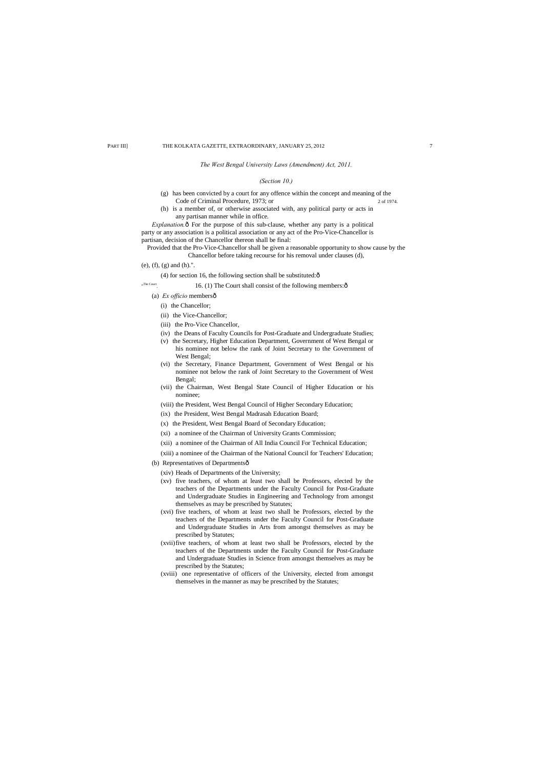*The West Bengal University Laws (Amendment) Act, 2011.*

*(Section 10.)*

(g) has been convicted by a court for any offence within the concept and meaning of the Code of Criminal Procedure, 1973; or 2 of 1974.

(h) is a member of, or otherwise associated with, any political party or acts in any partisan manner while in office.

*Explanation.*ô For the purpose of this sub-clause, whether any party is a political party or any association is a political association or any act of the Pro-Vice-Chancellor is partisan, decision of the Chancellor thereon shall be final:

Provided that the Pro-Vice-Chancellor shall be given a reasonable opportunity to show cause by the Chancellor before taking recourse for his removal under clauses (d), (e), (f), (g) and (h).".

(4) for section 16, the following section shall be substituted:ô

"The Court. 16. (1) The Court shall consist of the following members:ô

(a) *Ex officio* membersô

(i) the Chancellor;

(ii) the Vice-Chancellor;

(iii) the Pro-Vice Chancellor,

(iv) the Deans of Faculty Councils for Post-Graduate and Undergraduate Studies;

(v) the Secretary, Higher Education Department, Government of West Bengal or his nominee not below the rank of Joint Secretary to the Government of West Bengal;

(vi) the Secretary, Finance Department, Government of West Bengal or his nominee not below the rank of Joint Secretary to the Government of West Bengal;

(vii) the Chairman, West Bengal State Council of Higher Education or his nominee;

(viii) the President, West Bengal Council of Higher Secondary Education;

(ix) the President, West Bengal Madrasah Education Board;

(x) the President, West Bengal Board of Secondary Education;

(xi) a nominee of the Chairman of University Grants Commission;

(xii) a nominee of the Chairman of All India Council For Technical Education;

(xiii) a nominee of the Chairman of the National Council for Teachers' Education;

(b) Representatives of Departmentsô

(xiv) Heads of Departments of the University;

(xv) five teachers, of whom at least two shall be Professors, elected by the teachers of the Departments under the Faculty Council for Post-Graduate and Undergraduate Studies in Engineering and Technology from amongst themselves as may be prescribed by Statutes;

(xvi) five teachers, of whom at least two shall be Professors, elected by the teachers of the Departments under the Faculty Council for Post-Graduate and Undergraduate Studies in Arts from amongst themselves as may be prescribed by Statutes;

(xvii) five teachers, of whom at least two shall be Professors, elected by the teachers of the Departments under the Faculty Council for Post-Graduate and Undergraduate Studies in Science from amongst themselves as may be prescribed by the Statutes;

(xviii) one representative of officers of the University, elected from amongst themselves in the manner as may be prescribed by the Statutes;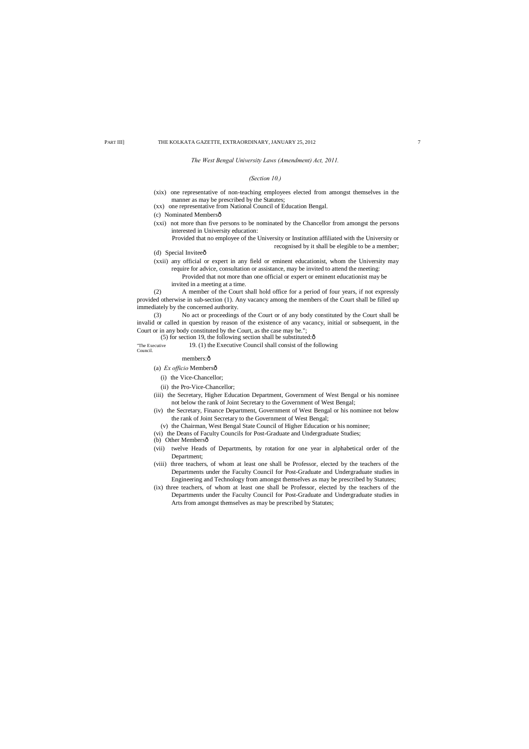*The West Bengal University Laws (Amendment) Act, 2011.*

*(Section 10.)*

(xix) one representative of non-teaching employees elected from amongst themselves in the manner as may be prescribed by the Statutes;

(xx) one representative from National Council of Education Bengal.

(c) Nominated Membersô

(xxi) not more than five persons to be nominated by the Chancellor from amongst the persons interested in University education:

Provided that no employee of the University or Institution affiliated with the University or recognised by it shall be elegible to be a member;

(d) Special Inviteeô

(xxii) any official or expert in any field or eminent educationist, whom the University may require for advice, consultation or assistance, may be invited to attend the meeting:

Provided that not more than one official or expert or eminent educationist may be invited in a meeting at a time.

(2) A member of the Court shall hold office for a period of four years, if not expressly provided otherwise in sub-section (1). Any vacancy among the members of the Court shall be filled up immediately by the concerned authority.

(3) No act or proceedings of the Court or of any body constituted by the Court shall be invalid or called in question by reason of the existence of any vacancy, initial or subsequent, in the Court or in any body constituted by the Court, as the case may be.";

(5) for section 19, the following section shall be substituted:ô

"The Executive Council.

19. (1) the Executive Council shall consist of the following members:ô

(a) *Ex officio* Membersô

(i) the Vice-Chancellor;

(ii) the Pro-Vice-Chancellor;

(iii) the Secretary, Higher Education Department, Government of West Bengal or his nominee not below the rank of Joint Secretary to the Government of West Bengal;

(iv) the Secretary, Finance Department, Government of West Bengal or his nominee not below the rank of Joint Secretary to the Government of West Bengal;

(v) the Chairman, West Bengal State Council of Higher Education or his nominee;

(vi) the Deans of Faculty Councils for Post-Graduate and Undergraduate Studies;

(b) Other Membersô

(vii) twelve Heads of Departments, by rotation for one year in alphabetical order of the Department;

(viii) three teachers, of whom at least one shall be Professor, elected by the teachers of the Departments under the Faculty Council for Post-Graduate and Undergraduate studies in Engineering and Technology from amongst themselves as may be prescribed by Statutes;

(ix) three teachers, of whom at least one shall be Professor, elected by the teachers of the Departments under the Faculty Council for Post-Graduate and Undergraduate studies in Arts from amongst themselves as may be prescribed by Statutes;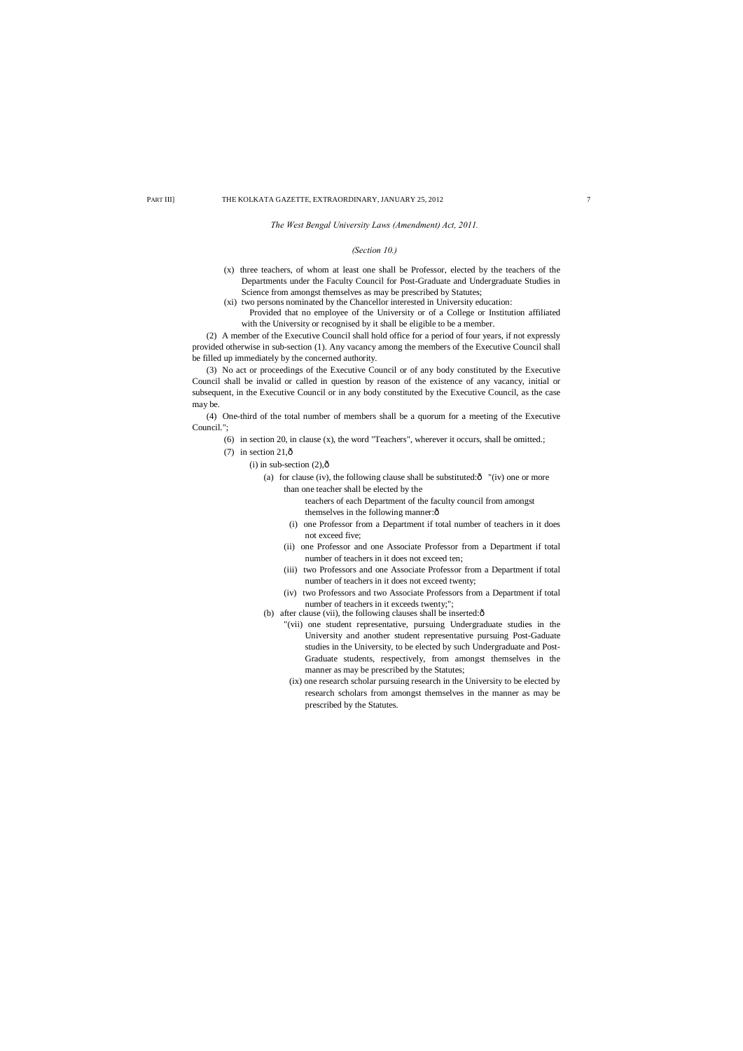*The West Bengal University Laws (Amendment) Act, 2011.*

*(Section 10.)*

(x) three teachers, of whom at least one shall be Professor, elected by the teachers of the Departments under the Faculty Council for Post-Graduate and Undergraduate Studies in Science from amongst themselves as may be prescribed by Statutes;

(xi) two persons nominated by the Chancellor interested in University education:

Provided that no employee of the University or of a College or Institution affiliated with the University or recognised by it shall be eligible to be a member.

(2) A member of the Executive Council shall hold office for a period of four years, if not expressly provided otherwise in sub-section (1). Any vacancy among the members of the Executive Council shall be filled up immediately by the concerned authority.

(3) No act or proceedings of the Executive Council or of any body constituted by the Executive Council shall be invalid or called in question by reason of the existence of any vacancy, initial or subsequent, in the Executive Council or in any body constituted by the Executive Council, as the case may be.

(4) One-third of the total number of members shall be a quorum for a meeting of the Executive Council.";

(6) in section 20, in clause (x), the word "Teachers", wherever it occurs, shall be omitted.;

(7) in section 21,ð

(i) in sub-section (2),ð

(a) for clause (iv), the following clause shall be substituted:ð "(iv) one or more than one teacher shall be elected by the

teachers of each Department of the faculty council from amongst themselves in the following manner:ð

(i) one Professor from a Department if total number of teachers in it does not exceed five;

(ii) one Professor and one Associate Professor from a Department if total number of teachers in it does not exceed ten;

(iii) two Professors and one Associate Professor from a Department if total number of teachers in it does not exceed twenty;

(iv) two Professors and two Associate Professors from a Department if total number of teachers in it exceeds twenty;";

(b) after clause (vii), the following clauses shall be inserted:ð

"(vii) one student representative, pursuing Undergraduate studies in the University and another student representative pursuing Post-Gaduate studies in the University, to be elected by such Undergraduate and Post-Graduate students, respectively, from amongst themselves in the manner as may be prescribed by the Statutes;

(ix) one research scholar pursuing research in the University to be elected by research scholars from amongst themselves in the manner as may be prescribed by the Statutes.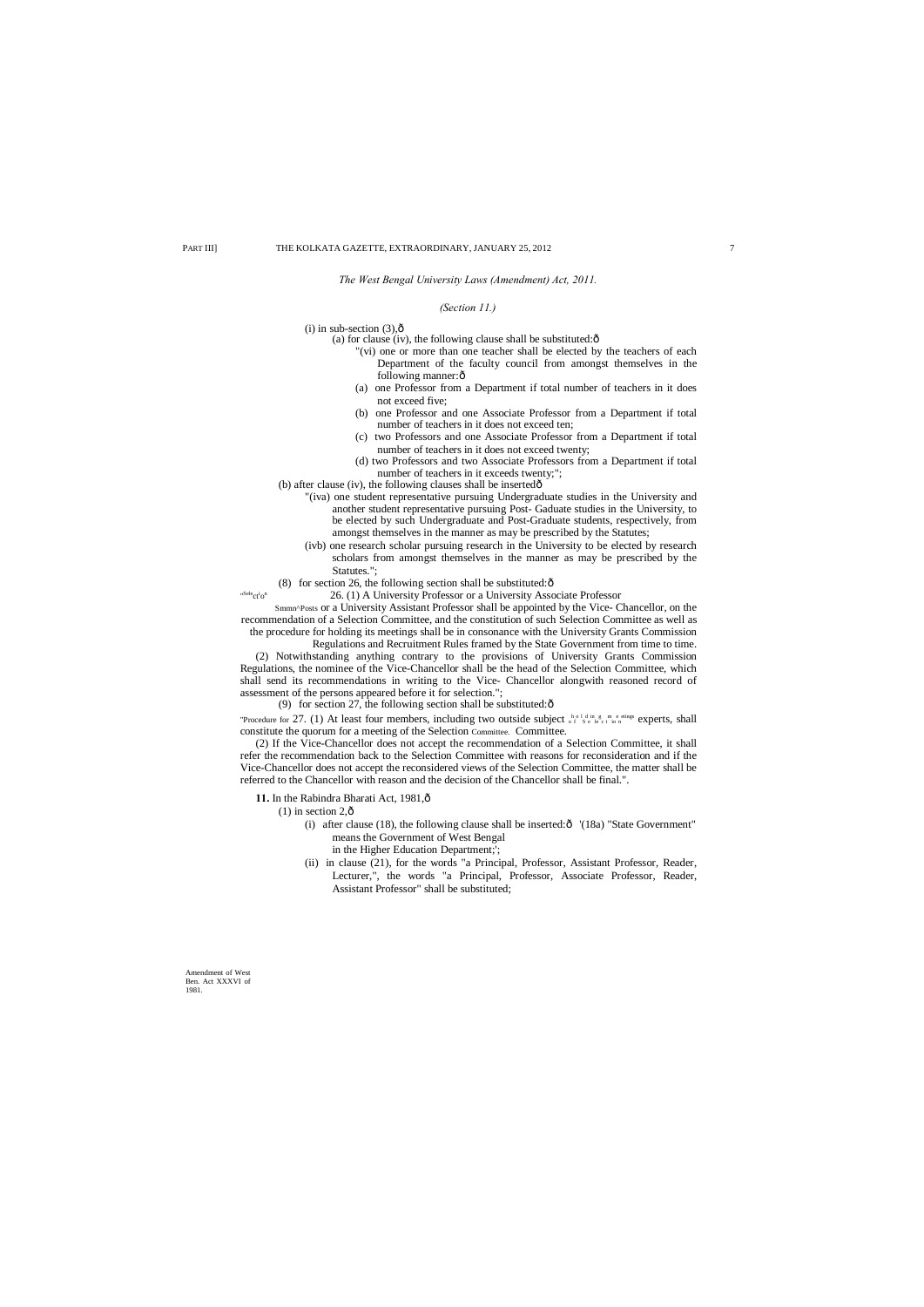*The West Bengal University Laws (Amendment) Act, 2011.*

*(Section 11.)*

(i) in sub-section (3),—

(a) for clause (iv), the following clause shall be substituted:—

"(vi) one or more than one teacher shall be elected by the teachers of each Department of the faculty council from amongst themselves in the following manner:—

(a) one Professor from a Department if total number of teachers in it does not exceed five;

(b) one Professor and one Associate Professor from a Department if total number of teachers in it does not exceed ten;

(c) two Professors and one Associate Professor from a Department if total number of teachers in it does not exceed twenty;

(d) two Professors and two Associate Professors from a Department if total number of teachers in it exceeds twenty;";

(b) after clause (iv), the following clauses shall be inserted—

"(iva) one student representative pursuing Undergraduate studies in the University and another student representative pursuing Post- Gaduate studies in the University, to be elected by such Undergraduate and Post-Graduate students, respectively, from amongst themselves in the manner as may be prescribed by the Statutes;

(ivb) one research scholar pursuing research in the University to be elected by research scholars from amongst themselves in the manner as may be prescribed by the Statutes.";

(8) for section 26, the following section shall be substituted:—

"Selection Committee for Posts

26. (1) A University Professor or a University Associate Professor or a University Assistant Professor shall be appointed by the Vice- Chancellor, on the recommendation of a Selection Committee, and the constitution of such Selection Committee as well as the procedure for holding its meetings shall be in consonance with the University Grants Commission Regulations and Recruitment Rules framed by the State Government from time to time.

(2) Notwithstanding anything contrary to the provisions of University Grants Commission Regulations, the nominee of the Vice-Chancellor shall be the head of the Selection Committee, which shall send its recommendations in writing to the Vice- Chancellor alongwith reasoned record of assessment of the persons appeared before it for selection.";

(9) for section 27, the following section shall be substituted:—

"Procedure for holding meetings of Selection Committee.

27. (1) At least four members, including two outside subject experts, shall constitute the quorum for a meeting of the Selection Committee.

(2) If the Vice-Chancellor does not accept the recommendation of a Selection Committee, it shall refer the recommendation back to the Selection Committee with reasons for reconsideration and if the Vice-Chancellor does not accept the reconsidered views of the Selection Committee, the matter shall be referred to the Chancellor with reason and the decision of the Chancellor shall be final.".

Amendment of West Ben. Act XXXVI of 1981.

**11.** In the Rabindra Bharati Act, 1981,—

(1) in section 2,—

(i) after clause (18), the following clause shall be inserted:— '(18a) "State Government" means the Government of West Bengal in the Higher Education Department;';

(ii) in clause (21), for the words "a Principal, Professor, Assistant Professor, Reader, Lecturer,", the words "a Principal, Professor, Associate Professor, Reader, Assistant Professor" shall be substituted;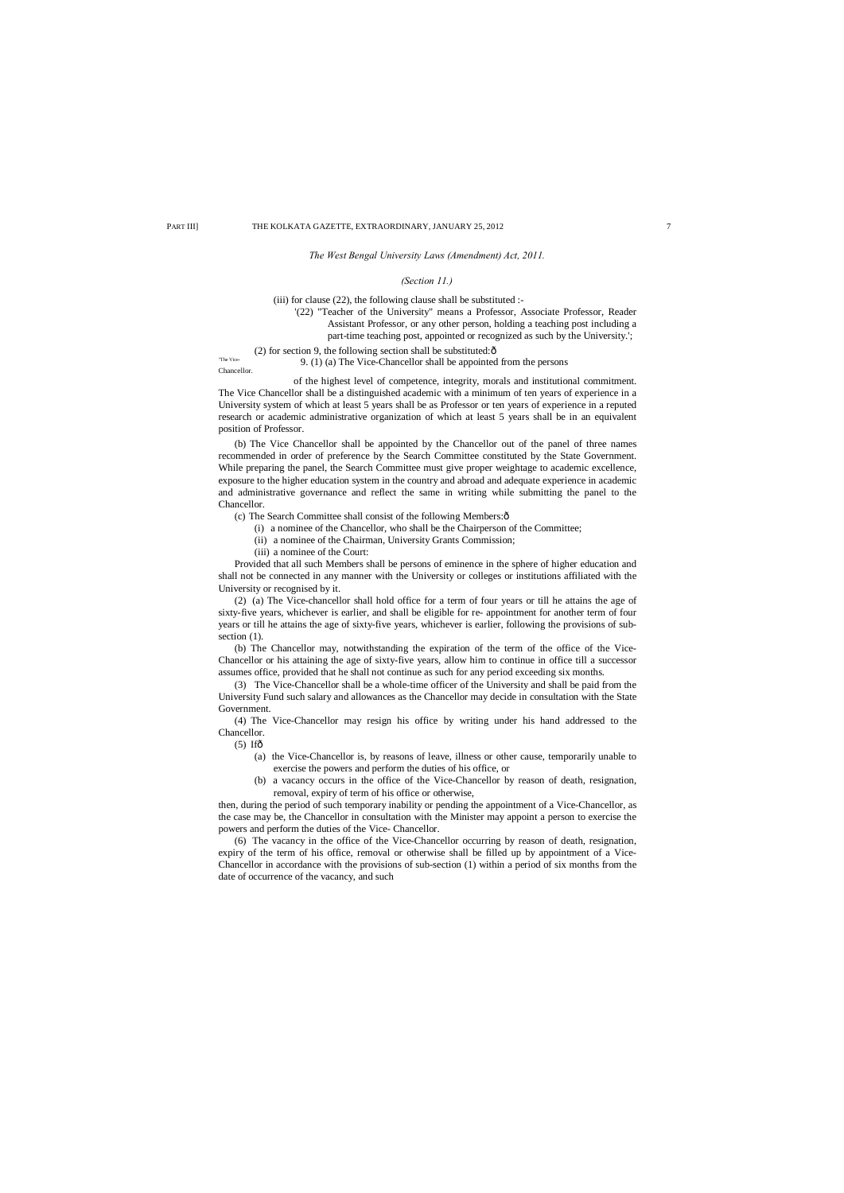*The West Bengal University Laws (Amendment) Act, 2011.*

*(Section 11.)*

(iii) for clause (22), the following clause shall be substituted :-

'(22) "Teacher of the University" means a Professor, Associate Professor, Reader Assistant Professor, or any other person, holding a teaching post including a part-time teaching post, appointed or recognized as such by the University.';

(2) for section 9, the following section shall be substituted:ô

'The Vice-Chancellor.

9. (1) (a) The Vice-Chancellor shall be appointed from the persons of the highest level of competence, integrity, morals and institutional commitment. The Vice Chancellor shall be a distinguished academic with a minimum of ten years of experience in a University system of which at least 5 years shall be as Professor or ten years of experience in a reputed research or academic administrative organization of which at least 5 years shall be in an equivalent position of Professor.

(b) The Vice Chancellor shall be appointed by the Chancellor out of the panel of three names recommended in order of preference by the Search Committee constituted by the State Government. While preparing the panel, the Search Committee must give proper weightage to academic excellence, exposure to the higher education system in the country and abroad and adequate experience in academic and administrative governance and reflect the same in writing while submitting the panel to the Chancellor.

(c) The Search Committee shall consist of the following Members:ô

(i) a nominee of the Chancellor, who shall be the Chairperson of the Committee;

(ii) a nominee of the Chairman, University Grants Commission;

(iii) a nominee of the Court:

Provided that all such Members shall be persons of eminence in the sphere of higher education and shall not be connected in any manner with the University or colleges or institutions affiliated with the University or recognised by it.

(2) (a) The Vice-chancellor shall hold office for a term of four years or till he attains the age of sixty-five years, whichever is earlier, and shall be eligible for re- appointment for another term of four years or till he attains the age of sixty-five years, whichever is earlier, following the provisions of sub-section (1).

(b) The Chancellor may, notwithstanding the expiration of the term of the office of the Vice-Chancellor or his attaining the age of sixty-five years, allow him to continue in office till a successor assumes office, provided that he shall not continue as such for any period exceeding six months.

(3) The Vice-Chancellor shall be a whole-time officer of the University and shall be paid from the University Fund such salary and allowances as the Chancellor may decide in consultation with the State Government.

(4) The Vice-Chancellor may resign his office by writing under his hand addressed to the Chancellor.

(5) Ifô

(a) the Vice-Chancellor is, by reasons of leave, illness or other cause, temporarily unable to exercise the powers and perform the duties of his office, or

(b) a vacancy occurs in the office of the Vice-Chancellor by reason of death, resignation, removal, expiry of term of his office or otherwise,

then, during the period of such temporary inability or pending the appointment of a Vice-Chancellor, as the case may be, the Chancellor in consultation with the Minister may appoint a person to exercise the powers and perform the duties of the Vice- Chancellor.

(6) The vacancy in the office of the Vice-Chancellor occurring by reason of death, resignation, expiry of the term of his office, removal or otherwise shall be filled up by appointment of a Vice-Chancellor in accordance with the provisions of sub-section (1) within a period of six months from the date of occurrence of the vacancy, and such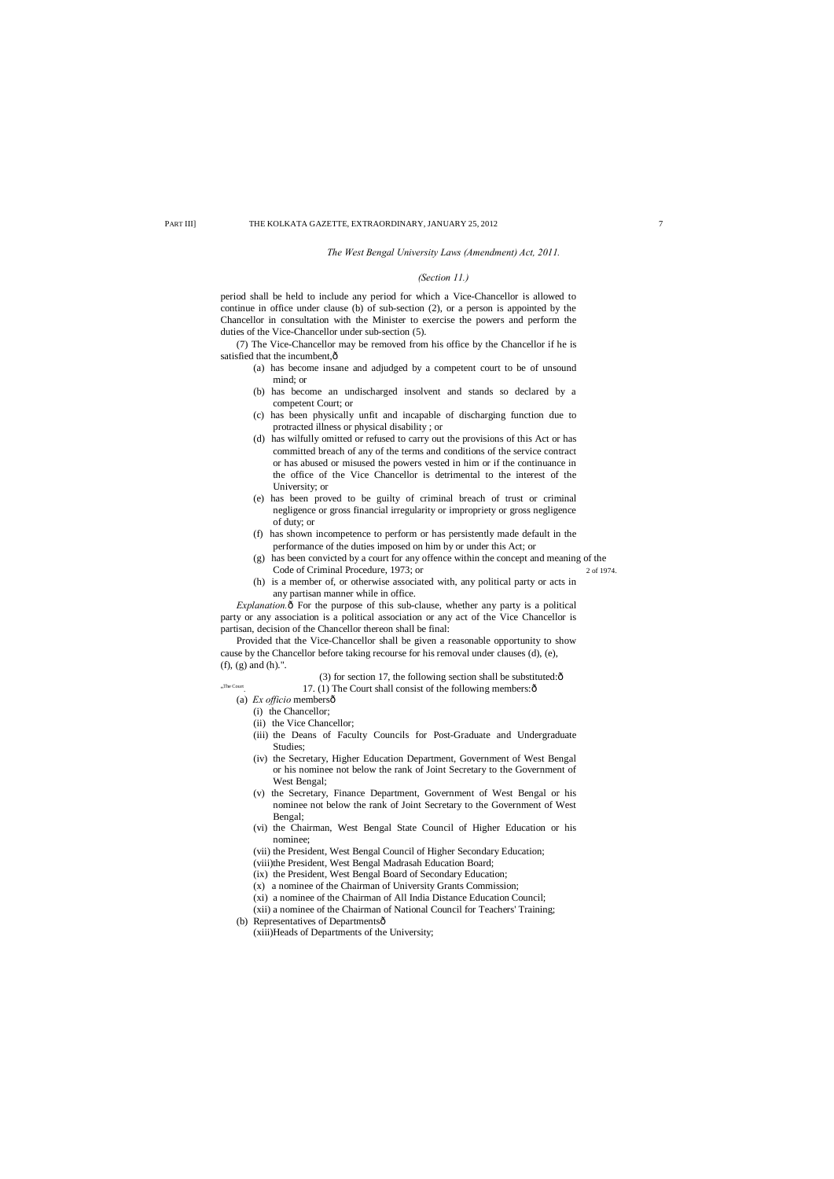*The West Bengal University Laws (Amendment) Act, 2011.*

*(Section 11.)*

period shall be held to include any period for which a Vice-Chancellor is allowed to continue in office under clause (b) of sub-section (2), or a person is appointed by the Chancellor in consultation with the Minister to exercise the powers and perform the duties of the Vice-Chancellor under sub-section (5).

(7) The Vice-Chancellor may be removed from his office by the Chancellor if he is satisfied that the incumbent,—

- (a) has become insane and adjudged by a competent court to be of unsound mind; or
- (b) has become an undischarged insolvent and stands so declared by a competent Court; or
- (c) has been physically unfit and incapable of discharging function due to protracted illness or physical disability ; or
- (d) has wilfully omitted or refused to carry out the provisions of this Act or has committed breach of any of the terms and conditions of the service contract or has abused or misused the powers vested in him or if the continuance in the office of the Vice Chancellor is detrimental to the interest of the University; or
- (e) has been proved to be guilty of criminal breach of trust or criminal negligence or gross financial irregularity or impropriety or gross negligence of duty; or
- (f) has shown incompetence to perform or has persistently made default in the performance of the duties imposed on him by or under this Act; or
- (g) has been convicted by a court for any offence within the concept and meaning of the Code of Criminal Procedure, 1973; or (2 of 1974.)
- (h) is a member of, or otherwise associated with, any political party or acts in any partisan manner while in office.

*Explanation.*— For the purpose of this sub-clause, whether any party is a political party or any association is a political association or any act of the Vice Chancellor is partisan, decision of the Chancellor thereon shall be final:

Provided that the Vice-Chancellor shall be given a reasonable opportunity to show cause by the Chancellor before taking recourse for his removal under clauses (d), (e), (f), (g) and (h).".

(3) for section 17, the following section shall be substituted:—

"The Court. 17. (1) The Court shall consist of the following members:—

- (a) *Ex officio* members—
  - (i) the Chancellor;
  - (ii) the Vice Chancellor;
  - (iii) the Deans of Faculty Councils for Post-Graduate and Undergraduate Studies;
  - (iv) the Secretary, Higher Education Department, Government of West Bengal or his nominee not below the rank of Joint Secretary to the Government of West Bengal;
  - (v) the Secretary, Finance Department, Government of West Bengal or his nominee not below the rank of Joint Secretary to the Government of West Bengal;
  - (vi) the Chairman, West Bengal State Council of Higher Education or his nominee;
  - (vii) the President, West Bengal Council of Higher Secondary Education;
  - (viii) the President, West Bengal Madrasah Education Board;
  - (ix) the President, West Bengal Board of Secondary Education;
  - (x) a nominee of the Chairman of University Grants Commission;
  - (xi) a nominee of the Chairman of All India Distance Education Council;
  - (xii) a nominee of the Chairman of National Council for Teachers' Training;
- (b) Representatives of Departments—
  - (xiii) Heads of Departments of the University;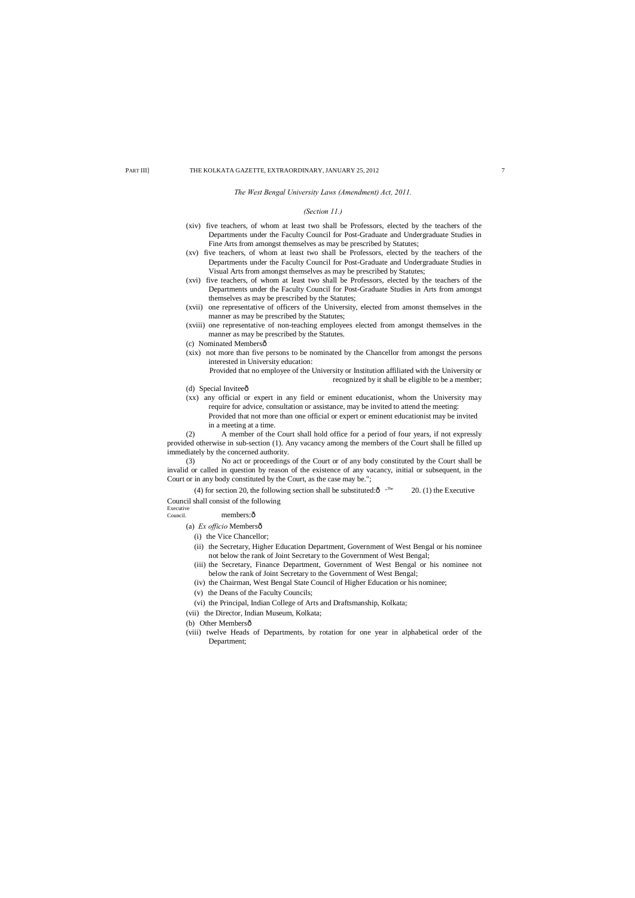*The West Bengal University Laws (Amendment) Act, 2011.*

*(Section 11.)*

(xiv) five teachers, of whom at least two shall be Professors, elected by the teachers of the Departments under the Faculty Council for Post-Graduate and Undergraduate Studies in Fine Arts from amongst themselves as may be prescribed by Statutes;

(xv) five teachers, of whom at least two shall be Professors, elected by the teachers of the Departments under the Faculty Council for Post-Graduate and Undergraduate Studies in Visual Arts from amongst themselves as may be prescribed by Statutes;

(xvi) five teachers, of whom at least two shall be Professors, elected by the teachers of the Departments under the Faculty Council for Post-Graduate Studies in Arts from amongst themselves as may be prescribed by the Statutes;

(xvii) one representative of officers of the University, elected from amonst themselves in the manner as may be prescribed by the Statutes;

(xviii) one representative of non-teaching employees elected from amongst themselves in the manner as may be prescribed by the Statutes.

(c) Nominated Members—

(xix) not more than five persons to be nominated by the Chancellor from amongst the persons interested in University education:

Provided that no employee of the University or Institution affiliated with the University or recognized by it shall be eligible to be a member;

(d) Special Invitee—

(xx) any official or expert in any field or eminent educationist, whom the University may require for advice, consultation or assistance, may be invited to attend the meeting:

Provided that not more than one official or expert or eminent educationist may be invited in a meeting at a time.

(2) A member of the Court shall hold office for a period of four years, if not expressly provided otherwise in sub-section (1). Any vacancy among the members of the Court shall be filled up immediately by the concerned authority.

(3) No act or proceedings of the Court or of any body constituted by the Court shall be invalid or called in question by reason of the existence of any vacancy, initial or subsequent, in the Court or in any body constituted by the Court, as the case may be.";

(4) for section 20, the following section shall be substituted:— "The Executive Council. 20. (1) the Executive Council shall consist of the following members:—

(a) *Ex officio* Members—

(i) the Vice Chancellor;

(ii) the Secretary, Higher Education Department, Government of West Bengal or his nominee not below the rank of Joint Secretary to the Government of West Bengal;

(iii) the Secretary, Finance Department, Government of West Bengal or his nominee not below the rank of Joint Secretary to the Government of West Bengal;

(iv) the Chairman, West Bengal State Council of Higher Education or his nominee;

(v) the Deans of the Faculty Councils;

(vi) the Principal, Indian College of Arts and Draftsmanship, Kolkata;

(vii) the Director, Indian Museum, Kolkata;

(b) Other Members—

(viii) twelve Heads of Departments, by rotation for one year in alphabetical order of the Department;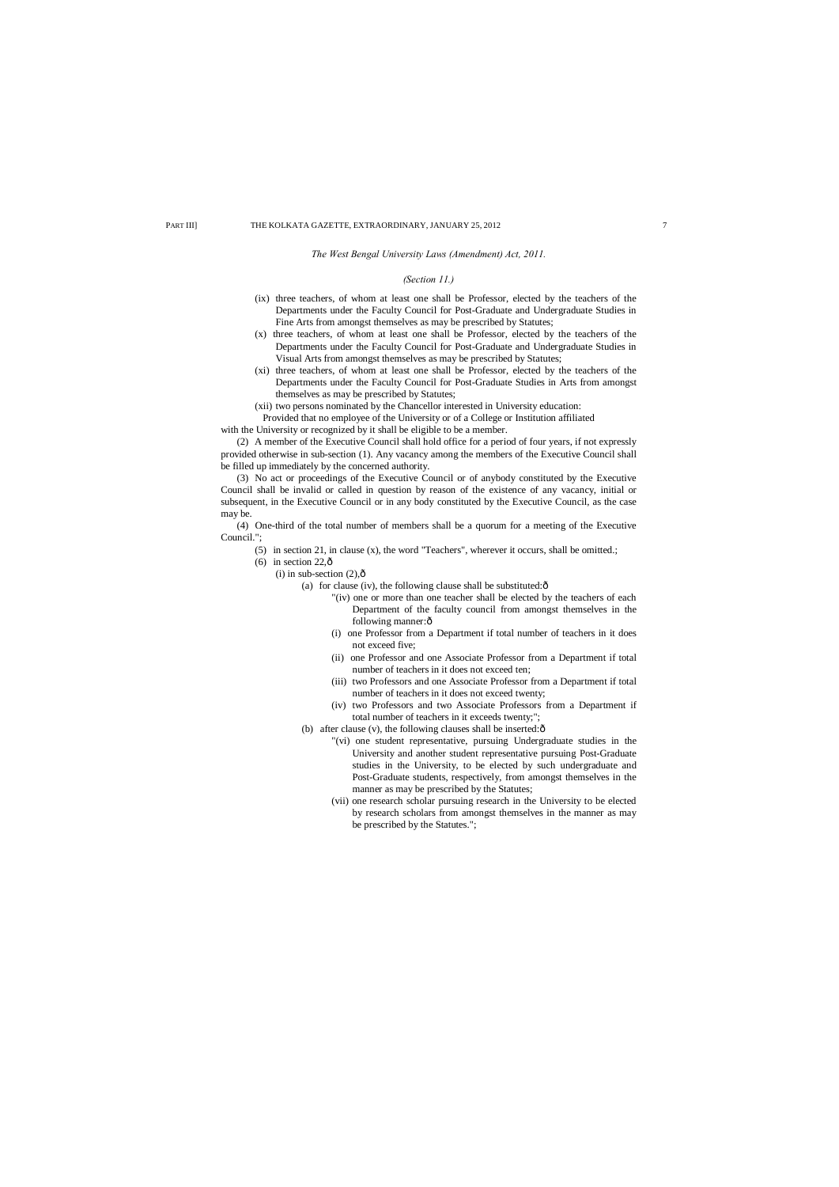*The West Bengal University Laws (Amendment) Act, 2011.*

*(Section 11.)*

(ix) three teachers, of whom at least one shall be Professor, elected by the teachers of the Departments under the Faculty Council for Post-Graduate and Undergraduate Studies in Fine Arts from amongst themselves as may be prescribed by Statutes;

(x) three teachers, of whom at least one shall be Professor, elected by the teachers of the Departments under the Faculty Council for Post-Graduate and Undergraduate Studies in Visual Arts from amongst themselves as may be prescribed by Statutes;

(xi) three teachers, of whom at least one shall be Professor, elected by the teachers of the Departments under the Faculty Council for Post-Graduate Studies in Arts from amongst themselves as may be prescribed by Statutes;

(xii) two persons nominated by the Chancellor interested in University education:

Provided that no employee of the University or of a College or Institution affiliated with the University or recognized by it shall be eligible to be a member.

(2) A member of the Executive Council shall hold office for a period of four years, if not expressly provided otherwise in sub-section (1). Any vacancy among the members of the Executive Council shall be filled up immediately by the concerned authority.

(3) No act or proceedings of the Executive Council or of anybody constituted by the Executive Council shall be invalid or called in question by reason of the existence of any vacancy, initial or subsequent, in the Executive Council or in any body constituted by the Executive Council, as the case may be.

(4) One-third of the total number of members shall be a quorum for a meeting of the Executive Council.";

(5) in section 21, in clause (x), the word "Teachers", wherever it occurs, shall be omitted.;

(6) in section 22,—

(i) in sub-section (2),—

(a) for clause (iv), the following clause shall be substituted:—

"(iv) one or more than one teacher shall be elected by the teachers of each Department of the faculty council from amongst themselves in the following manner:—

(i) one Professor from a Department if total number of teachers in it does not exceed five;

(ii) one Professor and one Associate Professor from a Department if total number of teachers in it does not exceed ten;

(iii) two Professors and one Associate Professor from a Department if total number of teachers in it does not exceed twenty;

(iv) two Professors and two Associate Professors from a Department if total number of teachers in it exceeds twenty;";

(b) after clause (v), the following clauses shall be inserted:—

"(vi) one student representative, pursuing Undergraduate studies in the University and another student representative pursuing Post-Graduate studies in the University, to be elected by such undergraduate and Post-Graduate students, respectively, from amongst themselves in the manner as may be prescribed by the Statutes;

(vii) one research scholar pursuing research in the University to be elected by research scholars from amongst themselves in the manner as may be prescribed by the Statutes.";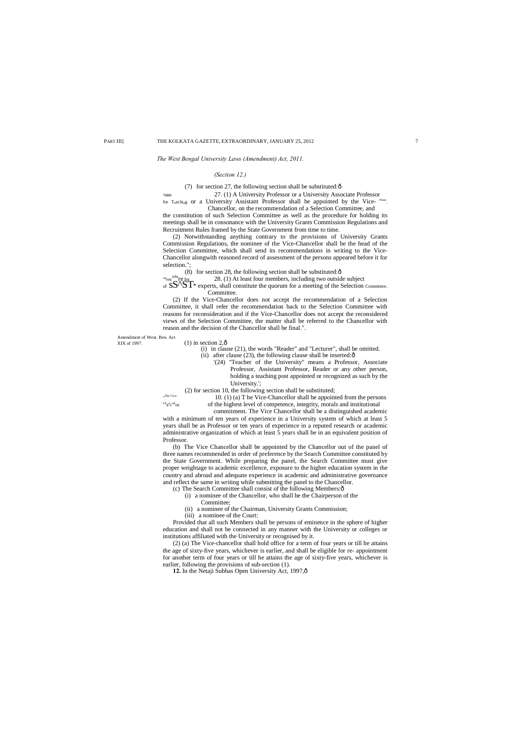*The West Bengal University Laws (Amendment) Act, 2011.*

*(Section 12.)*

(7) for section 27, the following section shall be substituted:—

Appointment for Teaching Posts.

"27. (1) A University Professor or a University Associate Professor or a University Assistant Professor shall be appointed by the Vice-Chancellor, on the recommendation of a Selection Committee, and the constitution of such Selection Committee as well as the procedure for holding its meetings shall be in consonance with the University Grants Commission Regulations and Recruitment Rules framed by the State Government from time to time.

(2) Notwithstanding anything contrary to the provisions of University Grants Commission Regulations, the nominee of the Vice-Chancellor shall be the head of the Selection Committee, which shall send its recommendations in writing to the Vice-Chancellor alongwith reasoned record of assessment of the persons appeared before it for selection.";

(8) for section 28, the following section shall be substituted:—

Procedure for Selection Committee.

"28. (1) At least four members, including two outside subject experts, shall constitute the quorum for a meeting of the Selection Committee.

(2) If the Vice-Chancellor does not accept the recommendation of a Selection Committee, it shall refer the recommendation back to the Selection Committee with reasons for reconsideration and if the Vice-Chancellor does not accept the reconsidered views of the Selection Committee, the matter shall be referred to the Chancellor with reason and the decision of the Chancellor shall be final.".

Amendment of West. Ben. Act XIX of 1997.

(1) in section 2,—

(i) in clause (21), the words "Reader" and "Lecturer", shall be omitted.

(ii) after clause (23), the following clause shall be inserted:—

'(24) "Teacher of the University" means a Professor, Associate Professor, Assistant Professor, Reader or any other person, holding a teaching post appointed or recognized as such by the University.';

(2) for section 10, the following section shall be substituted;

The Vice-Chancellor.

"10. (1) (a) T he Vice-Chancellor shall be appointed from the persons of the highest level of competence, integrity, morals and institutional commitment. The Vice Chancellor shall be a distinguished academic with a minimum of ten years of experience in a University system of which at least 5 years shall be as Professor or ten years of experience in a reputed research or academic administrative organization of which at least 5 years shall be in an equivalent position of Professor.

(b) The Vice Chancellor shall be appointed by the Chancellor out of the panel of three names recommended in order of preference by the Search Committee constituted by the State Government. While preparing the panel, the Search Committee must give proper weightage to academic excellence, exposure to the higher education system in the country and abroad and adequate experience in academic and administrative governance and reflect the same in writing while submitting the panel to the Chancellor.

(c) The Search Committee shall consist of the following Members:—

(i) a nominee of the Chancellor, who shall be the Chairperson of the Committee;

(ii) a nominee of the Chairman, University Grants Commission;

(iii) a nominee of the Court:

Provided that all such Members shall be persons of eminence in the sphere of higher education and shall not be connected in any manner with the University or colleges or institutions affiliated with the University or recognised by it.

(2) (a) The Vice-chancellor shall hold office for a term of four years or till he attains the age of sixty-five years, whichever is earlier, and shall be eligible for re- appointment for another term of four years or till he attains the age of sixty-five years, whichever is earlier, following the provisions of sub-section (1).

**12.** In the Netaji Subhas Open University Act, 1997,—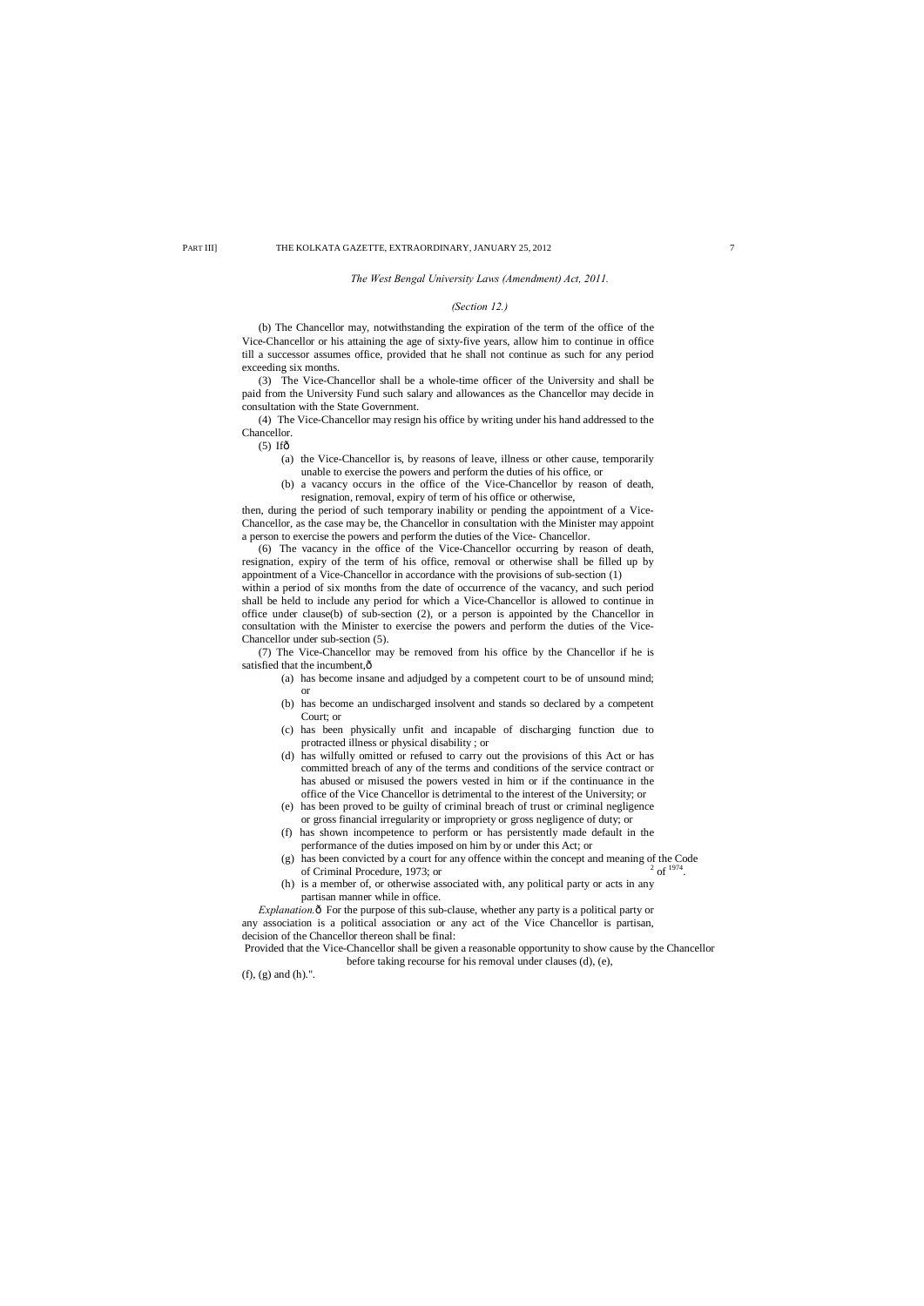*The West Bengal University Laws (Amendment) Act, 2011.*

*(Section 12.)*

(b) The Chancellor may, notwithstanding the expiration of the term of the office of the Vice-Chancellor or his attaining the age of sixty-five years, allow him to continue in office till a successor assumes office, provided that he shall not continue as such for any period exceeding six months.

(3) The Vice-Chancellor shall be a whole-time officer of the University and shall be paid from the University Fund such salary and allowances as the Chancellor may decide in consultation with the State Government.

(4) The Vice-Chancellor may resign his office by writing under his hand addressed to the Chancellor.

(5) Ifô

- (a) the Vice-Chancellor is, by reasons of leave, illness or other cause, temporarily unable to exercise the powers and perform the duties of his office, or
- (b) a vacancy occurs in the office of the Vice-Chancellor by reason of death, resignation, removal, expiry of term of his office or otherwise,

then, during the period of such temporary inability or pending the appointment of a Vice-Chancellor, as the case may be, the Chancellor in consultation with the Minister may appoint a person to exercise the powers and perform the duties of the Vice- Chancellor.

(6) The vacancy in the office of the Vice-Chancellor occurring by reason of death, resignation, expiry of the term of his office, removal or otherwise shall be filled up by appointment of a Vice-Chancellor in accordance with the provisions of sub-section (1) within a period of six months from the date of occurrence of the vacancy, and such period shall be held to include any period for which a Vice-Chancellor is allowed to continue in office under clause(b) of sub-section (2), or a person is appointed by the Chancellor in consultation with the Minister to exercise the powers and perform the duties of the Vice-Chancellor under sub-section (5).

(7) The Vice-Chancellor may be removed from his office by the Chancellor if he is satisfied that the incumbent,ô

- (a) has become insane and adjudged by a competent court to be of unsound mind; or
- (b) has become an undischarged insolvent and stands so declared by a competent Court; or
- (c) has been physically unfit and incapable of discharging function due to protracted illness or physical disability ; or
- (d) has wilfully omitted or refused to carry out the provisions of this Act or has committed breach of any of the terms and conditions of the service contract or has abused or misused the powers vested in him or if the continuance in the office of the Vice Chancellor is detrimental to the interest of the University; or
- (e) has been proved to be guilty of criminal breach of trust or criminal negligence or gross financial irregularity or impropriety or gross negligence of duty; or
- (f) has shown incompetence to perform or has persistently made default in the performance of the duties imposed on him by or under this Act; or
- (g) has been convicted by a court for any offence within the concept and meaning of the Code of Criminal Procedure, 1973; or 2 of 1974.
- (h) is a member of, or otherwise associated with, any political party or acts in any partisan manner while in office.

*Explanation.*ô For the purpose of this sub-clause, whether any party is a political party or any association is a political association or any act of the Vice Chancellor is partisan, decision of the Chancellor thereon shall be final:

Provided that the Vice-Chancellor shall be given a reasonable opportunity to show cause by the Chancellor before taking recourse for his removal under clauses (d), (e), (f), (g) and (h).".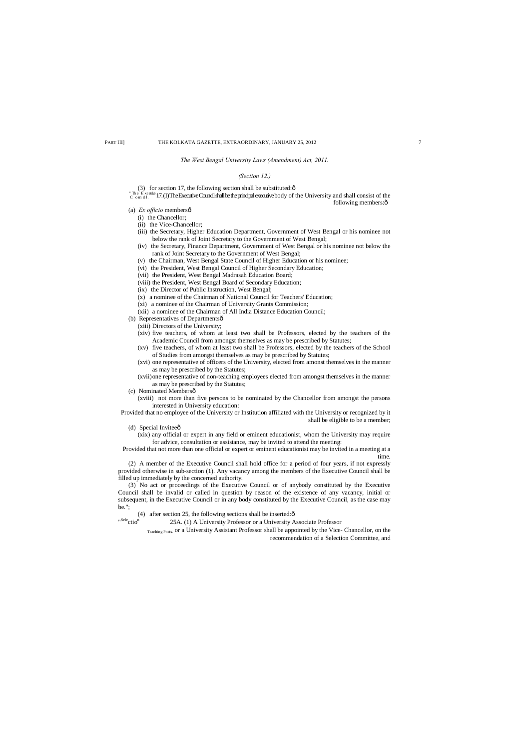*The West Bengal University Laws (Amendment) Act, 2011.*

*(Section 12.)*

(3) for section 17, the following section shall be substituted:—

"The Executive Council. 17. (1) The Executive Council shall be the principal executive body of the University and shall consist of the following members:—

(a) *Ex officio* members—

(i) the Chancellor;

(ii) the Vice-Chancellor;

(iii) the Secretary, Higher Education Department, Government of West Bengal or his nominee not below the rank of Joint Secretary to the Government of West Bengal;

(iv) the Secretary, Finance Department, Government of West Bengal or his nominee not below the rank of Joint Secretary to the Government of West Bengal;

(v) the Chairman, West Bengal State Council of Higher Education or his nominee;

(vi) the President, West Bengal Council of Higher Secondary Education;

(vii) the President, West Bengal Madrasah Education Board;

(viii) the President, West Bengal Board of Secondary Education;

(ix) the Director of Public Instruction, West Bengal;

(x) a nominee of the Chairman of National Council for Teachers' Education;

(xi) a nominee of the Chairman of University Grants Commission;

(xii) a nominee of the Chairman of All India Distance Education Council;

(b) Representatives of Departments—

(xiii) Directors of the University;

(xiv) five teachers, of whom at least two shall be Professors, elected by the teachers of the Academic Council from amongst themselves as may be prescribed by Statutes;

(xv) five teachers, of whom at least two shall be Professors, elected by the teachers of the School of Studies from amongst themselves as may be prescribed by Statutes;

(xvi) one representative of officers of the University, elected from amonst themselves in the manner as may be prescribed by the Statutes;

(xvii) one representative of non-teaching employees elected from amongst themselves in the manner as may be prescribed by the Statutes;

(c) Nominated Members—

(xviii) not more than five persons to be nominated by the Chancellor from amongst the persons interested in University education:

Provided that no employee of the University or Institution affiliated with the University or recognized by it shall be eligible to be a member;

(d) Special Invitee—

(xix) any official or expert in any field or eminent educationist, whom the University may require for advice, consultation or assistance, may be invited to attend the meeting:

Provided that not more than one official or expert or eminent educationist may be invited in a meeting at a time.

(2) A member of the Executive Council shall hold office for a period of four years, if not expressly provided otherwise in sub-section (1). Any vacancy among the members of the Executive Council shall be filled up immediately by the concerned authority.

(3) No act or proceedings of the Executive Council or of anybody constituted by the Executive Council shall be invalid or called in question by reason of the existence of any vacancy, initial or subsequent, in the Executive Council or in any body constituted by the Executive Council, as the case may be.";

(4) after section 25, the following sections shall be inserted:—

"Selection Teaching Posts. 25A. (1) A University Professor or a University Associate Professor or a University Assistant Professor shall be appointed by the Vice- Chancellor, on the recommendation of a Selection Committee, and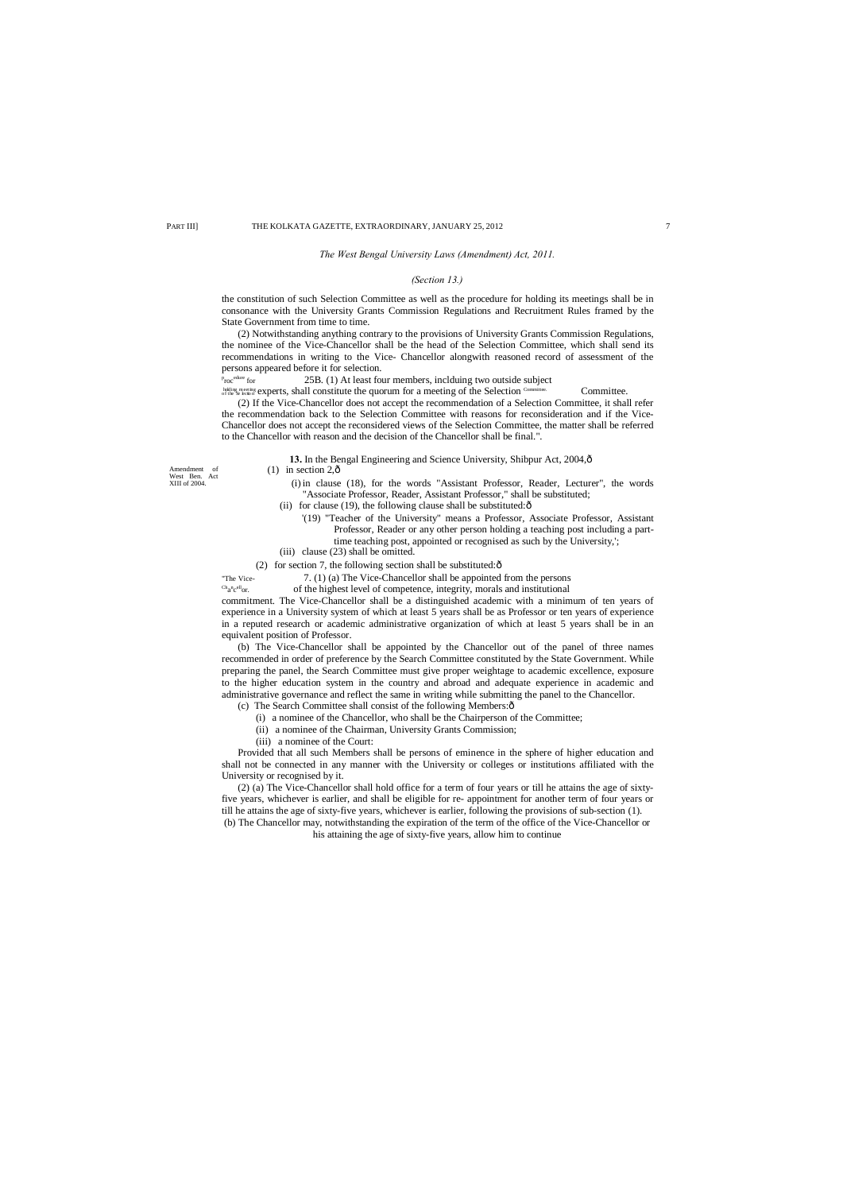*The West Bengal University Laws (Amendment) Act, 2011.*

*(Section 13.)*

the constitution of such Selection Committee as well as the procedure for holding its meetings shall be in consonance with the University Grants Commission Regulations and Recruitment Rules framed by the State Government from time to time.

(2) Notwithstanding anything contrary to the provisions of University Grants Commission Regulations, the nominee of the Vice-Chancellor shall be the head of the Selection Committee, which shall send its recommendations in writing to the Vice- Chancellor alongwith reasoned record of assessment of the persons appeared before it for selection.

Procedure for holding meeting of the Selection Committee.

25B. (1) At least four members, inclduing two outside subject experts, shall constitute the quorum for a meeting of the Selection Committee.

(2) If the Vice-Chancellor does not accept the recommendation of a Selection Committee, it shall refer the recommendation back to the Selection Committee with reasons for reconsideration and if the Vice-Chancellor does not accept the reconsidered views of the Selection Committee, the matter shall be referred to the Chancellor with reason and the decision of the Chancellor shall be final.".

Amendment of West Ben. Act XIII of 2004.

**13.** In the Bengal Engineering and Science University, Shibpur Act, 2004,—

(1) in section 2,—

(i) in clause (18), for the words "Assistant Professor, Reader, Lecturer", the words "Associate Professor, Reader, Assistant Professor," shall be substituted;

(ii) for clause (19), the following clause shall be substituted:—

'(19) "Teacher of the University" means a Professor, Associate Professor, Assistant Professor, Reader or any other person holding a teaching post including a part-time teaching post, appointed or recognised as such by the University,';

(iii) clause (23) shall be omitted.

(2) for section 7, the following section shall be substituted:—

"The Vice-Chancellor.

7. (1) (a) The Vice-Chancellor shall be appointed from the persons of the highest level of competence, integrity, morals and institutional commitment. The Vice-Chancellor shall be a distinguished academic with a minimum of ten years of experience in a University system of which at least 5 years shall be as Professor or ten years of experience in a reputed research or academic administrative organization of which at least 5 years shall be in an equivalent position of Professor.

(b) The Vice-Chancellor shall be appointed by the Chancellor out of the panel of three names recommended in order of preference by the Search Committee constituted by the State Government. While preparing the panel, the Search Committee must give proper weightage to academic excellence, exposure to the higher education system in the country and abroad and adequate experience in academic and administrative governance and reflect the same in writing while submitting the panel to the Chancellor.

(c) The Search Committee shall consist of the following Members:—

(i) a nominee of the Chancellor, who shall be the Chairperson of the Committee;

(ii) a nominee of the Chairman, University Grants Commission;

(iii) a nominee of the Court:

Provided that all such Members shall be persons of eminence in the sphere of higher education and shall not be connected in any manner with the University or colleges or institutions affiliated with the University or recognised by it.

(2) (a) The Vice-Chancellor shall hold office for a term of four years or till he attains the age of sixty-five years, whichever is earlier, and shall be eligible for re- appointment for another term of four years or till he attains the age of sixty-five years, whichever is earlier, following the provisions of sub-section (1).

(b) The Chancellor may, notwithstanding the expiration of the term of the office of the Vice-Chancellor or his attaining the age of sixty-five years, allow him to continue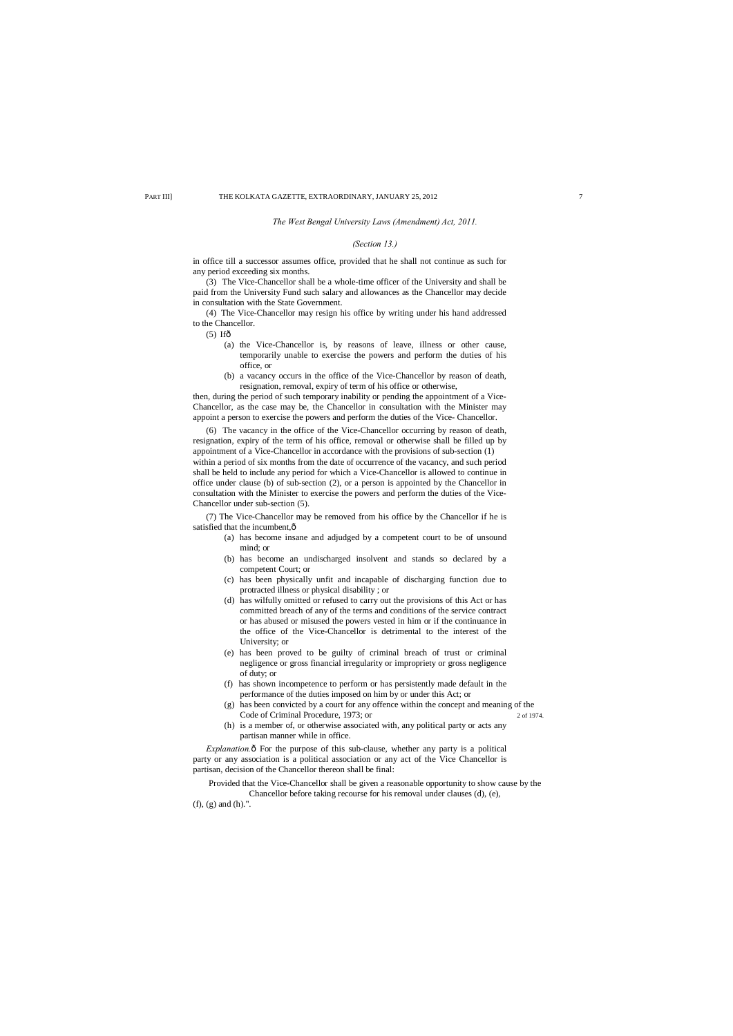*The West Bengal University Laws (Amendment) Act, 2011.*

*(Section 13.)*

in office till a successor assumes office, provided that he shall not continue as such for any period exceeding six months.

(3) The Vice-Chancellor shall be a whole-time officer of the University and shall be paid from the University Fund such salary and allowances as the Chancellor may decide in consultation with the State Government.

(4) The Vice-Chancellor may resign his office by writing under his hand addressed to the Chancellor.

(5) Ifô

(a) the Vice-Chancellor is, by reasons of leave, illness or other cause, temporarily unable to exercise the powers and perform the duties of his office, or

(b) a vacancy occurs in the office of the Vice-Chancellor by reason of death, resignation, removal, expiry of term of his office or otherwise,

then, during the period of such temporary inability or pending the appointment of a Vice-Chancellor, as the case may be, the Chancellor in consultation with the Minister may appoint a person to exercise the powers and perform the duties of the Vice- Chancellor.

(6) The vacancy in the office of the Vice-Chancellor occurring by reason of death, resignation, expiry of the term of his office, removal or otherwise shall be filled up by appointment of a Vice-Chancellor in accordance with the provisions of sub-section (1) within a period of six months from the date of occurrence of the vacancy, and such period shall be held to include any period for which a Vice-Chancellor is allowed to continue in office under clause (b) of sub-section (2), or a person is appointed by the Chancellor in consultation with the Minister to exercise the powers and perform the duties of the Vice-Chancellor under sub-section (5).

(7) The Vice-Chancellor may be removed from his office by the Chancellor if he is satisfied that the incumbent,ô

(a) has become insane and adjudged by a competent court to be of unsound mind; or

(b) has become an undischarged insolvent and stands so declared by a competent Court; or

(c) has been physically unfit and incapable of discharging function due to protracted illness or physical disability ; or

(d) has wilfully omitted or refused to carry out the provisions of this Act or has committed breach of any of the terms and conditions of the service contract or has abused or misused the powers vested in him or if the continuance in the office of the Vice-Chancellor is detrimental to the interest of the University; or

(e) has been proved to be guilty of criminal breach of trust or criminal negligence or gross financial irregularity or impropriety or gross negligence of duty; or

(f) has shown incompetence to perform or has persistently made default in the performance of the duties imposed on him by or under this Act; or

(g) has been convicted by a court for any offence within the concept and meaning of the Code of Criminal Procedure, 1973; or — 2 of 1974.

(h) is a member of, or otherwise associated with, any political party or acts any partisan manner while in office.

*Explanation.*ô For the purpose of this sub-clause, whether any party is a political party or any association is a political association or any act of the Vice Chancellor is partisan, decision of the Chancellor thereon shall be final:

Provided that the Vice-Chancellor shall be given a reasonable opportunity to show cause by the Chancellor before taking recourse for his removal under clauses (d), (e), (f), (g) and (h).".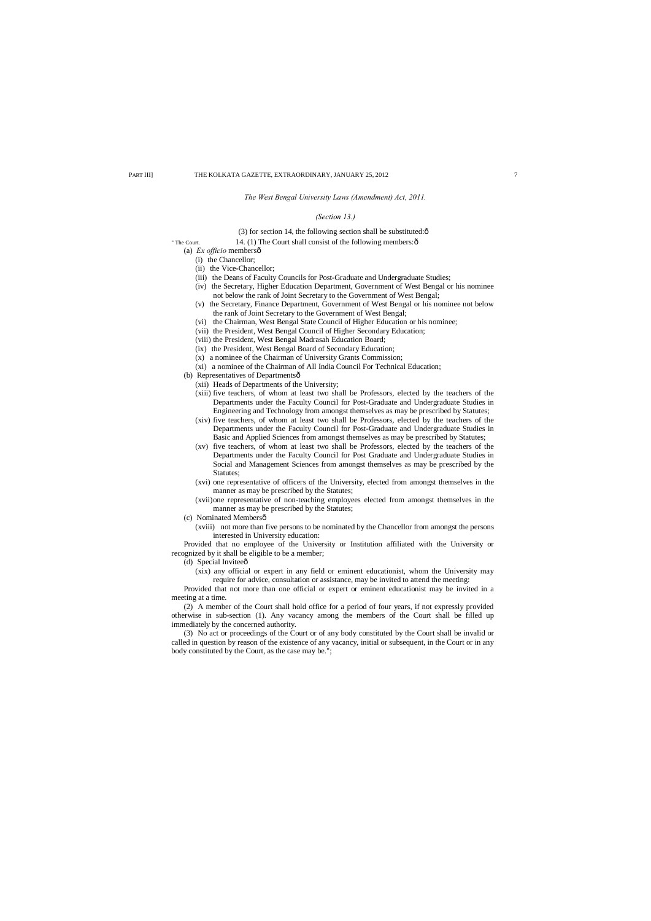*The West Bengal University Laws (Amendment) Act, 2011.*

*(Section 13.)*

(3) for section 14, the following section shall be substituted:ô

" The Court. 14. (1) The Court shall consist of the following members:ô

(a) *Ex officio* membersô

(i) the Chancellor;

(ii) the Vice-Chancellor;

(iii) the Deans of Faculty Councils for Post-Graduate and Undergraduate Studies;

(iv) the Secretary, Higher Education Department, Government of West Bengal or his nominee not below the rank of Joint Secretary to the Government of West Bengal;

(v) the Secretary, Finance Department, Government of West Bengal or his nominee not below the rank of Joint Secretary to the Government of West Bengal;

(vi) the Chairman, West Bengal State Council of Higher Education or his nominee;

(vii) the President, West Bengal Council of Higher Secondary Education;

(viii) the President, West Bengal Madrasah Education Board;

(ix) the President, West Bengal Board of Secondary Education;

(x) a nominee of the Chairman of University Grants Commission;

(xi) a nominee of the Chairman of All India Council For Technical Education;

(b) Representatives of Departmentsô

(xii) Heads of Departments of the University;

(xiii) five teachers, of whom at least two shall be Professors, elected by the teachers of the Departments under the Faculty Council for Post-Graduate and Undergraduate Studies in Engineering and Technology from amongst themselves as may be prescribed by Statutes;

(xiv) five teachers, of whom at least two shall be Professors, elected by the teachers of the Departments under the Faculty Council for Post-Graduate and Undergraduate Studies in Basic and Applied Sciences from amongst themselves as may be prescribed by Statutes;

(xv) five teachers, of whom at least two shall be Professors, elected by the teachers of the Departments under the Faculty Council for Post Graduate and Undergraduate Studies in Social and Management Sciences from amongst themselves as may be prescribed by the Statutes;

(xvi) one representative of officers of the University, elected from amongst themselves in the manner as may be prescribed by the Statutes;

(xvii) one representative of non-teaching employees elected from amongst themselves in the manner as may be prescribed by the Statutes;

(c) Nominated Membersô

(xviii) not more than five persons to be nominated by the Chancellor from amongst the persons interested in University education:

Provided that no employee of the University or Institution affiliated with the University or recognized by it shall be eligible to be a member;

(d) Special Inviteeô

(xix) any official or expert in any field or eminent educationist, whom the University may require for advice, consultation or assistance, may be invited to attend the meeting:

Provided that not more than one official or expert or eminent educationist may be invited in a meeting at a time.

(2) A member of the Court shall hold office for a period of four years, if not expressly provided otherwise in sub-section (1). Any vacancy among the members of the Court shall be filled up immediately by the concerned authority.

(3) No act or proceedings of the Court or of any body constituted by the Court shall be invalid or called in question by reason of the existence of any vacancy, initial or subsequent, in the Court or in any body constituted by the Court, as the case may be.";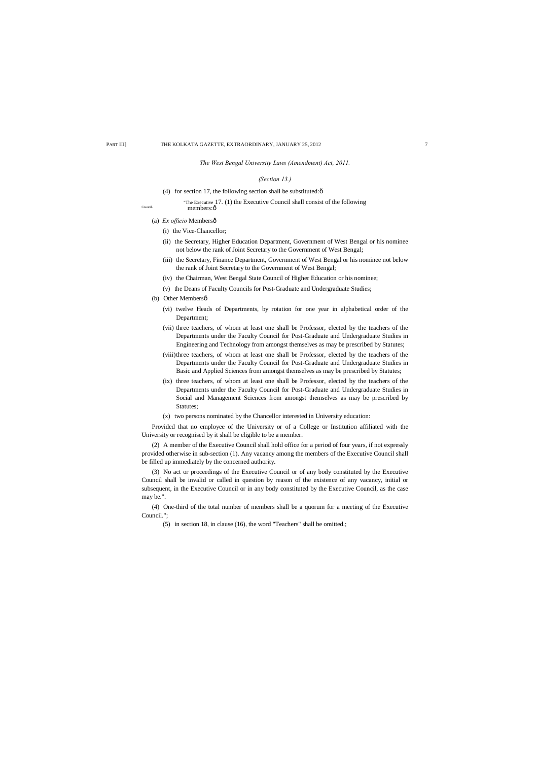*The West Bengal University Laws (Amendment) Act, 2011.*

*(Section 13.)*

(4) for section 17, the following section shall be substituted:—

"The Executive Council. 17. (1) the Executive Council shall consist of the following members:—

(a) *Ex officio* Members—

(i) the Vice-Chancellor;

(ii) the Secretary, Higher Education Department, Government of West Bengal or his nominee not below the rank of Joint Secretary to the Government of West Bengal;

(iii) the Secretary, Finance Department, Government of West Bengal or his nominee not below the rank of Joint Secretary to the Government of West Bengal;

(iv) the Chairman, West Bengal State Council of Higher Education or his nominee;

(v) the Deans of Faculty Councils for Post-Graduate and Undergraduate Studies;

(b) Other Members—

(vi) twelve Heads of Departments, by rotation for one year in alphabetical order of the Department;

(vii) three teachers, of whom at least one shall be Professor, elected by the teachers of the Departments under the Faculty Council for Post-Graduate and Undergraduate Studies in Engineering and Technology from amongst themselves as may be prescribed by Statutes;

(viii) three teachers, of whom at least one shall be Professor, elected by the teachers of the Departments under the Faculty Council for Post-Graduate and Undergraduate Studies in Basic and Applied Sciences from amongst themselves as may be prescribed by Statutes;

(ix) three teachers, of whom at least one shall be Professor, elected by the teachers of the Departments under the Faculty Council for Post-Graduate and Undergraduate Studies in Social and Management Sciences from amongst themselves as may be prescribed by Statutes;

(x) two persons nominated by the Chancellor interested in University education:

Provided that no employee of the University or of a College or Institution affiliated with the University or recognised by it shall be eligible to be a member.

(2) A member of the Executive Council shall hold office for a period of four years, if not expressly provided otherwise in sub-section (1). Any vacancy among the members of the Executive Council shall be filled up immediately by the concerned authority.

(3) No act or proceedings of the Executive Council or of any body constituted by the Executive Council shall be invalid or called in question by reason of the existence of any vacancy, initial or subsequent, in the Executive Council or in any body constituted by the Executive Council, as the case may be.".

(4) One-third of the total number of members shall be a quorum for a meeting of the Executive Council.";

(5) in section 18, in clause (16), the word "Teachers" shall be omitted.;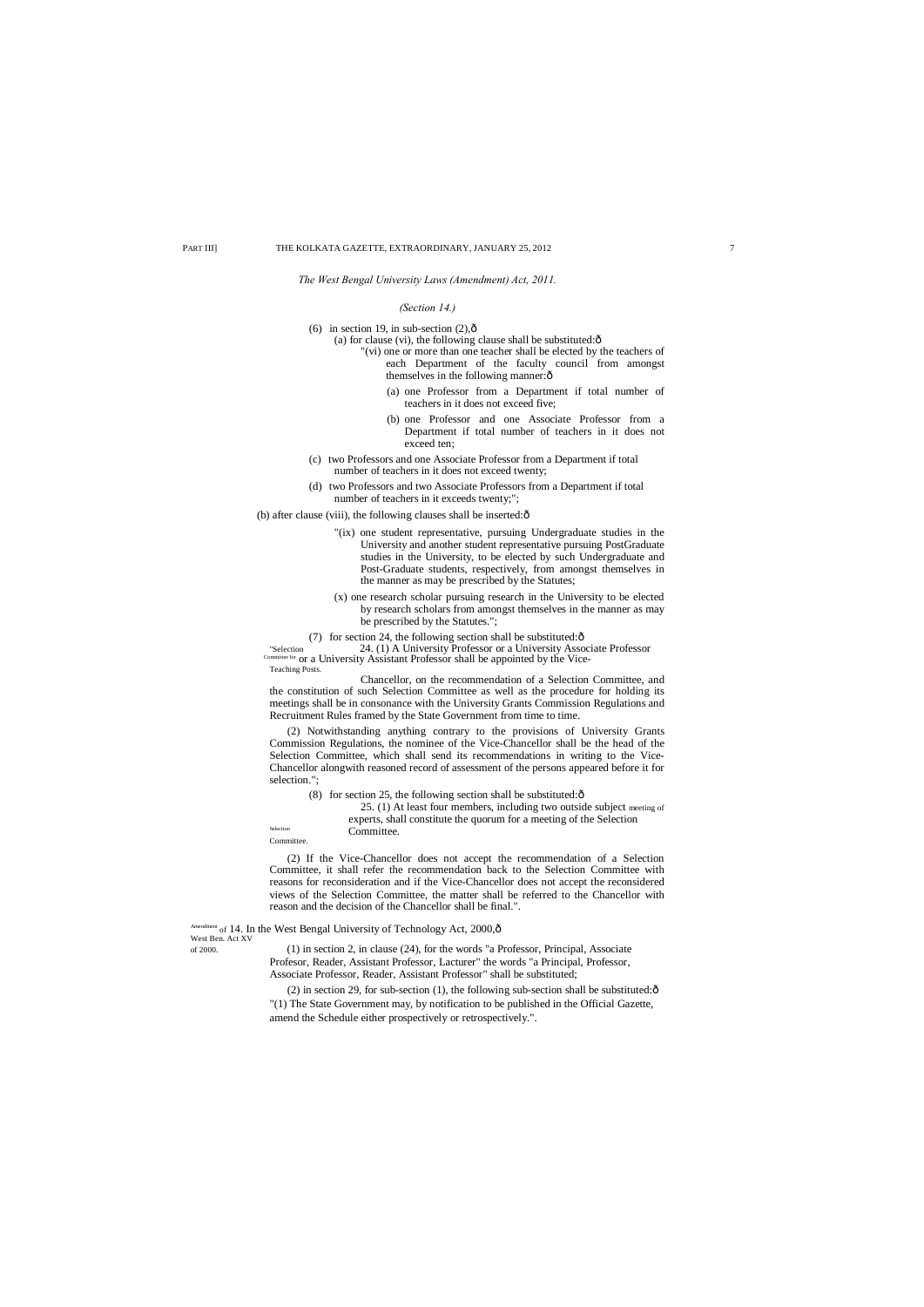*The West Bengal University Laws (Amendment) Act, 2011.*

*(Section 14.)*

(6) in section 19, in sub-section (2),ô

(a) for clause (vi), the following clause shall be substituted:ô

"(vi) one or more than one teacher shall be elected by the teachers of each Department of the faculty council from amongst themselves in the following manner:ô

(a) one Professor from a Department if total number of teachers in it does not exceed five;

(b) one Professor and one Associate Professor from a Department if total number of teachers in it does not exceed ten;

(c) two Professors and one Associate Professor from a Department if total number of teachers in it does not exceed twenty;

(d) two Professors and two Associate Professors from a Department if total number of teachers in it exceeds twenty;";

(b) after clause (viii), the following clauses shall be inserted:ô

"(ix) one student representative, pursuing Undergraduate studies in the University and another student representative pursuing PostGraduate studies in the University, to be elected by such Undergraduate and Post-Graduate students, respectively, from amongst themselves in the manner as may be prescribed by the Statutes;

(x) one research scholar pursuing research in the University to be elected by research scholars from amongst themselves in the manner as may be prescribed by the Statutes.";

(7) for section 24, the following section shall be substituted:ô

"Selection Committee for Teaching Posts.

24. (1) A University Professor or a University Associate Professor or a University Assistant Professor shall be appointed by the Vice-Chancellor, on the recommendation of a Selection Committee, and the constitution of such Selection Committee as well as the procedure for holding its meetings shall be in consonance with the University Grants Commission Regulations and Recruitment Rules framed by the State Government from time to time.

(2) Notwithstanding anything contrary to the provisions of University Grants Commission Regulations, the nominee of the Vice-Chancellor shall be the head of the Selection Committee, which shall send its recommendations in writing to the Vice-Chancellor alongwith reasoned record of assessment of the persons appeared before it for selection.";

(8) for section 25, the following section shall be substituted:ô

meeting of Selection Committee.

25. (1) At least four members, including two outside subject experts, shall constitute the quorum for a meeting of the Selection Committee.

(2) If the Vice-Chancellor does not accept the recommendation of a Selection Committee, it shall refer the recommendation back to the Selection Committee with reasons for reconsideration and if the Vice-Chancellor does not accept the reconsidered views of the Selection Committee, the matter shall be referred to the Chancellor with reason and the decision of the Chancellor shall be final.".

Amendment of West Ben. Act XV of 2000.

14. In the West Bengal University of Technology Act, 2000,ô

(1) in section 2, in clause (24), for the words "a Professor, Principal, Associate Profesor, Reader, Assistant Professor, Lacturer" the words "a Principal, Professor, Associate Professor, Reader, Assistant Professor" shall be substituted;

(2) in section 29, for sub-section (1), the following sub-section shall be substituted:ô "(1) The State Government may, by notification to be published in the Official Gazette, amend the Schedule either prospectively or retrospectively.".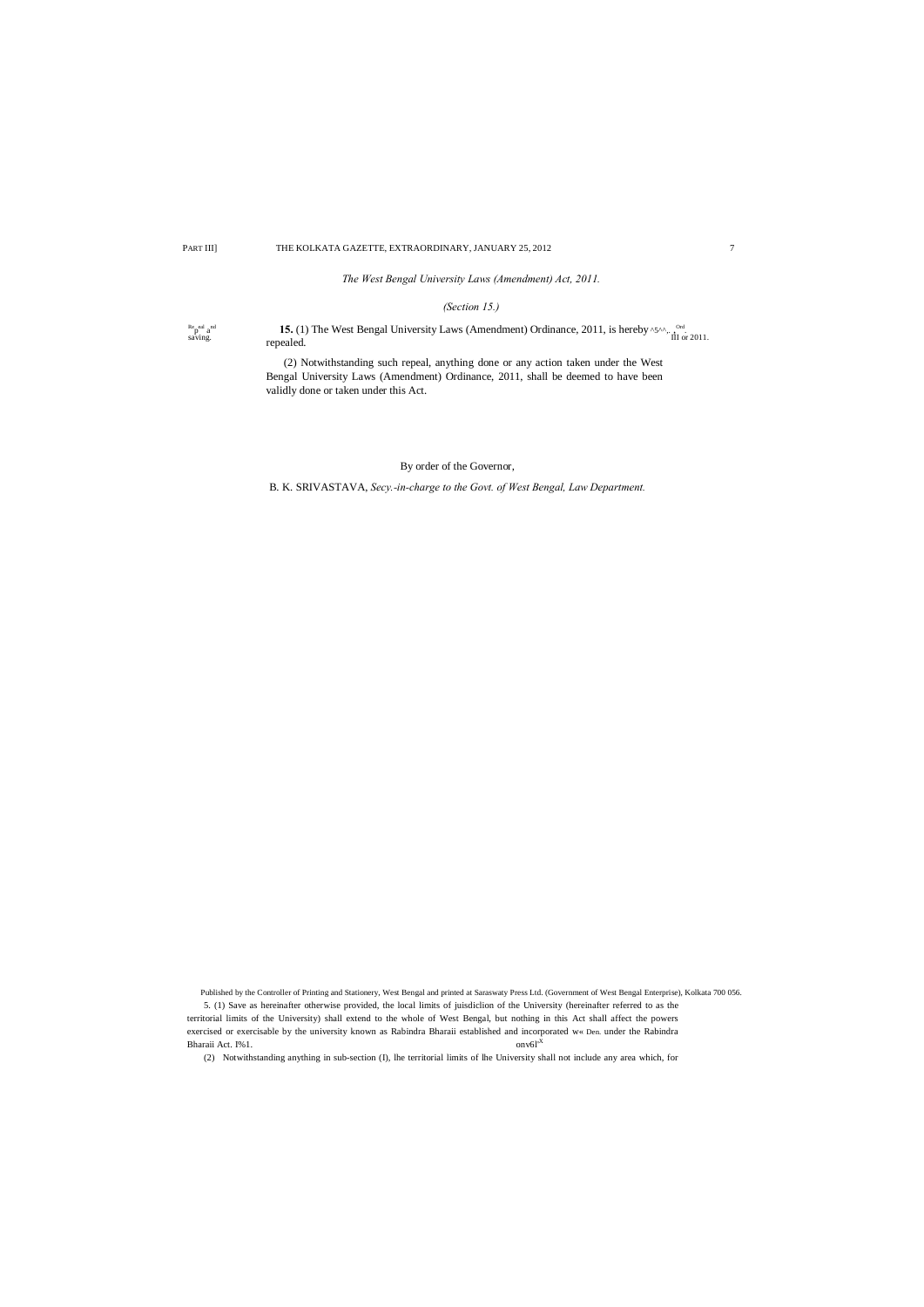*The West Bengal University Laws (Amendment) Act, 2011.*

*(Section 15.)*

Repeal and saving.

**15.** (1) The West Bengal University Laws (Amendment) Ordinance, 2011, is hereby repealed. ^5^^,.. Ord. III of 2011.

(2) Notwithstanding such repeal, anything done or any action taken under the West Bengal University Laws (Amendment) Ordinance, 2011, shall be deemed to have been validly done or taken under this Act.

By order of the Governor,

B. K. SRIVASTAVA, *Secy.-in-charge to the Govt. of West Bengal, Law Department.*

Published by the Controller of Printing and Stationery, West Bengal and printed at Saraswaty Press Ltd. (Government of West Bengal Enterprise), Kolkata 700 056.

5. (1) Save as hereinafter otherwise provided, the local limits of juisdiclion of the University (hereinafter referred to as the territorial limits of the University) shall extend to the whole of West Bengal, but nothing in this Act shall affect the powers exercised or exercisable by the university known as Rabindra Bharaii established and incorporated w« Den. under the Rabindra Bharaii Act. I%1. onv6l'X

(2) Notwithstanding anything in sub-section (I), lhe territorial limits of lhe University shall not include any area which, for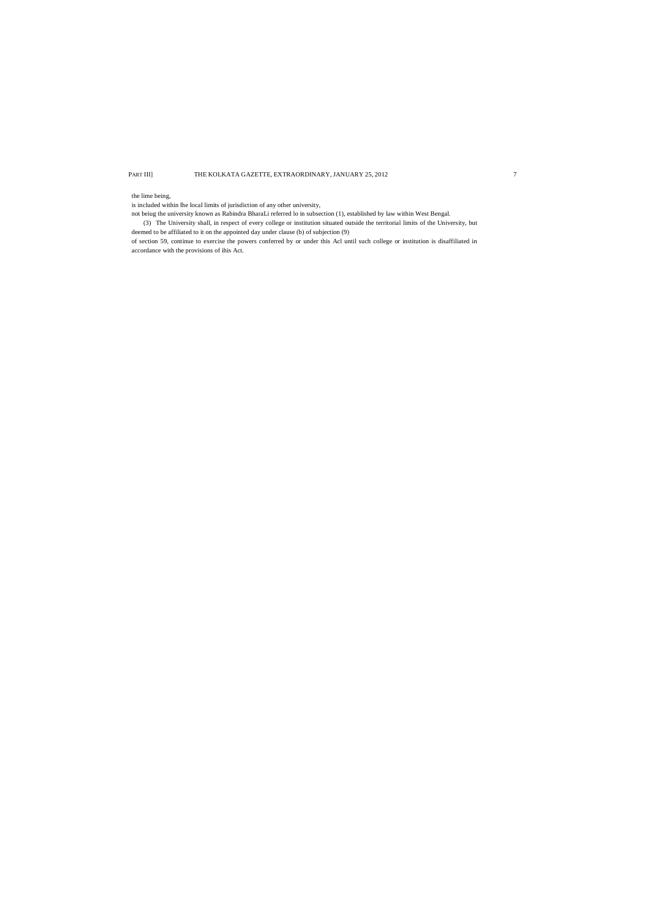the lime being,

is included within lhe local limits of jurisdiction of any other university,

not beiug the university known as Rabindra BharaLi referred lo in subsection (1), established by law within West Bengal.

(3) The University shall, in respect of every college or institution situated outside the territorial limits of the University, but deemed to be affiliated to it on the appointed day under clause (b) of subjection (9)

of section 59, continue to exercise the powers conferred by or under this Acl until such college or institution is disaffiliated in accordance with the provisions of ihis Act.